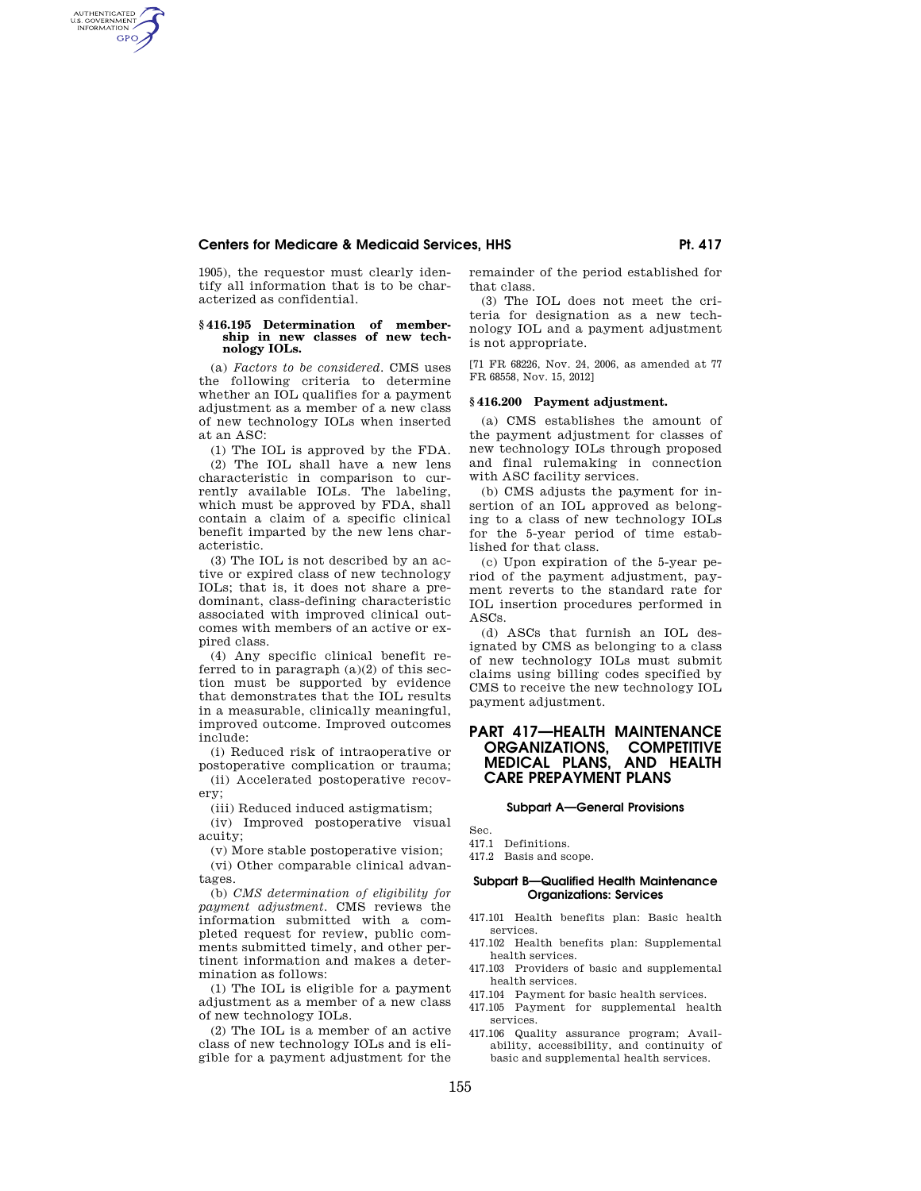1905), the requestor must clearly identify all information that is to be characterized as confidential.

### § 416.195 Determination of membership in new classes of new technology IOLs.

(a) *Factors to be considered.* CMS uses the following criteria to determine whether an IOL qualifies for a payment adjustment as a member of a new class of new technology IOLs when inserted at an ASC:

(1) The IOL is approved by the FDA.

(2) The IOL shall have a new lens characteristic in comparison to currently available IOLs. The labeling, which must be approved by FDA, shall contain a claim of a specific clinical benefit imparted by the new lens characteristic.

(3) The IOL is not described by an active or expired class of new technology IOLs; that is, it does not share a predominant, class-defining characteristic associated with improved clinical outcomes with members of an active or expired class.

(4) Any specific clinical benefit referred to in paragraph (a)(2) of this section must be supported by evidence that demonstrates that the IOL results in a measurable, clinically meaningful, improved outcome. Improved outcomes include:

(i) Reduced risk of intraoperative or postoperative complication or trauma;

(ii) Accelerated postoperative recovery;

(iii) Reduced induced astigmatism;

(iv) Improved postoperative visual acuity;

(v) More stable postoperative vision;

(vi) Other comparable clinical advantages.

(b) *CMS determination of eligibility for payment adjustment.* CMS reviews the information submitted with a completed request for review, public comments submitted timely, and other pertinent information and makes a determination as follows:

(1) The IOL is eligible for a payment adjustment as a member of a new class of new technology IOLs.

(2) The IOL is a member of an active class of new technology IOLs and is eligible for a payment adjustment for the remainder of the period established for that class.

(3) The IOL does not meet the criteria for designation as a new technology IOL and a payment adjustment is not appropriate.

[71 FR 68226, Nov. 24, 2006, as amended at 77 FR 68558, Nov. 15, 2012]

### § 416.200 Payment adjustment.

(a) CMS establishes the amount of the payment adjustment for classes of new technology IOLs through proposed and final rulemaking in connection with ASC facility services.

(b) CMS adjusts the payment for insertion of an IOL approved as belonging to a class of new technology IOLs for the 5-year period of time established for that class.

(c) Upon expiration of the 5-year period of the payment adjustment, payment reverts to the standard rate for IOL insertion procedures performed in ASCs.

(d) ASCs that furnish an IOL designated by CMS as belonging to a class of new technology IOLs must submit claims using billing codes specified by CMS to receive the new technology IOL payment adjustment.

# PART 417—HEALTH MAINTENANCE ORGANIZATIONS, COMPETITIVE MEDICAL PLANS, AND HEALTH CARE PREPAYMENT PLANS

## Subpart A—General Provisions

Sec.

417.1 Definitions.

417.2 Basis and scope.

## Subpart B—Qualified Health Maintenance Organizations: Services

417.101 Health benefits plan: Basic health services.

417.102 Health benefits plan: Supplemental health services.

417.103 Providers of basic and supplemental health services.

417.104 Payment for basic health services.

417.105 Payment for supplemental health services.

417.106 Quality assurance program; Availability, accessibility, and continuity of basic and supplemental health services.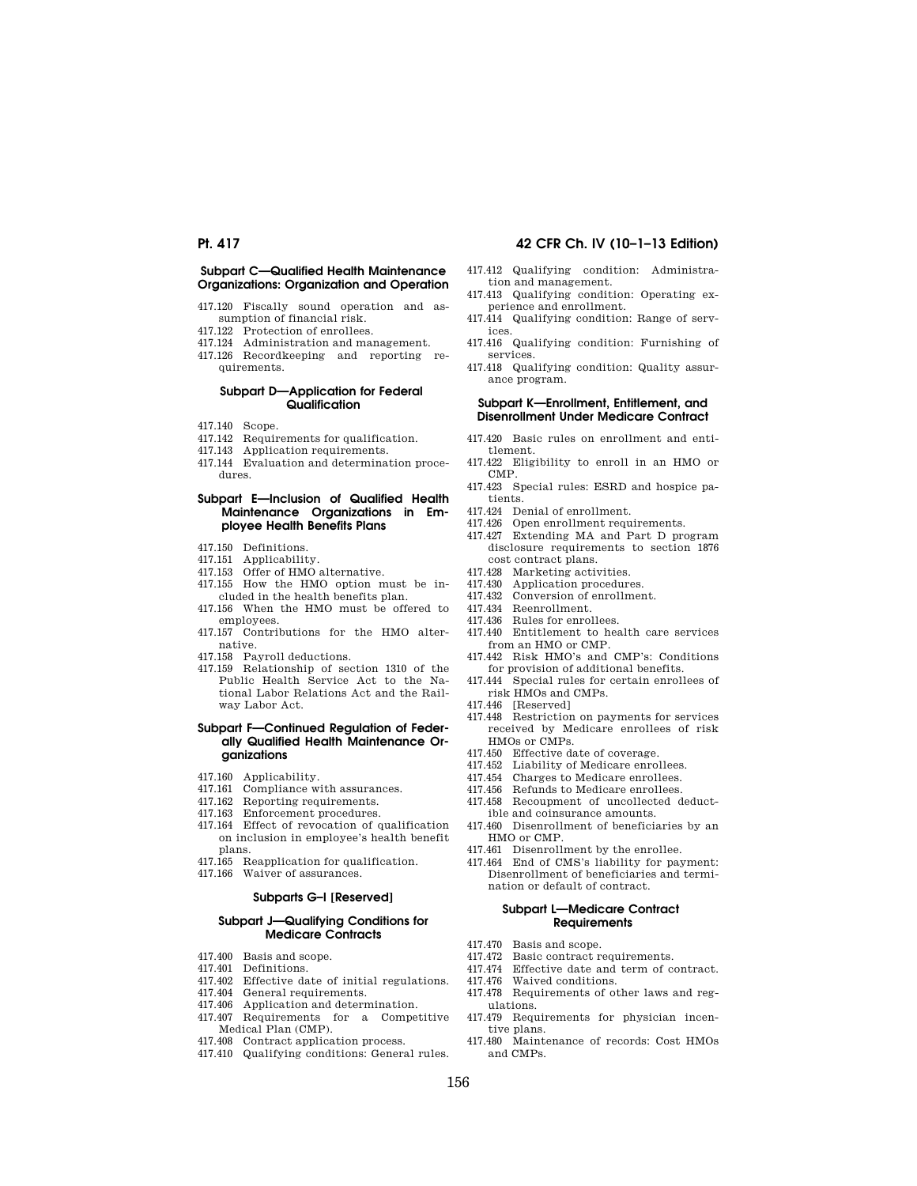#### Subpart C—Qualified Health Maintenance Organizations: Organization and Operation

417.120 Fiscally sound operation and assumption of financial risk.
417.122 Protection of enrollees.
417.124 Administration and management.
417.126 Recordkeeping and reporting requirements.

#### Subpart D—Application for Federal Qualification

417.140 Scope.
417.142 Requirements for qualification.
417.143 Application requirements.
417.144 Evaluation and determination procedures.

#### Subpart E—Inclusion of Qualified Health Maintenance Organizations in Employee Health Benefits Plans

417.150 Definitions.
417.151 Applicability.
417.153 Offer of HMO alternative.
417.155 How the HMO option must be included in the health benefits plan.
417.156 When the HMO must be offered to employees.
417.157 Contributions for the HMO alternative.
417.158 Payroll deductions.
417.159 Relationship of section 1310 of the Public Health Service Act to the National Labor Relations Act and the Railway Labor Act.

#### Subpart F—Continued Regulation of Federally Qualified Health Maintenance Organizations

417.160 Applicability.
417.161 Compliance with assurances.
417.162 Reporting requirements.
417.163 Enforcement procedures.
417.164 Effect of revocation of qualification on inclusion in employee's health benefit plans.
417.165 Reapplication for qualification.
417.166 Waiver of assurances.

#### Subparts G–I [Reserved]

#### Subpart J—Qualifying Conditions for Medicare Contracts

417.400 Basis and scope.
417.401 Definitions.
417.402 Effective date of initial regulations.
417.404 General requirements.
417.406 Application and determination.
417.407 Requirements for a Competitive Medical Plan (CMP).
417.408 Contract application process.
417.410 Qualifying conditions: General rules.
417.412 Qualifying condition: Administration and management.
417.413 Qualifying condition: Operating experience and enrollment.
417.414 Qualifying condition: Range of services.
417.416 Qualifying condition: Furnishing of services.
417.418 Qualifying condition: Quality assurance program.

#### Subpart K—Enrollment, Entitlement, and Disenrollment Under Medicare Contract

417.420 Basic rules on enrollment and entitlement.
417.422 Eligibility to enroll in an HMO or CMP.
417.423 Special rules: ESRD and hospice patients.
417.424 Denial of enrollment.
417.426 Open enrollment requirements.
417.427 Extending MA and Part D program disclosure requirements to section 1876 cost contract plans.
417.428 Marketing activities.
417.430 Application procedures.
417.432 Conversion of enrollment.
417.434 Reenrollment.
417.436 Rules for enrollees.
417.440 Entitlement to health care services from an HMO or CMP.
417.442 Risk HMO's and CMP's: Conditions for provision of additional benefits.
417.444 Special rules for certain enrollees of risk HMOs and CMPs.
417.446 [Reserved]
417.448 Restriction on payments for services received by Medicare enrollees of risk HMOs or CMPs.
417.450 Effective date of coverage.
417.452 Liability of Medicare enrollees.
417.454 Charges to Medicare enrollees.
417.456 Refunds to Medicare enrollees.
417.458 Recoupment of uncollected deductible and coinsurance amounts.
417.460 Disenrollment of beneficiaries by an HMO or CMP.
417.461 Disenrollment by the enrollee.
417.464 End of CMS's liability for payment: Disenrollment of beneficiaries and termination or default of contract.

#### Subpart L—Medicare Contract Requirements

417.470 Basis and scope.
417.472 Basic contract requirements.
417.474 Effective date and term of contract.
417.476 Waived conditions.
417.478 Requirements of other laws and regulations.
417.479 Requirements for physician incentive plans.
417.480 Maintenance of records: Cost HMOs and CMPs.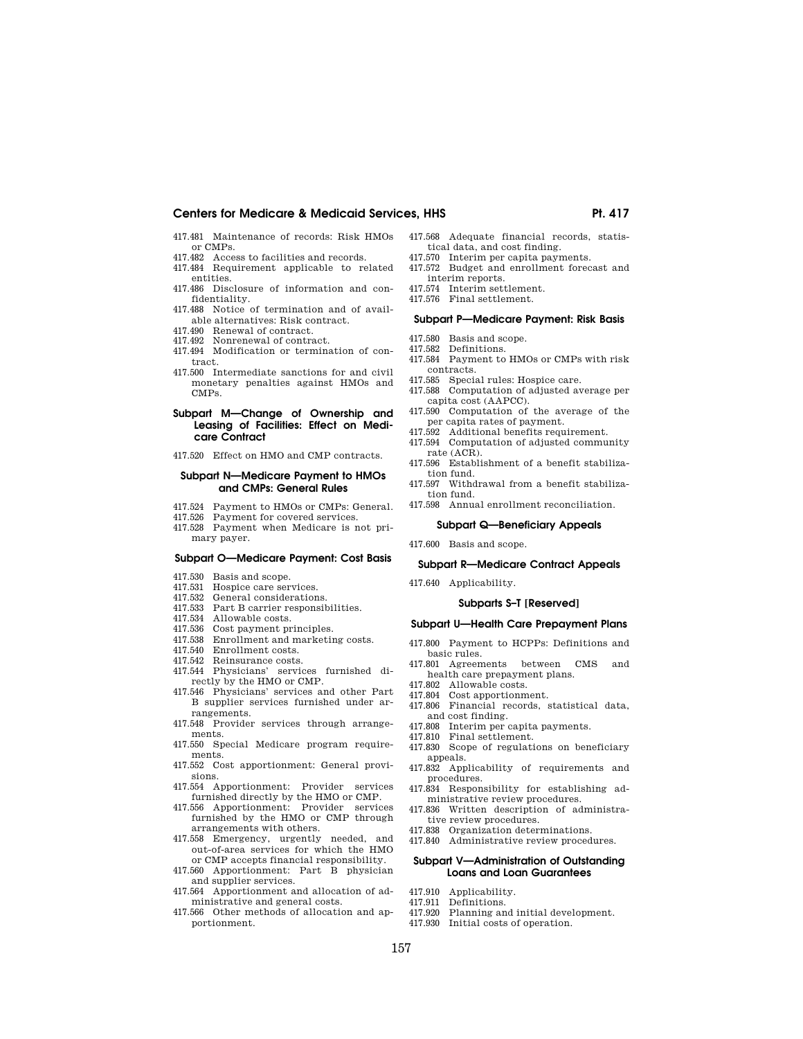417.481 Maintenance of records: Risk HMOs or CMPs.
417.482 Access to facilities and records.
417.484 Requirement applicable to related entities.
417.486 Disclosure of information and confidentiality.
417.488 Notice of termination and of available alternatives: Risk contract.
417.490 Renewal of contract.
417.492 Nonrenewal of contract.
417.494 Modification or termination of contract.
417.500 Intermediate sanctions for and civil monetary penalties against HMOs and CMPs.

### Subpart M—Change of Ownership and Leasing of Facilities: Effect on Medicare Contract

417.520 Effect on HMO and CMP contracts.

### Subpart N—Medicare Payment to HMOs and CMPs: General Rules

417.524 Payment to HMOs or CMPs: General.
417.526 Payment for covered services.
417.528 Payment when Medicare is not primary payer.

### Subpart O—Medicare Payment: Cost Basis

417.530 Basis and scope.
417.531 Hospice care services.
417.532 General considerations.
417.533 Part B carrier responsibilities.
417.534 Allowable costs.
417.536 Cost payment principles.
417.538 Enrollment and marketing costs.
417.540 Enrollment costs.
417.542 Reinsurance costs.
417.544 Physicians' services furnished directly by the HMO or CMP.
417.546 Physicians' services and other Part B supplier services furnished under arrangements.
417.548 Provider services through arrangements.
417.550 Special Medicare program requirements.
417.552 Cost apportionment: General provisions.
417.554 Apportionment: Provider services furnished directly by the HMO or CMP.
417.556 Apportionment: Provider services furnished by the HMO or CMP through arrangements with others.
417.558 Emergency, urgently needed, and out-of-area services for which the HMO or CMP accepts financial responsibility.
417.560 Apportionment: Part B physician and supplier services.
417.564 Apportionment and allocation of administrative and general costs.
417.566 Other methods of allocation and apportionment.
417.568 Adequate financial records, statistical data, and cost finding.
417.570 Interim per capita payments.
417.572 Budget and enrollment forecast and interim reports.
417.574 Interim settlement.
417.576 Final settlement.

### Subpart P—Medicare Payment: Risk Basis

417.580 Basis and scope.
417.582 Definitions.
417.584 Payment to HMOs or CMPs with risk contracts.
417.585 Special rules: Hospice care.
417.588 Computation of adjusted average per capita cost (AAPCC).
417.590 Computation of the average of the per capita rates of payment.
417.592 Additional benefits requirement.
417.594 Computation of adjusted community rate (ACR).
417.596 Establishment of a benefit stabilization fund.
417.597 Withdrawal from a benefit stabilization fund.
417.598 Annual enrollment reconciliation.

### Subpart Q—Beneficiary Appeals

417.600 Basis and scope.

### Subpart R—Medicare Contract Appeals

417.640 Applicability.

### Subparts S–T [Reserved]

### Subpart U—Health Care Prepayment Plans

417.800 Payment to HCPPs: Definitions and basic rules.
417.801 Agreements between CMS and health care prepayment plans.
417.802 Allowable costs.
417.804 Cost apportionment.
417.806 Financial records, statistical data, and cost finding.
417.808 Interim per capita payments.
417.810 Final settlement.
417.830 Scope of regulations on beneficiary appeals.
417.832 Applicability of requirements and procedures.
417.834 Responsibility for establishing administrative review procedures.
417.836 Written description of administrative review procedures.
417.838 Organization determinations.
417.840 Administrative review procedures.

### Subpart V—Administration of Outstanding Loans and Loan Guarantees

417.910 Applicability.
417.911 Definitions.
417.920 Planning and initial development.
417.930 Initial costs of operation.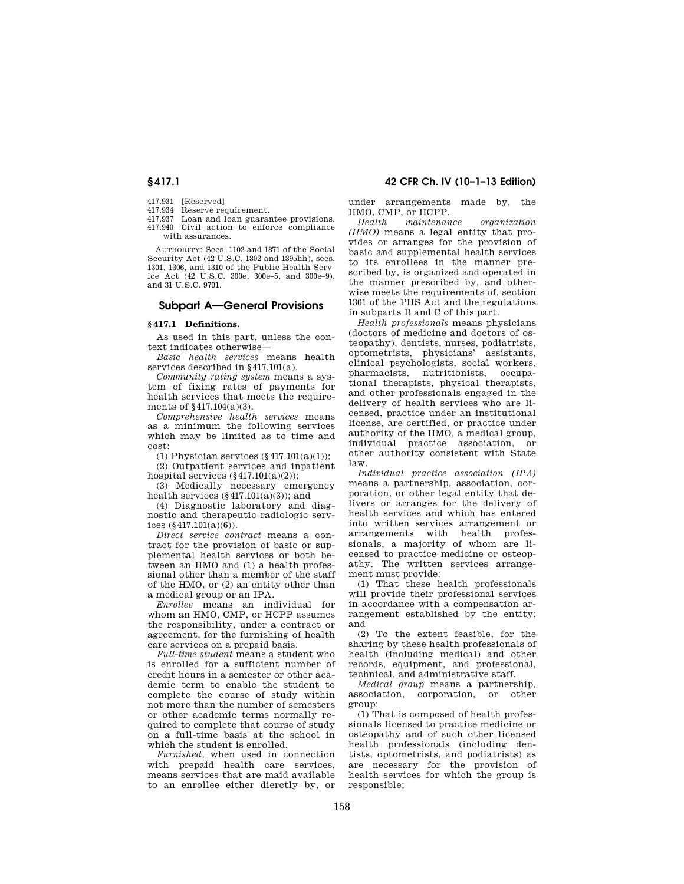417.931 [Reserved]
417.934 Reserve requirement.
417.937 Loan and loan guarantee provisions.
417.940 Civil action to enforce compliance with assurances.

AUTHORITY: Secs. 1102 and 1871 of the Social Security Act (42 U.S.C. 1302 and 1395hh), secs. 1301, 1306, and 1310 of the Public Health Service Act (42 U.S.C. 300e, 300e–5, and 300e–9), and 31 U.S.C. 9701.

## Subpart A—General Provisions

### § 417.1 Definitions.

As used in this part, unless the context indicates otherwise—

*Basic health services* means health services described in § 417.101(a).

*Community rating system* means a system of fixing rates of payments for health services that meets the requirements of § 417.104(a)(3).

*Comprehensive health services* means as a minimum the following services which may be limited as to time and cost:

(1) Physician services (§ 417.101(a)(1));

(2) Outpatient services and inpatient hospital services (§ 417.101(a)(2));

(3) Medically necessary emergency health services (§ 417.101(a)(3)); and

(4) Diagnostic laboratory and diagnostic and therapeutic radiologic services (§ 417.101(a)(6)).

*Direct service contract* means a contract for the provision of basic or supplemental health services or both between an HMO and (1) a health professional other than a member of the staff of the HMO, or (2) an entity other than a medical group or an IPA.

*Enrollee* means an individual for whom an HMO, CMP, or HCPP assumes the responsibility, under a contract or agreement, for the furnishing of health care services on a prepaid basis.

*Full-time student* means a student who is enrolled for a sufficient number of credit hours in a semester or other academic term to enable the student to complete the course of study within not more than the number of semesters or other academic terms normally required to complete that course of study on a full-time basis at the school in which the student is enrolled.

*Furnished,* when used in connection with prepaid health care services, means services that are maid available to an enrollee either dierctly by, or under arrangements made by, the HMO, CMP, or HCPP.

*Health maintenance organization (HMO)* means a legal entity that provides or arranges for the provision of basic and supplemental health services to its enrollees in the manner prescribed by, is organized and operated in the manner prescribed by, and otherwise meets the requirements of, section 1301 of the PHS Act and the regulations in subparts B and C of this part.

*Health professionals* means physicians (doctors of medicine and doctors of osteopathy), dentists, nurses, podiatrists, optometrists, physicians' assistants, clinical psychologists, social workers, pharmacists, nutritionists, occupational therapists, physical therapists, and other professionals engaged in the delivery of health services who are licensed, practice under an institutional license, are certified, or practice under authority of the HMO, a medical group, individual practice association, or other authority consistent with State law.

*Individual practice association (IPA)* means a partnership, association, corporation, or other legal entity that delivers or arranges for the delivery of health services and which has entered into written services arrangement or arrangements with health professionals, a majority of whom are licensed to practice medicine or osteopathy. The written services arrangement must provide:

(1) That these health professionals will provide their professional services in accordance with a compensation arrangement established by the entity; and

(2) To the extent feasible, for the sharing by these health professionals of health (including medical) and other records, equipment, and professional, technical, and administrative staff.

*Medical group* means a partnership, association, corporation, or other group:

(1) That is composed of health professionals licensed to practice medicine or osteopathy and of such other licensed health professionals (including dentists, optometrists, and podiatrists) as are necessary for the provision of health services for which the group is responsible;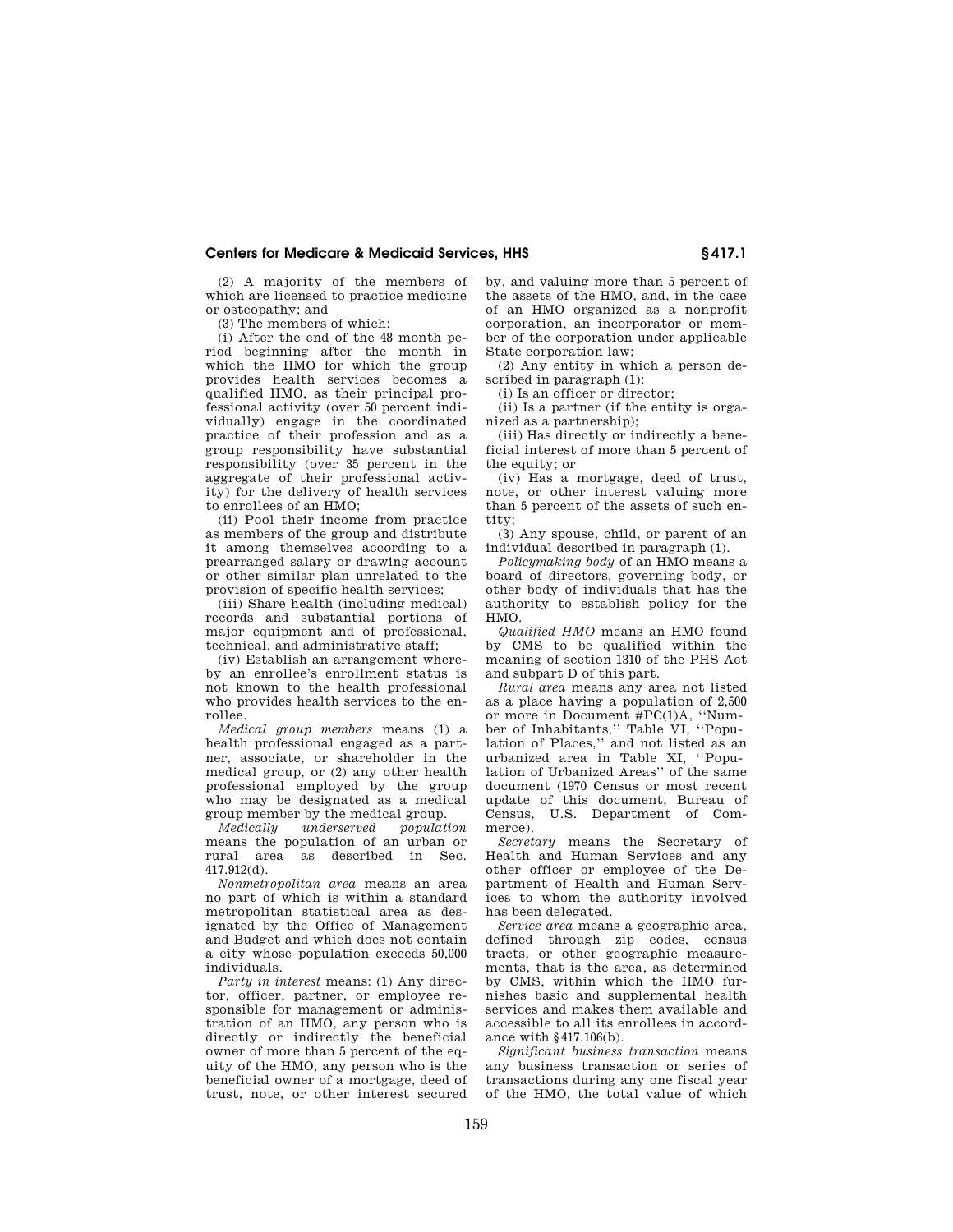(2) A majority of the members of which are licensed to practice medicine or osteopathy; and

(3) The members of which:

(i) After the end of the 48 month period beginning after the month in which the HMO for which the group provides health services becomes a qualified HMO, as their principal professional activity (over 50 percent individually) engage in the coordinated practice of their profession and as a group responsibility have substantial responsibility (over 35 percent in the aggregate of their professional activity) for the delivery of health services to enrollees of an HMO;

(ii) Pool their income from practice as members of the group and distribute it among themselves according to a prearranged salary or drawing account or other similar plan unrelated to the provision of specific health services;

(iii) Share health (including medical) records and substantial portions of major equipment and of professional, technical, and administrative staff;

(iv) Establish an arrangement whereby an enrollee's enrollment status is not known to the health professional who provides health services to the enrollee.

*Medical group members* means (1) a health professional engaged as a partner, associate, or shareholder in the medical group, or (2) any other health professional employed by the group who may be designated as a medical group member by the medical group.

*Medically underserved population* means the population of an urban or rural area as described in Sec. 417.912(d).

*Nonmetropolitan area* means an area no part of which is within a standard metropolitan statistical area as designated by the Office of Management and Budget and which does not contain a city whose population exceeds 50,000 individuals.

*Party in interest* means: (1) Any director, officer, partner, or employee responsible for management or administration of an HMO, any person who is directly or indirectly the beneficial owner of more than 5 percent of the equity of the HMO, any person who is the beneficial owner of a mortgage, deed of trust, note, or other interest secured by, and valuing more than 5 percent of the assets of the HMO, and, in the case of an HMO organized as a nonprofit corporation, an incorporator or member of the corporation under applicable State corporation law;

(2) Any entity in which a person described in paragraph (1):

(i) Is an officer or director;

(ii) Is a partner (if the entity is organized as a partnership);

(iii) Has directly or indirectly a beneficial interest of more than 5 percent of the equity; or

(iv) Has a mortgage, deed of trust, note, or other interest valuing more than 5 percent of the assets of such entity;

(3) Any spouse, child, or parent of an individual described in paragraph (1).

*Policymaking body* of an HMO means a board of directors, governing body, or other body of individuals that has the authority to establish policy for the HMO.

*Qualified HMO* means an HMO found by CMS to be qualified within the meaning of section 1310 of the PHS Act and subpart D of this part.

*Rural area* means any area not listed as a place having a population of 2,500 or more in Document #PC(1)A, ''Number of Inhabitants,'' Table VI, ''Population of Places,'' and not listed as an urbanized area in Table XI, ''Population of Urbanized Areas'' of the same document (1970 Census or most recent update of this document, Bureau of Census, U.S. Department of Commerce).

*Secretary* means the Secretary of Health and Human Services and any other officer or employee of the Department of Health and Human Services to whom the authority involved has been delegated.

*Service area* means a geographic area, defined through zip codes, census tracts, or other geographic measurements, that is the area, as determined by CMS, within which the HMO furnishes basic and supplemental health services and makes them available and accessible to all its enrollees in accordance with §417.106(b).

*Significant business transaction* means any business transaction or series of transactions during any one fiscal year of the HMO, the total value of which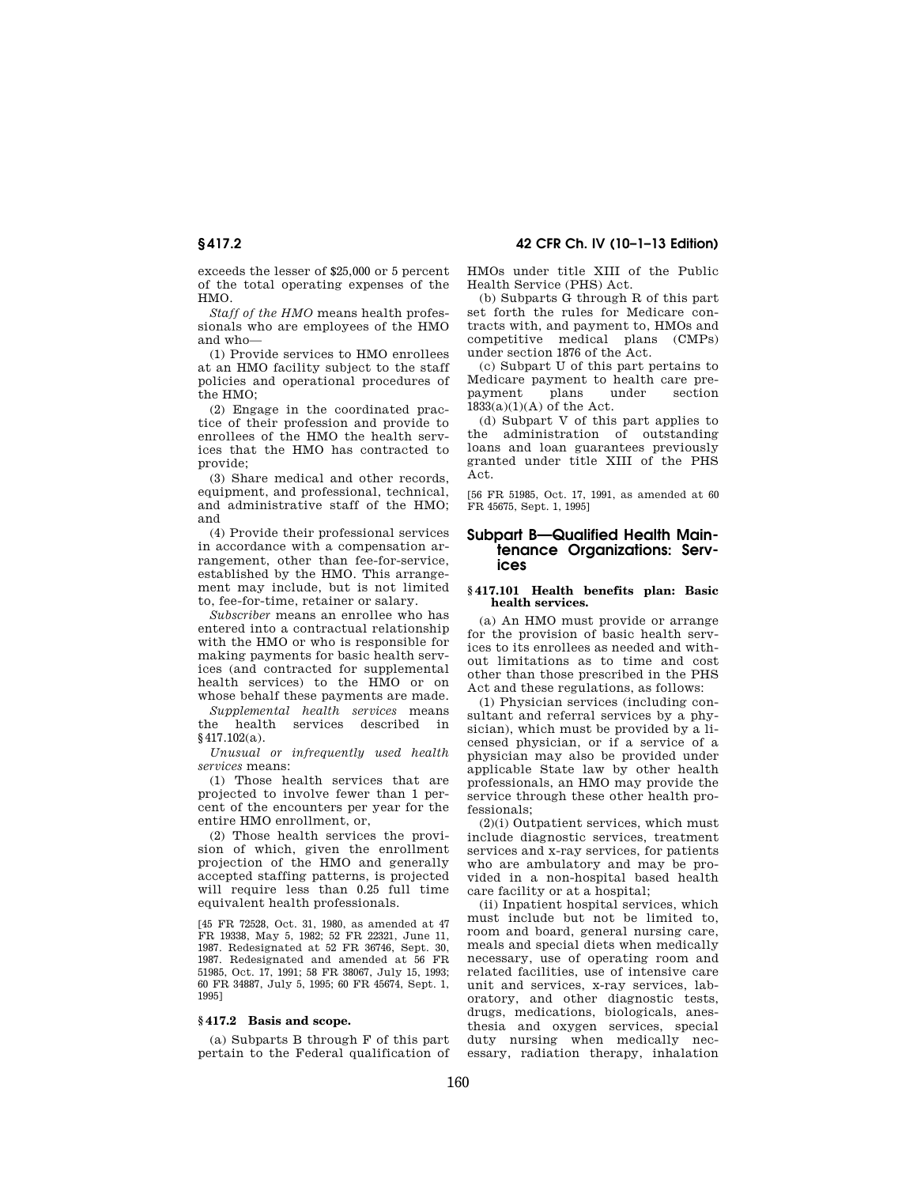exceeds the lesser of $25,000 or 5 percent of the total operating expenses of the HMO.

*Staff of the HMO* means health professionals who are employees of the HMO and who—

(1) Provide services to HMO enrollees at an HMO facility subject to the staff policies and operational procedures of the HMO;

(2) Engage in the coordinated practice of their profession and provide to enrollees of the HMO the health services that the HMO has contracted to provide;

(3) Share medical and other records, equipment, and professional, technical, and administrative staff of the HMO; and

(4) Provide their professional services in accordance with a compensation arrangement, other than fee-for-service, established by the HMO. This arrangement may include, but is not limited to, fee-for-time, retainer or salary.

*Subscriber* means an enrollee who has entered into a contractual relationship with the HMO or who is responsible for making payments for basic health services (and contracted for supplemental health services) to the HMO or on whose behalf these payments are made.

*Supplemental health services* means the health services described in §417.102(a).

*Unusual or infrequently used health services* means:

(1) Those health services that are projected to involve fewer than 1 percent of the encounters per year for the entire HMO enrollment, or,

(2) Those health services the provision of which, given the enrollment projection of the HMO and generally accepted staffing patterns, is projected will require less than 0.25 full time equivalent health professionals.

[45 FR 72528, Oct. 31, 1980, as amended at 47 FR 19338, May 5, 1982; 52 FR 22321, June 11, 1987. Redesignated at 52 FR 36746, Sept. 30, 1987. Redesignated and amended at 56 FR 51985, Oct. 17, 1991; 58 FR 38067, July 15, 1993; 60 FR 34887, July 5, 1995; 60 FR 45674, Sept. 1, 1995]

### §417.2 Basis and scope.

(a) Subparts B through F of this part pertain to the Federal qualification of HMOs under title XIII of the Public Health Service (PHS) Act.

(b) Subparts G through R of this part set forth the rules for Medicare contracts with, and payment to, HMOs and competitive medical plans (CMPs) under section 1876 of the Act.

(c) Subpart U of this part pertains to Medicare payment to health care prepayment plans under section 1833(a)(1)(A) of the Act.

(d) Subpart V of this part applies to the administration of outstanding loans and loan guarantees previously granted under title XIII of the PHS Act.

[56 FR 51985, Oct. 17, 1991, as amended at 60 FR 45675, Sept. 1, 1995]

## Subpart B—Qualified Health Maintenance Organizations: Services

### §417.101 Health benefits plan: Basic health services.

(a) An HMO must provide or arrange for the provision of basic health services to its enrollees as needed and without limitations as to time and cost other than those prescribed in the PHS Act and these regulations, as follows:

(1) Physician services (including consultant and referral services by a physician), which must be provided by a licensed physician, or if a service of a physician may also be provided under applicable State law by other health professionals, an HMO may provide the service through these other health professionals;

(2)(i) Outpatient services, which must include diagnostic services, treatment services and x-ray services, for patients who are ambulatory and may be provided in a non-hospital based health care facility or at a hospital;

(ii) Inpatient hospital services, which must include but not be limited to, room and board, general nursing care, meals and special diets when medically necessary, use of operating room and related facilities, use of intensive care unit and services, x-ray services, laboratory, and other diagnostic tests, drugs, medications, biologicals, anesthesia and oxygen services, special duty nursing when medically necessary, radiation therapy, inhalation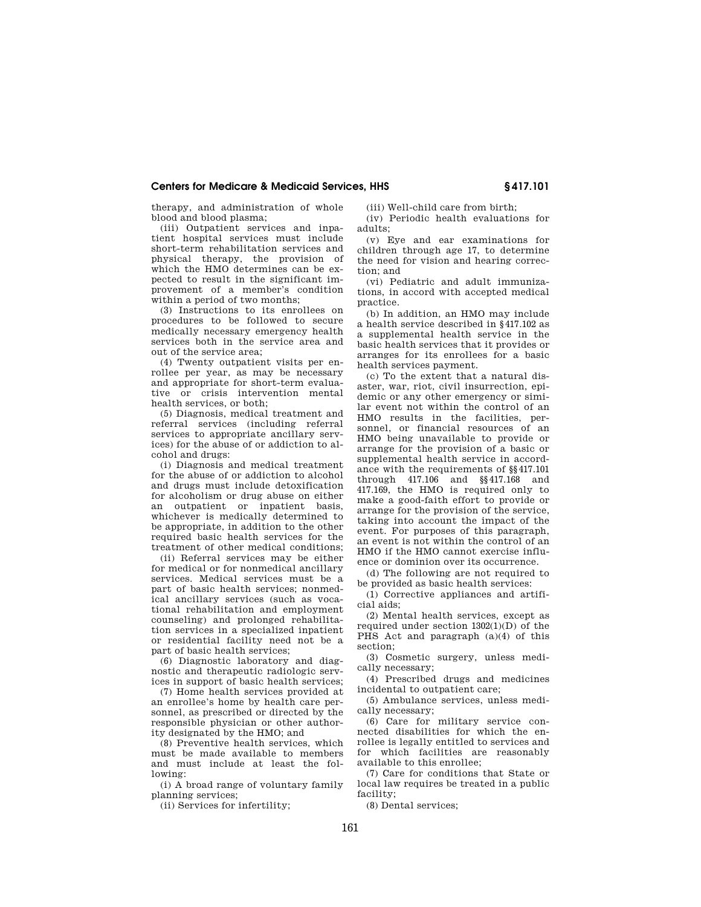therapy, and administration of whole blood and blood plasma;

(iii) Outpatient services and inpatient hospital services must include short-term rehabilitation services and physical therapy, the provision of which the HMO determines can be expected to result in the significant improvement of a member's condition within a period of two months;

(3) Instructions to its enrollees on procedures to be followed to secure medically necessary emergency health services both in the service area and out of the service area;

(4) Twenty outpatient visits per enrollee per year, as may be necessary and appropriate for short-term evaluative or crisis intervention mental health services, or both;

(5) Diagnosis, medical treatment and referral services (including referral services to appropriate ancillary services) for the abuse of or addiction to alcohol and drugs:

(i) Diagnosis and medical treatment for the abuse of or addiction to alcohol and drugs must include detoxification for alcoholism or drug abuse on either an outpatient or inpatient basis, whichever is medically determined to be appropriate, in addition to the other required basic health services for the treatment of other medical conditions;

(ii) Referral services may be either for medical or for nonmedical ancillary services. Medical services must be a part of basic health services; nonmedical ancillary services (such as vocational rehabilitation and employment counseling) and prolonged rehabilitation services in a specialized inpatient or residential facility need not be a part of basic health services;

(6) Diagnostic laboratory and diagnostic and therapeutic radiologic services in support of basic health services;

(7) Home health services provided at an enrollee's home by health care personnel, as prescribed or directed by the responsible physician or other authority designated by the HMO; and

(8) Preventive health services, which must be made available to members and must include at least the following:

(i) A broad range of voluntary family planning services;

(ii) Services for infertility;

(iii) Well-child care from birth;

(iv) Periodic health evaluations for adults;

(v) Eye and ear examinations for children through age 17, to determine the need for vision and hearing correction; and

(vi) Pediatric and adult immunizations, in accord with accepted medical practice.

(b) In addition, an HMO may include a health service described in §417.102 as a supplemental health service in the basic health services that it provides or arranges for its enrollees for a basic health services payment.

(c) To the extent that a natural disaster, war, riot, civil insurrection, epidemic or any other emergency or similar event not within the control of an HMO results in the facilities, personnel, or financial resources of an HMO being unavailable to provide or arrange for the provision of a basic or supplemental health service in accordance with the requirements of §§417.101 through 417.106 and §§417.168 and 417.169, the HMO is required only to make a good-faith effort to provide or arrange for the provision of the service, taking into account the impact of the event. For purposes of this paragraph, an event is not within the control of an HMO if the HMO cannot exercise influence or dominion over its occurrence.

(d) The following are not required to be provided as basic health services:

(1) Corrective appliances and artificial aids;

(2) Mental health services, except as required under section 1302(1)(D) of the PHS Act and paragraph (a)(4) of this section;

(3) Cosmetic surgery, unless medically necessary;

(4) Prescribed drugs and medicines incidental to outpatient care;

(5) Ambulance services, unless medically necessary;

(6) Care for military service connected disabilities for which the enrollee is legally entitled to services and for which facilities are reasonably available to this enrollee;

(7) Care for conditions that State or local law requires be treated in a public facility;

(8) Dental services;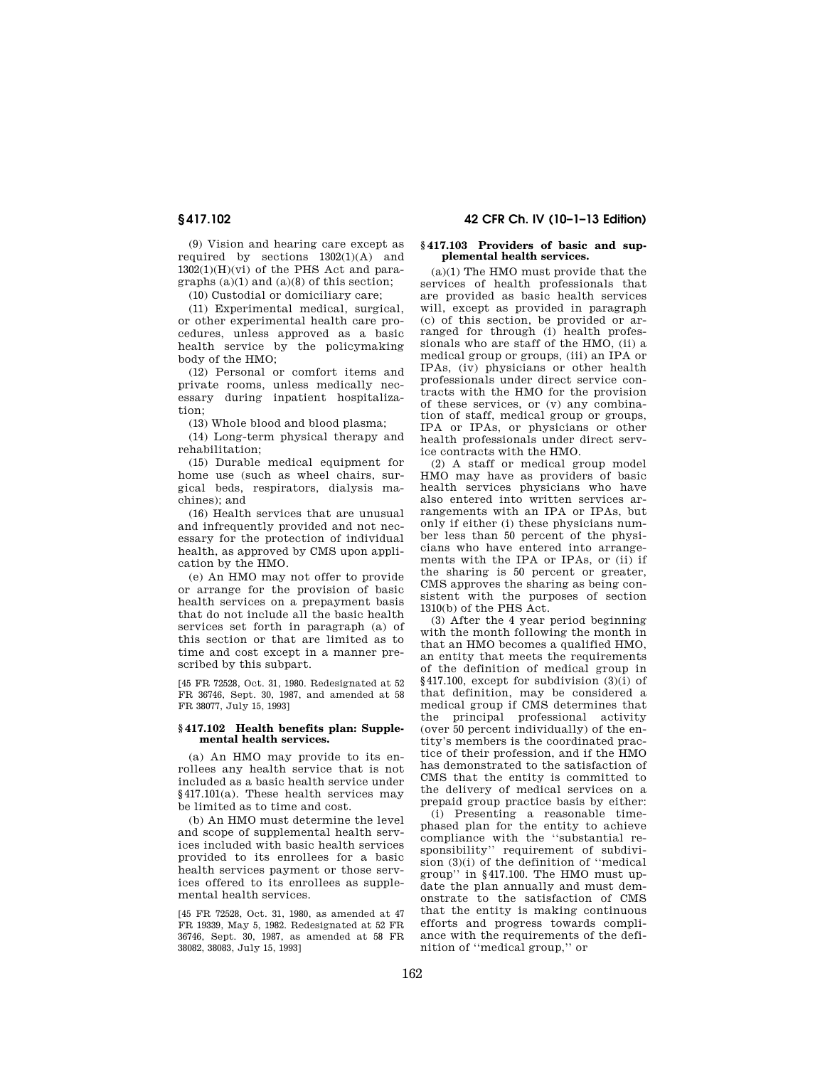(9) Vision and hearing care except as required by sections 1302(1)(A) and 1302(1)(H)(vi) of the PHS Act and paragraphs (a)(1) and (a)(8) of this section;

(10) Custodial or domiciliary care;

(11) Experimental medical, surgical, or other experimental health care procedures, unless approved as a basic health service by the policymaking body of the HMO;

(12) Personal or comfort items and private rooms, unless medically necessary during inpatient hospitalization;

(13) Whole blood and blood plasma;

(14) Long-term physical therapy and rehabilitation;

(15) Durable medical equipment for home use (such as wheel chairs, surgical beds, respirators, dialysis machines); and

(16) Health services that are unusual and infrequently provided and not necessary for the protection of individual health, as approved by CMS upon application by the HMO.

(e) An HMO may not offer to provide or arrange for the provision of basic health services on a prepayment basis that do not include all the basic health services set forth in paragraph (a) of this section or that are limited as to time and cost except in a manner prescribed by this subpart.

[45 FR 72528, Oct. 31, 1980. Redesignated at 52 FR 36746, Sept. 30, 1987, and amended at 58 FR 38077, July 15, 1993]

### § 417.102 Health benefits plan: Supplemental health services.

(a) An HMO may provide to its enrollees any health service that is not included as a basic health service under § 417.101(a). These health services may be limited as to time and cost.

(b) An HMO must determine the level and scope of supplemental health services included with basic health services provided to its enrollees for a basic health services payment or those services offered to its enrollees as supplemental health services.

[45 FR 72528, Oct. 31, 1980, as amended at 47 FR 19339, May 5, 1982. Redesignated at 52 FR 36746, Sept. 30, 1987, as amended at 58 FR 38082, 38083, July 15, 1993]

### § 417.103 Providers of basic and supplemental health services.

(a)(1) The HMO must provide that the services of health professionals that are provided as basic health services will, except as provided in paragraph (c) of this section, be provided or arranged for through (i) health professionals who are staff of the HMO, (ii) a medical group or groups, (iii) an IPA or IPAs, (iv) physicians or other health professionals under direct service contracts with the HMO for the provision of these services, or (v) any combination of staff, medical group or groups, IPA or IPAs, or physicians or other health professionals under direct service contracts with the HMO.

(2) A staff or medical group model HMO may have as providers of basic health services physicians who have also entered into written services arrangements with an IPA or IPAs, but only if either (i) these physicians number less than 50 percent of the physicians who have entered into arrangements with the IPA or IPAs, or (ii) if the sharing is 50 percent or greater, CMS approves the sharing as being consistent with the purposes of section 1310(b) of the PHS Act.

(3) After the 4 year period beginning with the month following the month in that an HMO becomes a qualified HMO, an entity that meets the requirements of the definition of medical group in § 417.100, except for subdivision (3)(i) of that definition, may be considered a medical group if CMS determines that the principal professional activity (over 50 percent individually) of the entity's members is the coordinated practice of their profession, and if the HMO has demonstrated to the satisfaction of CMS that the entity is committed to the delivery of medical services on a prepaid group practice basis by either:

(i) Presenting a reasonable time-phased plan for the entity to achieve compliance with the "substantial responsibility" requirement of subdivision (3)(i) of the definition of "medical group" in § 417.100. The HMO must update the plan annually and must demonstrate to the satisfaction of CMS that the entity is making continuous efforts and progress towards compliance with the requirements of the definition of "medical group," or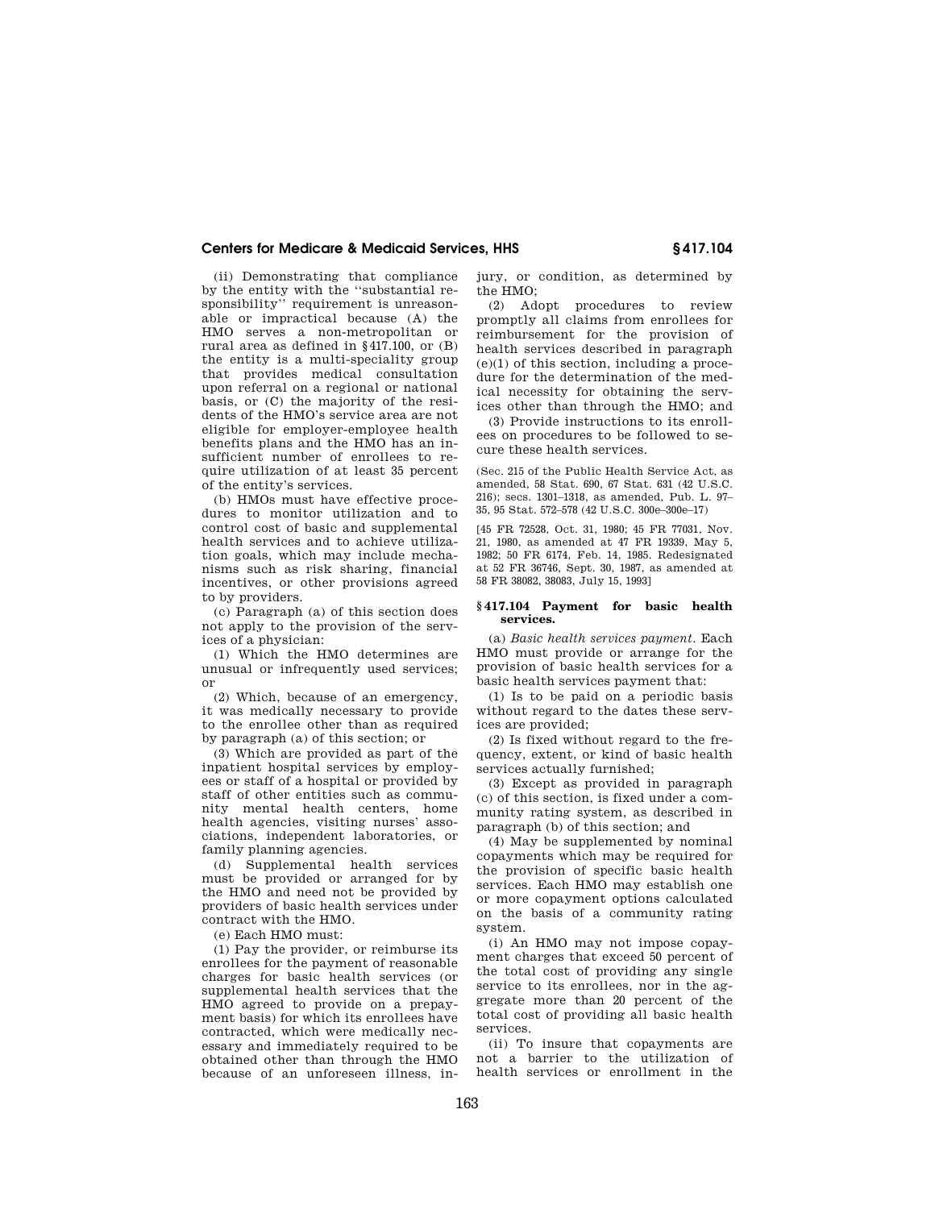(ii) Demonstrating that compliance by the entity with the ''substantial responsibility'' requirement is unreasonable or impractical because (A) the HMO serves a non-metropolitan or rural area as defined in §417.100, or (B) the entity is a multi-speciality group that provides medical consultation upon referral on a regional or national basis, or (C) the majority of the residents of the HMO's service area are not eligible for employer-employee health benefits plans and the HMO has an insufficient number of enrollees to require utilization of at least 35 percent of the entity's services.

(b) HMOs must have effective procedures to monitor utilization and to control cost of basic and supplemental health services and to achieve utilization goals, which may include mechanisms such as risk sharing, financial incentives, or other provisions agreed to by providers.

(c) Paragraph (a) of this section does not apply to the provision of the services of a physician:

(1) Which the HMO determines are unusual or infrequently used services; or

(2) Which, because of an emergency, it was medically necessary to provide to the enrollee other than as required by paragraph (a) of this section; or

(3) Which are provided as part of the inpatient hospital services by employees or staff of a hospital or provided by staff of other entities such as community mental health centers, home health agencies, visiting nurses' associations, independent laboratories, or family planning agencies.

(d) Supplemental health services must be provided or arranged for by the HMO and need not be provided by providers of basic health services under contract with the HMO.

(e) Each HMO must:

(1) Pay the provider, or reimburse its enrollees for the payment of reasonable charges for basic health services (or supplemental health services that the HMO agreed to provide on a prepayment basis) for which its enrollees have contracted, which were medically necessary and immediately required to be obtained other than through the HMO because of an unforeseen illness, injury, or condition, as determined by the HMO;

(2) Adopt procedures to review promptly all claims from enrollees for reimbursement for the provision of health services described in paragraph (e)(1) of this section, including a procedure for the determination of the medical necessity for obtaining the services other than through the HMO; and

(3) Provide instructions to its enrollees on procedures to be followed to secure these health services.

(Sec. 215 of the Public Health Service Act, as amended, 58 Stat. 690, 67 Stat. 631 (42 U.S.C. 216); secs. 1301–1318, as amended, Pub. L. 97–35, 95 Stat. 572–578 (42 U.S.C. 300e–300e–17)

[45 FR 72528, Oct. 31, 1980; 45 FR 77031, Nov. 21, 1980, as amended at 47 FR 19339, May 5, 1982; 50 FR 6174, Feb. 14, 1985. Redesignated at 52 FR 36746, Sept. 30, 1987, as amended at 58 FR 38082, 38083, July 15, 1993]

### §417.104 Payment for basic health services.

(a) *Basic health services payment.* Each HMO must provide or arrange for the provision of basic health services for a basic health services payment that:

(1) Is to be paid on a periodic basis without regard to the dates these services are provided;

(2) Is fixed without regard to the frequency, extent, or kind of basic health services actually furnished;

(3) Except as provided in paragraph (c) of this section, is fixed under a community rating system, as described in paragraph (b) of this section; and

(4) May be supplemented by nominal copayments which may be required for the provision of specific basic health services. Each HMO may establish one or more copayment options calculated on the basis of a community rating system.

(i) An HMO may not impose copayment charges that exceed 50 percent of the total cost of providing any single service to its enrollees, nor in the aggregate more than 20 percent of the total cost of providing all basic health services.

(ii) To insure that copayments are not a barrier to the utilization of health services or enrollment in the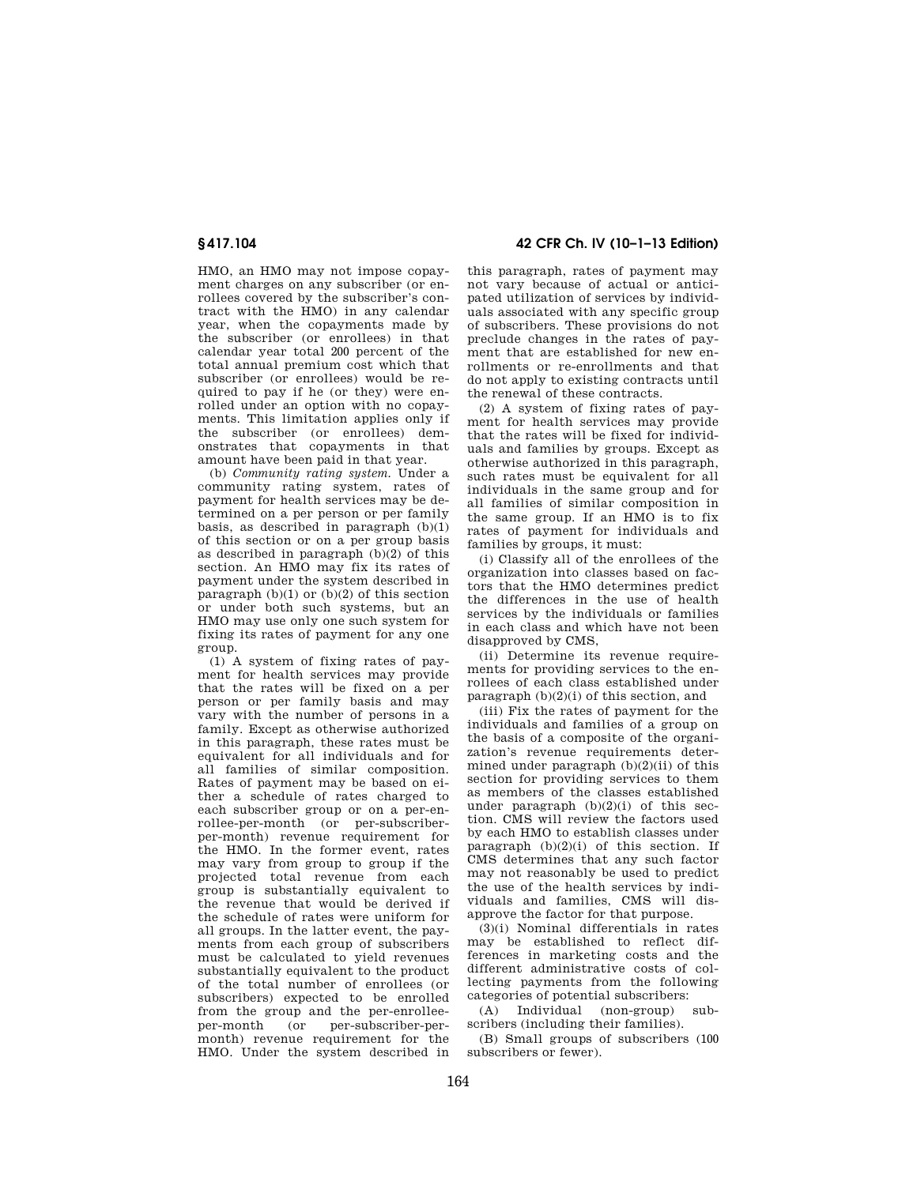HMO, an HMO may not impose copayment charges on any subscriber (or enrollees covered by the subscriber's contract with the HMO) in any calendar year, when the copayments made by the subscriber (or enrollees) in that calendar year total 200 percent of the total annual premium cost which that subscriber (or enrollees) would be required to pay if he (or they) were enrolled under an option with no copayments. This limitation applies only if the subscriber (or enrollees) demonstrates that copayments in that amount have been paid in that year.

(b) *Community rating system.* Under a community rating system, rates of payment for health services may be determined on a per person or per family basis, as described in paragraph (b)(1) of this section or on a per group basis as described in paragraph (b)(2) of this section. An HMO may fix its rates of payment under the system described in paragraph (b)(1) or (b)(2) of this section or under both such systems, but an HMO may use only one such system for fixing its rates of payment for any one group.

(1) A system of fixing rates of payment for health services may provide that the rates will be fixed on a per person or per family basis and may vary with the number of persons in a family. Except as otherwise authorized in this paragraph, these rates must be equivalent for all individuals and for all families of similar composition. Rates of payment may be based on either a schedule of rates charged to each subscriber group or on a per-enrollee-per-month (or per-subscriber-per-month) revenue requirement for the HMO. In the former event, rates may vary from group to group if the projected total revenue from each group is substantially equivalent to the revenue that would be derived if the schedule of rates were uniform for all groups. In the latter event, the payments from each group of subscribers must be calculated to yield revenues substantially equivalent to the product of the total number of enrollees (or subscribers) expected to be enrolled from the group and the per-enrollee-per-month (or per-subscriber-per-month) revenue requirement for the HMO. Under the system described in this paragraph, rates of payment may not vary because of actual or anticipated utilization of services by individuals associated with any specific group of subscribers. These provisions do not preclude changes in the rates of payment that are established for new enrollments or re-enrollments and that do not apply to existing contracts until the renewal of these contracts.

(2) A system of fixing rates of payment for health services may provide that the rates will be fixed for individuals and families by groups. Except as otherwise authorized in this paragraph, such rates must be equivalent for all individuals in the same group and for all families of similar composition in the same group. If an HMO is to fix rates of payment for individuals and families by groups, it must:

(i) Classify all of the enrollees of the organization into classes based on factors that the HMO determines predict the differences in the use of health services by the individuals or families in each class and which have not been disapproved by CMS,

(ii) Determine its revenue requirements for providing services to the enrollees of each class established under paragraph (b)(2)(i) of this section, and

(iii) Fix the rates of payment for the individuals and families of a group on the basis of a composite of the organization's revenue requirements determined under paragraph (b)(2)(ii) of this section for providing services to them as members of the classes established under paragraph (b)(2)(i) of this section. CMS will review the factors used by each HMO to establish classes under paragraph (b)(2)(i) of this section. If CMS determines that any such factor may not reasonably be used to predict the use of the health services by individuals and families, CMS will disapprove the factor for that purpose.

(3)(i) Nominal differentials in rates may be established to reflect differences in marketing costs and the different administrative costs of collecting payments from the following categories of potential subscribers:

(A) Individual (non-group) subscribers (including their families).

(B) Small groups of subscribers (100 subscribers or fewer).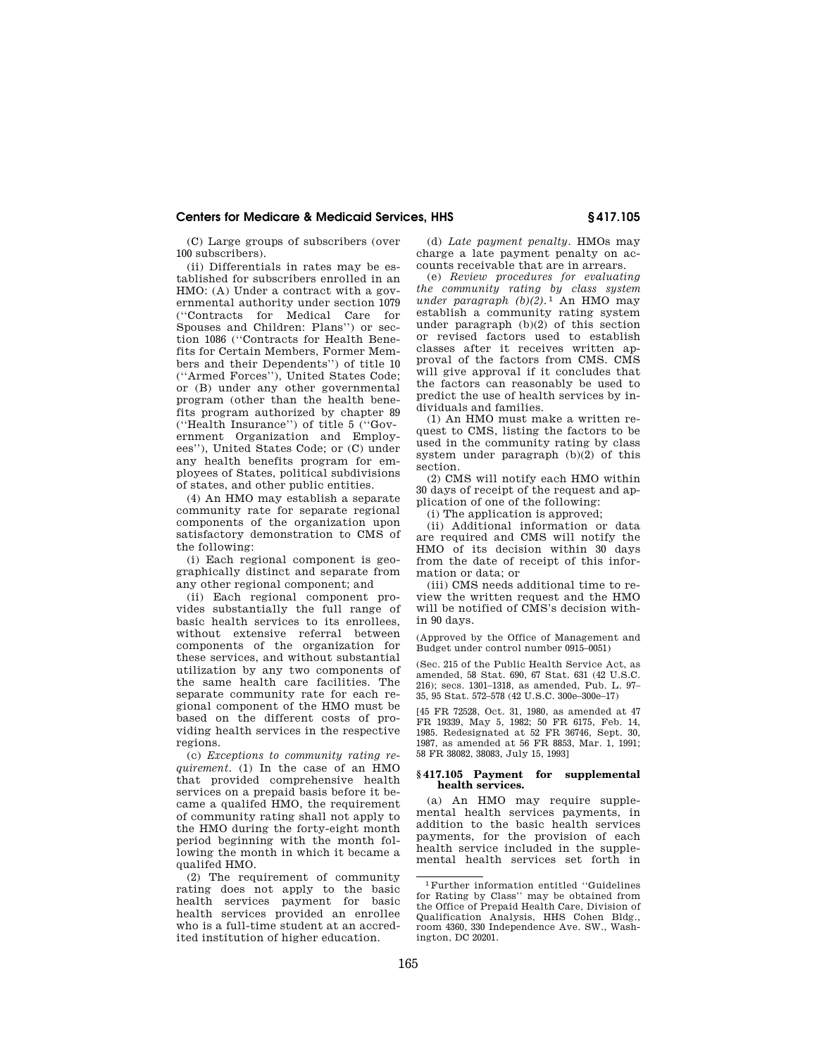(C) Large groups of subscribers (over 100 subscribers).

(ii) Differentials in rates may be established for subscribers enrolled in an HMO: (A) Under a contract with a governmental authority under section 1079 (''Contracts for Medical Care for Spouses and Children: Plans'') or section 1086 (''Contracts for Health Benefits for Certain Members, Former Members and their Dependents'') of title 10 (''Armed Forces''), United States Code; or (B) under any other governmental program (other than the health benefits program authorized by chapter 89 (''Health Insurance'') of title 5 (''Government Organization and Employees''), United States Code; or (C) under any health benefits program for employees of States, political subdivisions of states, and other public entities.

(4) An HMO may establish a separate community rate for separate regional components of the organization upon satisfactory demonstration to CMS of the following:

(i) Each regional component is geographically distinct and separate from any other regional component; and

(ii) Each regional component provides substantially the full range of basic health services to its enrollees, without extensive referral between components of the organization for these services, and without substantial utilization by any two components of the same health care facilities. The separate community rate for each regional component of the HMO must be based on the different costs of providing health services in the respective regions.

(c) *Exceptions to community rating requirement.* (1) In the case of an HMO that provided comprehensive health services on a prepaid basis before it became a qualifed HMO, the requirement of community rating shall not apply to the HMO during the forty-eight month period beginning with the month following the month in which it became a qualifed HMO.

(2) The requirement of community rating does not apply to the basic health services payment for basic health services provided an enrollee who is a full-time student at an accredited institution of higher education.

(d) *Late payment penalty.* HMOs may charge a late payment penalty on accounts receivable that are in arrears.

(e) *Review procedures for evaluating the community rating by class system under paragraph (b)(2).*[1] An HMO may establish a community rating system under paragraph (b)(2) of this section or revised factors used to establish classes after it receives written approval of the factors from CMS. CMS will give approval if it concludes that the factors can reasonably be used to predict the use of health services by individuals and families.

(1) An HMO must make a written request to CMS, listing the factors to be used in the community rating by class system under paragraph (b)(2) of this section.

(2) CMS will notify each HMO within 30 days of receipt of the request and application of one of the following:

(i) The application is approved;

(ii) Additional information or data are required and CMS will notify the HMO of its decision within 30 days from the date of receipt of this information or data; or

(iii) CMS needs additional time to review the written request and the HMO will be notified of CMS's decision within 90 days.

(Approved by the Office of Management and Budget under control number 0915–0051)

(Sec. 215 of the Public Health Service Act, as amended, 58 Stat. 690, 67 Stat. 631 (42 U.S.C. 216); secs. 1301–1318, as amended, Pub. L. 97–35, 95 Stat. 572–578 (42 U.S.C. 300e–300e–17)

[45 FR 72528, Oct. 31, 1980, as amended at 47 FR 19339, May 5, 1982; 50 FR 6175, Feb. 14, 1985. Redesignated at 52 FR 36746, Sept. 30, 1987, as amended at 56 FR 8853, Mar. 1, 1991; 58 FR 38082, 38083, July 15, 1993]

## § 417.105 Payment for supplemental health services.

(a) An HMO may require supplemental health services payments, in addition to the basic health services payments, for the provision of each health service included in the supplemental health services set forth in

---

[1] Further information entitled ''Guidelines for Rating by Class'' may be obtained from the Office of Prepaid Health Care, Division of Qualification Analysis, HHS Cohen Bldg., room 4360, 330 Independence Ave. SW., Washington, DC 20201.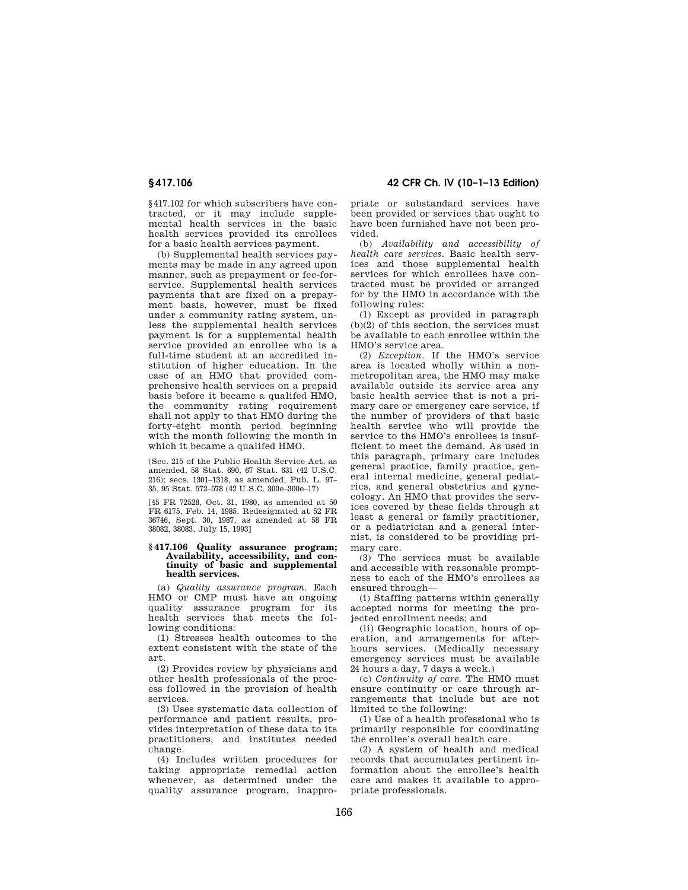§417.102 for which subscribers have contracted, or it may include supplemental health services in the basic health services provided its enrollees for a basic health services payment.

(b) Supplemental health services payments may be made in any agreed upon manner, such as prepayment or fee-for-service. Supplemental health services payments that are fixed on a prepayment basis, however, must be fixed under a community rating system, unless the supplemental health services payment is for a supplemental health service provided an enrollee who is a full-time student at an accredited institution of higher education. In the case of an HMO that provided comprehensive health services on a prepaid basis before it became a qualifed HMO, the community rating requirement shall not apply to that HMO during the forty-eight month period beginning with the month following the month in which it became a qualifed HMO.

(Sec. 215 of the Public Health Service Act, as amended, 58 Stat. 690, 67 Stat. 631 (42 U.S.C. 216); secs. 1301–1318, as amended, Pub. L. 97–35, 95 Stat. 572–578 (42 U.S.C. 300e–300e–17)

[45 FR 72528, Oct. 31, 1980, as amended at 50 FR 6175, Feb. 14, 1985. Redesignated at 52 FR 36746, Sept. 30, 1987, as amended at 58 FR 38082, 38083, July 15, 1993]

### §417.106 Quality assurance program; Availability, accessibility, and continuity of basic and supplemental health services.

(a) *Quality assurance program.* Each HMO or CMP must have an ongoing quality assurance program for its health services that meets the following conditions:

(1) Stresses health outcomes to the extent consistent with the state of the art.

(2) Provides review by physicians and other health professionals of the process followed in the provision of health services.

(3) Uses systematic data collection of performance and patient results, provides interpretation of these data to its practitioners, and institutes needed change.

(4) Includes written procedures for taking appropriate remedial action whenever, as determined under the quality assurance program, inappropriate or substandard services have been provided or services that ought to have been furnished have not been provided.

(b) *Availability and accessibility of health care services.* Basic health services and those supplemental health services for which enrollees have contracted must be provided or arranged for by the HMO in accordance with the following rules:

(1) Except as provided in paragraph (b)(2) of this section, the services must be available to each enrollee within the HMO's service area.

(2) *Exception.* If the HMO's service area is located wholly within a nonmetropolitan area, the HMO may make available outside its service area any basic health service that is not a primary care or emergency care service, if the number of providers of that basic health service who will provide the service to the HMO's enrollees is insufficient to meet the demand. As used in this paragraph, primary care includes general practice, family practice, general internal medicine, general pediatrics, and general obstetrics and gynecology. An HMO that provides the services covered by these fields through at least a general or family practitioner, or a pediatrician and a general internist, is considered to be providing primary care.

(3) The services must be available and accessible with reasonable promptness to each of the HMO's enrollees as ensured through—

(i) Staffing patterns within generally accepted norms for meeting the projected enrollment needs; and

(ii) Geographic location, hours of operation, and arrangements for after-hours services. (Medically necessary emergency services must be available 24 hours a day, 7 days a week.)

(c) *Continuity of care.* The HMO must ensure continuity or care through arrangements that include but are not limited to the following:

(1) Use of a health professional who is primarily responsible for coordinating the enrollee's overall health care.

(2) A system of health and medical records that accumulates pertinent information about the enrollee's health care and makes it available to appropriate professionals.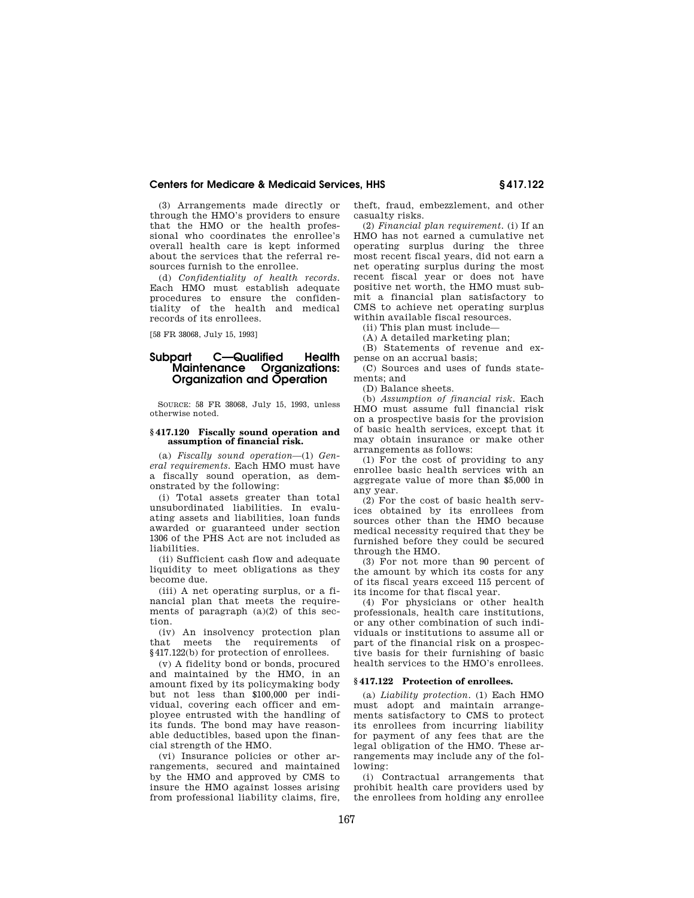(3) Arrangements made directly or through the HMO's providers to ensure that the HMO or the health professional who coordinates the enrollee's overall health care is kept informed about the services that the referral resources furnish to the enrollee.

(d) *Confidentiality of health records.* Each HMO must establish adequate procedures to ensure the confidentiality of the health and medical records of its enrollees.

[58 FR 38068, July 15, 1993]

## Subpart C—Qualified Health Maintenance Organizations: Organization and Operation

SOURCE: 58 FR 38068, July 15, 1993, unless otherwise noted.

### § 417.120 Fiscally sound operation and assumption of financial risk.

(a) *Fiscally sound operation*—(1) *General requirements.* Each HMO must have a fiscally sound operation, as demonstrated by the following:

(i) Total assets greater than total unsubordinated liabilities. In evaluating assets and liabilities, loan funds awarded or guaranteed under section 1306 of the PHS Act are not included as liabilities.

(ii) Sufficient cash flow and adequate liquidity to meet obligations as they become due.

(iii) A net operating surplus, or a financial plan that meets the requirements of paragraph (a)(2) of this section.

(iv) An insolvency protection plan that meets the requirements of §417.122(b) for protection of enrollees.

(v) A fidelity bond or bonds, procured and maintained by the HMO, in an amount fixed by its policymaking body but not less than $100,000 per individual, covering each officer and employee entrusted with the handling of its funds. The bond may have reasonable deductibles, based upon the financial strength of the HMO.

(vi) Insurance policies or other arrangements, secured and maintained by the HMO and approved by CMS to insure the HMO against losses arising from professional liability claims, fire, theft, fraud, embezzlement, and other casualty risks.

(2) *Financial plan requirement.* (i) If an HMO has not earned a cumulative net operating surplus during the three most recent fiscal years, did not earn a net operating surplus during the most recent fiscal year or does not have positive net worth, the HMO must submit a financial plan satisfactory to CMS to achieve net operating surplus within available fiscal resources.

(ii) This plan must include—

(A) A detailed marketing plan;

(B) Statements of revenue and expense on an accrual basis;

(C) Sources and uses of funds statements; and

(D) Balance sheets.

(b) *Assumption of financial risk.* Each HMO must assume full financial risk on a prospective basis for the provision of basic health services, except that it may obtain insurance or make other arrangements as follows:

(1) For the cost of providing to any enrollee basic health services with an aggregate value of more than $5,000 in any year.

(2) For the cost of basic health services obtained by its enrollees from sources other than the HMO because medical necessity required that they be furnished before they could be secured through the HMO.

(3) For not more than 90 percent of the amount by which its costs for any of its fiscal years exceed 115 percent of its income for that fiscal year.

(4) For physicians or other health professionals, health care institutions, or any other combination of such individuals or institutions to assume all or part of the financial risk on a prospective basis for their furnishing of basic health services to the HMO's enrollees.

### § 417.122 Protection of enrollees.

(a) *Liability protection.* (1) Each HMO must adopt and maintain arrangements satisfactory to CMS to protect its enrollees from incurring liability for payment of any fees that are the legal obligation of the HMO. These arrangements may include any of the following:

(i) Contractual arrangements that prohibit health care providers used by the enrollees from holding any enrollee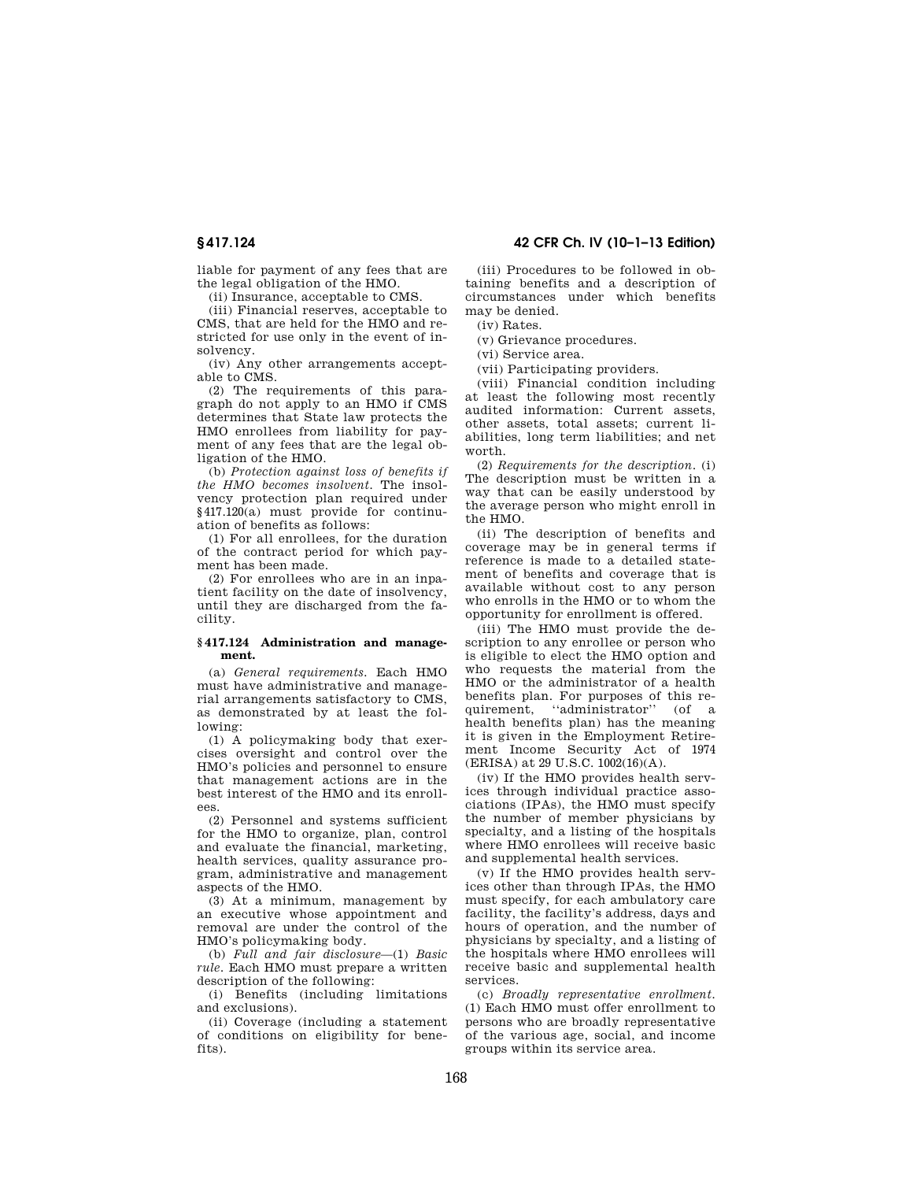liable for payment of any fees that are the legal obligation of the HMO.

(ii) Insurance, acceptable to CMS.

(iii) Financial reserves, acceptable to CMS, that are held for the HMO and restricted for use only in the event of insolvency.

(iv) Any other arrangements acceptable to CMS.

(2) The requirements of this paragraph do not apply to an HMO if CMS determines that State law protects the HMO enrollees from liability for payment of any fees that are the legal obligation of the HMO.

(b) *Protection against loss of benefits if the HMO becomes insolvent.* The insolvency protection plan required under §417.120(a) must provide for continuation of benefits as follows:

(1) For all enrollees, for the duration of the contract period for which payment has been made.

(2) For enrollees who are in an inpatient facility on the date of insolvency, until they are discharged from the facility.

### §417.124 Administration and management.

(a) *General requirements.* Each HMO must have administrative and managerial arrangements satisfactory to CMS, as demonstrated by at least the following:

(1) A policymaking body that exercises oversight and control over the HMO's policies and personnel to ensure that management actions are in the best interest of the HMO and its enrollees.

(2) Personnel and systems sufficient for the HMO to organize, plan, control and evaluate the financial, marketing, health services, quality assurance program, administrative and management aspects of the HMO.

(3) At a minimum, management by an executive whose appointment and removal are under the control of the HMO's policymaking body.

(b) *Full and fair disclosure*—(1) *Basic rule.* Each HMO must prepare a written description of the following:

(i) Benefits (including limitations and exclusions).

(ii) Coverage (including a statement of conditions on eligibility for benefits).

(iii) Procedures to be followed in obtaining benefits and a description of circumstances under which benefits may be denied.

(iv) Rates.

(v) Grievance procedures.

(vi) Service area.

(vii) Participating providers.

(viii) Financial condition including at least the following most recently audited information: Current assets, other assets, total assets; current liabilities, long term liabilities; and net worth.

(2) *Requirements for the description.* (i) The description must be written in a way that can be easily understood by the average person who might enroll in the HMO.

(ii) The description of benefits and coverage may be in general terms if reference is made to a detailed statement of benefits and coverage that is available without cost to any person who enrolls in the HMO or to whom the opportunity for enrollment is offered.

(iii) The HMO must provide the description to any enrollee or person who is eligible to elect the HMO option and who requests the material from the HMO or the administrator of a health benefits plan. For purposes of this requirement, ''administrator'' (of a health benefits plan) has the meaning it is given in the Employment Retirement Income Security Act of 1974 (ERISA) at 29 U.S.C. 1002(16)(A).

(iv) If the HMO provides health services through individual practice associations (IPAs), the HMO must specify the number of member physicians by specialty, and a listing of the hospitals where HMO enrollees will receive basic and supplemental health services.

(v) If the HMO provides health services other than through IPAs, the HMO must specify, for each ambulatory care facility, the facility's address, days and hours of operation, and the number of physicians by specialty, and a listing of the hospitals where HMO enrollees will receive basic and supplemental health services.

(c) *Broadly representative enrollment.* (1) Each HMO must offer enrollment to persons who are broadly representative of the various age, social, and income groups within its service area.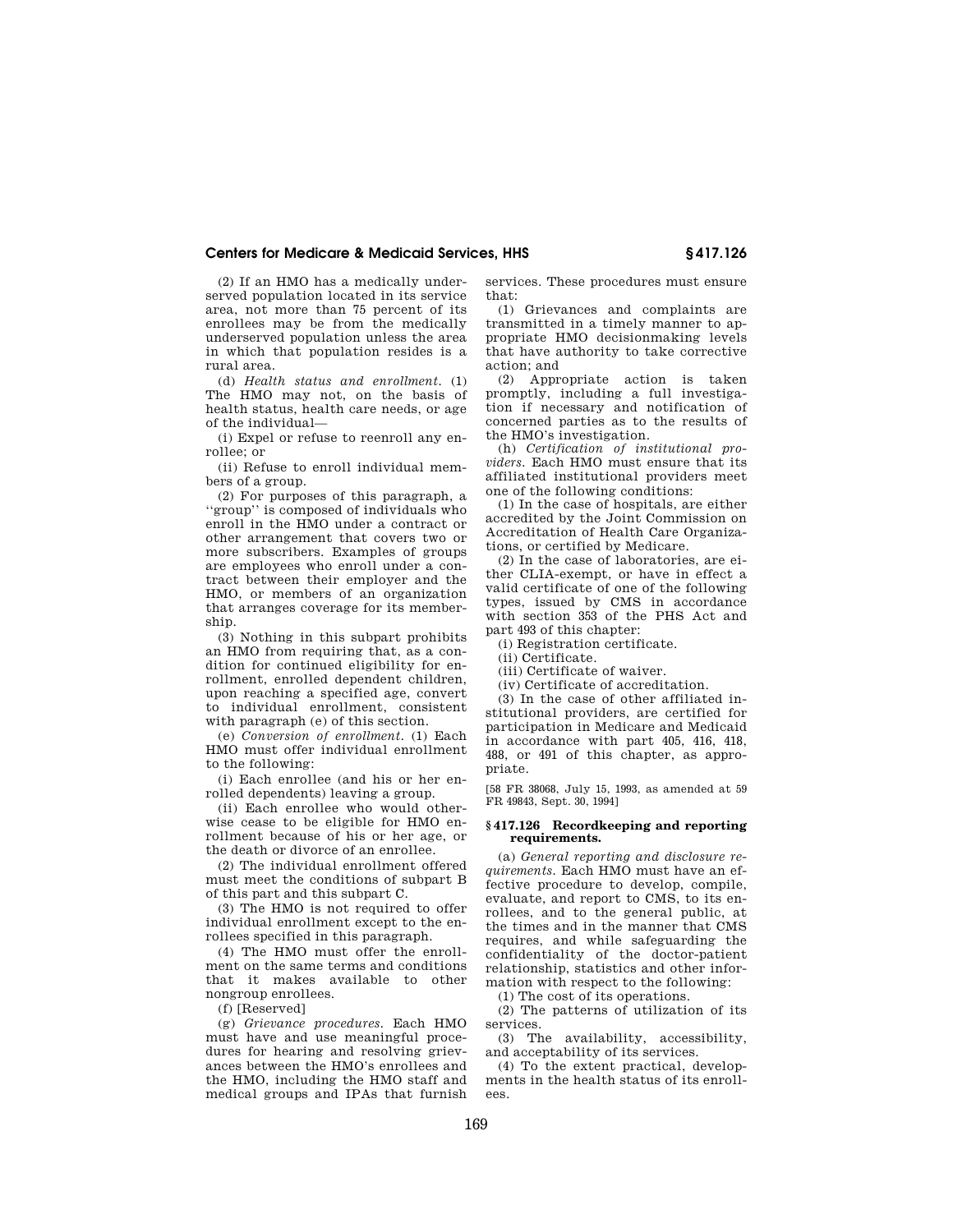(2) If an HMO has a medically underserved population located in its service area, not more than 75 percent of its enrollees may be from the medically underserved population unless the area in which that population resides is a rural area.

(d) *Health status and enrollment.* (1) The HMO may not, on the basis of health status, health care needs, or age of the individual—

(i) Expel or refuse to reenroll any enrollee; or

(ii) Refuse to enroll individual members of a group.

(2) For purposes of this paragraph, a "group" is composed of individuals who enroll in the HMO under a contract or other arrangement that covers two or more subscribers. Examples of groups are employees who enroll under a contract between their employer and the HMO, or members of an organization that arranges coverage for its membership.

(3) Nothing in this subpart prohibits an HMO from requiring that, as a condition for continued eligibility for enrollment, enrolled dependent children, upon reaching a specified age, convert to individual enrollment, consistent with paragraph (e) of this section.

(e) *Conversion of enrollment.* (1) Each HMO must offer individual enrollment to the following:

(i) Each enrollee (and his or her enrolled dependents) leaving a group.

(ii) Each enrollee who would otherwise cease to be eligible for HMO enrollment because of his or her age, or the death or divorce of an enrollee.

(2) The individual enrollment offered must meet the conditions of subpart B of this part and this subpart C.

(3) The HMO is not required to offer individual enrollment except to the enrollees specified in this paragraph.

(4) The HMO must offer the enrollment on the same terms and conditions that it makes available to other nongroup enrollees.

(f) [Reserved]

(g) *Grievance procedures.* Each HMO must have and use meaningful procedures for hearing and resolving grievances between the HMO's enrollees and the HMO, including the HMO staff and medical groups and IPAs that furnish services. These procedures must ensure that:

(1) Grievances and complaints are transmitted in a timely manner to appropriate HMO decisionmaking levels that have authority to take corrective action; and

(2) Appropriate action is taken promptly, including a full investigation if necessary and notification of concerned parties as to the results of the HMO's investigation.

(h) *Certification of institutional providers.* Each HMO must ensure that its affiliated institutional providers meet one of the following conditions:

(1) In the case of hospitals, are either accredited by the Joint Commission on Accreditation of Health Care Organizations, or certified by Medicare.

(2) In the case of laboratories, are either CLIA-exempt, or have in effect a valid certificate of one of the following types, issued by CMS in accordance with section 353 of the PHS Act and part 493 of this chapter:

(i) Registration certificate.

(ii) Certificate.

(iii) Certificate of waiver.

(iv) Certificate of accreditation.

(3) In the case of other affiliated institutional providers, are certified for participation in Medicare and Medicaid in accordance with part 405, 416, 418, 488, or 491 of this chapter, as appropriate.

[58 FR 38068, July 15, 1993, as amended at 59 FR 49843, Sept. 30, 1994]

### § 417.126 Recordkeeping and reporting requirements.

(a) *General reporting and disclosure requirements.* Each HMO must have an effective procedure to develop, compile, evaluate, and report to CMS, to its enrollees, and to the general public, at the times and in the manner that CMS requires, and while safeguarding the confidentiality of the doctor-patient relationship, statistics and other information with respect to the following:

(1) The cost of its operations.

(2) The patterns of utilization of its services.

(3) The availability, accessibility, and acceptability of its services.

(4) To the extent practical, developments in the health status of its enrollees.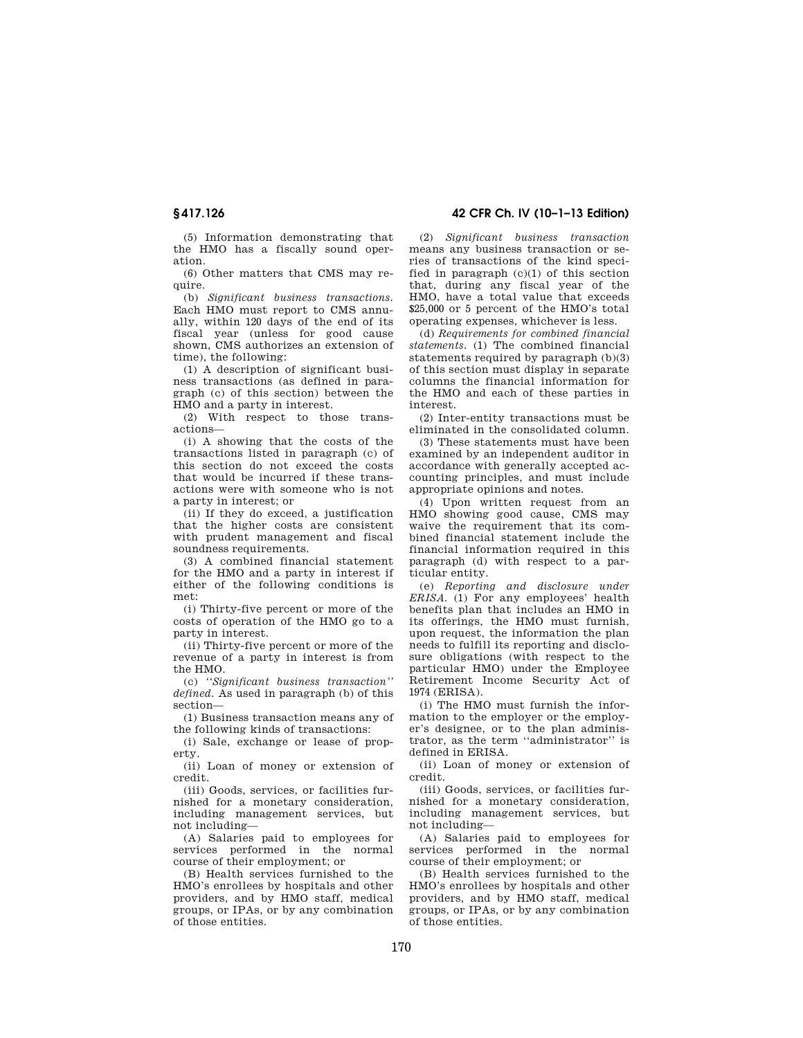(5) Information demonstrating that the HMO has a fiscally sound operation.

(6) Other matters that CMS may require.

(b) *Significant business transactions.* Each HMO must report to CMS annually, within 120 days of the end of its fiscal year (unless for good cause shown, CMS authorizes an extension of time), the following:

(1) A description of significant business transactions (as defined in paragraph (c) of this section) between the HMO and a party in interest.

(2) With respect to those transactions—

(i) A showing that the costs of the transactions listed in paragraph (c) of this section do not exceed the costs that would be incurred if these transactions were with someone who is not a party in interest; or

(ii) If they do exceed, a justification that the higher costs are consistent with prudent management and fiscal soundness requirements.

(3) A combined financial statement for the HMO and a party in interest if either of the following conditions is met:

(i) Thirty-five percent or more of the costs of operation of the HMO go to a party in interest.

(ii) Thirty-five percent or more of the revenue of a party in interest is from the HMO.

(c) *''Significant business transaction'' defined.* As used in paragraph (b) of this section—

(1) Business transaction means any of the following kinds of transactions:

(i) Sale, exchange or lease of property.

(ii) Loan of money or extension of credit.

(iii) Goods, services, or facilities furnished for a monetary consideration, including management services, but not including—

(A) Salaries paid to employees for services performed in the normal course of their employment; or

(B) Health services furnished to the HMO's enrollees by hospitals and other providers, and by HMO staff, medical groups, or IPAs, or by any combination of those entities.

(2) *Significant business transaction* means any business transaction or series of transactions of the kind specified in paragraph (c)(1) of this section that, during any fiscal year of the HMO, have a total value that exceeds $25,000 or 5 percent of the HMO's total operating expenses, whichever is less.

(d) *Requirements for combined financial statements.* (1) The combined financial statements required by paragraph (b)(3) of this section must display in separate columns the financial information for the HMO and each of these parties in interest.

(2) Inter-entity transactions must be eliminated in the consolidated column.

(3) These statements must have been examined by an independent auditor in accordance with generally accepted accounting principles, and must include appropriate opinions and notes.

(4) Upon written request from an HMO showing good cause, CMS may waive the requirement that its combined financial statement include the financial information required in this paragraph (d) with respect to a particular entity.

(e) *Reporting and disclosure under ERISA.* (1) For any employees' health benefits plan that includes an HMO in its offerings, the HMO must furnish, upon request, the information the plan needs to fulfill its reporting and disclosure obligations (with respect to the particular HMO) under the Employee Retirement Income Security Act of 1974 (ERISA).

(i) The HMO must furnish the information to the employer or the employer's designee, or to the plan administrator, as the term ''administrator'' is defined in ERISA.

(ii) Loan of money or extension of credit.

(iii) Goods, services, or facilities furnished for a monetary consideration, including management services, but not including—

(A) Salaries paid to employees for services performed in the normal course of their employment; or

(B) Health services furnished to the HMO's enrollees by hospitals and other providers, and by HMO staff, medical groups, or IPAs, or by any combination of those entities.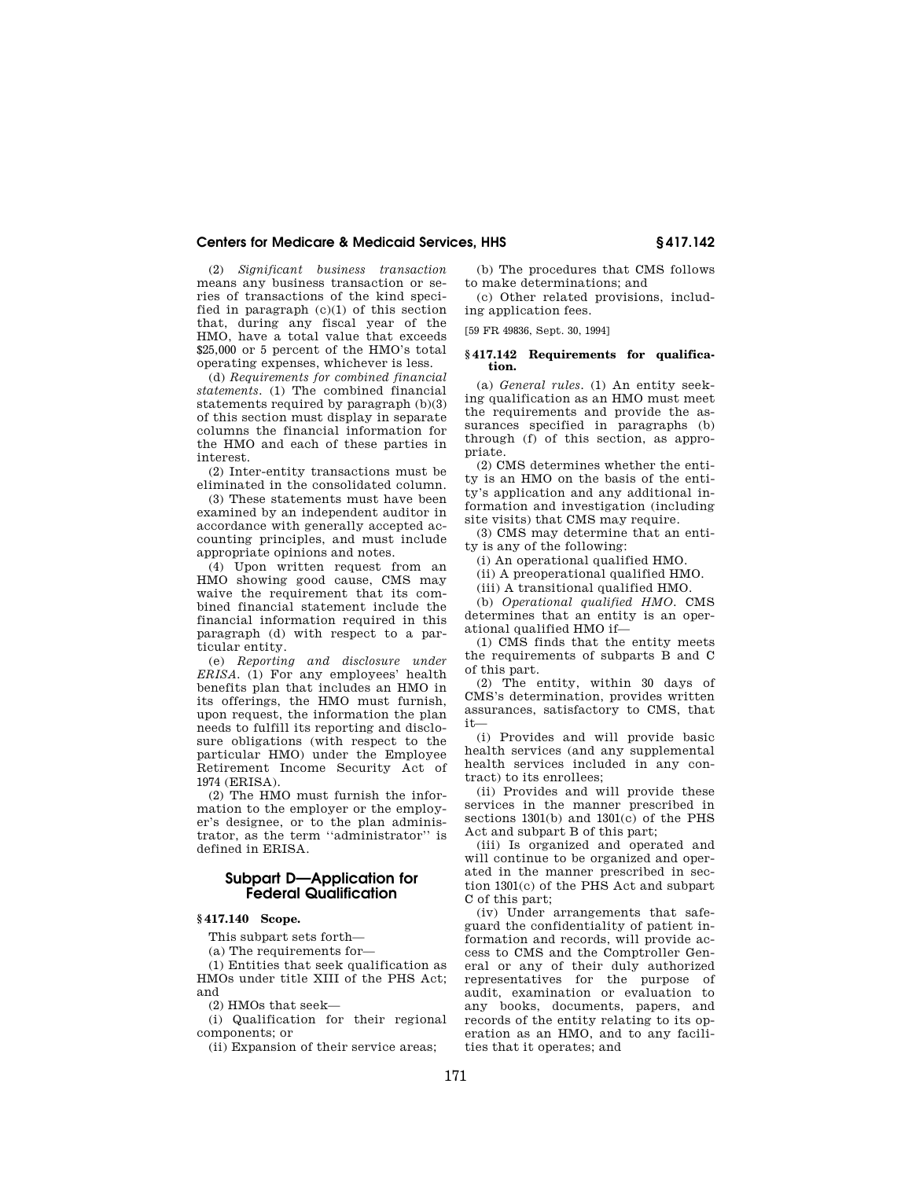(2) *Significant business transaction* means any business transaction or series of transactions of the kind specified in paragraph (c)(1) of this section that, during any fiscal year of the HMO, have a total value that exceeds $25,000 or 5 percent of the HMO's total operating expenses, whichever is less.

(d) *Requirements for combined financial statements.* (1) The combined financial statements required by paragraph (b)(3) of this section must display in separate columns the financial information for the HMO and each of these parties in interest.

(2) Inter-entity transactions must be eliminated in the consolidated column.

(3) These statements must have been examined by an independent auditor in accordance with generally accepted accounting principles, and must include appropriate opinions and notes.

(4) Upon written request from an HMO showing good cause, CMS may waive the requirement that its combined financial statement include the financial information required in this paragraph (d) with respect to a particular entity.

(e) *Reporting and disclosure under ERISA.* (1) For any employees' health benefits plan that includes an HMO in its offerings, the HMO must furnish, upon request, the information the plan needs to fulfill its reporting and disclosure obligations (with respect to the particular HMO) under the Employee Retirement Income Security Act of 1974 (ERISA).

(2) The HMO must furnish the information to the employer or the employer's designee, or to the plan administrator, as the term ''administrator'' is defined in ERISA.

## Subpart D—Application for Federal Qualification

### § 417.140 Scope.

This subpart sets forth—

(a) The requirements for—

(1) Entities that seek qualification as HMOs under title XIII of the PHS Act; and

(2) HMOs that seek—

(i) Qualification for their regional components; or

(ii) Expansion of their service areas;

(b) The procedures that CMS follows to make determinations; and

(c) Other related provisions, including application fees.

[59 FR 49836, Sept. 30, 1994]

### § 417.142 Requirements for qualification.

(a) *General rules.* (1) An entity seeking qualification as an HMO must meet the requirements and provide the assurances specified in paragraphs (b) through (f) of this section, as appropriate.

(2) CMS determines whether the entity is an HMO on the basis of the entity's application and any additional information and investigation (including site visits) that CMS may require.

(3) CMS may determine that an entity is any of the following:

(i) An operational qualified HMO.

(ii) A preoperational qualified HMO.

(iii) A transitional qualified HMO.

(b) *Operational qualified HMO.* CMS determines that an entity is an operational qualified HMO if—

(1) CMS finds that the entity meets the requirements of subparts B and C of this part.

(2) The entity, within 30 days of CMS's determination, provides written assurances, satisfactory to CMS, that it—

(i) Provides and will provide basic health services (and any supplemental health services included in any contract) to its enrollees;

(ii) Provides and will provide these services in the manner prescribed in sections 1301(b) and 1301(c) of the PHS Act and subpart B of this part;

(iii) Is organized and operated and will continue to be organized and operated in the manner prescribed in section 1301(c) of the PHS Act and subpart C of this part;

(iv) Under arrangements that safeguard the confidentiality of patient information and records, will provide access to CMS and the Comptroller General or any of their duly authorized representatives for the purpose of audit, examination or evaluation to any books, documents, papers, and records of the entity relating to its operation as an HMO, and to any facilities that it operates; and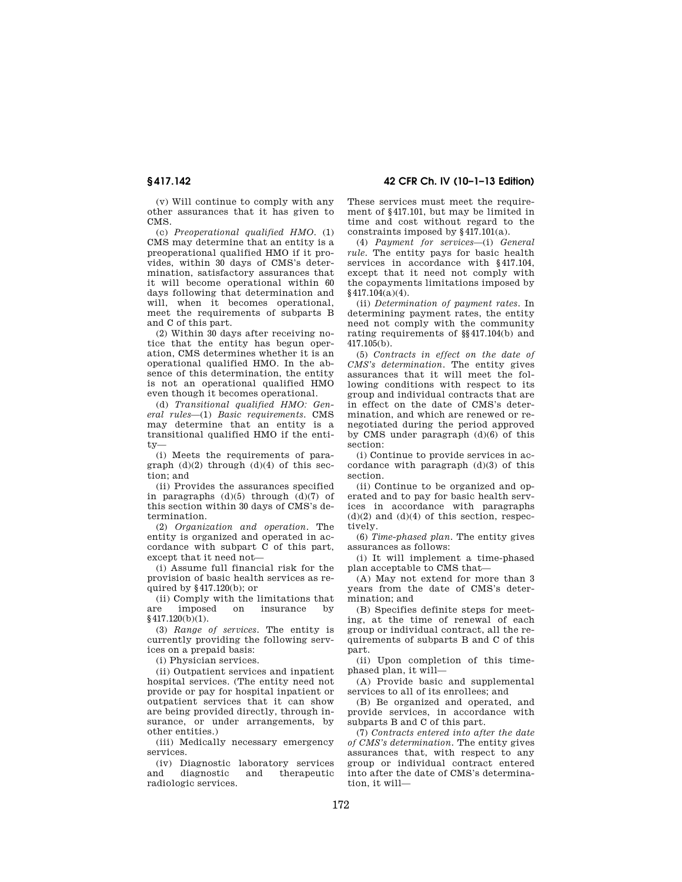(v) Will continue to comply with any other assurances that it has given to CMS.

(c) *Preoperational qualified HMO.* (1) CMS may determine that an entity is a preoperational qualified HMO if it provides, within 30 days of CMS's determination, satisfactory assurances that it will become operational within 60 days following that determination and will, when it becomes operational, meet the requirements of subparts B and C of this part.

(2) Within 30 days after receiving notice that the entity has begun operation, CMS determines whether it is an operational qualified HMO. In the absence of this determination, the entity is not an operational qualified HMO even though it becomes operational.

(d) *Transitional qualified HMO: General rules*—(1) *Basic requirements.* CMS may determine that an entity is a transitional qualified HMO if the entity—

(i) Meets the requirements of paragraph (d)(2) through (d)(4) of this section; and

(ii) Provides the assurances specified in paragraphs (d)(5) through (d)(7) of this section within 30 days of CMS's determination.

(2) *Organization and operation.* The entity is organized and operated in accordance with subpart C of this part, except that it need not—

(i) Assume full financial risk for the provision of basic health services as required by §417.120(b); or

(ii) Comply with the limitations that are imposed on insurance by §417.120(b)(1).

(3) *Range of services.* The entity is currently providing the following services on a prepaid basis:

(i) Physician services.

(ii) Outpatient services and inpatient hospital services. (The entity need not provide or pay for hospital inpatient or outpatient services that it can show are being provided directly, through insurance, or under arrangements, by other entities.)

(iii) Medically necessary emergency services.

(iv) Diagnostic laboratory services and diagnostic and therapeutic radiologic services.

These services must meet the requirement of §417.101, but may be limited in time and cost without regard to the constraints imposed by §417.101(a).

(4) *Payment for services*—(i) *General rule.* The entity pays for basic health services in accordance with §417.104, except that it need not comply with the copayments limitations imposed by §417.104(a)(4).

(ii) *Determination of payment rates.* In determining payment rates, the entity need not comply with the community rating requirements of §§417.104(b) and 417.105(b).

(5) *Contracts in effect on the date of CMS's determination.* The entity gives assurances that it will meet the following conditions with respect to its group and individual contracts that are in effect on the date of CMS's determination, and which are renewed or renegotiated during the period approved by CMS under paragraph (d)(6) of this section:

(i) Continue to provide services in accordance with paragraph (d)(3) of this section.

(ii) Continue to be organized and operated and to pay for basic health services in accordance with paragraphs (d)(2) and (d)(4) of this section, respectively.

(6) *Time-phased plan.* The entity gives assurances as follows:

(i) It will implement a time-phased plan acceptable to CMS that—

(A) May not extend for more than 3 years from the date of CMS's determination; and

(B) Specifies definite steps for meeting, at the time of renewal of each group or individual contract, all the requirements of subparts B and C of this part.

(ii) Upon completion of this time-phased plan, it will—

(A) Provide basic and supplemental services to all of its enrollees; and

(B) Be organized and operated, and provide services, in accordance with subparts B and C of this part.

(7) *Contracts entered into after the date of CMS's determination.* The entity gives assurances that, with respect to any group or individual contract entered into after the date of CMS's determination, it will—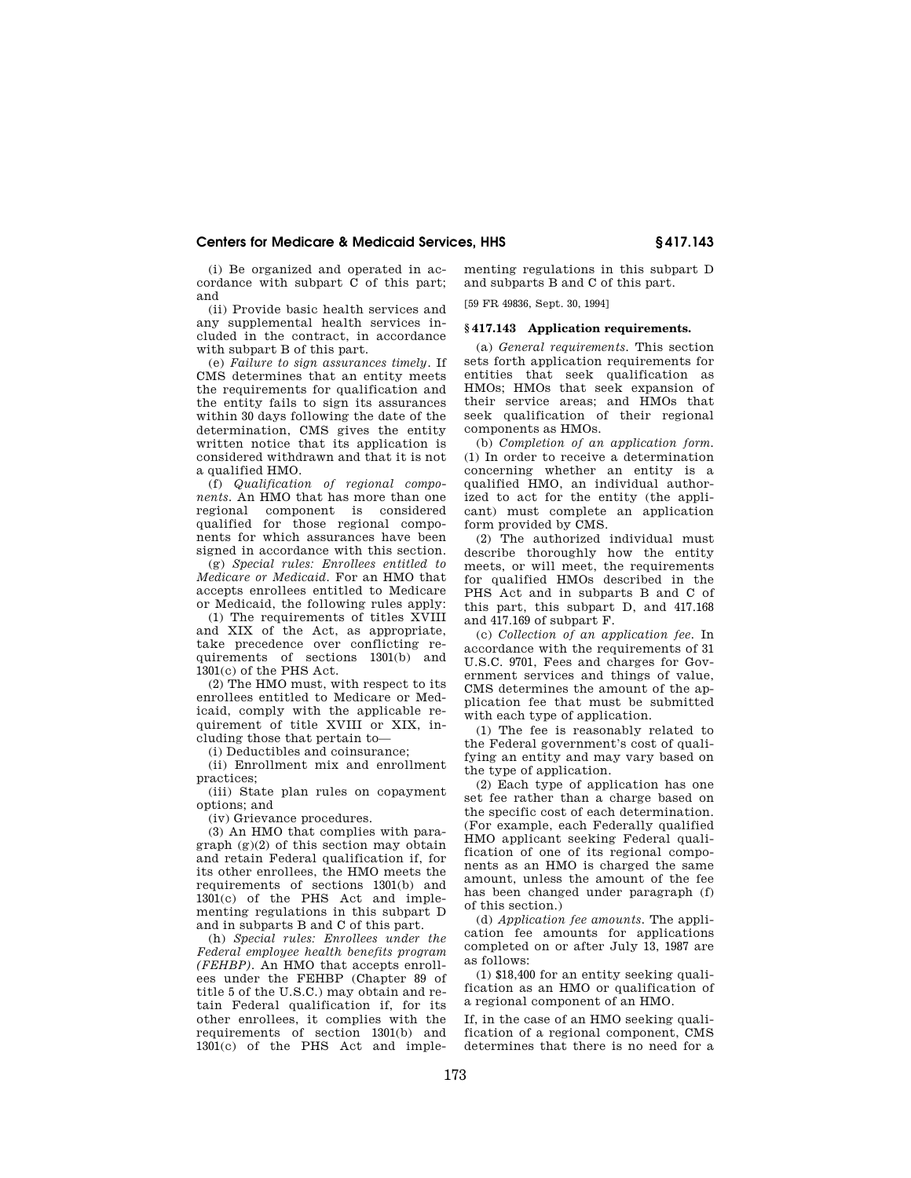(i) Be organized and operated in accordance with subpart C of this part; and

(ii) Provide basic health services and any supplemental health services included in the contract, in accordance with subpart B of this part.

(e) *Failure to sign assurances timely.* If CMS determines that an entity meets the requirements for qualification and the entity fails to sign its assurances within 30 days following the date of the determination, CMS gives the entity written notice that its application is considered withdrawn and that it is not a qualified HMO.

(f) *Qualification of regional components.* An HMO that has more than one regional component is considered qualified for those regional components for which assurances have been signed in accordance with this section.

(g) *Special rules: Enrollees entitled to Medicare or Medicaid.* For an HMO that accepts enrollees entitled to Medicare or Medicaid, the following rules apply:

(1) The requirements of titles XVIII and XIX of the Act, as appropriate, take precedence over conflicting requirements of sections 1301(b) and 1301(c) of the PHS Act.

(2) The HMO must, with respect to its enrollees entitled to Medicare or Medicaid, comply with the applicable requirement of title XVIII or XIX, including those that pertain to—

(i) Deductibles and coinsurance;

(ii) Enrollment mix and enrollment practices;

(iii) State plan rules on copayment options; and

(iv) Grievance procedures.

(3) An HMO that complies with paragraph (g)(2) of this section may obtain and retain Federal qualification if, for its other enrollees, the HMO meets the requirements of sections 1301(b) and 1301(c) of the PHS Act and implementing regulations in this subpart D and in subparts B and C of this part.

(h) *Special rules: Enrollees under the Federal employee health benefits program (FEHBP).* An HMO that accepts enrollees under the FEHBP (Chapter 89 of title 5 of the U.S.C.) may obtain and retain Federal qualification if, for its other enrollees, it complies with the requirements of section 1301(b) and 1301(c) of the PHS Act and implementing regulations in this subpart D and subparts B and C of this part.

[59 FR 49836, Sept. 30, 1994]

## § 417.143 Application requirements.

(a) *General requirements.* This section sets forth application requirements for entities that seek qualification as HMOs; HMOs that seek expansion of their service areas; and HMOs that seek qualification of their regional components as HMOs.

(b) *Completion of an application form.* (1) In order to receive a determination concerning whether an entity is a qualified HMO, an individual authorized to act for the entity (the applicant) must complete an application form provided by CMS.

(2) The authorized individual must describe thoroughly how the entity meets, or will meet, the requirements for qualified HMOs described in the PHS Act and in subparts B and C of this part, this subpart D, and 417.168 and 417.169 of subpart F.

(c) *Collection of an application fee.* In accordance with the requirements of 31 U.S.C. 9701, Fees and charges for Government services and things of value, CMS determines the amount of the application fee that must be submitted with each type of application.

(1) The fee is reasonably related to the Federal government's cost of qualifying an entity and may vary based on the type of application.

(2) Each type of application has one set fee rather than a charge based on the specific cost of each determination. (For example, each Federally qualified HMO applicant seeking Federal qualification of one of its regional components as an HMO is charged the same amount, unless the amount of the fee has been changed under paragraph (f) of this section.)

(d) *Application fee amounts.* The application fee amounts for applications completed on or after July 13, 1987 are as follows:

(1) $18,400 for an entity seeking qualification as an HMO or qualification of a regional component of an HMO.

If, in the case of an HMO seeking qualification of a regional component, CMS determines that there is no need for a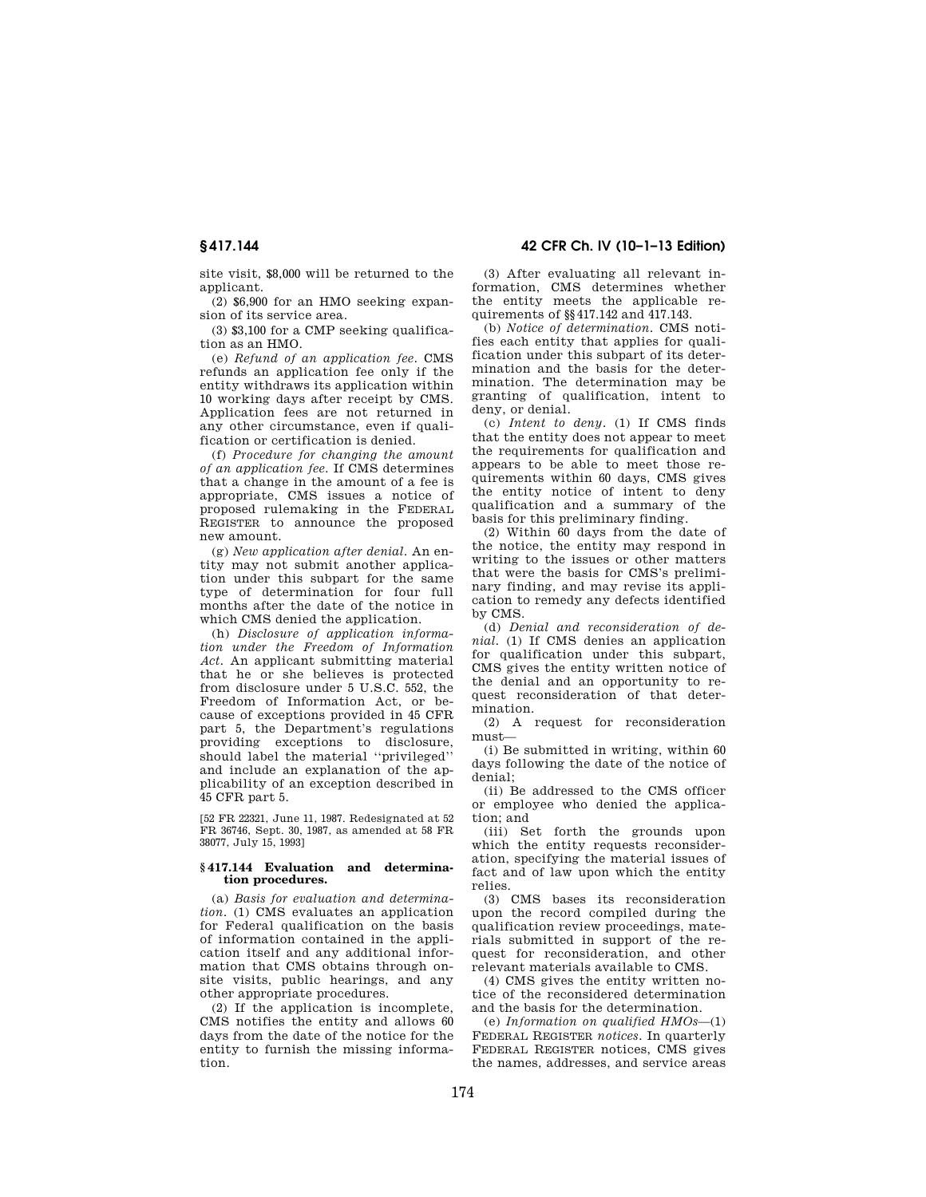site visit, $8,000 will be returned to the applicant.

(2) $6,900 for an HMO seeking expansion of its service area.

(3) $3,100 for a CMP seeking qualification as an HMO.

(e) *Refund of an application fee.* CMS refunds an application fee only if the entity withdraws its application within 10 working days after receipt by CMS. Application fees are not returned in any other circumstance, even if qualification or certification is denied.

(f) *Procedure for changing the amount of an application fee.* If CMS determines that a change in the amount of a fee is appropriate, CMS issues a notice of proposed rulemaking in the FEDERAL REGISTER to announce the proposed new amount.

(g) *New application after denial.* An entity may not submit another application under this subpart for the same type of determination for four full months after the date of the notice in which CMS denied the application.

(h) *Disclosure of application information under the Freedom of Information Act.* An applicant submitting material that he or she believes is protected from disclosure under 5 U.S.C. 552, the Freedom of Information Act, or because of exceptions provided in 45 CFR part 5, the Department's regulations providing exceptions to disclosure, should label the material "privileged" and include an explanation of the applicability of an exception described in 45 CFR part 5.

[52 FR 22321, June 11, 1987. Redesignated at 52 FR 36746, Sept. 30, 1987, as amended at 58 FR 38077, July 15, 1993]

### § 417.144 Evaluation and determination procedures.

(a) *Basis for evaluation and determination.* (1) CMS evaluates an application for Federal qualification on the basis of information contained in the application itself and any additional information that CMS obtains through onsite visits, public hearings, and any other appropriate procedures.

(2) If the application is incomplete, CMS notifies the entity and allows 60 days from the date of the notice for the entity to furnish the missing information.

(3) After evaluating all relevant information, CMS determines whether the entity meets the applicable requirements of §§ 417.142 and 417.143.

(b) *Notice of determination.* CMS notifies each entity that applies for qualification under this subpart of its determination and the basis for the determination. The determination may be granting of qualification, intent to deny, or denial.

(c) *Intent to deny.* (1) If CMS finds that the entity does not appear to meet the requirements for qualification and appears to be able to meet those requirements within 60 days, CMS gives the entity notice of intent to deny qualification and a summary of the basis for this preliminary finding.

(2) Within 60 days from the date of the notice, the entity may respond in writing to the issues or other matters that were the basis for CMS's preliminary finding, and may revise its application to remedy any defects identified by CMS.

(d) *Denial and reconsideration of denial.* (1) If CMS denies an application for qualification under this subpart, CMS gives the entity written notice of the denial and an opportunity to request reconsideration of that determination.

(2) A request for reconsideration must—

(i) Be submitted in writing, within 60 days following the date of the notice of denial;

(ii) Be addressed to the CMS officer or employee who denied the application; and

(iii) Set forth the grounds upon which the entity requests reconsideration, specifying the material issues of fact and of law upon which the entity relies.

(3) CMS bases its reconsideration upon the record compiled during the qualification review proceedings, materials submitted in support of the request for reconsideration, and other relevant materials available to CMS.

(4) CMS gives the entity written notice of the reconsidered determination and the basis for the determination.

(e) *Information on qualified HMOs*—(1) FEDERAL REGISTER *notices.* In quarterly FEDERAL REGISTER notices, CMS gives the names, addresses, and service areas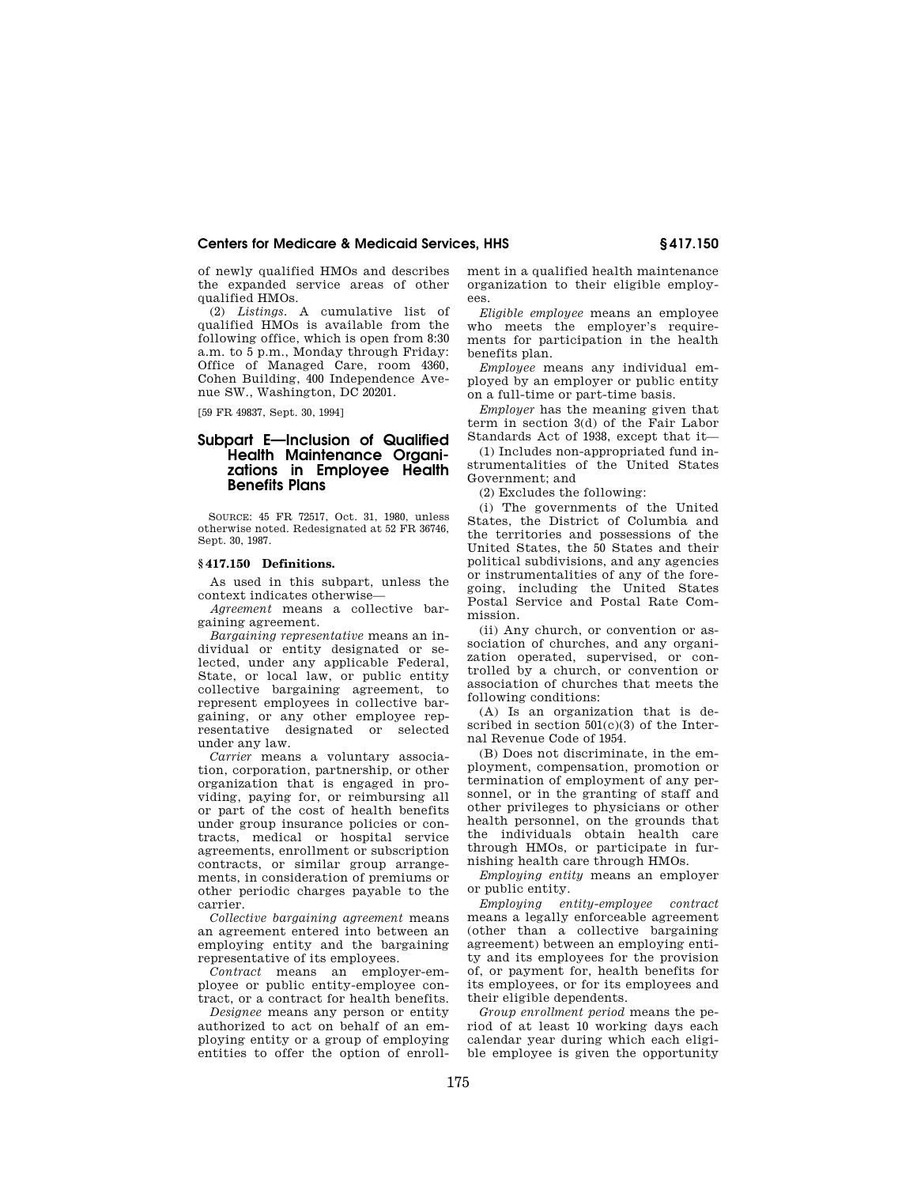of newly qualified HMOs and describes the expanded service areas of other qualified HMOs.

(2) *Listings.* A cumulative list of qualified HMOs is available from the following office, which is open from 8:30 a.m. to 5 p.m., Monday through Friday: Office of Managed Care, room 4360, Cohen Building, 400 Independence Avenue SW., Washington, DC 20201.

[59 FR 49837, Sept. 30, 1994]

## Subpart E—Inclusion of Qualified Health Maintenance Organizations in Employee Health Benefits Plans

SOURCE: 45 FR 72517, Oct. 31, 1980, unless otherwise noted. Redesignated at 52 FR 36746, Sept. 30, 1987.

### § 417.150 Definitions.

As used in this subpart, unless the context indicates otherwise—

*Agreement* means a collective bargaining agreement.

*Bargaining representative* means an individual or entity designated or selected, under any applicable Federal, State, or local law, or public entity collective bargaining agreement, to represent employees in collective bargaining, or any other employee representative designated or selected under any law.

*Carrier* means a voluntary association, corporation, partnership, or other organization that is engaged in providing, paying for, or reimbursing all or part of the cost of health benefits under group insurance policies or contracts, medical or hospital service agreements, enrollment or subscription contracts, or similar group arrangements, in consideration of premiums or other periodic charges payable to the carrier.

*Collective bargaining agreement* means an agreement entered into between an employing entity and the bargaining representative of its employees.

*Contract* means an employer-employee or public entity-employee contract, or a contract for health benefits.

*Designee* means any person or entity authorized to act on behalf of an employing entity or a group of employing entities to offer the option of enrollment in a qualified health maintenance organization to their eligible employees.

*Eligible employee* means an employee who meets the employer's requirements for participation in the health benefits plan.

*Employee* means any individual employed by an employer or public entity on a full-time or part-time basis.

*Employer* has the meaning given that term in section 3(d) of the Fair Labor Standards Act of 1938, except that it—

(1) Includes non-appropriated fund instrumentalities of the United States Government; and

(2) Excludes the following:

(i) The governments of the United States, the District of Columbia and the territories and possessions of the United States, the 50 States and their political subdivisions, and any agencies or instrumentalities of any of the foregoing, including the United States Postal Service and Postal Rate Commission.

(ii) Any church, or convention or association of churches, and any organization operated, supervised, or controlled by a church, or convention or association of churches that meets the following conditions:

(A) Is an organization that is described in section 501(c)(3) of the Internal Revenue Code of 1954.

(B) Does not discriminate, in the employment, compensation, promotion or termination of employment of any personnel, or in the granting of staff and other privileges to physicians or other health personnel, on the grounds that the individuals obtain health care through HMOs, or participate in furnishing health care through HMOs.

*Employing entity* means an employer or public entity.

*Employing entity-employee contract* means a legally enforceable agreement (other than a collective bargaining agreement) between an employing entity and its employees for the provision of, or payment for, health benefits for its employees, or for its employees and their eligible dependents.

*Group enrollment period* means the period of at least 10 working days each calendar year during which each eligible employee is given the opportunity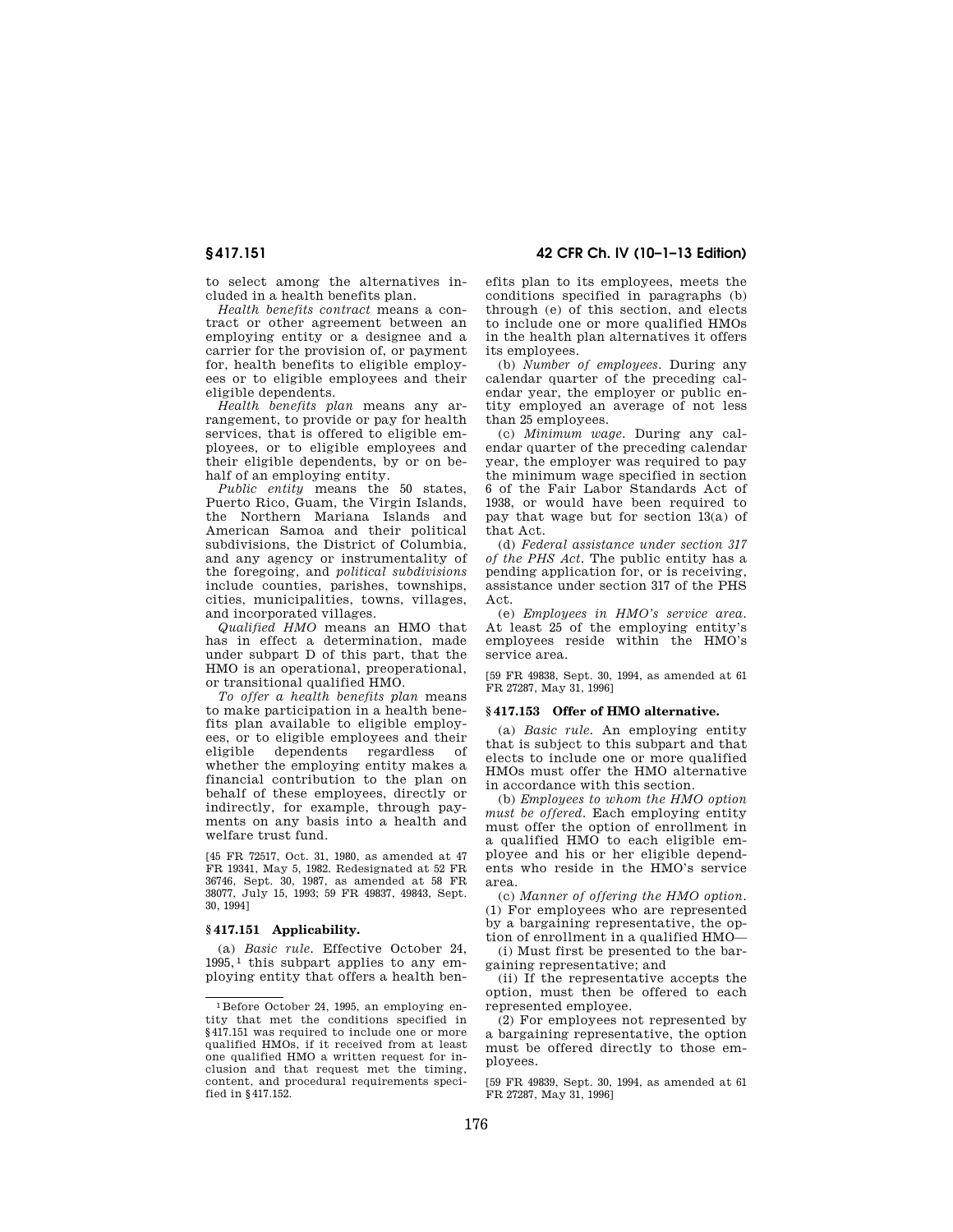to select among the alternatives included in a health benefits plan.

*Health benefits contract* means a contract or other agreement between an employing entity or a designee and a carrier for the provision of, or payment for, health benefits to eligible employees or to eligible employees and their eligible dependents.

*Health benefits plan* means any arrangement, to provide or pay for health services, that is offered to eligible employees, or to eligible employees and their eligible dependents, by or on behalf of an employing entity.

*Public entity* means the 50 states, Puerto Rico, Guam, the Virgin Islands, the Northern Mariana Islands and American Samoa and their political subdivisions, the District of Columbia, and any agency or instrumentality of the foregoing, and *political subdivisions* include counties, parishes, townships, cities, municipalities, towns, villages, and incorporated villages.

*Qualified HMO* means an HMO that has in effect a determination, made under subpart D of this part, that the HMO is an operational, preoperational, or transitional qualified HMO.

*To offer a health benefits plan* means to make participation in a health benefits plan available to eligible employees, or to eligible employees and their eligible dependents regardless of whether the employing entity makes a financial contribution to the plan on behalf of these employees, directly or indirectly, for example, through payments on any basis into a health and welfare trust fund.

[45 FR 72517, Oct. 31, 1980, as amended at 47 FR 19341, May 5, 1982. Redesignated at 52 FR 36746, Sept. 30, 1987, as amended at 58 FR 38077, July 15, 1993; 59 FR 49837, 49843, Sept. 30, 1994]

### § 417.151 Applicability.

(a) *Basic rule.* Effective October 24, 1995,[1] this subpart applies to any employing entity that offers a health benefits plan to its employees, meets the conditions specified in paragraphs (b) through (e) of this section, and elects to include one or more qualified HMOs in the health plan alternatives it offers its employees.

(b) *Number of employees.* During any calendar quarter of the preceding calendar year, the employer or public entity employed an average of not less than 25 employees.

(c) *Minimum wage.* During any calendar quarter of the preceding calendar year, the employer was required to pay the minimum wage specified in section 6 of the Fair Labor Standards Act of 1938, or would have been required to pay that wage but for section 13(a) of that Act.

(d) *Federal assistance under section 317 of the PHS Act.* The public entity has a pending application for, or is receiving, assistance under section 317 of the PHS Act.

(e) *Employees in HMO's service area.* At least 25 of the employing entity's employees reside within the HMO's service area.

[59 FR 49838, Sept. 30, 1994, as amended at 61 FR 27287, May 31, 1996]

### § 417.153 Offer of HMO alternative.

(a) *Basic rule.* An employing entity that is subject to this subpart and that elects to include one or more qualified HMOs must offer the HMO alternative in accordance with this section.

(b) *Employees to whom the HMO option must be offered.* Each employing entity must offer the option of enrollment in a qualified HMO to each eligible employee and his or her eligible dependents who reside in the HMO's service area.

(c) *Manner of offering the HMO option.* (1) For employees who are represented by a bargaining representative, the option of enrollment in a qualified HMO—

(i) Must first be presented to the bargaining representative; and

(ii) If the representative accepts the option, must then be offered to each represented employee.

(2) For employees not represented by a bargaining representative, the option must be offered directly to those employees.

[59 FR 49839, Sept. 30, 1994, as amended at 61 FR 27287, May 31, 1996]

---

[1] Before October 24, 1995, an employing entity that met the conditions specified in §417.151 was required to include one or more qualified HMOs, if it received from at least one qualified HMO a written request for inclusion and that request met the timing, content, and procedural requirements specified in §417.152.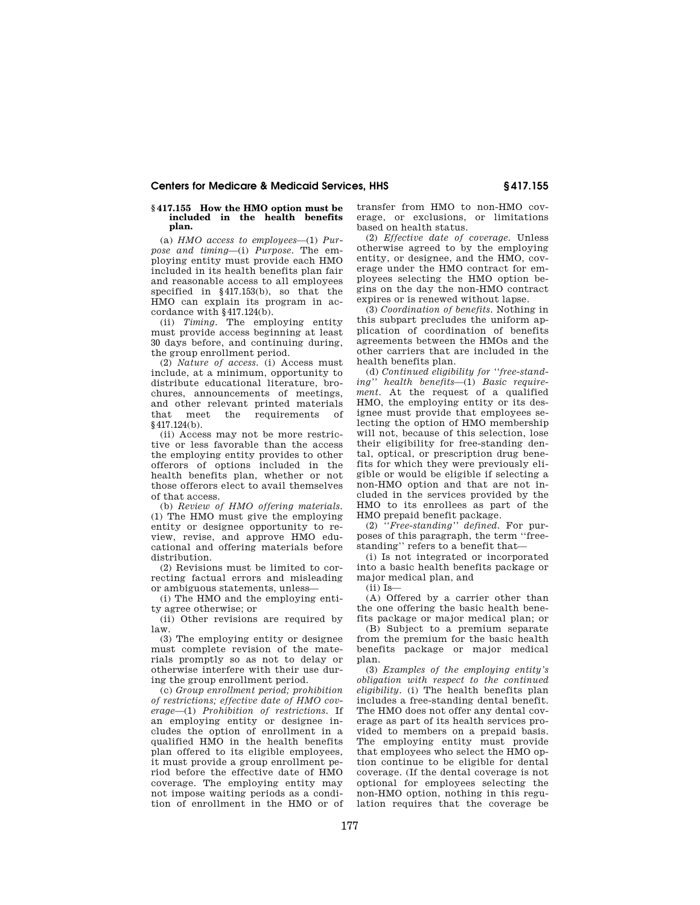### § 417.155 How the HMO option must be included in the health benefits plan.

(a) *HMO access to employees*—(1) *Purpose and timing*—(i) *Purpose.* The employing entity must provide each HMO included in its health benefits plan fair and reasonable access to all employees specified in §417.153(b), so that the HMO can explain its program in accordance with §417.124(b).

(ii) *Timing.* The employing entity must provide access beginning at least 30 days before, and continuing during, the group enrollment period.

(2) *Nature of access.* (i) Access must include, at a minimum, opportunity to distribute educational literature, brochures, announcements of meetings, and other relevant printed materials that meet the requirements of §417.124(b).

(ii) Access may not be more restrictive or less favorable than the access the employing entity provides to other offerors of options included in the health benefits plan, whether or not those offerors elect to avail themselves of that access.

(b) *Review of HMO offering materials.* (1) The HMO must give the employing entity or designee opportunity to review, revise, and approve HMO educational and offering materials before distribution.

(2) Revisions must be limited to correcting factual errors and misleading or ambiguous statements, unless—

(i) The HMO and the employing entity agree otherwise; or

(ii) Other revisions are required by law.

(3) The employing entity or designee must complete revision of the materials promptly so as not to delay or otherwise interfere with their use during the group enrollment period.

(c) *Group enrollment period; prohibition of restrictions; effective date of HMO coverage*—(1) *Prohibition of restrictions.* If an employing entity or designee includes the option of enrollment in a qualified HMO in the health benefits plan offered to its eligible employees, it must provide a group enrollment period before the effective date of HMO coverage. The employing entity may not impose waiting periods as a condition of enrollment in the HMO or of transfer from HMO to non-HMO coverage, or exclusions, or limitations based on health status.

(2) *Effective date of coverage.* Unless otherwise agreed to by the employing entity, or designee, and the HMO, coverage under the HMO contract for employees selecting the HMO option begins on the day the non-HMO contract expires or is renewed without lapse.

(3) *Coordination of benefits.* Nothing in this subpart precludes the uniform application of coordination of benefits agreements between the HMOs and the other carriers that are included in the health benefits plan.

(d) *Continued eligibility for "free-standing" health benefits*—(1) *Basic requirement.* At the request of a qualified HMO, the employing entity or its designee must provide that employees selecting the option of HMO membership will not, because of this selection, lose their eligibility for free-standing dental, optical, or prescription drug benefits for which they were previously eligible or would be eligible if selecting a non-HMO option and that are not included in the services provided by the HMO to its enrollees as part of the HMO prepaid benefit package.

(2) *"Free-standing" defined.* For purposes of this paragraph, the term "free-standing" refers to a benefit that—

(i) Is not integrated or incorporated into a basic health benefits package or major medical plan, and

(ii) Is—

(A) Offered by a carrier other than the one offering the basic health benefits package or major medical plan; or

(B) Subject to a premium separate from the premium for the basic health benefits package or major medical plan.

(3) *Examples of the employing entity's obligation with respect to the continued eligibility.* (i) The health benefits plan includes a free-standing dental benefit. The HMO does not offer any dental coverage as part of its health services provided to members on a prepaid basis. The employing entity must provide that employees who select the HMO option continue to be eligible for dental coverage. (If the dental coverage is not optional for employees selecting the non-HMO option, nothing in this regulation requires that the coverage be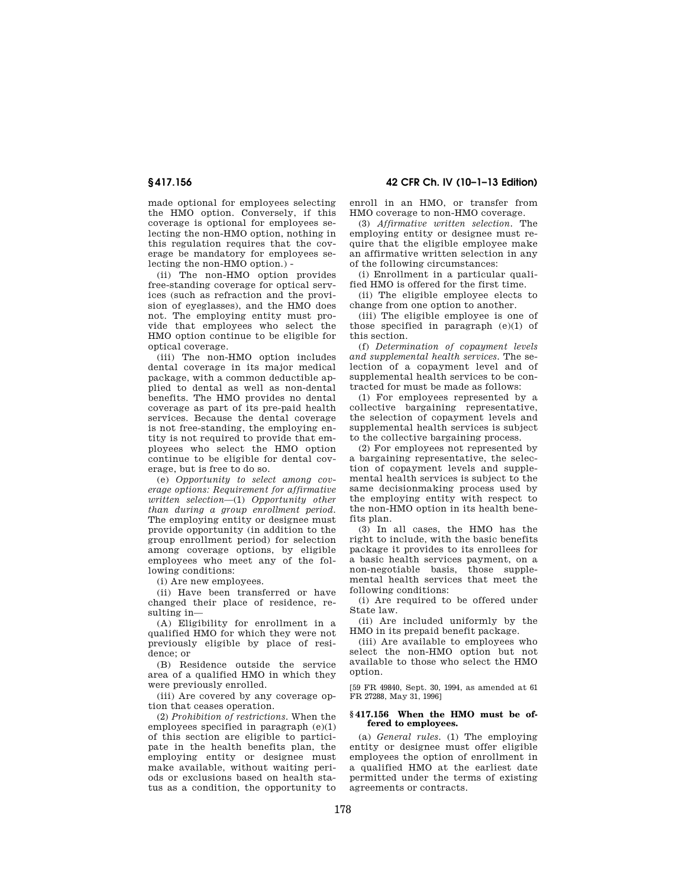made optional for employees selecting the HMO option. Conversely, if this coverage is optional for employees selecting the non-HMO option, nothing in this regulation requires that the coverage be mandatory for employees selecting the non-HMO option.) -

(ii) The non-HMO option provides free-standing coverage for optical services (such as refraction and the provision of eyeglasses), and the HMO does not. The employing entity must provide that employees who select the HMO option continue to be eligible for optical coverage.

(iii) The non-HMO option includes dental coverage in its major medical package, with a common deductible applied to dental as well as non-dental benefits. The HMO provides no dental coverage as part of its pre-paid health services. Because the dental coverage is not free-standing, the employing entity is not required to provide that employees who select the HMO option continue to be eligible for dental coverage, but is free to do so.

(e) *Opportunity to select among coverage options: Requirement for affirmative written selection*—(1) *Opportunity other than during a group enrollment period.* The employing entity or designee must provide opportunity (in addition to the group enrollment period) for selection among coverage options, by eligible employees who meet any of the following conditions:

(i) Are new employees.

(ii) Have been transferred or have changed their place of residence, resulting in—

(A) Eligibility for enrollment in a qualified HMO for which they were not previously eligible by place of residence; or

(B) Residence outside the service area of a qualified HMO in which they were previously enrolled.

(iii) Are covered by any coverage option that ceases operation.

(2) *Prohibition of restrictions.* When the employees specified in paragraph (e)(1) of this section are eligible to participate in the health benefits plan, the employing entity or designee must make available, without waiting periods or exclusions based on health status as a condition, the opportunity to enroll in an HMO, or transfer from HMO coverage to non-HMO coverage.

(3) *Affirmative written selection.* The employing entity or designee must require that the eligible employee make an affirmative written selection in any of the following circumstances:

(i) Enrollment in a particular qualified HMO is offered for the first time.

(ii) The eligible employee elects to change from one option to another.

(iii) The eligible employee is one of those specified in paragraph (e)(1) of this section.

(f) *Determination of copayment levels and supplemental health services.* The selection of a copayment level and of supplemental health services to be contracted for must be made as follows:

(1) For employees represented by a collective bargaining representative, the selection of copayment levels and supplemental health services is subject to the collective bargaining process.

(2) For employees not represented by a bargaining representative, the selection of copayment levels and supplemental health services is subject to the same decisionmaking process used by the employing entity with respect to the non-HMO option in its health benefits plan.

(3) In all cases, the HMO has the right to include, with the basic benefits package it provides to its enrollees for a basic health services payment, on a non-negotiable basis, those supplemental health services that meet the following conditions:

(i) Are required to be offered under State law.

(ii) Are included uniformly by the HMO in its prepaid benefit package.

(iii) Are available to employees who select the non-HMO option but not available to those who select the HMO option.

[59 FR 49840, Sept. 30, 1994, as amended at 61 FR 27288, May 31, 1996]

### § 417.156 When the HMO must be offered to employees.

(a) *General rules.* (1) The employing entity or designee must offer eligible employees the option of enrollment in a qualified HMO at the earliest date permitted under the terms of existing agreements or contracts.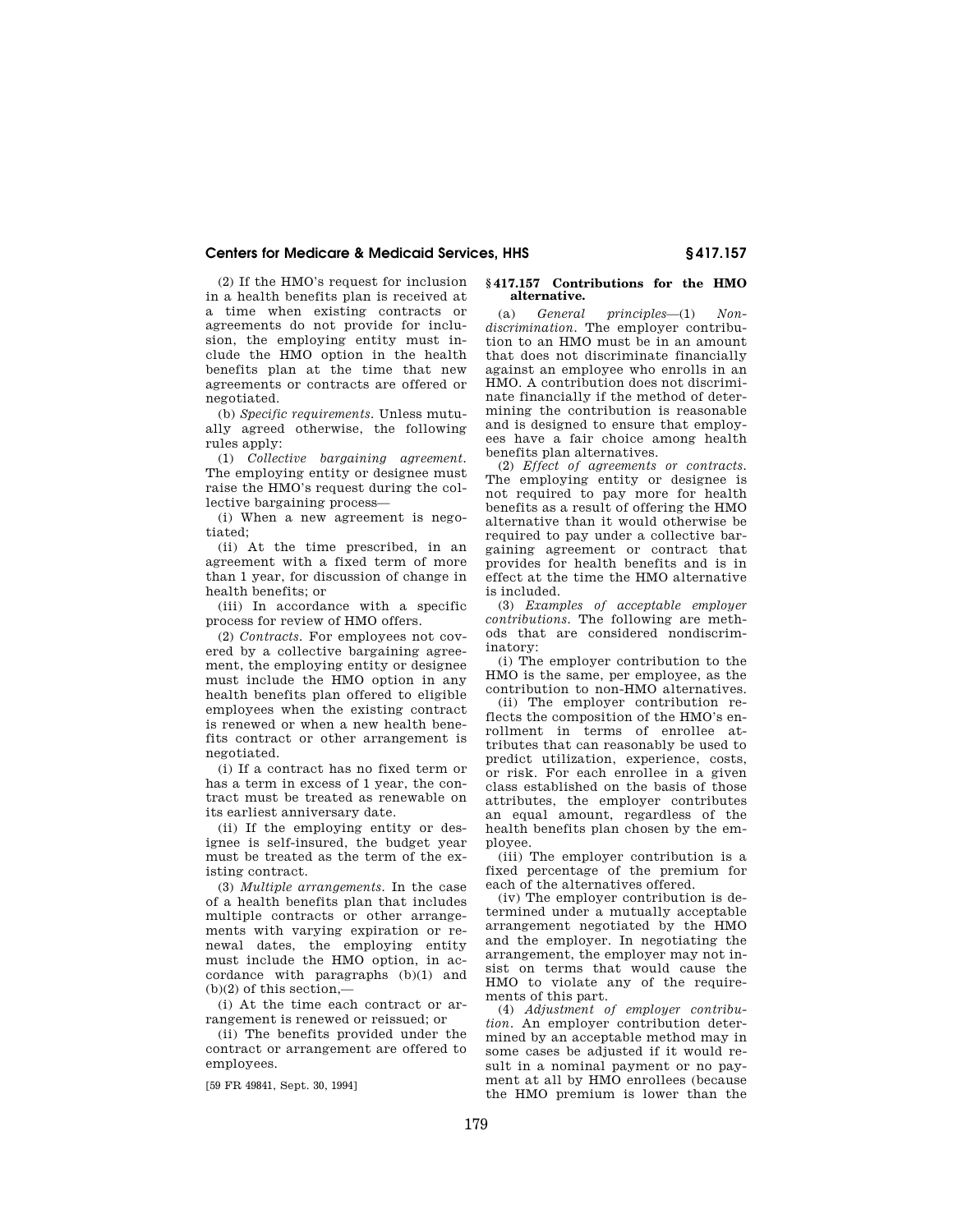(2) If the HMO's request for inclusion in a health benefits plan is received at a time when existing contracts or agreements do not provide for inclusion, the employing entity must include the HMO option in the health benefits plan at the time that new agreements or contracts are offered or negotiated.

(b) *Specific requirements.* Unless mutually agreed otherwise, the following rules apply:

(1) *Collective bargaining agreement.* The employing entity or designee must raise the HMO's request during the collective bargaining process—

(i) When a new agreement is negotiated;

(ii) At the time prescribed, in an agreement with a fixed term of more than 1 year, for discussion of change in health benefits; or

(iii) In accordance with a specific process for review of HMO offers.

(2) *Contracts.* For employees not covered by a collective bargaining agreement, the employing entity or designee must include the HMO option in any health benefits plan offered to eligible employees when the existing contract is renewed or when a new health benefits contract or other arrangement is negotiated.

(i) If a contract has no fixed term or has a term in excess of 1 year, the contract must be treated as renewable on its earliest anniversary date.

(ii) If the employing entity or designee is self-insured, the budget year must be treated as the term of the existing contract.

(3) *Multiple arrangements.* In the case of a health benefits plan that includes multiple contracts or other arrangements with varying expiration or renewal dates, the employing entity must include the HMO option, in accordance with paragraphs (b)(1) and (b)(2) of this section,—

(i) At the time each contract or arrangement is renewed or reissued; or

(ii) The benefits provided under the contract or arrangement are offered to employees.

[59 FR 49841, Sept. 30, 1994]

## § 417.157 Contributions for the HMO alternative.

(a) *General principles*—(1) *Nondiscrimination.* The employer contribution to an HMO must be in an amount that does not discriminate financially against an employee who enrolls in an HMO. A contribution does not discriminate financially if the method of determining the contribution is reasonable and is designed to ensure that employees have a fair choice among health benefits plan alternatives.

(2) *Effect of agreements or contracts.* The employing entity or designee is not required to pay more for health benefits as a result of offering the HMO alternative than it would otherwise be required to pay under a collective bargaining agreement or contract that provides for health benefits and is in effect at the time the HMO alternative is included.

(3) *Examples of acceptable employer contributions.* The following are methods that are considered nondiscriminatory:

(i) The employer contribution to the HMO is the same, per employee, as the contribution to non-HMO alternatives.

(ii) The employer contribution reflects the composition of the HMO's enrollment in terms of enrollee attributes that can reasonably be used to predict utilization, experience, costs, or risk. For each enrollee in a given class established on the basis of those attributes, the employer contributes an equal amount, regardless of the health benefits plan chosen by the employee.

(iii) The employer contribution is a fixed percentage of the premium for each of the alternatives offered.

(iv) The employer contribution is determined under a mutually acceptable arrangement negotiated by the HMO and the employer. In negotiating the arrangement, the employer may not insist on terms that would cause the HMO to violate any of the requirements of this part.

(4) *Adjustment of employer contribution.* An employer contribution determined by an acceptable method may in some cases be adjusted if it would result in a nominal payment or no payment at all by HMO enrollees (because the HMO premium is lower than the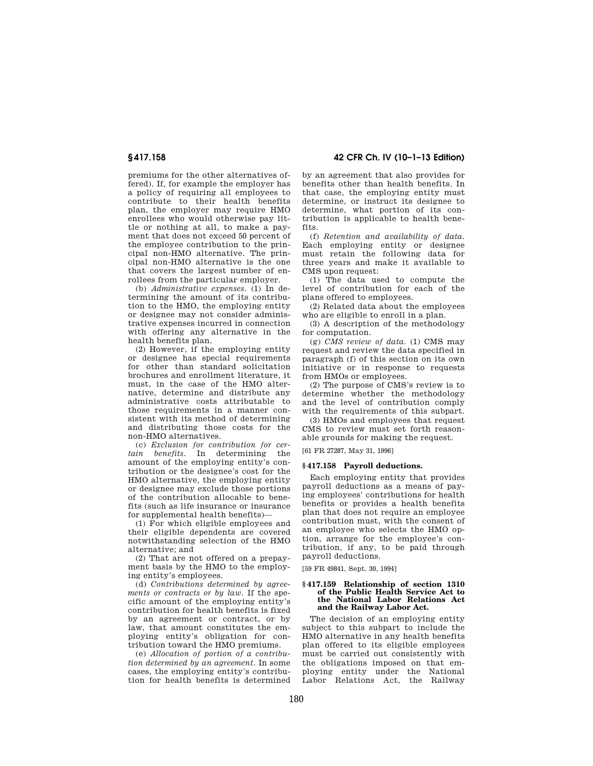premiums for the other alternatives offered). If, for example the employer has a policy of requiring all employees to contribute to their health benefits plan, the employer may require HMO enrollees who would otherwise pay little or nothing at all, to make a payment that does not exceed 50 percent of the employee contribution to the principal non-HMO alternative. The principal non-HMO alternative is the one that covers the largest number of enrollees from the particular employer.

(b) *Administrative expenses.* (1) In determining the amount of its contribution to the HMO, the employing entity or designee may not consider administrative expenses incurred in connection with offering any alternative in the health benefits plan.

(2) However, if the employing entity or designee has special requirements for other than standard solicitation brochures and enrollment literature, it must, in the case of the HMO alternative, determine and distribute any administrative costs attributable to those requirements in a manner consistent with its method of determining and distributing those costs for the non-HMO alternatives.

(c) *Exclusion for contribution for certain benefits.* In determining the amount of the employing entity's contribution or the designee's cost for the HMO alternative, the employing entity or designee may exclude those portions of the contribution allocable to benefits (such as life insurance or insurance for supplemental health benefits)—

(1) For which eligible employees and their eligible dependents are covered notwithstanding selection of the HMO alternative; and

(2) That are not offered on a prepayment basis by the HMO to the employing entity's employees.

(d) *Contributions determined by agreements or contracts or by law.* If the specific amount of the employing entity's contribution for health benefits is fixed by an agreement or contract, or by law, that amount constitutes the employing entity's obligation for contribution toward the HMO premiums.

(e) *Allocation of portion of a contribution determined by an agreement.* In some cases, the employing entity's contribution for health benefits is determined by an agreement that also provides for benefits other than health benefits. In that case, the employing entity must determine, or instruct its designee to determine, what portion of its contribution is applicable to health benefits.

(f) *Retention and availability of data.* Each employing entity or designee must retain the following data for three years and make it available to CMS upon request:

(1) The data used to compute the level of contribution for each of the plans offered to employees.

(2) Related data about the employees who are eligible to enroll in a plan.

(3) A description of the methodology for computation.

(g) *CMS review of data.* (1) CMS may request and review the data specified in paragraph (f) of this section on its own initiative or in response to requests from HMOs or employees.

(2) The purpose of CMS's review is to determine whether the methodology and the level of contribution comply with the requirements of this subpart.

(3) HMOs and employees that request CMS to review must set forth reasonable grounds for making the request.

[61 FR 27287, May 31, 1996]

## § 417.158 Payroll deductions.

Each employing entity that provides payroll deductions as a means of paying employees' contributions for health benefits or provides a health benefits plan that does not require an employee contribution must, with the consent of an employee who selects the HMO option, arrange for the employee's contribution, if any, to be paid through payroll deductions.

[59 FR 49841, Sept. 30, 1994]

## § 417.159 Relationship of section 1310 of the Public Health Service Act to the National Labor Relations Act and the Railway Labor Act.

The decision of an employing entity subject to this subpart to include the HMO alternative in any health benefits plan offered to its eligible employees must be carried out consistently with the obligations imposed on that employing entity under the National Labor Relations Act, the Railway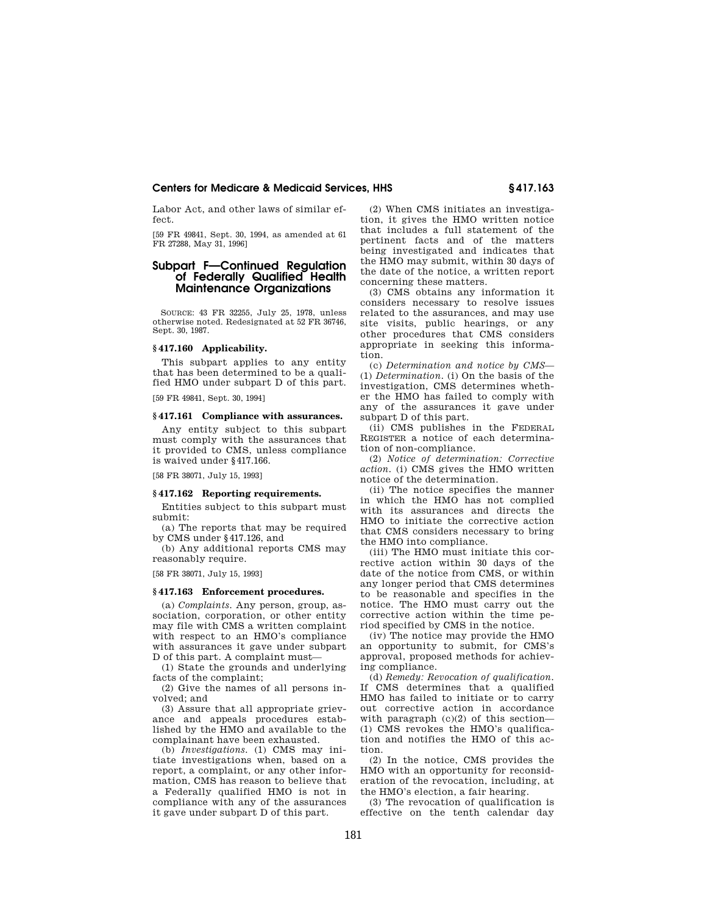Labor Act, and other laws of similar effect.

[59 FR 49841, Sept. 30, 1994, as amended at 61 FR 27288, May 31, 1996]

## Subpart F—Continued Regulation of Federally Qualified Health Maintenance Organizations

SOURCE: 43 FR 32255, July 25, 1978, unless otherwise noted. Redesignated at 52 FR 36746, Sept. 30, 1987.

### § 417.160 Applicability.

This subpart applies to any entity that has been determined to be a qualified HMO under subpart D of this part.

[59 FR 49841, Sept. 30, 1994]

### § 417.161 Compliance with assurances.

Any entity subject to this subpart must comply with the assurances that it provided to CMS, unless compliance is waived under § 417.166.

[58 FR 38071, July 15, 1993]

### § 417.162 Reporting requirements.

Entities subject to this subpart must submit:

(a) The reports that may be required by CMS under § 417.126, and

(b) Any additional reports CMS may reasonably require.

[58 FR 38071, July 15, 1993]

### § 417.163 Enforcement procedures.

(a) *Complaints.* Any person, group, association, corporation, or other entity may file with CMS a written complaint with respect to an HMO's compliance with assurances it gave under subpart D of this part. A complaint must—

(1) State the grounds and underlying facts of the complaint;

(2) Give the names of all persons involved; and

(3) Assure that all appropriate grievance and appeals procedures established by the HMO and available to the complainant have been exhausted.

(b) *Investigations.* (1) CMS may initiate investigations when, based on a report, a complaint, or any other information, CMS has reason to believe that a Federally qualified HMO is not in compliance with any of the assurances it gave under subpart D of this part.

(2) When CMS initiates an investigation, it gives the HMO written notice that includes a full statement of the pertinent facts and of the matters being investigated and indicates that the HMO may submit, within 30 days of the date of the notice, a written report concerning these matters.

(3) CMS obtains any information it considers necessary to resolve issues related to the assurances, and may use site visits, public hearings, or any other procedures that CMS considers appropriate in seeking this information.

(c) *Determination and notice by CMS*—(1) *Determination.* (i) On the basis of the investigation, CMS determines whether the HMO has failed to comply with any of the assurances it gave under subpart D of this part.

(ii) CMS publishes in the FEDERAL REGISTER a notice of each determination of non-compliance.

(2) *Notice of determination: Corrective action.* (i) CMS gives the HMO written notice of the determination.

(ii) The notice specifies the manner in which the HMO has not complied with its assurances and directs the HMO to initiate the corrective action that CMS considers necessary to bring the HMO into compliance.

(iii) The HMO must initiate this corrective action within 30 days of the date of the notice from CMS, or within any longer period that CMS determines to be reasonable and specifies in the notice. The HMO must carry out the corrective action within the time period specified by CMS in the notice.

(iv) The notice may provide the HMO an opportunity to submit, for CMS's approval, proposed methods for achieving compliance.

(d) *Remedy: Revocation of qualification.* If CMS determines that a qualified HMO has failed to initiate or to carry out corrective action in accordance with paragraph (c)(2) of this section—

(1) CMS revokes the HMO's qualification and notifies the HMO of this action.

(2) In the notice, CMS provides the HMO with an opportunity for reconsideration of the revocation, including, at the HMO's election, a fair hearing.

(3) The revocation of qualification is effective on the tenth calendar day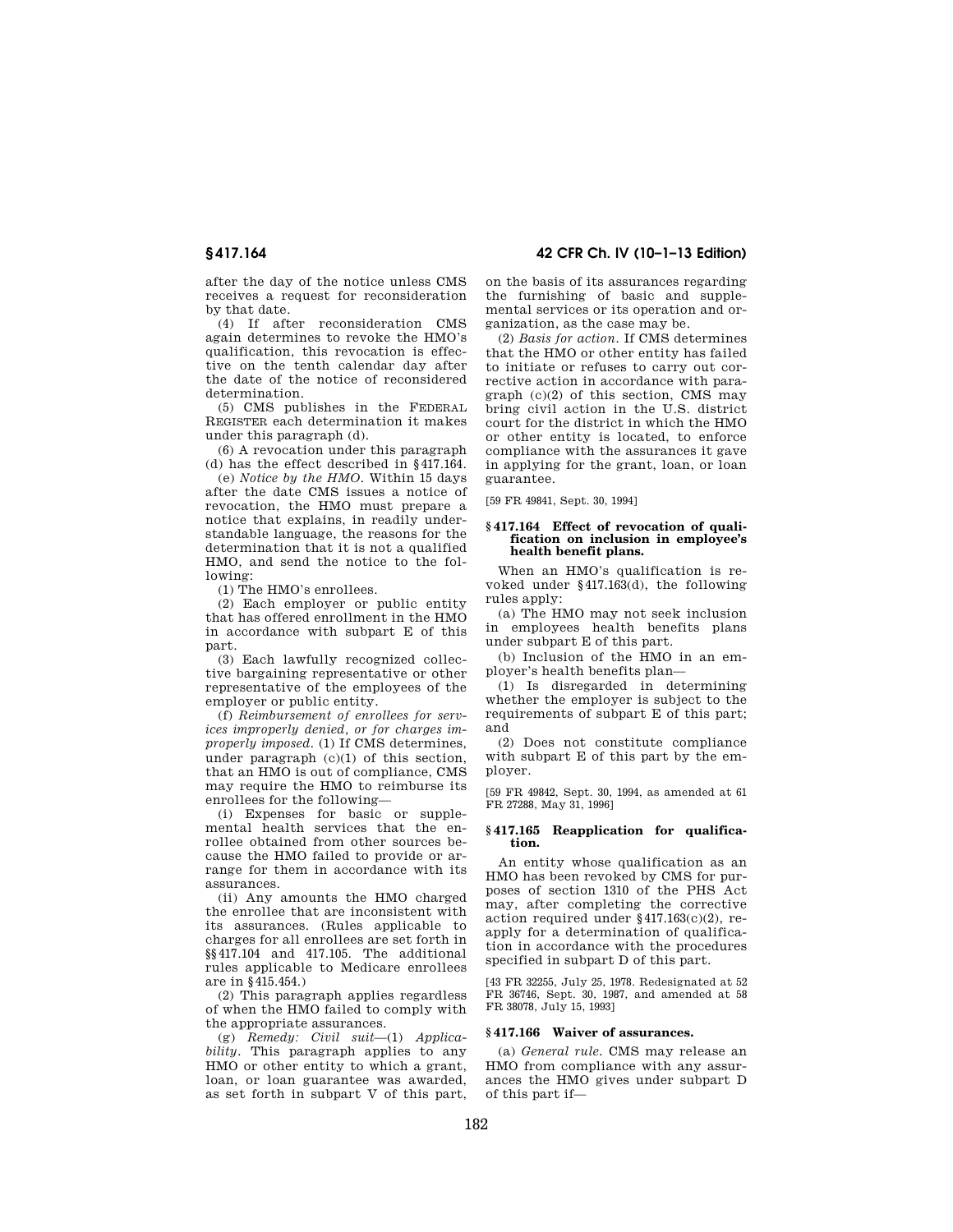after the day of the notice unless CMS receives a request for reconsideration by that date.

(4) If after reconsideration CMS again determines to revoke the HMO's qualification, this revocation is effective on the tenth calendar day after the date of the notice of reconsidered determination.

(5) CMS publishes in the FEDERAL REGISTER each determination it makes under this paragraph (d).

(6) A revocation under this paragraph (d) has the effect described in §417.164.

(e) *Notice by the HMO.* Within 15 days after the date CMS issues a notice of revocation, the HMO must prepare a notice that explains, in readily understandable language, the reasons for the determination that it is not a qualified HMO, and send the notice to the following:

(1) The HMO's enrollees.

(2) Each employer or public entity that has offered enrollment in the HMO in accordance with subpart E of this part.

(3) Each lawfully recognized collective bargaining representative or other representative of the employees of the employer or public entity.

(f) *Reimbursement of enrollees for services improperly denied, or for charges improperly imposed.* (1) If CMS determines, under paragraph (c)(1) of this section, that an HMO is out of compliance, CMS may require the HMO to reimburse its enrollees for the following—

(i) Expenses for basic or supplemental health services that the enrollee obtained from other sources because the HMO failed to provide or arrange for them in accordance with its assurances.

(ii) Any amounts the HMO charged the enrollee that are inconsistent with its assurances. (Rules applicable to charges for all enrollees are set forth in §§417.104 and 417.105. The additional rules applicable to Medicare enrollees are in §415.454.)

(2) This paragraph applies regardless of when the HMO failed to comply with the appropriate assurances.

(g) *Remedy: Civil suit*—(1) *Applicability.* This paragraph applies to any HMO or other entity to which a grant, loan, or loan guarantee was awarded, as set forth in subpart V of this part, on the basis of its assurances regarding the furnishing of basic and supplemental services or its operation and organization, as the case may be.

(2) *Basis for action.* If CMS determines that the HMO or other entity has failed to initiate or refuses to carry out corrective action in accordance with paragraph (c)(2) of this section, CMS may bring civil action in the U.S. district court for the district in which the HMO or other entity is located, to enforce compliance with the assurances it gave in applying for the grant, loan, or loan guarantee.

[59 FR 49841, Sept. 30, 1994]

### §417.164 Effect of revocation of qualification on inclusion in employee's health benefit plans.

When an HMO's qualification is revoked under §417.163(d), the following rules apply:

(a) The HMO may not seek inclusion in employees health benefits plans under subpart E of this part.

(b) Inclusion of the HMO in an employer's health benefits plan—

(1) Is disregarded in determining whether the employer is subject to the requirements of subpart E of this part; and

(2) Does not constitute compliance with subpart E of this part by the employer.

[59 FR 49842, Sept. 30, 1994, as amended at 61 FR 27288, May 31, 1996]

### §417.165 Reapplication for qualification.

An entity whose qualification as an HMO has been revoked by CMS for purposes of section 1310 of the PHS Act may, after completing the corrective action required under §417.163(c)(2), reapply for a determination of qualification in accordance with the procedures specified in subpart D of this part.

[43 FR 32255, July 25, 1978. Redesignated at 52 FR 36746, Sept. 30, 1987, and amended at 58 FR 38078, July 15, 1993]

### §417.166 Waiver of assurances.

(a) *General rule.* CMS may release an HMO from compliance with any assurances the HMO gives under subpart D of this part if—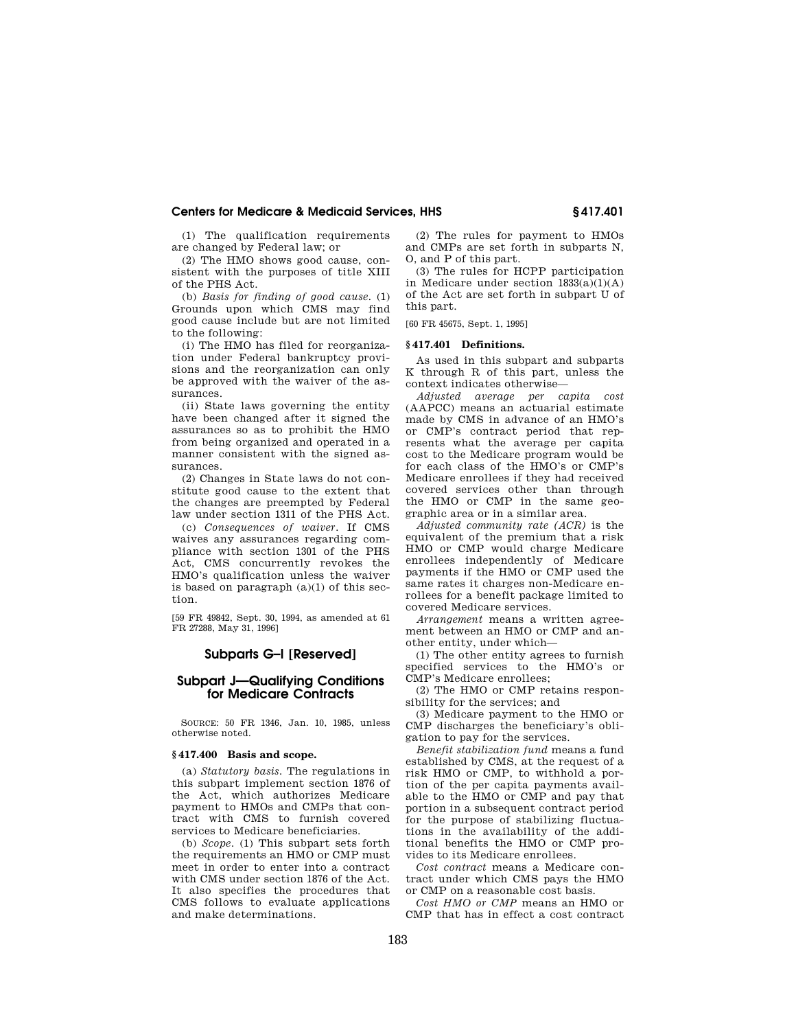(1) The qualification requirements are changed by Federal law; or

(2) The HMO shows good cause, consistent with the purposes of title XIII of the PHS Act.

(b) *Basis for finding of good cause.* (1) Grounds upon which CMS may find good cause include but are not limited to the following:

(i) The HMO has filed for reorganization under Federal bankruptcy provisions and the reorganization can only be approved with the waiver of the assurances.

(ii) State laws governing the entity have been changed after it signed the assurances so as to prohibit the HMO from being organized and operated in a manner consistent with the signed assurances.

(2) Changes in State laws do not constitute good cause to the extent that the changes are preempted by Federal law under section 1311 of the PHS Act.

(c) *Consequences of waiver.* If CMS waives any assurances regarding compliance with section 1301 of the PHS Act, CMS concurrently revokes the HMO's qualification unless the waiver is based on paragraph (a)(1) of this section.

[59 FR 49842, Sept. 30, 1994, as amended at 61 FR 27288, May 31, 1996]

## Subparts G–I [Reserved]

## Subpart J—Qualifying Conditions for Medicare Contracts

SOURCE: 50 FR 1346, Jan. 10, 1985, unless otherwise noted.

### § 417.400 Basis and scope.

(a) *Statutory basis.* The regulations in this subpart implement section 1876 of the Act, which authorizes Medicare payment to HMOs and CMPs that contract with CMS to furnish covered services to Medicare beneficiaries.

(b) *Scope.* (1) This subpart sets forth the requirements an HMO or CMP must meet in order to enter into a contract with CMS under section 1876 of the Act. It also specifies the procedures that CMS follows to evaluate applications and make determinations.

(2) The rules for payment to HMOs and CMPs are set forth in subparts N, O, and P of this part.

(3) The rules for HCPP participation in Medicare under section 1833(a)(1)(A) of the Act are set forth in subpart U of this part.

[60 FR 45675, Sept. 1, 1995]

### § 417.401 Definitions.

As used in this subpart and subparts K through R of this part, unless the context indicates otherwise—

*Adjusted average per capita cost* (AAPCC) means an actuarial estimate made by CMS in advance of an HMO's or CMP's contract period that represents what the average per capita cost to the Medicare program would be for each class of the HMO's or CMP's Medicare enrollees if they had received covered services other than through the HMO or CMP in the same geographic area or in a similar area.

*Adjusted community rate (ACR)* is the equivalent of the premium that a risk HMO or CMP would charge Medicare enrollees independently of Medicare payments if the HMO or CMP used the same rates it charges non-Medicare enrollees for a benefit package limited to covered Medicare services.

*Arrangement* means a written agreement between an HMO or CMP and another entity, under which—

(1) The other entity agrees to furnish specified services to the HMO's or CMP's Medicare enrollees;

(2) The HMO or CMP retains responsibility for the services; and

(3) Medicare payment to the HMO or CMP discharges the beneficiary's obligation to pay for the services.

*Benefit stabilization fund* means a fund established by CMS, at the request of a risk HMO or CMP, to withhold a portion of the per capita payments available to the HMO or CMP and pay that portion in a subsequent contract period for the purpose of stabilizing fluctuations in the availability of the additional benefits the HMO or CMP provides to its Medicare enrollees.

*Cost contract* means a Medicare contract under which CMS pays the HMO or CMP on a reasonable cost basis.

*Cost HMO or CMP* means an HMO or CMP that has in effect a cost contract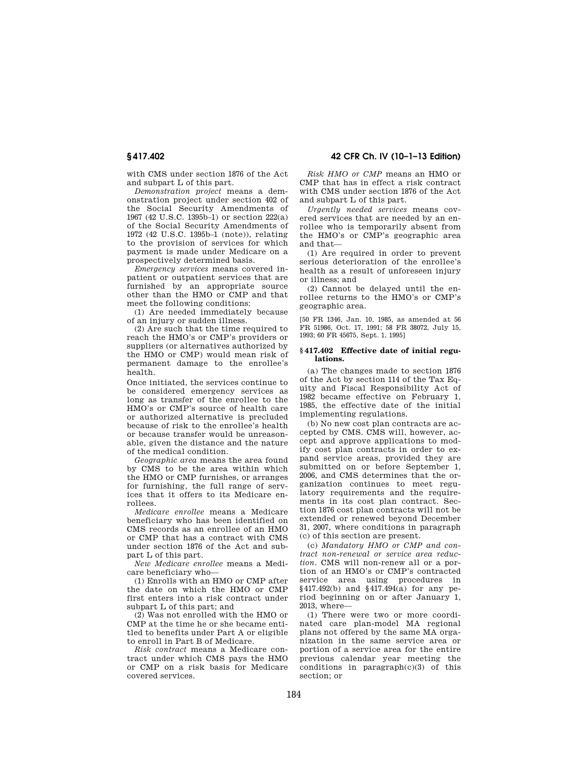with CMS under section 1876 of the Act and subpart L of this part.

*Demonstration project* means a demonstration project under section 402 of the Social Security Amendments of 1967 (42 U.S.C. 1395b–1) or section 222(a) of the Social Security Amendments of 1972 (42 U.S.C. 1395b–1 (note)), relating to the provision of services for which payment is made under Medicare on a prospectively determined basis.

*Emergency services* means covered inpatient or outpatient services that are furnished by an appropriate source other than the HMO or CMP and that meet the following conditions:

(1) Are needed immediately because of an injury or sudden illness.

(2) Are such that the time required to reach the HMO's or CMP's providers or suppliers (or alternatives authorized by the HMO or CMP) would mean risk of permanent damage to the enrollee's health.

Once initiated, the services continue to be considered emergency services as long as transfer of the enrollee to the HMO's or CMP's source of health care or authorized alternative is precluded because of risk to the enrollee's health or because transfer would be unreasonable, given the distance and the nature of the medical condition.

*Geographic area* means the area found by CMS to be the area within which the HMO or CMP furnishes, or arranges for furnishing, the full range of services that it offers to its Medicare enrollees.

*Medicare enrollee* means a Medicare beneficiary who has been identified on CMS records as an enrollee of an HMO or CMP that has a contract with CMS under section 1876 of the Act and subpart L of this part.

*New Medicare enrollee* means a Medicare beneficiary who—

(1) Enrolls with an HMO or CMP after the date on which the HMO or CMP first enters into a risk contract under subpart L of this part; and

(2) Was not enrolled with the HMO or CMP at the time he or she became entitled to benefits under Part A or eligible to enroll in Part B of Medicare.

*Risk contract* means a Medicare contract under which CMS pays the HMO or CMP on a risk basis for Medicare covered services.

*Risk HMO or CMP* means an HMO or CMP that has in effect a risk contract with CMS under section 1876 of the Act and subpart L of this part.

*Urgently needed services* means covered services that are needed by an enrollee who is temporarily absent from the HMO's or CMP's geographic area and that—

(1) Are required in order to prevent serious deterioration of the enrollee's health as a result of unforeseen injury or illness; and

(2) Cannot be delayed until the enrollee returns to the HMO's or CMP's geographic area.

[50 FR 1346, Jan. 10, 1985, as amended at 56 FR 51986, Oct. 17, 1991; 58 FR 38072, July 15, 1993; 60 FR 45675, Sept. 1, 1995]

### § 417.402 Effective date of initial regulations.

(a) The changes made to section 1876 of the Act by section 114 of the Tax Equity and Fiscal Responsibility Act of 1982 became effective on February 1, 1985, the effective date of the initial implementing regulations.

(b) No new cost plan contracts are accepted by CMS. CMS will, however, accept and approve applications to modify cost plan contracts in order to expand service areas, provided they are submitted on or before September 1, 2006, and CMS determines that the organization continues to meet regulatory requirements and the requirements in its cost plan contract. Section 1876 cost plan contracts will not be extended or renewed beyond December 31, 2007, where conditions in paragraph (c) of this section are present.

(c) *Mandatory HMO or CMP and contract non-renewal or service area reduction.* CMS will non-renew all or a portion of an HMO's or CMP's contracted service area using procedures in §417.492(b) and §417.494(a) for any period beginning on or after January 1, 2013, where—

(1) There were two or more coordinated care plan-model MA regional plans not offered by the same MA organization in the same service area or portion of a service area for the entire previous calendar year meeting the conditions in paragraph(c)(3) of this section; or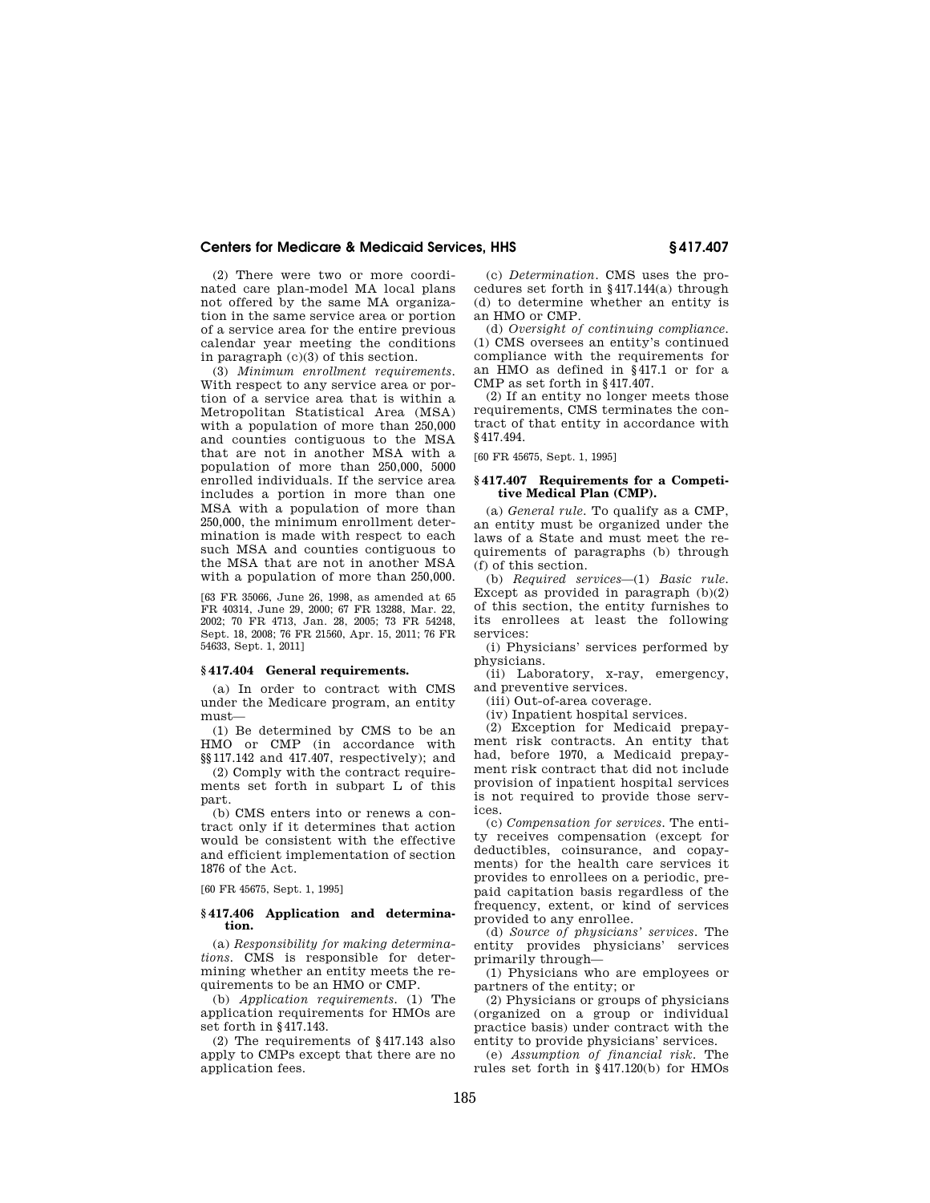(2) There were two or more coordinated care plan-model MA local plans not offered by the same MA organization in the same service area or portion of a service area for the entire previous calendar year meeting the conditions in paragraph (c)(3) of this section.

(3) *Minimum enrollment requirements.* With respect to any service area or portion of a service area that is within a Metropolitan Statistical Area (MSA) with a population of more than 250,000 and counties contiguous to the MSA that are not in another MSA with a population of more than 250,000, 5000 enrolled individuals. If the service area includes a portion in more than one MSA with a population of more than 250,000, the minimum enrollment determination is made with respect to each such MSA and counties contiguous to the MSA that are not in another MSA with a population of more than 250,000.

[63 FR 35066, June 26, 1998, as amended at 65 FR 40314, June 29, 2000; 67 FR 13288, Mar. 22, 2002; 70 FR 4713, Jan. 28, 2005; 73 FR 54248, Sept. 18, 2008; 76 FR 21560, Apr. 15, 2011; 76 FR 54633, Sept. 1, 2011]

### § 417.404 General requirements.

(a) In order to contract with CMS under the Medicare program, an entity must—

(1) Be determined by CMS to be an HMO or CMP (in accordance with §§ 117.142 and 417.407, respectively); and

(2) Comply with the contract requirements set forth in subpart L of this part.

(b) CMS enters into or renews a contract only if it determines that action would be consistent with the effective and efficient implementation of section 1876 of the Act.

[60 FR 45675, Sept. 1, 1995]

### § 417.406 Application and determination.

(a) *Responsibility for making determinations.* CMS is responsible for determining whether an entity meets the requirements to be an HMO or CMP.

(b) *Application requirements.* (1) The application requirements for HMOs are set forth in § 417.143.

(2) The requirements of § 417.143 also apply to CMPs except that there are no application fees.

(c) *Determination.* CMS uses the procedures set forth in § 417.144(a) through (d) to determine whether an entity is an HMO or CMP.

(d) *Oversight of continuing compliance.* (1) CMS oversees an entity's continued compliance with the requirements for an HMO as defined in § 417.1 or for a CMP as set forth in § 417.407.

(2) If an entity no longer meets those requirements, CMS terminates the contract of that entity in accordance with § 417.494.

[60 FR 45675, Sept. 1, 1995]

### § 417.407 Requirements for a Competitive Medical Plan (CMP).

(a) *General rule.* To qualify as a CMP, an entity must be organized under the laws of a State and must meet the requirements of paragraphs (b) through (f) of this section.

(b) *Required services*—(1) *Basic rule.* Except as provided in paragraph (b)(2) of this section, the entity furnishes to its enrollees at least the following services:

(i) Physicians' services performed by physicians.

(ii) Laboratory, x-ray, emergency, and preventive services.

(iii) Out-of-area coverage.

(iv) Inpatient hospital services.

(2) Exception for Medicaid prepayment risk contracts. An entity that had, before 1970, a Medicaid prepayment risk contract that did not include provision of inpatient hospital services is not required to provide those services.

(c) *Compensation for services.* The entity receives compensation (except for deductibles, coinsurance, and copayments) for the health care services it provides to enrollees on a periodic, prepaid capitation basis regardless of the frequency, extent, or kind of services provided to any enrollee.

(d) *Source of physicians' services.* The entity provides physicians' services primarily through—

(1) Physicians who are employees or partners of the entity; or

(2) Physicians or groups of physicians (organized on a group or individual practice basis) under contract with the entity to provide physicians' services.

(e) *Assumption of financial risk.* The rules set forth in § 417.120(b) for HMOs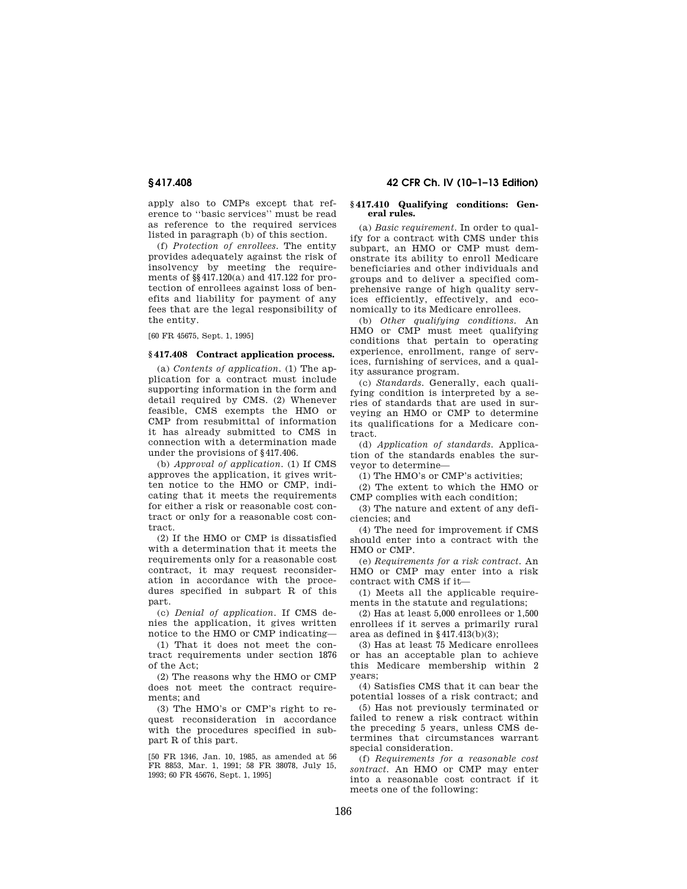apply also to CMPs except that reference to ''basic services'' must be read as reference to the required services listed in paragraph (b) of this section.

(f) *Protection of enrollees.* The entity provides adequately against the risk of insolvency by meeting the requirements of §§417.120(a) and 417.122 for protection of enrollees against loss of benefits and liability for payment of any fees that are the legal responsibility of the entity.

[60 FR 45675, Sept. 1, 1995]

### §417.408 Contract application process.

(a) *Contents of application.* (1) The application for a contract must include supporting information in the form and detail required by CMS. (2) Whenever feasible, CMS exempts the HMO or CMP from resubmittal of information it has already submitted to CMS in connection with a determination made under the provisions of §417.406.

(b) *Approval of application.* (1) If CMS approves the application, it gives written notice to the HMO or CMP, indicating that it meets the requirements for either a risk or reasonable cost contract or only for a reasonable cost contract.

(2) If the HMO or CMP is dissatisfied with a determination that it meets the requirements only for a reasonable cost contract, it may request reconsideration in accordance with the procedures specified in subpart R of this part.

(c) *Denial of application.* If CMS denies the application, it gives written notice to the HMO or CMP indicating—

(1) That it does not meet the contract requirements under section 1876 of the Act;

(2) The reasons why the HMO or CMP does not meet the contract requirements; and

(3) The HMO's or CMP's right to request reconsideration in accordance with the procedures specified in subpart R of this part.

[50 FR 1346, Jan. 10, 1985, as amended at 56 FR 8853, Mar. 1, 1991; 58 FR 38078, July 15, 1993; 60 FR 45676, Sept. 1, 1995]

### §417.410 Qualifying conditions: General rules.

(a) *Basic requirement.* In order to qualify for a contract with CMS under this subpart, an HMO or CMP must demonstrate its ability to enroll Medicare beneficiaries and other individuals and groups and to deliver a specified comprehensive range of high quality services efficiently, effectively, and economically to its Medicare enrollees.

(b) *Other qualifying conditions.* An HMO or CMP must meet qualifying conditions that pertain to operating experience, enrollment, range of services, furnishing of services, and a quality assurance program.

(c) *Standards.* Generally, each qualifying condition is interpreted by a series of standards that are used in surveying an HMO or CMP to determine its qualifications for a Medicare contract.

(d) *Application of standards.* Application of the standards enables the surveyor to determine—

(1) The HMO's or CMP's activities;

(2) The extent to which the HMO or CMP complies with each condition;

(3) The nature and extent of any deficiencies; and

(4) The need for improvement if CMS should enter into a contract with the HMO or CMP.

(e) *Requirements for a risk contract.* An HMO or CMP may enter into a risk contract with CMS if it—

(1) Meets all the applicable requirements in the statute and regulations;

(2) Has at least 5,000 enrollees or 1,500 enrollees if it serves a primarily rural area as defined in §417.413(b)(3);

(3) Has at least 75 Medicare enrollees or has an acceptable plan to achieve this Medicare membership within 2 years;

(4) Satisfies CMS that it can bear the potential losses of a risk contract; and

(5) Has not previously terminated or failed to renew a risk contract within the preceding 5 years, unless CMS determines that circumstances warrant special consideration.

(f) *Requirements for a reasonable cost sontract.* An HMO or CMP may enter into a reasonable cost contract if it meets one of the following: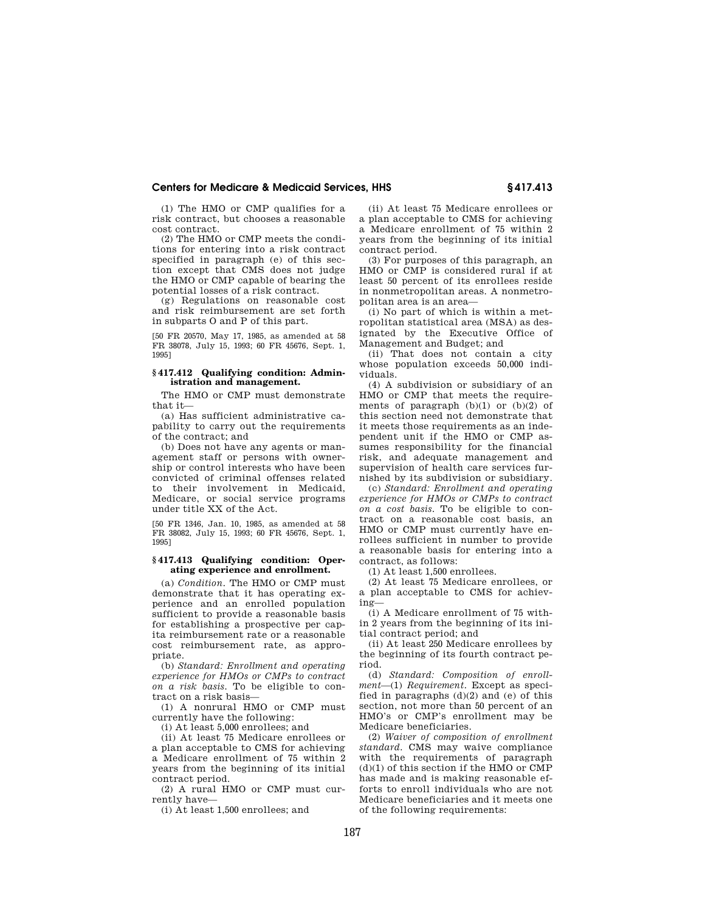(1) The HMO or CMP qualifies for a risk contract, but chooses a reasonable cost contract.

(2) The HMO or CMP meets the conditions for entering into a risk contract specified in paragraph (e) of this section except that CMS does not judge the HMO or CMP capable of bearing the potential losses of a risk contract.

(g) Regulations on reasonable cost and risk reimbursement are set forth in subparts O and P of this part.

[50 FR 20570, May 17, 1985, as amended at 58 FR 38078, July 15, 1993; 60 FR 45676, Sept. 1, 1995]

### § 417.412 Qualifying condition: Administration and management.

The HMO or CMP must demonstrate that it—

(a) Has sufficient administrative capability to carry out the requirements of the contract; and

(b) Does not have any agents or management staff or persons with ownership or control interests who have been convicted of criminal offenses related to their involvement in Medicaid, Medicare, or social service programs under title XX of the Act.

[50 FR 1346, Jan. 10, 1985, as amended at 58 FR 38082, July 15, 1993; 60 FR 45676, Sept. 1, 1995]

### § 417.413 Qualifying condition: Operating experience and enrollment.

(a) *Condition.* The HMO or CMP must demonstrate that it has operating experience and an enrolled population sufficient to provide a reasonable basis for establishing a prospective per capita reimbursement rate or a reasonable cost reimbursement rate, as appropriate.

(b) *Standard: Enrollment and operating experience for HMOs or CMPs to contract on a risk basis.* To be eligible to contract on a risk basis—

(1) A nonrural HMO or CMP must currently have the following:

(i) At least 5,000 enrollees; and

(ii) At least 75 Medicare enrollees or a plan acceptable to CMS for achieving a Medicare enrollment of 75 within 2 years from the beginning of its initial contract period.

(2) A rural HMO or CMP must currently have—

(i) At least 1,500 enrollees; and

(ii) At least 75 Medicare enrollees or a plan acceptable to CMS for achieving a Medicare enrollment of 75 within 2 years from the beginning of its initial contract period.

(3) For purposes of this paragraph, an HMO or CMP is considered rural if at least 50 percent of its enrollees reside in nonmetropolitan areas. A nonmetropolitan area is an area—

(i) No part of which is within a metropolitan statistical area (MSA) as designated by the Executive Office of Management and Budget; and

(ii) That does not contain a city whose population exceeds 50,000 individuals.

(4) A subdivision or subsidiary of an HMO or CMP that meets the requirements of paragraph (b)(1) or (b)(2) of this section need not demonstrate that it meets those requirements as an independent unit if the HMO or CMP assumes responsibility for the financial risk, and adequate management and supervision of health care services furnished by its subdivision or subsidiary.

(c) *Standard: Enrollment and operating experience for HMOs or CMPs to contract on a cost basis.* To be eligible to contract on a reasonable cost basis, an HMO or CMP must currently have enrollees sufficient in number to provide a reasonable basis for entering into a contract, as follows:

(1) At least 1,500 enrollees.

(2) At least 75 Medicare enrollees, or a plan acceptable to CMS for achieving—

(i) A Medicare enrollment of 75 within 2 years from the beginning of its initial contract period; and

(ii) At least 250 Medicare enrollees by the beginning of its fourth contract period.

(d) *Standard: Composition of enrollment*—(1) *Requirement.* Except as specified in paragraphs (d)(2) and (e) of this section, not more than 50 percent of an HMO's or CMP's enrollment may be Medicare beneficiaries.

(2) *Waiver of composition of enrollment standard.* CMS may waive compliance with the requirements of paragraph (d)(1) of this section if the HMO or CMP has made and is making reasonable efforts to enroll individuals who are not Medicare beneficiaries and it meets one of the following requirements: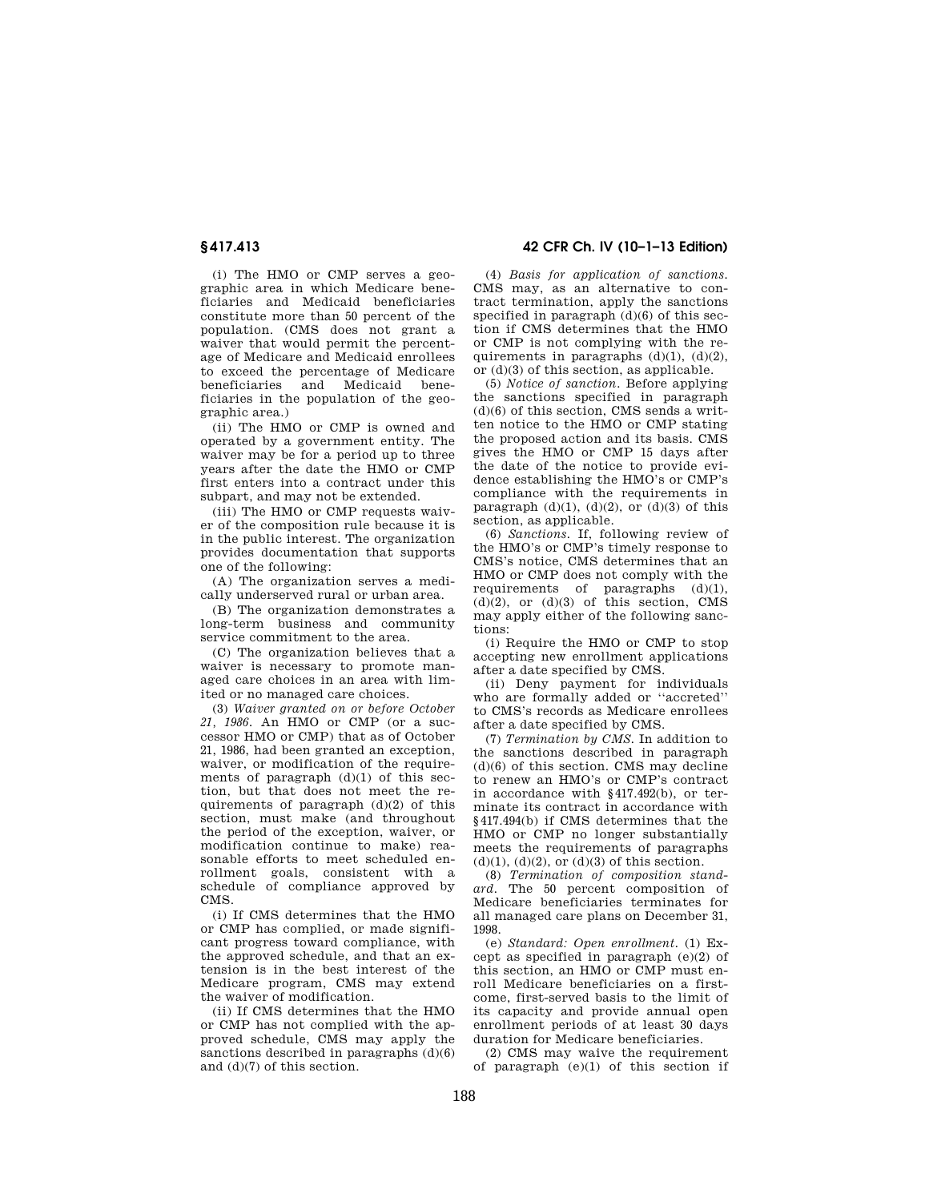(i) The HMO or CMP serves a geographic area in which Medicare beneficiaries and Medicaid beneficiaries constitute more than 50 percent of the population. (CMS does not grant a waiver that would permit the percentage of Medicare and Medicaid enrollees to exceed the percentage of Medicare beneficiaries and Medicaid beneficiaries in the population of the geographic area.)

(ii) The HMO or CMP is owned and operated by a government entity. The waiver may be for a period up to three years after the date the HMO or CMP first enters into a contract under this subpart, and may not be extended.

(iii) The HMO or CMP requests waiver of the composition rule because it is in the public interest. The organization provides documentation that supports one of the following:

(A) The organization serves a medically underserved rural or urban area.

(B) The organization demonstrates a long-term business and community service commitment to the area.

(C) The organization believes that a waiver is necessary to promote managed care choices in an area with limited or no managed care choices.

(3) *Waiver granted on or before October 21, 1986.* An HMO or CMP (or a successor HMO or CMP) that as of October 21, 1986, had been granted an exception, waiver, or modification of the requirements of paragraph (d)(1) of this section, but that does not meet the requirements of paragraph (d)(2) of this section, must make (and throughout the period of the exception, waiver, or modification continue to make) reasonable efforts to meet scheduled enrollment goals, consistent with a schedule of compliance approved by CMS.

(i) If CMS determines that the HMO or CMP has complied, or made significant progress toward compliance, with the approved schedule, and that an extension is in the best interest of the Medicare program, CMS may extend the waiver of modification.

(ii) If CMS determines that the HMO or CMP has not complied with the approved schedule, CMS may apply the sanctions described in paragraphs (d)(6) and (d)(7) of this section.

(4) *Basis for application of sanctions.* CMS may, as an alternative to contract termination, apply the sanctions specified in paragraph (d)(6) of this section if CMS determines that the HMO or CMP is not complying with the requirements in paragraphs (d)(1), (d)(2), or (d)(3) of this section, as applicable.

(5) *Notice of sanction.* Before applying the sanctions specified in paragraph (d)(6) of this section, CMS sends a written notice to the HMO or CMP stating the proposed action and its basis. CMS gives the HMO or CMP 15 days after the date of the notice to provide evidence establishing the HMO's or CMP's compliance with the requirements in paragraph (d)(1), (d)(2), or (d)(3) of this section, as applicable.

(6) *Sanctions.* If, following review of the HMO's or CMP's timely response to CMS's notice, CMS determines that an HMO or CMP does not comply with the requirements of paragraphs (d)(1), (d)(2), or (d)(3) of this section, CMS may apply either of the following sanctions:

(i) Require the HMO or CMP to stop accepting new enrollment applications after a date specified by CMS.

(ii) Deny payment for individuals who are formally added or ''accreted'' to CMS's records as Medicare enrollees after a date specified by CMS.

(7) *Termination by CMS.* In addition to the sanctions described in paragraph (d)(6) of this section. CMS may decline to renew an HMO's or CMP's contract in accordance with §417.492(b), or terminate its contract in accordance with §417.494(b) if CMS determines that the HMO or CMP no longer substantially meets the requirements of paragraphs (d)(1), (d)(2), or (d)(3) of this section.

(8) *Termination of composition standard.* The 50 percent composition of Medicare beneficiaries terminates for all managed care plans on December 31, 1998.

(e) *Standard: Open enrollment.* (1) Except as specified in paragraph (e)(2) of this section, an HMO or CMP must enroll Medicare beneficiaries on a first-come, first-served basis to the limit of its capacity and provide annual open enrollment periods of at least 30 days duration for Medicare beneficiaries.

(2) CMS may waive the requirement of paragraph (e)(1) of this section if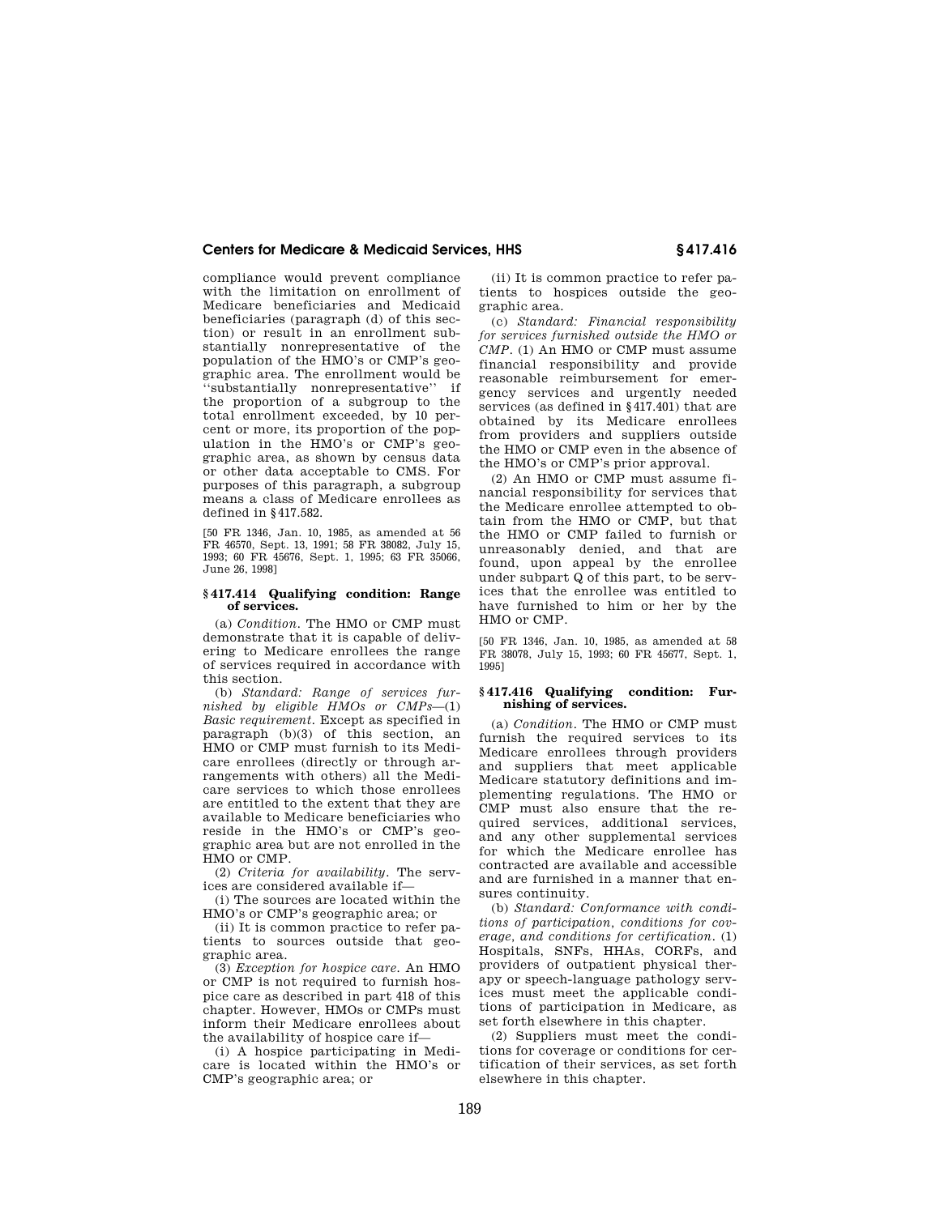compliance would prevent compliance with the limitation on enrollment of Medicare beneficiaries and Medicaid beneficiaries (paragraph (d) of this section) or result in an enrollment substantially nonrepresentative of the population of the HMO's or CMP's geographic area. The enrollment would be ''substantially nonrepresentative'' if the proportion of a subgroup to the total enrollment exceeded, by 10 percent or more, its proportion of the population in the HMO's or CMP's geographic area, as shown by census data or other data acceptable to CMS. For purposes of this paragraph, a subgroup means a class of Medicare enrollees as defined in §417.582.

[50 FR 1346, Jan. 10, 1985, as amended at 56 FR 46570, Sept. 13, 1991; 58 FR 38082, July 15, 1993; 60 FR 45676, Sept. 1, 1995; 63 FR 35066, June 26, 1998]

### §417.414 Qualifying condition: Range of services.

(a) *Condition.* The HMO or CMP must demonstrate that it is capable of delivering to Medicare enrollees the range of services required in accordance with this section.

(b) *Standard: Range of services furnished by eligible HMOs or CMPs*—(1) *Basic requirement.* Except as specified in paragraph (b)(3) of this section, an HMO or CMP must furnish to its Medicare enrollees (directly or through arrangements with others) all the Medicare services to which those enrollees are entitled to the extent that they are available to Medicare beneficiaries who reside in the HMO's or CMP's geographic area but are not enrolled in the HMO or CMP.

(2) *Criteria for availability.* The services are considered available if—

(i) The sources are located within the HMO's or CMP's geographic area; or

(ii) It is common practice to refer patients to sources outside that geographic area.

(3) *Exception for hospice care.* An HMO or CMP is not required to furnish hospice care as described in part 418 of this chapter. However, HMOs or CMPs must inform their Medicare enrollees about the availability of hospice care if—

(i) A hospice participating in Medicare is located within the HMO's or CMP's geographic area; or

(ii) It is common practice to refer patients to hospices outside the geographic area.

(c) *Standard: Financial responsibility for services furnished outside the HMO or CMP.* (1) An HMO or CMP must assume financial responsibility and provide reasonable reimbursement for emergency services and urgently needed services (as defined in §417.401) that are obtained by its Medicare enrollees from providers and suppliers outside the HMO or CMP even in the absence of the HMO's or CMP's prior approval.

(2) An HMO or CMP must assume financial responsibility for services that the Medicare enrollee attempted to obtain from the HMO or CMP, but that the HMO or CMP failed to furnish or unreasonably denied, and that are found, upon appeal by the enrollee under subpart Q of this part, to be services that the enrollee was entitled to have furnished to him or her by the HMO or CMP.

[50 FR 1346, Jan. 10, 1985, as amended at 58 FR 38078, July 15, 1993; 60 FR 45677, Sept. 1, 1995]

### §417.416 Qualifying condition: Furnishing of services.

(a) *Condition.* The HMO or CMP must furnish the required services to its Medicare enrollees through providers and suppliers that meet applicable Medicare statutory definitions and implementing regulations. The HMO or CMP must also ensure that the required services, additional services, and any other supplemental services for which the Medicare enrollee has contracted are available and accessible and are furnished in a manner that ensures continuity.

(b) *Standard: Conformance with conditions of participation, conditions for coverage, and conditions for certification.* (1) Hospitals, SNFs, HHAs, CORFs, and providers of outpatient physical therapy or speech-language pathology services must meet the applicable conditions of participation in Medicare, as set forth elsewhere in this chapter.

(2) Suppliers must meet the conditions for coverage or conditions for certification of their services, as set forth elsewhere in this chapter.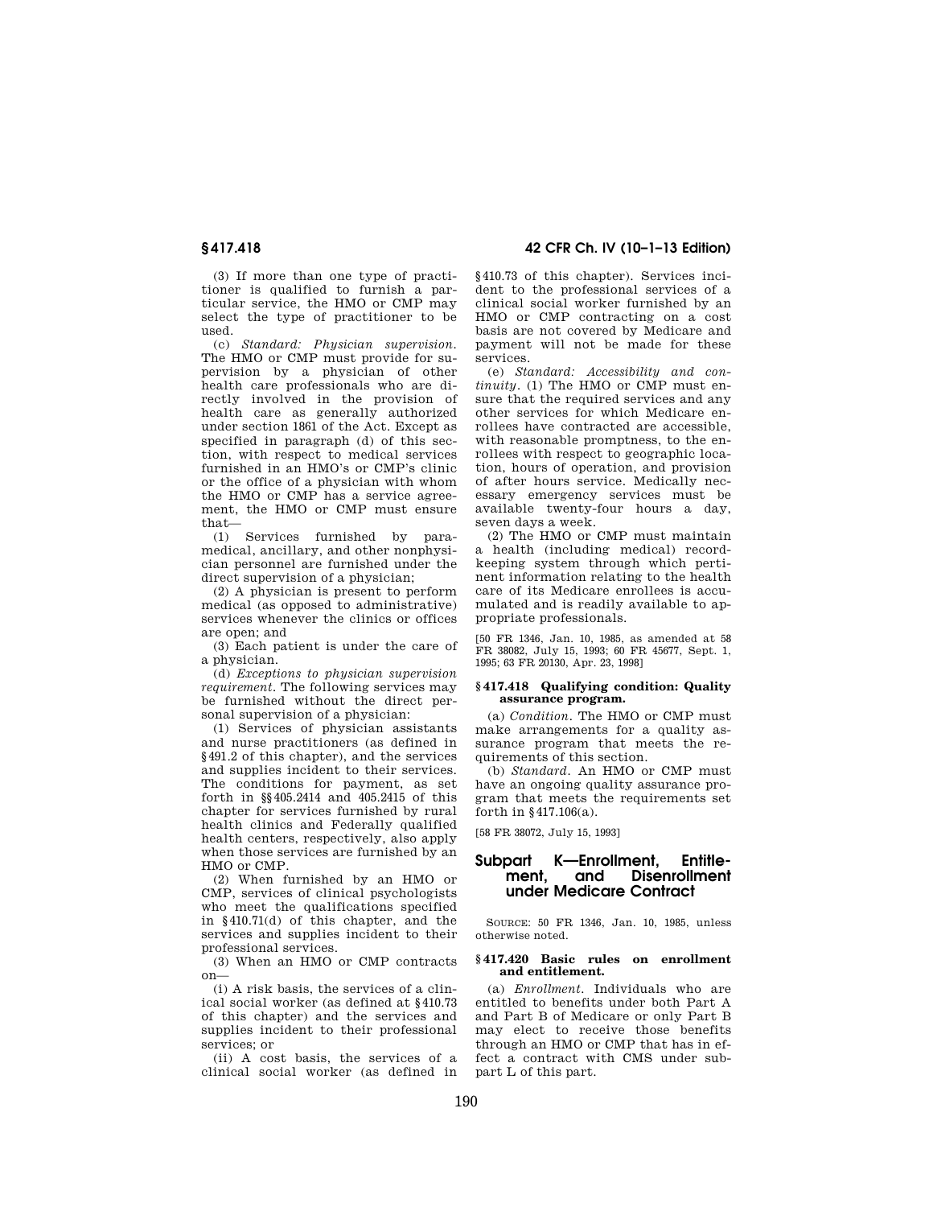(3) If more than one type of practitioner is qualified to furnish a particular service, the HMO or CMP may select the type of practitioner to be used.

(c) *Standard: Physician supervision.* The HMO or CMP must provide for supervision by a physician of other health care professionals who are directly involved in the provision of health care as generally authorized under section 1861 of the Act. Except as specified in paragraph (d) of this section, with respect to medical services furnished in an HMO's or CMP's clinic or the office of a physician with whom the HMO or CMP has a service agreement, the HMO or CMP must ensure that—

(1) Services furnished by paramedical, ancillary, and other nonphysician personnel are furnished under the direct supervision of a physician;

(2) A physician is present to perform medical (as opposed to administrative) services whenever the clinics or offices are open; and

(3) Each patient is under the care of a physician.

(d) *Exceptions to physician supervision requirement.* The following services may be furnished without the direct personal supervision of a physician:

(1) Services of physician assistants and nurse practitioners (as defined in §491.2 of this chapter), and the services and supplies incident to their services. The conditions for payment, as set forth in §§405.2414 and 405.2415 of this chapter for services furnished by rural health clinics and Federally qualified health centers, respectively, also apply when those services are furnished by an HMO or CMP.

(2) When furnished by an HMO or CMP, services of clinical psychologists who meet the qualifications specified in §410.71(d) of this chapter, and the services and supplies incident to their professional services.

(3) When an HMO or CMP contracts on—

(i) A risk basis, the services of a clinical social worker (as defined at §410.73 of this chapter) and the services and supplies incident to their professional services; or

(ii) A cost basis, the services of a clinical social worker (as defined in §410.73 of this chapter). Services incident to the professional services of a clinical social worker furnished by an HMO or CMP contracting on a cost basis are not covered by Medicare and payment will not be made for these services.

(e) *Standard: Accessibility and continuity.* (1) The HMO or CMP must ensure that the required services and any other services for which Medicare enrollees have contracted are accessible, with reasonable promptness, to the enrollees with respect to geographic location, hours of operation, and provision of after hours service. Medically necessary emergency services must be available twenty-four hours a day, seven days a week.

(2) The HMO or CMP must maintain a health (including medical) recordkeeping system through which pertinent information relating to the health care of its Medicare enrollees is accumulated and is readily available to appropriate professionals.

[50 FR 1346, Jan. 10, 1985, as amended at 58 FR 38082, July 15, 1993; 60 FR 45677, Sept. 1, 1995; 63 FR 20130, Apr. 23, 1998]

### § 417.418 Qualifying condition: Quality assurance program.

(a) *Condition.* The HMO or CMP must make arrangements for a quality assurance program that meets the requirements of this section.

(b) *Standard.* An HMO or CMP must have an ongoing quality assurance program that meets the requirements set forth in §417.106(a).

[58 FR 38072, July 15, 1993]

## Subpart K—Enrollment, Entitlement, and Disenrollment under Medicare Contract

SOURCE: 50 FR 1346, Jan. 10, 1985, unless otherwise noted.

### § 417.420 Basic rules on enrollment and entitlement.

(a) *Enrollment.* Individuals who are entitled to benefits under both Part A and Part B of Medicare or only Part B may elect to receive those benefits through an HMO or CMP that has in effect a contract with CMS under subpart L of this part.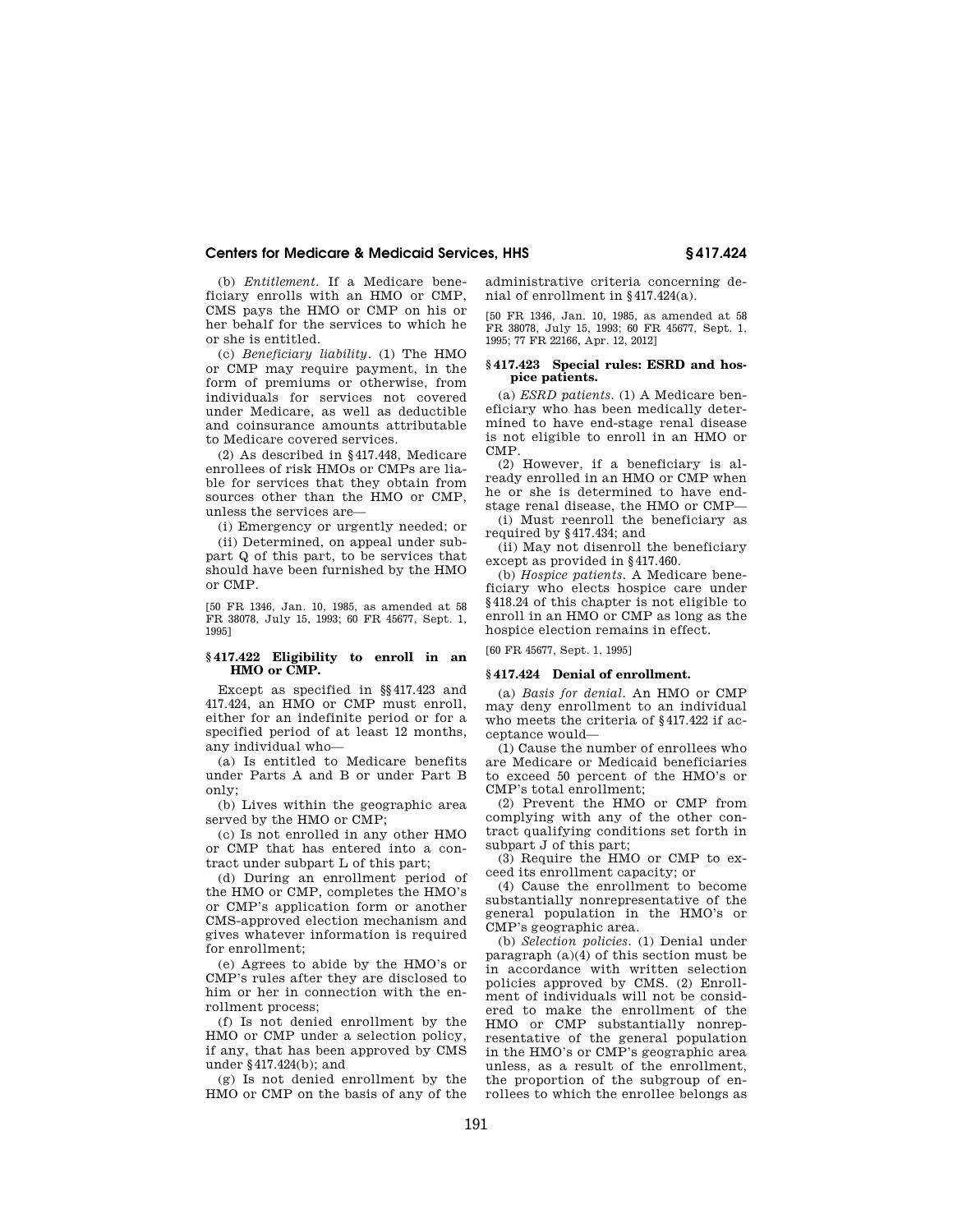(b) *Entitlement.* If a Medicare beneficiary enrolls with an HMO or CMP, CMS pays the HMO or CMP on his or her behalf for the services to which he or she is entitled.

(c) *Beneficiary liability.* (1) The HMO or CMP may require payment, in the form of premiums or otherwise, from individuals for services not covered under Medicare, as well as deductible and coinsurance amounts attributable to Medicare covered services.

(2) As described in §417.448, Medicare enrollees of risk HMOs or CMPs are liable for services that they obtain from sources other than the HMO or CMP, unless the services are—

(i) Emergency or urgently needed; or

(ii) Determined, on appeal under subpart Q of this part, to be services that should have been furnished by the HMO or CMP.

[50 FR 1346, Jan. 10, 1985, as amended at 58 FR 38078, July 15, 1993; 60 FR 45677, Sept. 1, 1995]

### §417.422 Eligibility to enroll in an HMO or CMP.

Except as specified in §§417.423 and 417.424, an HMO or CMP must enroll, either for an indefinite period or for a specified period of at least 12 months, any individual who—

(a) Is entitled to Medicare benefits under Parts A and B or under Part B only;

(b) Lives within the geographic area served by the HMO or CMP;

(c) Is not enrolled in any other HMO or CMP that has entered into a contract under subpart L of this part;

(d) During an enrollment period of the HMO or CMP, completes the HMO's or CMP's application form or another CMS-approved election mechanism and gives whatever information is required for enrollment;

(e) Agrees to abide by the HMO's or CMP's rules after they are disclosed to him or her in connection with the enrollment process;

(f) Is not denied enrollment by the HMO or CMP under a selection policy, if any, that has been approved by CMS under §417.424(b); and

(g) Is not denied enrollment by the HMO or CMP on the basis of any of the administrative criteria concerning denial of enrollment in §417.424(a).

[50 FR 1346, Jan. 10, 1985, as amended at 58 FR 38078, July 15, 1993; 60 FR 45677, Sept. 1, 1995; 77 FR 22166, Apr. 12, 2012]

### §417.423 Special rules: ESRD and hospice patients.

(a) *ESRD patients.* (1) A Medicare beneficiary who has been medically determined to have end-stage renal disease is not eligible to enroll in an HMO or CMP.

(2) However, if a beneficiary is already enrolled in an HMO or CMP when he or she is determined to have end-stage renal disease, the HMO or CMP—

(i) Must reenroll the beneficiary as required by §417.434; and

(ii) May not disenroll the beneficiary except as provided in §417.460.

(b) *Hospice patients.* A Medicare beneficiary who elects hospice care under §418.24 of this chapter is not eligible to enroll in an HMO or CMP as long as the hospice election remains in effect.

[60 FR 45677, Sept. 1, 1995]

### §417.424 Denial of enrollment.

(a) *Basis for denial.* An HMO or CMP may deny enrollment to an individual who meets the criteria of §417.422 if acceptance would—

(1) Cause the number of enrollees who are Medicare or Medicaid beneficiaries to exceed 50 percent of the HMO's or CMP's total enrollment;

(2) Prevent the HMO or CMP from complying with any of the other contract qualifying conditions set forth in subpart J of this part;

(3) Require the HMO or CMP to exceed its enrollment capacity; or

(4) Cause the enrollment to become substantially nonrepresentative of the general population in the HMO's or CMP's geographic area.

(b) *Selection policies.* (1) Denial under paragraph (a)(4) of this section must be in accordance with written selection policies approved by CMS. (2) Enrollment of individuals will not be considered to make the enrollment of the HMO or CMP substantially nonrepresentative of the general population in the HMO's or CMP's geographic area unless, as a result of the enrollment, the proportion of the subgroup of enrollees to which the enrollee belongs as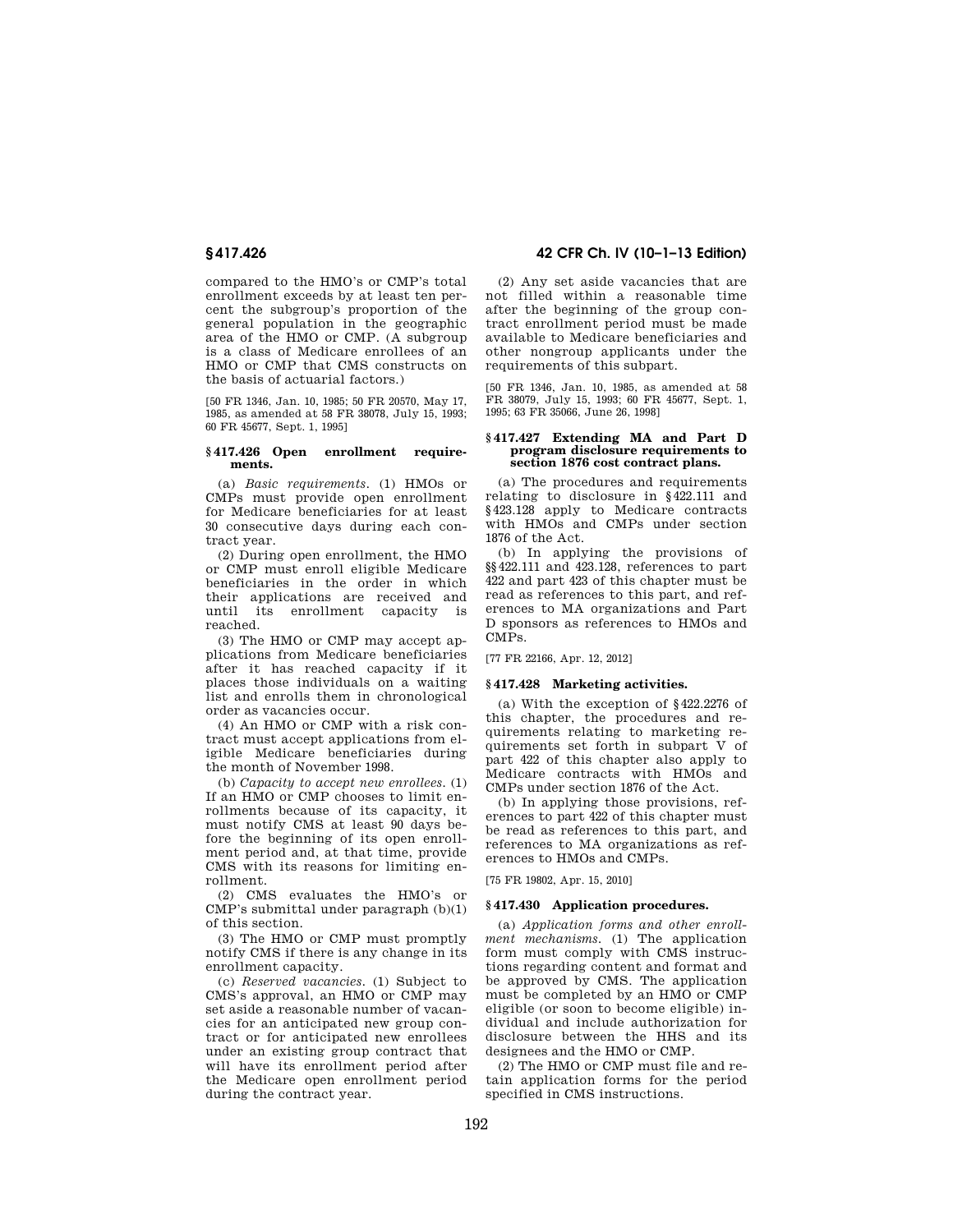compared to the HMO's or CMP's total enrollment exceeds by at least ten percent the subgroup's proportion of the general population in the geographic area of the HMO or CMP. (A subgroup is a class of Medicare enrollees of an HMO or CMP that CMS constructs on the basis of actuarial factors.)

[50 FR 1346, Jan. 10, 1985; 50 FR 20570, May 17, 1985, as amended at 58 FR 38078, July 15, 1993; 60 FR 45677, Sept. 1, 1995]

### § 417.426 Open enrollment requirements.

(a) *Basic requirements.* (1) HMOs or CMPs must provide open enrollment for Medicare beneficiaries for at least 30 consecutive days during each contract year.

(2) During open enrollment, the HMO or CMP must enroll eligible Medicare beneficiaries in the order in which their applications are received and until its enrollment capacity is reached.

(3) The HMO or CMP may accept applications from Medicare beneficiaries after it has reached capacity if it places those individuals on a waiting list and enrolls them in chronological order as vacancies occur.

(4) An HMO or CMP with a risk contract must accept applications from eligible Medicare beneficiaries during the month of November 1998.

(b) *Capacity to accept new enrollees.* (1) If an HMO or CMP chooses to limit enrollments because of its capacity, it must notify CMS at least 90 days before the beginning of its open enrollment period and, at that time, provide CMS with its reasons for limiting enrollment.

(2) CMS evaluates the HMO's or CMP's submittal under paragraph (b)(1) of this section.

(3) The HMO or CMP must promptly notify CMS if there is any change in its enrollment capacity.

(c) *Reserved vacancies.* (1) Subject to CMS's approval, an HMO or CMP may set aside a reasonable number of vacancies for an anticipated new group contract or for anticipated new enrollees under an existing group contract that will have its enrollment period after the Medicare open enrollment period during the contract year.

(2) Any set aside vacancies that are not filled within a reasonable time after the beginning of the group contract enrollment period must be made available to Medicare beneficiaries and other nongroup applicants under the requirements of this subpart.

[50 FR 1346, Jan. 10, 1985, as amended at 58 FR 38079, July 15, 1993; 60 FR 45677, Sept. 1, 1995; 63 FR 35066, June 26, 1998]

### § 417.427 Extending MA and Part D program disclosure requirements to section 1876 cost contract plans.

(a) The procedures and requirements relating to disclosure in §422.111 and §423.128 apply to Medicare contracts with HMOs and CMPs under section 1876 of the Act.

(b) In applying the provisions of §§422.111 and 423.128, references to part 422 and part 423 of this chapter must be read as references to this part, and references to MA organizations and Part D sponsors as references to HMOs and CMPs.

[77 FR 22166, Apr. 12, 2012]

### § 417.428 Marketing activities.

(a) With the exception of §422.2276 of this chapter, the procedures and requirements relating to marketing requirements set forth in subpart V of part 422 of this chapter also apply to Medicare contracts with HMOs and CMPs under section 1876 of the Act.

(b) In applying those provisions, references to part 422 of this chapter must be read as references to this part, and references to MA organizations as references to HMOs and CMPs.

[75 FR 19802, Apr. 15, 2010]

### § 417.430 Application procedures.

(a) *Application forms and other enrollment mechanisms.* (1) The application form must comply with CMS instructions regarding content and format and be approved by CMS. The application must be completed by an HMO or CMP eligible (or soon to become eligible) individual and include authorization for disclosure between the HHS and its designees and the HMO or CMP.

(2) The HMO or CMP must file and retain application forms for the period specified in CMS instructions.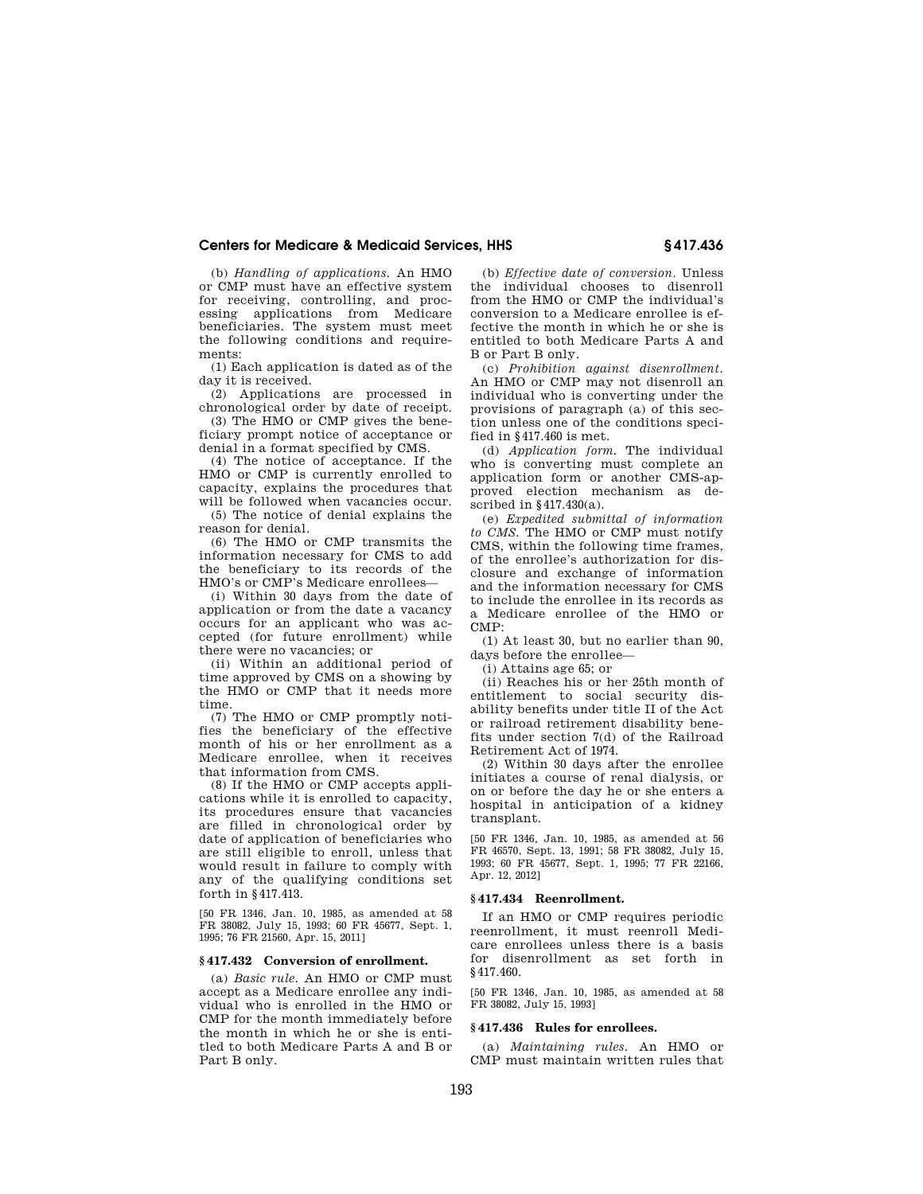(b) *Handling of applications.* An HMO or CMP must have an effective system for receiving, controlling, and processing applications from Medicare beneficiaries. The system must meet the following conditions and requirements:

(1) Each application is dated as of the day it is received.

(2) Applications are processed in chronological order by date of receipt.

(3) The HMO or CMP gives the beneficiary prompt notice of acceptance or denial in a format specified by CMS.

(4) The notice of acceptance. If the HMO or CMP is currently enrolled to capacity, explains the procedures that will be followed when vacancies occur.

(5) The notice of denial explains the reason for denial.

(6) The HMO or CMP transmits the information necessary for CMS to add the beneficiary to its records of the HMO's or CMP's Medicare enrollees—

(i) Within 30 days from the date of application or from the date a vacancy occurs for an applicant who was accepted (for future enrollment) while there were no vacancies; or

(ii) Within an additional period of time approved by CMS on a showing by the HMO or CMP that it needs more time.

(7) The HMO or CMP promptly notifies the beneficiary of the effective month of his or her enrollment as a Medicare enrollee, when it receives that information from CMS.

(8) If the HMO or CMP accepts applications while it is enrolled to capacity, its procedures ensure that vacancies are filled in chronological order by date of application of beneficiaries who are still eligible to enroll, unless that would result in failure to comply with any of the qualifying conditions set forth in §417.413.

[50 FR 1346, Jan. 10, 1985, as amended at 58 FR 38082, July 15, 1993; 60 FR 45677, Sept. 1, 1995; 76 FR 21560, Apr. 15, 2011]

### §417.432 Conversion of enrollment.

(a) *Basic rule.* An HMO or CMP must accept as a Medicare enrollee any individual who is enrolled in the HMO or CMP for the month immediately before the month in which he or she is entitled to both Medicare Parts A and B or Part B only.

(b) *Effective date of conversion.* Unless the individual chooses to disenroll from the HMO or CMP the individual's conversion to a Medicare enrollee is effective the month in which he or she is entitled to both Medicare Parts A and B or Part B only.

(c) *Prohibition against disenrollment.* An HMO or CMP may not disenroll an individual who is converting under the provisions of paragraph (a) of this section unless one of the conditions specified in §417.460 is met.

(d) *Application form.* The individual who is converting must complete an application form or another CMS-approved election mechanism as described in §417.430(a).

(e) *Expedited submittal of information to CMS.* The HMO or CMP must notify CMS, within the following time frames, of the enrollee's authorization for disclosure and exchange of information and the information necessary for CMS to include the enrollee in its records as a Medicare enrollee of the HMO or CMP:

(1) At least 30, but no earlier than 90, days before the enrollee—

(i) Attains age 65; or

(ii) Reaches his or her 25th month of entitlement to social security disability benefits under title II of the Act or railroad retirement disability benefits under section 7(d) of the Railroad Retirement Act of 1974.

(2) Within 30 days after the enrollee initiates a course of renal dialysis, or on or before the day he or she enters a hospital in anticipation of a kidney transplant.

[50 FR 1346, Jan. 10, 1985, as amended at 56 FR 46570, Sept. 13, 1991; 58 FR 38082, July 15, 1993; 60 FR 45677, Sept. 1, 1995; 77 FR 22166, Apr. 12, 2012]

### §417.434 Reenrollment.

If an HMO or CMP requires periodic reenrollment, it must reenroll Medicare enrollees unless there is a basis for disenrollment as set forth in §417.460.

[50 FR 1346, Jan. 10, 1985, as amended at 58 FR 38082, July 15, 1993]

### §417.436 Rules for enrollees.

(a) *Maintaining rules.* An HMO or CMP must maintain written rules that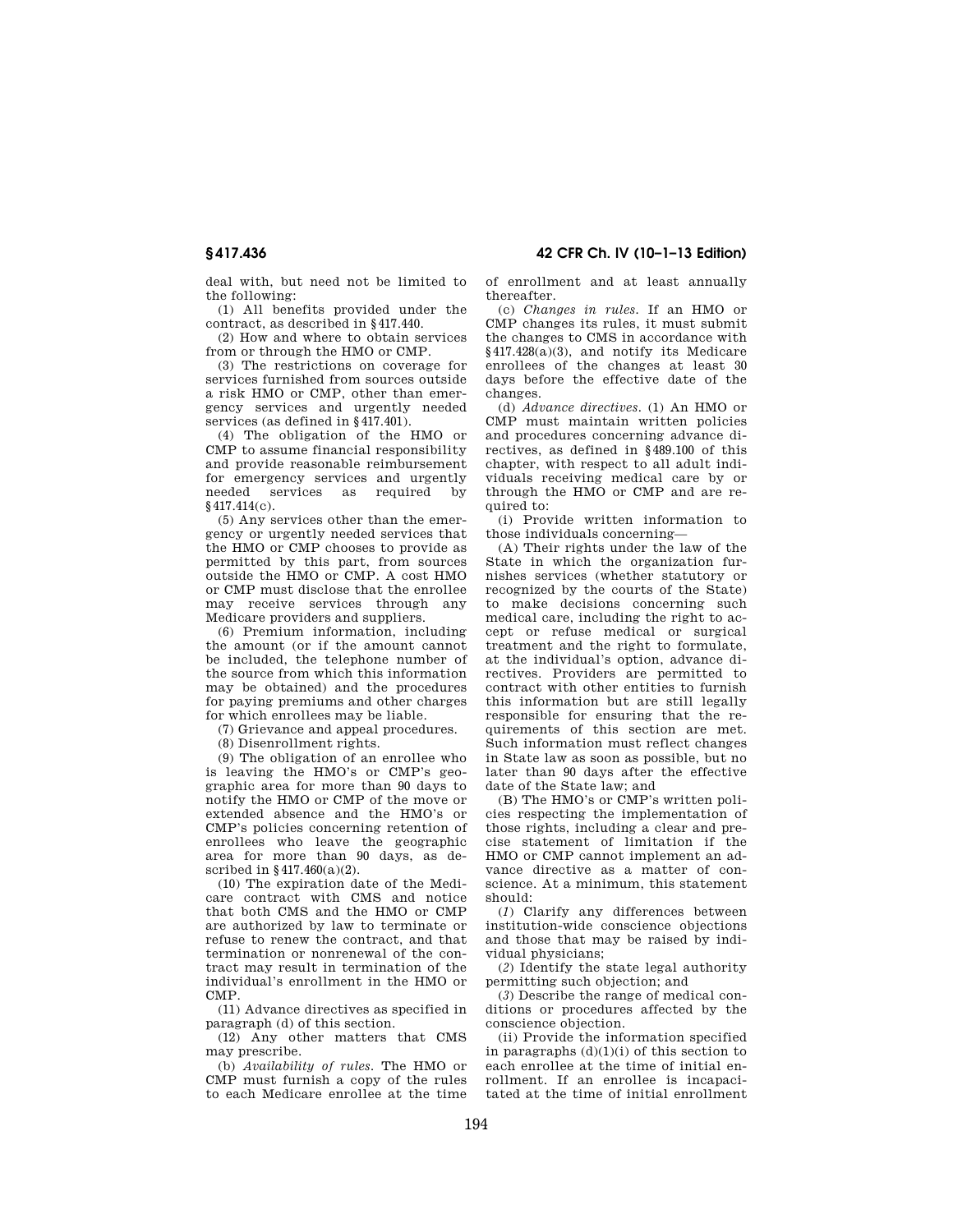deal with, but need not be limited to the following:

(1) All benefits provided under the contract, as described in §417.440.

(2) How and where to obtain services from or through the HMO or CMP.

(3) The restrictions on coverage for services furnished from sources outside a risk HMO or CMP, other than emergency services and urgently needed services (as defined in §417.401).

(4) The obligation of the HMO or CMP to assume financial responsibility and provide reasonable reimbursement for emergency services and urgently needed services as required by §417.414(c).

(5) Any services other than the emergency or urgently needed services that the HMO or CMP chooses to provide as permitted by this part, from sources outside the HMO or CMP. A cost HMO or CMP must disclose that the enrollee may receive services through any Medicare providers and suppliers.

(6) Premium information, including the amount (or if the amount cannot be included, the telephone number of the source from which this information may be obtained) and the procedures for paying premiums and other charges for which enrollees may be liable.

(7) Grievance and appeal procedures.

(8) Disenrollment rights.

(9) The obligation of an enrollee who is leaving the HMO's or CMP's geographic area for more than 90 days to notify the HMO or CMP of the move or extended absence and the HMO's or CMP's policies concerning retention of enrollees who leave the geographic area for more than 90 days, as described in §417.460(a)(2).

(10) The expiration date of the Medicare contract with CMS and notice that both CMS and the HMO or CMP are authorized by law to terminate or refuse to renew the contract, and that termination or nonrenewal of the contract may result in termination of the individual's enrollment in the HMO or CMP.

(11) Advance directives as specified in paragraph (d) of this section.

(12) Any other matters that CMS may prescribe.

(b) *Availability of rules.* The HMO or CMP must furnish a copy of the rules to each Medicare enrollee at the time of enrollment and at least annually thereafter.

(c) *Changes in rules.* If an HMO or CMP changes its rules, it must submit the changes to CMS in accordance with §417.428(a)(3), and notify its Medicare enrollees of the changes at least 30 days before the effective date of the changes.

(d) *Advance directives.* (1) An HMO or CMP must maintain written policies and procedures concerning advance directives, as defined in §489.100 of this chapter, with respect to all adult individuals receiving medical care by or through the HMO or CMP and are required to:

(i) Provide written information to those individuals concerning—

(A) Their rights under the law of the State in which the organization furnishes services (whether statutory or recognized by the courts of the State) to make decisions concerning such medical care, including the right to accept or refuse medical or surgical treatment and the right to formulate, at the individual's option, advance directives. Providers are permitted to contract with other entities to furnish this information but are still legally responsible for ensuring that the requirements of this section are met. Such information must reflect changes in State law as soon as possible, but no later than 90 days after the effective date of the State law; and

(B) The HMO's or CMP's written policies respecting the implementation of those rights, including a clear and precise statement of limitation if the HMO or CMP cannot implement an advance directive as a matter of conscience. At a minimum, this statement should:

(*1*) Clarify any differences between institution-wide conscience objections and those that may be raised by individual physicians;

(*2*) Identify the state legal authority permitting such objection; and

(*3*) Describe the range of medical conditions or procedures affected by the conscience objection.

(ii) Provide the information specified in paragraphs (d)(1)(i) of this section to each enrollee at the time of initial enrollment. If an enrollee is incapacitated at the time of initial enrollment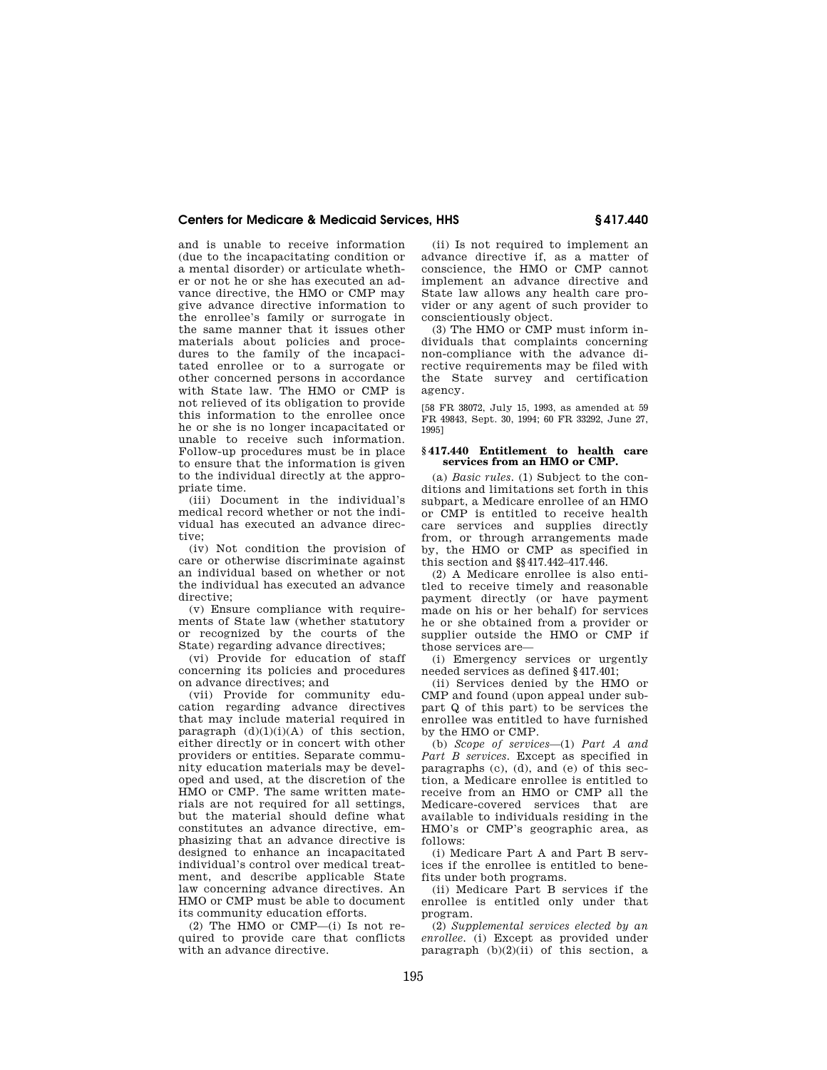and is unable to receive information (due to the incapacitating condition or a mental disorder) or articulate whether or not he or she has executed an advance directive, the HMO or CMP may give advance directive information to the enrollee's family or surrogate in the same manner that it issues other materials about policies and procedures to the family of the incapacitated enrollee or to a surrogate or other concerned persons in accordance with State law. The HMO or CMP is not relieved of its obligation to provide this information to the enrollee once he or she is no longer incapacitated or unable to receive such information. Follow-up procedures must be in place to ensure that the information is given to the individual directly at the appropriate time.

(iii) Document in the individual's medical record whether or not the individual has executed an advance directive;

(iv) Not condition the provision of care or otherwise discriminate against an individual based on whether or not the individual has executed an advance directive;

(v) Ensure compliance with requirements of State law (whether statutory or recognized by the courts of the State) regarding advance directives;

(vi) Provide for education of staff concerning its policies and procedures on advance directives; and

(vii) Provide for community education regarding advance directives that may include material required in paragraph (d)(1)(i)(A) of this section, either directly or in concert with other providers or entities. Separate community education materials may be developed and used, at the discretion of the HMO or CMP. The same written materials are not required for all settings, but the material should define what constitutes an advance directive, emphasizing that an advance directive is designed to enhance an incapacitated individual's control over medical treatment, and describe applicable State law concerning advance directives. An HMO or CMP must be able to document its community education efforts.

(2) The HMO or CMP—(i) Is not required to provide care that conflicts with an advance directive.

(ii) Is not required to implement an advance directive if, as a matter of conscience, the HMO or CMP cannot implement an advance directive and State law allows any health care provider or any agent of such provider to conscientiously object.

(3) The HMO or CMP must inform individuals that complaints concerning non-compliance with the advance directive requirements may be filed with the State survey and certification agency.

[58 FR 38072, July 15, 1993, as amended at 59 FR 49843, Sept. 30, 1994; 60 FR 33292, June 27, 1995]

## § 417.440 Entitlement to health care services from an HMO or CMP.

(a) *Basic rules.* (1) Subject to the conditions and limitations set forth in this subpart, a Medicare enrollee of an HMO or CMP is entitled to receive health care services and supplies directly from, or through arrangements made by, the HMO or CMP as specified in this section and §§ 417.442–417.446.

(2) A Medicare enrollee is also entitled to receive timely and reasonable payment directly (or have payment made on his or her behalf) for services he or she obtained from a provider or supplier outside the HMO or CMP if those services are—

(i) Emergency services or urgently needed services as defined § 417.401;

(ii) Services denied by the HMO or CMP and found (upon appeal under subpart Q of this part) to be services the enrollee was entitled to have furnished by the HMO or CMP.

(b) *Scope of services*—(1) *Part A and Part B services.* Except as specified in paragraphs (c), (d), and (e) of this section, a Medicare enrollee is entitled to receive from an HMO or CMP all the Medicare-covered services that are available to individuals residing in the HMO's or CMP's geographic area, as follows:

(i) Medicare Part A and Part B services if the enrollee is entitled to benefits under both programs.

(ii) Medicare Part B services if the enrollee is entitled only under that program.

(2) *Supplemental services elected by an enrollee.* (i) Except as provided under paragraph (b)(2)(ii) of this section, a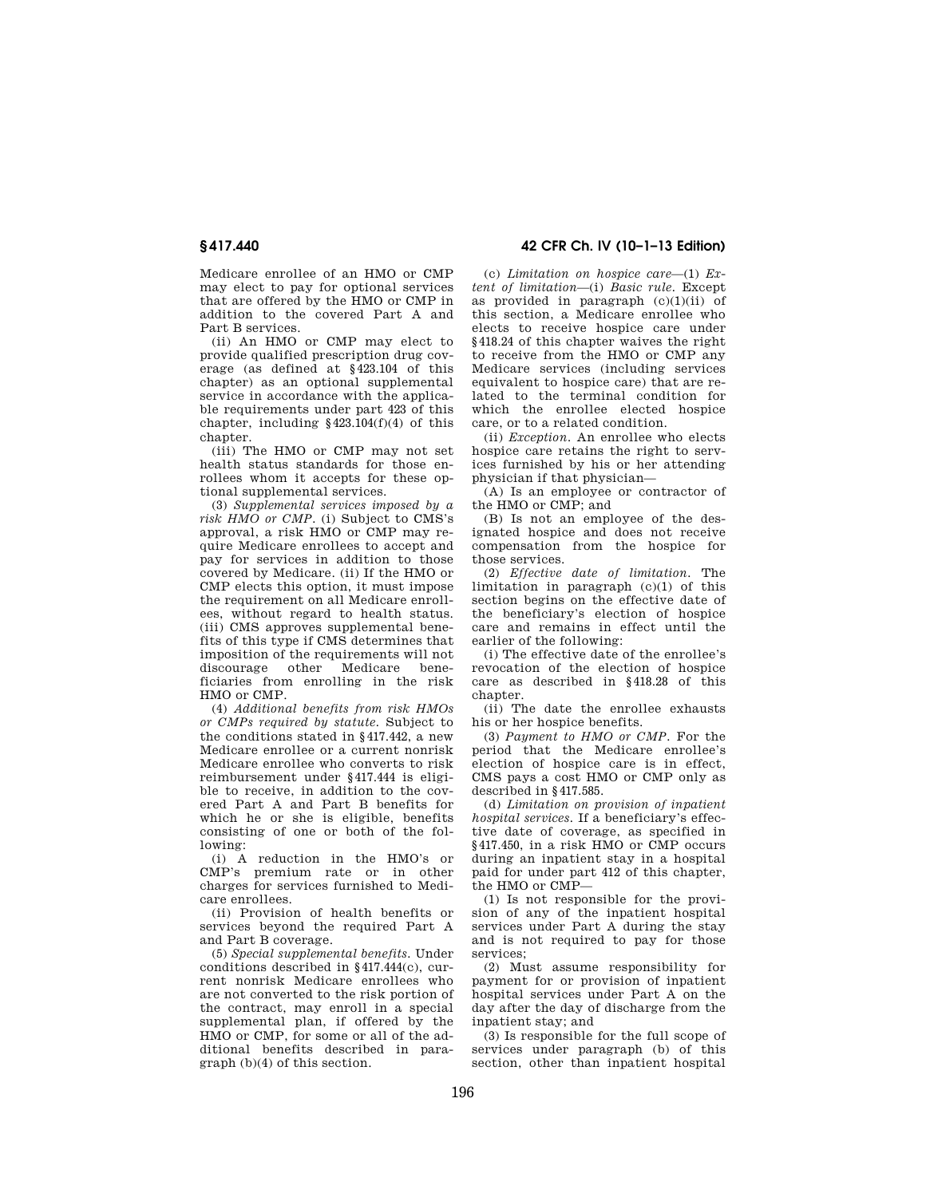Medicare enrollee of an HMO or CMP may elect to pay for optional services that are offered by the HMO or CMP in addition to the covered Part A and Part B services.

(ii) An HMO or CMP may elect to provide qualified prescription drug coverage (as defined at §423.104 of this chapter) as an optional supplemental service in accordance with the applicable requirements under part 423 of this chapter, including §423.104(f)(4) of this chapter.

(iii) The HMO or CMP may not set health status standards for those enrollees whom it accepts for these optional supplemental services.

(3) *Supplemental services imposed by a risk HMO or CMP.* (i) Subject to CMS's approval, a risk HMO or CMP may require Medicare enrollees to accept and pay for services in addition to those covered by Medicare. (ii) If the HMO or CMP elects this option, it must impose the requirement on all Medicare enrollees, without regard to health status. (iii) CMS approves supplemental benefits of this type if CMS determines that imposition of the requirements will not discourage other Medicare beneficiaries from enrolling in the risk HMO or CMP.

(4) *Additional benefits from risk HMOs or CMPs required by statute.* Subject to the conditions stated in §417.442, a new Medicare enrollee or a current nonrisk Medicare enrollee who converts to risk reimbursement under §417.444 is eligible to receive, in addition to the covered Part A and Part B benefits for which he or she is eligible, benefits consisting of one or both of the following:

(i) A reduction in the HMO's or CMP's premium rate or in other charges for services furnished to Medicare enrollees.

(ii) Provision of health benefits or services beyond the required Part A and Part B coverage.

(5) *Special supplemental benefits.* Under conditions described in §417.444(c), current nonrisk Medicare enrollees who are not converted to the risk portion of the contract, may enroll in a special supplemental plan, if offered by the HMO or CMP, for some or all of the additional benefits described in paragraph (b)(4) of this section.

(c) *Limitation on hospice care*—(1) *Extent of limitation*—(i) *Basic rule.* Except as provided in paragraph (c)(1)(ii) of this section, a Medicare enrollee who elects to receive hospice care under §418.24 of this chapter waives the right to receive from the HMO or CMP any Medicare services (including services equivalent to hospice care) that are related to the terminal condition for which the enrollee elected hospice care, or to a related condition.

(ii) *Exception.* An enrollee who elects hospice care retains the right to services furnished by his or her attending physician if that physician—

(A) Is an employee or contractor of the HMO or CMP; and

(B) Is not an employee of the designated hospice and does not receive compensation from the hospice for those services.

(2) *Effective date of limitation.* The limitation in paragraph (c)(1) of this section begins on the effective date of the beneficiary's election of hospice care and remains in effect until the earlier of the following:

(i) The effective date of the enrollee's revocation of the election of hospice care as described in §418.28 of this chapter.

(ii) The date the enrollee exhausts his or her hospice benefits.

(3) *Payment to HMO or CMP.* For the period that the Medicare enrollee's election of hospice care is in effect, CMS pays a cost HMO or CMP only as described in §417.585.

(d) *Limitation on provision of inpatient hospital services.* If a beneficiary's effective date of coverage, as specified in §417.450, in a risk HMO or CMP occurs during an inpatient stay in a hospital paid for under part 412 of this chapter, the HMO or CMP—

(1) Is not responsible for the provision of any of the inpatient hospital services under Part A during the stay and is not required to pay for those services;

(2) Must assume responsibility for payment for or provision of inpatient hospital services under Part A on the day after the day of discharge from the inpatient stay; and

(3) Is responsible for the full scope of services under paragraph (b) of this section, other than inpatient hospital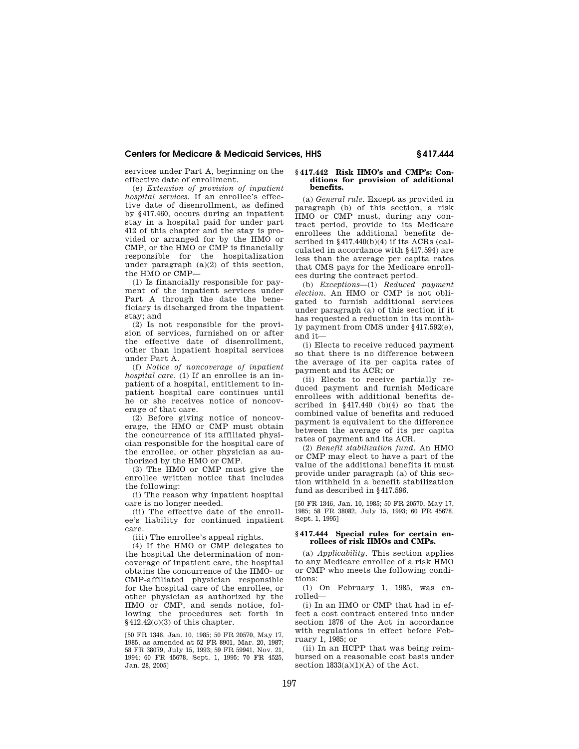services under Part A, beginning on the effective date of enrollment.

(e) *Extension of provision of inpatient hospital services.* If an enrollee's effective date of disenrollment, as defined by §417.460, occurs during an inpatient stay in a hospital paid for under part 412 of this chapter and the stay is provided or arranged for by the HMO or CMP, or the HMO or CMP is financially responsible for the hospitalization under paragraph (a)(2) of this section, the HMO or CMP—

(1) Is financially responsible for payment of the inpatient services under Part A through the date the beneficiary is discharged from the inpatient stay; and

(2) Is not responsible for the provision of services, furnished on or after the effective date of disenrollment, other than inpatient hospital services under Part A.

(f) *Notice of noncoverage of inpatient hospital care.* (1) If an enrollee is an inpatient of a hospital, entitlement to inpatient hospital care continues until he or she receives notice of noncoverage of that care.

(2) Before giving notice of noncoverage, the HMO or CMP must obtain the concurrence of its affiliated physician responsible for the hospital care of the enrollee, or other physician as authorized by the HMO or CMP.

(3) The HMO or CMP must give the enrollee written notice that includes the following:

(i) The reason why inpatient hospital care is no longer needed.

(ii) The effective date of the enrollee's liability for continued inpatient care.

(iii) The enrollee's appeal rights.

(4) If the HMO or CMP delegates to the hospital the determination of noncoverage of inpatient care, the hospital obtains the concurrence of the HMO- or CMP-affiliated physician responsible for the hospital care of the enrollee, or other physician as authorized by the HMO or CMP, and sends notice, following the procedures set forth in §412.42(c)(3) of this chapter.

[50 FR 1346, Jan. 10, 1985; 50 FR 20570, May 17, 1985, as amended at 52 FR 8901, Mar. 20, 1987; 58 FR 38079, July 15, 1993; 59 FR 59941, Nov. 21, 1994; 60 FR 45678, Sept. 1, 1995; 70 FR 4525, Jan. 28, 2005]

### §417.442 Risk HMO's and CMP's: Conditions for provision of additional benefits.

(a) *General rule.* Except as provided in paragraph (b) of this section, a risk HMO or CMP must, during any contract period, provide to its Medicare enrollees the additional benefits described in §417.440(b)(4) if its ACRs (calculated in accordance with §417.594) are less than the average per capita rates that CMS pays for the Medicare enrollees during the contract period.

(b) *Exceptions*—(1) *Reduced payment election.* An HMO or CMP is not obligated to furnish additional services under paragraph (a) of this section if it has requested a reduction in its monthly payment from CMS under §417.592(e), and it—

(i) Elects to receive reduced payment so that there is no difference between the average of its per capita rates of payment and its ACR; or

(ii) Elects to receive partially reduced payment and furnish Medicare enrollees with additional benefits described in §417.440 (b)(4) so that the combined value of benefits and reduced payment is equivalent to the difference between the average of its per capita rates of payment and its ACR.

(2) *Benefit stabilization fund.* An HMO or CMP may elect to have a part of the value of the additional benefits it must provide under paragraph (a) of this section withheld in a benefit stabilization fund as described in §417.596.

[50 FR 1346, Jan. 10, 1985; 50 FR 20570, May 17, 1985; 58 FR 38082, July 15, 1993; 60 FR 45678, Sept. 1, 1995]

### §417.444 Special rules for certain enrollees of risk HMOs and CMPs.

(a) *Applicability.* This section applies to any Medicare enrollee of a risk HMO or CMP who meets the following conditions:

(1) On February 1, 1985, was enrolled—

(i) In an HMO or CMP that had in effect a cost contract entered into under section 1876 of the Act in accordance with regulations in effect before February 1, 1985; or

(ii) In an HCPP that was being reimbursed on a reasonable cost basis under section 1833(a)(1)(A) of the Act.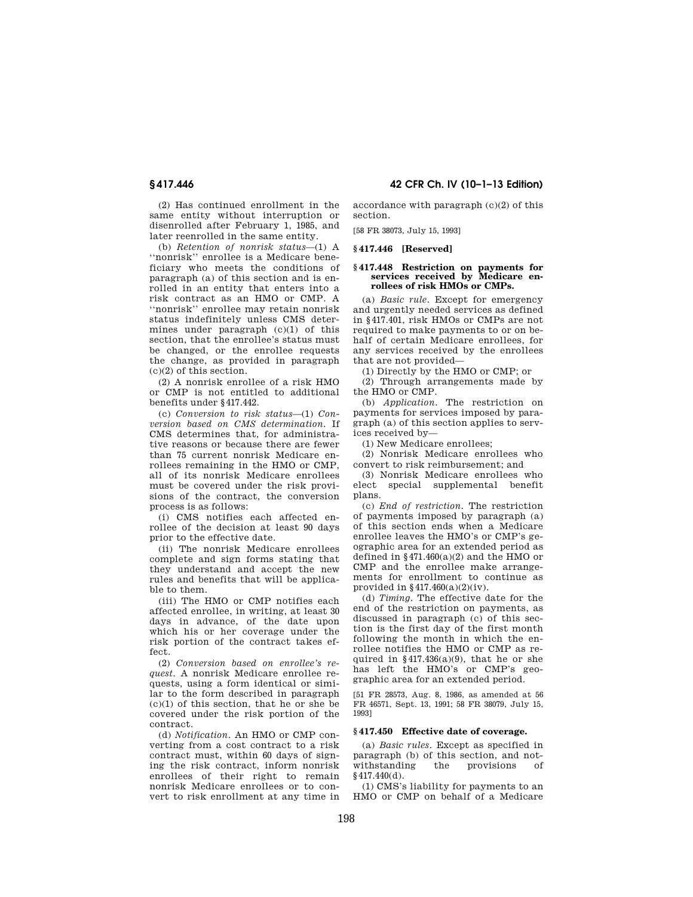(2) Has continued enrollment in the same entity without interruption or disenrolled after February 1, 1985, and later reenrolled in the same entity.

(b) *Retention of nonrisk status*—(1) A ''nonrisk'' enrollee is a Medicare beneficiary who meets the conditions of paragraph (a) of this section and is enrolled in an entity that enters into a risk contract as an HMO or CMP. A ''nonrisk'' enrollee may retain nonrisk status indefinitely unless CMS determines under paragraph (c)(1) of this section, that the enrollee's status must be changed, or the enrollee requests the change, as provided in paragraph (c)(2) of this section.

(2) A nonrisk enrollee of a risk HMO or CMP is not entitled to additional benefits under §417.442.

(c) *Conversion to risk status*—(1) *Conversion based on CMS determination.* If CMS determines that, for administrative reasons or because there are fewer than 75 current nonrisk Medicare enrollees remaining in the HMO or CMP, all of its nonrisk Medicare enrollees must be covered under the risk provisions of the contract, the conversion process is as follows:

(i) CMS notifies each affected enrollee of the decision at least 90 days prior to the effective date.

(ii) The nonrisk Medicare enrollees complete and sign forms stating that they understand and accept the new rules and benefits that will be applicable to them.

(iii) The HMO or CMP notifies each affected enrollee, in writing, at least 30 days in advance, of the date upon which his or her coverage under the risk portion of the contract takes effect.

(2) *Conversion based on enrollee's request.* A nonrisk Medicare enrollee requests, using a form identical or similar to the form described in paragraph (c)(1) of this section, that he or she be covered under the risk portion of the contract.

(d) *Notification.* An HMO or CMP converting from a cost contract to a risk contract must, within 60 days of signing the risk contract, inform nonrisk enrollees of their right to remain nonrisk Medicare enrollees or to convert to risk enrollment at any time in accordance with paragraph (c)(2) of this section.

[58 FR 38073, July 15, 1993]

## §417.446 [Reserved]

## §417.448 Restriction on payments for services received by Medicare enrollees of risk HMOs or CMPs.

(a) *Basic rule.* Except for emergency and urgently needed services as defined in §417.401, risk HMOs or CMPs are not required to make payments to or on behalf of certain Medicare enrollees, for any services received by the enrollees that are not provided—

(1) Directly by the HMO or CMP; or

(2) Through arrangements made by the HMO or CMP.

(b) *Application.* The restriction on payments for services imposed by paragraph (a) of this section applies to services received by—

(1) New Medicare enrollees;

(2) Nonrisk Medicare enrollees who convert to risk reimbursement; and

(3) Nonrisk Medicare enrollees who elect special supplemental benefit plans.

(c) *End of restriction.* The restriction of payments imposed by paragraph (a) of this section ends when a Medicare enrollee leaves the HMO's or CMP's geographic area for an extended period as defined in §471.460(a)(2) and the HMO or CMP and the enrollee make arrangements for enrollment to continue as provided in §417.460(a)(2)(iv).

(d) *Timing.* The effective date for the end of the restriction on payments, as discussed in paragraph (c) of this section is the first day of the first month following the month in which the enrollee notifies the HMO or CMP as required in §417.436(a)(9), that he or she has left the HMO's or CMP's geographic area for an extended period.

[51 FR 28573, Aug. 8, 1986, as amended at 56 FR 46571, Sept. 13, 1991; 58 FR 38079, July 15, 1993]

## §417.450 Effective date of coverage.

(a) *Basic rules.* Except as specified in paragraph (b) of this section, and notwithstanding the provisions of §417.440(d).

(1) CMS's liability for payments to an HMO or CMP on behalf of a Medicare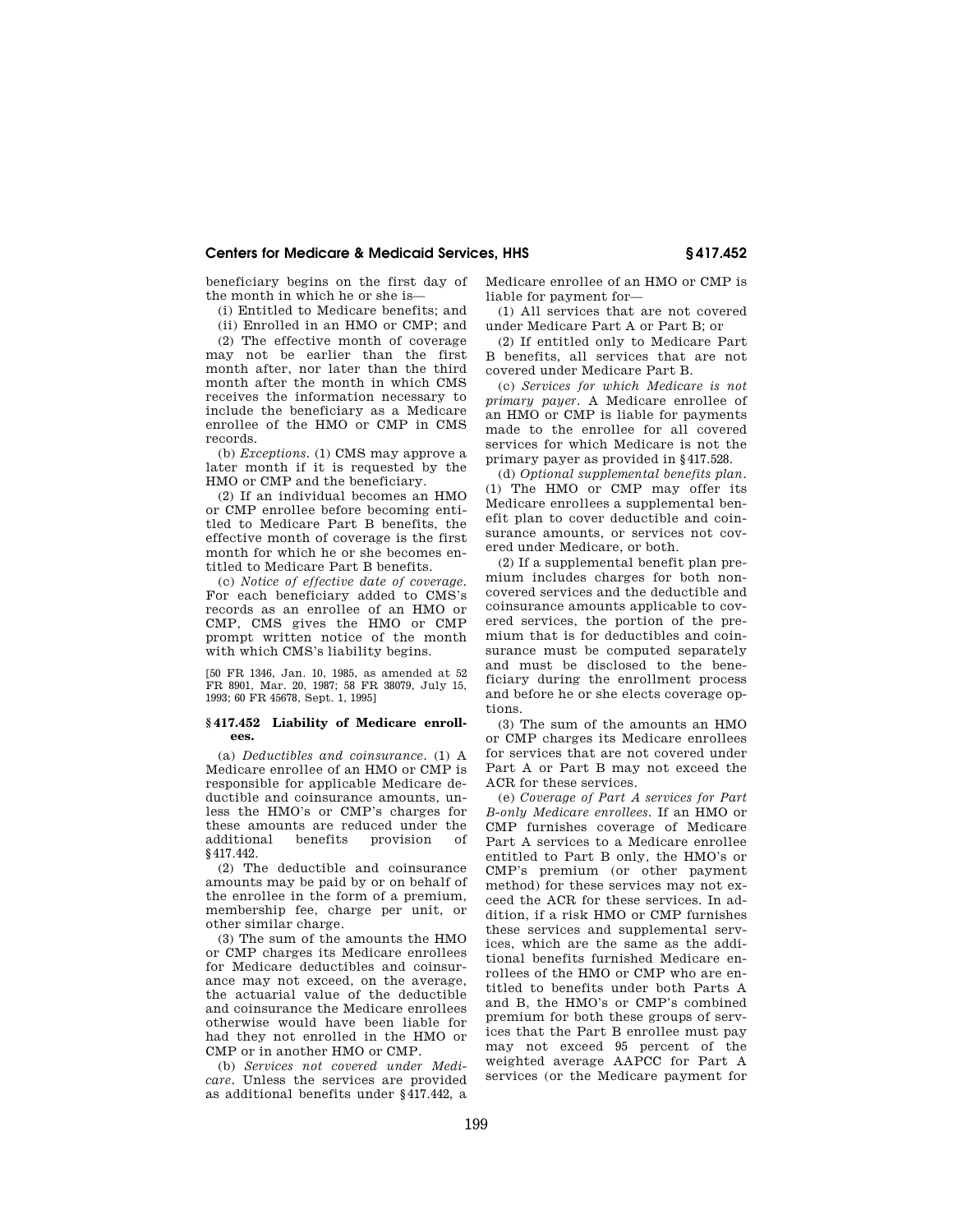beneficiary begins on the first day of the month in which he or she is—

(i) Entitled to Medicare benefits; and

(ii) Enrolled in an HMO or CMP; and

(2) The effective month of coverage may not be earlier than the first month after, nor later than the third month after the month in which CMS receives the information necessary to include the beneficiary as a Medicare enrollee of the HMO or CMP in CMS records.

(b) *Exceptions.* (1) CMS may approve a later month if it is requested by the HMO or CMP and the beneficiary.

(2) If an individual becomes an HMO or CMP enrollee before becoming entitled to Medicare Part B benefits, the effective month of coverage is the first month for which he or she becomes entitled to Medicare Part B benefits.

(c) *Notice of effective date of coverage.* For each beneficiary added to CMS's records as an enrollee of an HMO or CMP, CMS gives the HMO or CMP prompt written notice of the month with which CMS's liability begins.

[50 FR 1346, Jan. 10, 1985, as amended at 52 FR 8901, Mar. 20, 1987; 58 FR 38079, July 15, 1993; 60 FR 45678, Sept. 1, 1995]

### § 417.452 Liability of Medicare enrollees.

(a) *Deductibles and coinsurance.* (1) A Medicare enrollee of an HMO or CMP is responsible for applicable Medicare deductible and coinsurance amounts, unless the HMO's or CMP's charges for these amounts are reduced under the additional benefits provision of § 417.442.

(2) The deductible and coinsurance amounts may be paid by or on behalf of the enrollee in the form of a premium, membership fee, charge per unit, or other similar charge.

(3) The sum of the amounts the HMO or CMP charges its Medicare enrollees for Medicare deductibles and coinsurance may not exceed, on the average, the actuarial value of the deductible and coinsurance the Medicare enrollees otherwise would have been liable for had they not enrolled in the HMO or CMP or in another HMO or CMP.

(b) *Services not covered under Medicare.* Unless the services are provided as additional benefits under § 417.442, a Medicare enrollee of an HMO or CMP is liable for payment for—

(1) All services that are not covered under Medicare Part A or Part B; or

(2) If entitled only to Medicare Part B benefits, all services that are not covered under Medicare Part B.

(c) *Services for which Medicare is not primary payer.* A Medicare enrollee of an HMO or CMP is liable for payments made to the enrollee for all covered services for which Medicare is not the primary payer as provided in § 417.528.

(d) *Optional supplemental benefits plan.* (1) The HMO or CMP may offer its Medicare enrollees a supplemental benefit plan to cover deductible and coinsurance amounts, or services not covered under Medicare, or both.

(2) If a supplemental benefit plan premium includes charges for both noncovered services and the deductible and coinsurance amounts applicable to covered services, the portion of the premium that is for deductibles and coinsurance must be computed separately and must be disclosed to the beneficiary during the enrollment process and before he or she elects coverage options.

(3) The sum of the amounts an HMO or CMP charges its Medicare enrollees for services that are not covered under Part A or Part B may not exceed the ACR for these services.

(e) *Coverage of Part A services for Part B-only Medicare enrollees.* If an HMO or CMP furnishes coverage of Medicare Part A services to a Medicare enrollee entitled to Part B only, the HMO's or CMP's premium (or other payment method) for these services may not exceed the ACR for these services. In addition, if a risk HMO or CMP furnishes these services and supplemental services, which are the same as the additional benefits furnished Medicare enrollees of the HMO or CMP who are entitled to benefits under both Parts A and B, the HMO's or CMP's combined premium for both these groups of services that the Part B enrollee must pay may not exceed 95 percent of the weighted average AAPCC for Part A services (or the Medicare payment for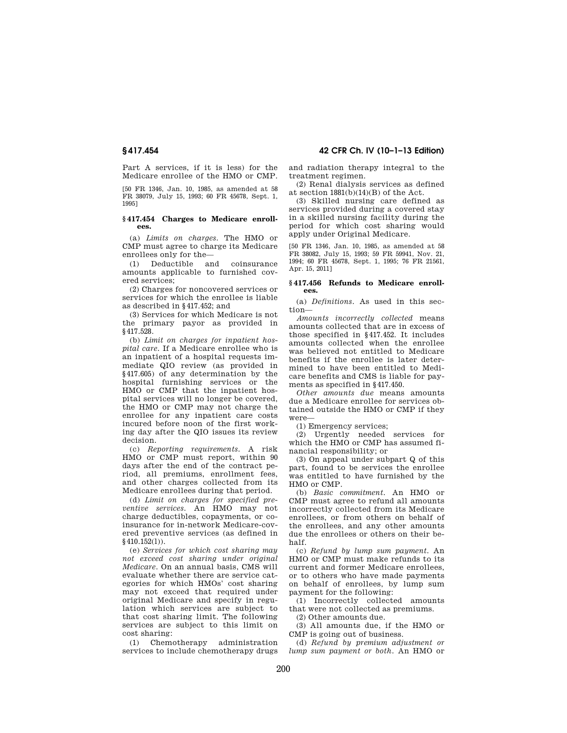Part A services, if it is less) for the Medicare enrollee of the HMO or CMP.

[50 FR 1346, Jan. 10, 1985, as amended at 58 FR 38079, July 15, 1993; 60 FR 45678, Sept. 1, 1995]

### § 417.454 Charges to Medicare enrollees.

(a) *Limits on charges.* The HMO or CMP must agree to charge its Medicare enrollees only for the—

(1) Deductible and coinsurance amounts applicable to furnished covered services;

(2) Charges for noncovered services or services for which the enrollee is liable as described in § 417.452; and

(3) Services for which Medicare is not the primary payor as provided in § 417.528.

(b) *Limit on charges for inpatient hospital care.* If a Medicare enrollee who is an inpatient of a hospital requests immediate QIO review (as provided in § 417.605) of any determination by the hospital furnishing services or the HMO or CMP that the inpatient hospital services will no longer be covered, the HMO or CMP may not charge the enrollee for any inpatient care costs incured before noon of the first working day after the QIO issues its review decision.

(c) *Reporting requirements.* A risk HMO or CMP must report, within 90 days after the end of the contract period, all premiums, enrollment fees, and other charges collected from its Medicare enrollees during that period.

(d) *Limit on charges for specified preventive services.* An HMO may not charge deductibles, copayments, or coinsurance for in-network Medicare-covered preventive services (as defined in § 410.152(l)).

(e) *Services for which cost sharing may not exceed cost sharing under original Medicare.* On an annual basis, CMS will evaluate whether there are service categories for which HMOs' cost sharing may not exceed that required under original Medicare and specify in regulation which services are subject to that cost sharing limit. The following services are subject to this limit on cost sharing:

(1) Chemotherapy administration services to include chemotherapy drugs and radiation therapy integral to the treatment regimen.

(2) Renal dialysis services as defined at section 1881(b)(14)(B) of the Act.

(3) Skilled nursing care defined as services provided during a covered stay in a skilled nursing facility during the period for which cost sharing would apply under Original Medicare.

[50 FR 1346, Jan. 10, 1985, as amended at 58 FR 38082, July 15, 1993; 59 FR 59941, Nov. 21, 1994; 60 FR 45678, Sept. 1, 1995; 76 FR 21561, Apr. 15, 2011]

### § 417.456 Refunds to Medicare enrollees.

(a) *Definitions.* As used in this section—

*Amounts incorrectly collected* means amounts collected that are in excess of those specified in § 417.452. It includes amounts collected when the enrollee was believed not entitled to Medicare benefits if the enrollee is later determined to have been entitled to Medicare benefits and CMS is liable for payments as specified in § 417.450.

*Other amounts due* means amounts due a Medicare enrollee for services obtained outside the HMO or CMP if they were—

(1) Emergency services;

(2) Urgently needed services for which the HMO or CMP has assumed financial responsibility; or

(3) On appeal under subpart Q of this part, found to be services the enrollee was entitled to have furnished by the HMO or CMP.

(b) *Basic commitment.* An HMO or CMP must agree to refund all amounts incorrectly collected from its Medicare enrollees, or from others on behalf of the enrollees, and any other amounts due the enrollees or others on their behalf.

(c) *Refund by lump sum payment.* An HMO or CMP must make refunds to its current and former Medicare enrollees, or to others who have made payments on behalf of enrollees, by lump sum payment for the following:

(1) Incorrectly collected amounts that were not collected as premiums.

(2) Other amounts due.

(3) All amounts due, if the HMO or CMP is going out of business.

(d) *Refund by premium adjustment or lump sum payment or both.* An HMO or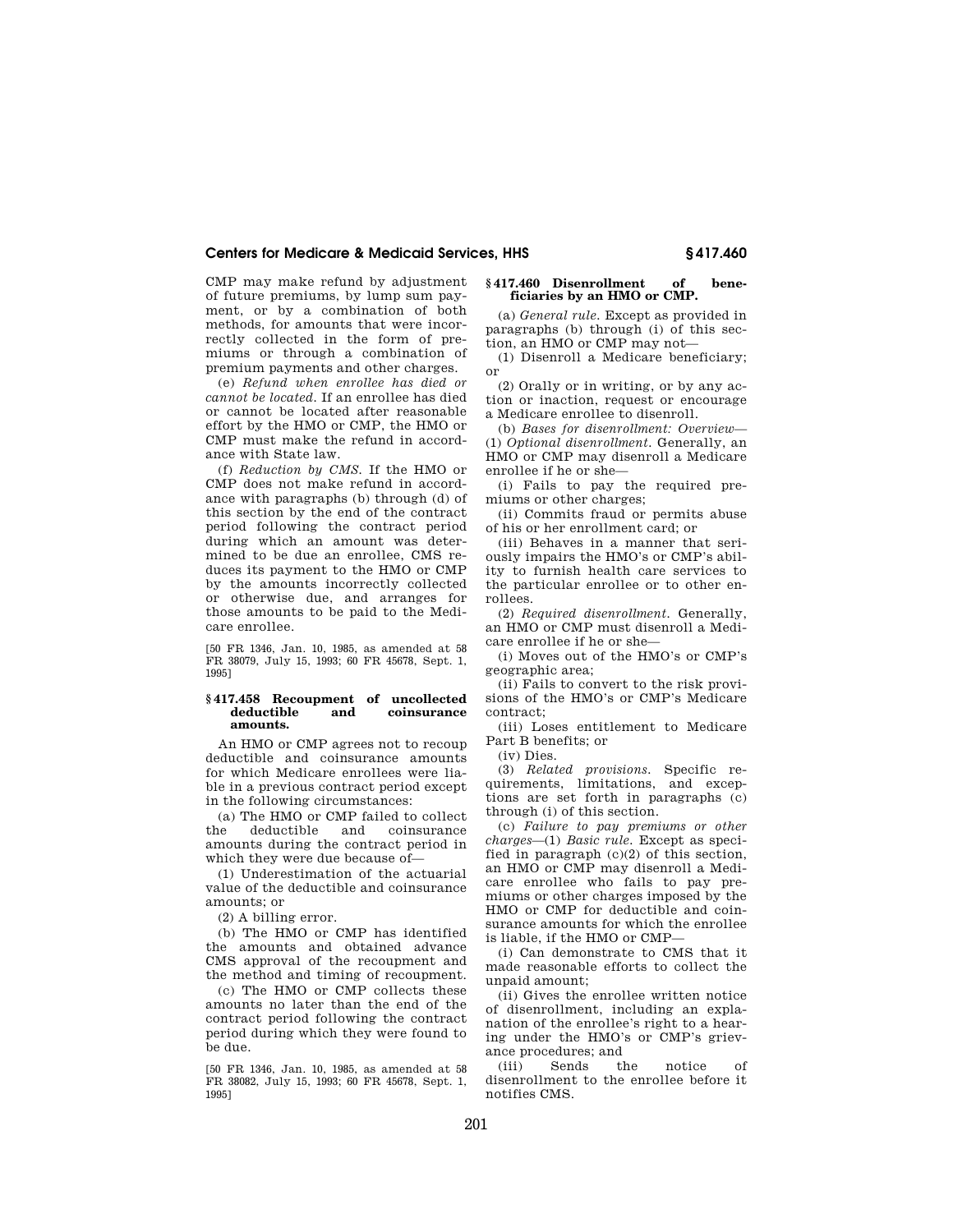CMP may make refund by adjustment of future premiums, by lump sum payment, or by a combination of both methods, for amounts that were incorrectly collected in the form of premiums or through a combination of premium payments and other charges.

(e) *Refund when enrollee has died or cannot be located.* If an enrollee has died or cannot be located after reasonable effort by the HMO or CMP, the HMO or CMP must make the refund in accordance with State law.

(f) *Reduction by CMS.* If the HMO or CMP does not make refund in accordance with paragraphs (b) through (d) of this section by the end of the contract period following the contract period during which an amount was determined to be due an enrollee, CMS reduces its payment to the HMO or CMP by the amounts incorrectly collected or otherwise due, and arranges for those amounts to be paid to the Medicare enrollee.

[50 FR 1346, Jan. 10, 1985, as amended at 58 FR 38079, July 15, 1993; 60 FR 45678, Sept. 1, 1995]

### § 417.458 Recoupment of uncollected deductible and coinsurance amounts.

An HMO or CMP agrees not to recoup deductible and coinsurance amounts for which Medicare enrollees were liable in a previous contract period except in the following circumstances:

(a) The HMO or CMP failed to collect the deductible and coinsurance amounts during the contract period in which they were due because of—

(1) Underestimation of the actuarial value of the deductible and coinsurance amounts; or

(2) A billing error.

(b) The HMO or CMP has identified the amounts and obtained advance CMS approval of the recoupment and the method and timing of recoupment.

(c) The HMO or CMP collects these amounts no later than the end of the contract period following the contract period during which they were found to be due.

[50 FR 1346, Jan. 10, 1985, as amended at 58 FR 38082, July 15, 1993; 60 FR 45678, Sept. 1, 1995]

### § 417.460 Disenrollment of beneficiaries by an HMO or CMP.

(a) *General rule.* Except as provided in paragraphs (b) through (i) of this section, an HMO or CMP may not—

(1) Disenroll a Medicare beneficiary; or

(2) Orally or in writing, or by any action or inaction, request or encourage a Medicare enrollee to disenroll.

(b) *Bases for disenrollment: Overview*—(1) *Optional disenrollment.* Generally, an HMO or CMP may disenroll a Medicare enrollee if he or she—

(i) Fails to pay the required premiums or other charges;

(ii) Commits fraud or permits abuse of his or her enrollment card; or

(iii) Behaves in a manner that seriously impairs the HMO's or CMP's ability to furnish health care services to the particular enrollee or to other enrollees.

(2) *Required disenrollment.* Generally, an HMO or CMP must disenroll a Medicare enrollee if he or she—

(i) Moves out of the HMO's or CMP's geographic area;

(ii) Fails to convert to the risk provisions of the HMO's or CMP's Medicare contract;

(iii) Loses entitlement to Medicare Part B benefits; or

(iv) Dies.

(3) *Related provisions.* Specific requirements, limitations, and exceptions are set forth in paragraphs (c) through (i) of this section.

(c) *Failure to pay premiums or other charges*—(1) *Basic rule.* Except as specified in paragraph (c)(2) of this section, an HMO or CMP may disenroll a Medicare enrollee who fails to pay premiums or other charges imposed by the HMO or CMP for deductible and coinsurance amounts for which the enrollee is liable, if the HMO or CMP—

(i) Can demonstrate to CMS that it made reasonable efforts to collect the unpaid amount;

(ii) Gives the enrollee written notice of disenrollment, including an explanation of the enrollee's right to a hearing under the HMO's or CMP's grievance procedures; and

(iii) Sends the notice of disenrollment to the enrollee before it notifies CMS.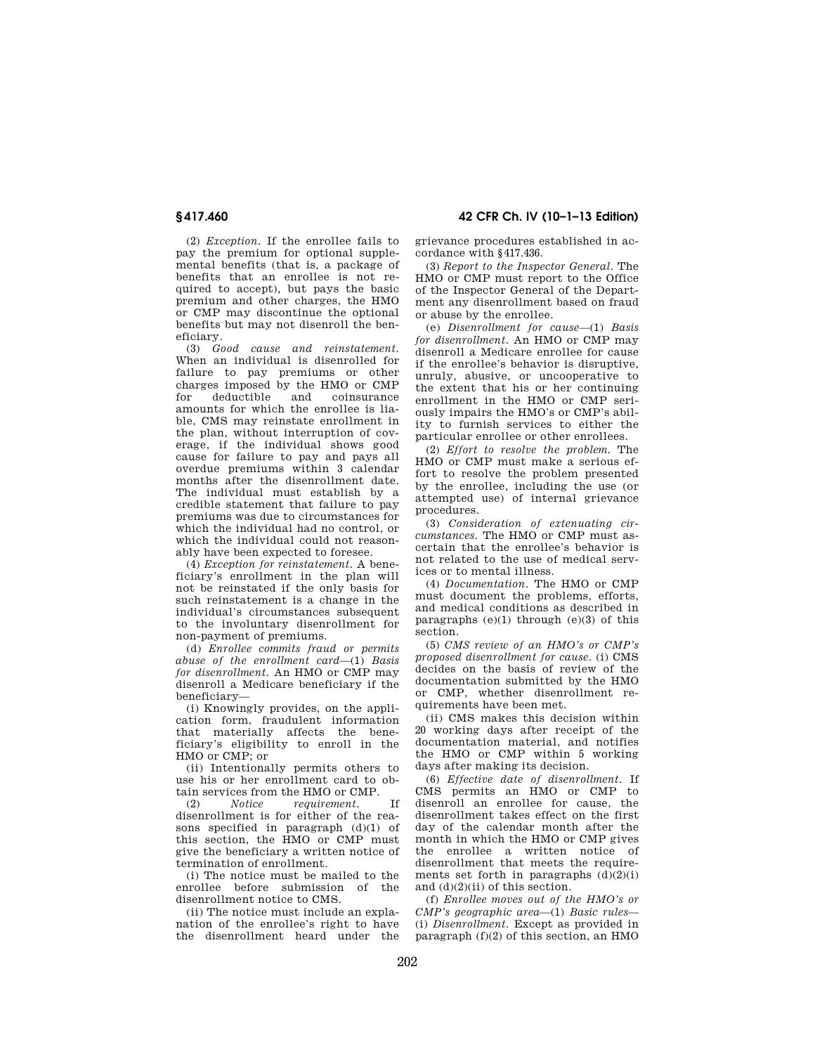(2) *Exception.* If the enrollee fails to pay the premium for optional supplemental benefits (that is, a package of benefits that an enrollee is not required to accept), but pays the basic premium and other charges, the HMO or CMP may discontinue the optional benefits but may not disenroll the beneficiary.

(3) *Good cause and reinstatement.* When an individual is disenrolled for failure to pay premiums or other charges imposed by the HMO or CMP for deductible and coinsurance amounts for which the enrollee is liable, CMS may reinstate enrollment in the plan, without interruption of coverage, if the individual shows good cause for failure to pay and pays all overdue premiums within 3 calendar months after the disenrollment date. The individual must establish by a credible statement that failure to pay premiums was due to circumstances for which the individual had no control, or which the individual could not reasonably have been expected to foresee.

(4) *Exception for reinstatement.* A beneficiary's enrollment in the plan will not be reinstated if the only basis for such reinstatement is a change in the individual's circumstances subsequent to the involuntary disenrollment for non-payment of premiums.

(d) *Enrollee commits fraud or permits abuse of the enrollment card*—(1) *Basis for disenrollment.* An HMO or CMP may disenroll a Medicare beneficiary if the beneficiary—

(i) Knowingly provides, on the application form, fraudulent information that materially affects the beneficiary's eligibility to enroll in the HMO or CMP; or

(ii) Intentionally permits others to use his or her enrollment card to obtain services from the HMO or CMP.

(2) *Notice requirement.* If disenrollment is for either of the reasons specified in paragraph (d)(1) of this section, the HMO or CMP must give the beneficiary a written notice of termination of enrollment.

(i) The notice must be mailed to the enrollee before submission of the disenrollment notice to CMS.

(ii) The notice must include an explanation of the enrollee's right to have the disenrollment heard under the grievance procedures established in accordance with §417.436.

(3) *Report to the Inspector General.* The HMO or CMP must report to the Office of the Inspector General of the Department any disenrollment based on fraud or abuse by the enrollee.

(e) *Disenrollment for cause*—(1) *Basis for disenrollment.* An HMO or CMP may disenroll a Medicare enrollee for cause if the enrollee's behavior is disruptive, unruly, abusive, or uncooperative to the extent that his or her continuing enrollment in the HMO or CMP seriously impairs the HMO's or CMP's ability to furnish services to either the particular enrollee or other enrollees.

(2) *Effort to resolve the problem.* The HMO or CMP must make a serious effort to resolve the problem presented by the enrollee, including the use (or attempted use) of internal grievance procedures.

(3) *Consideration of extenuating circumstances.* The HMO or CMP must ascertain that the enrollee's behavior is not related to the use of medical services or to mental illness.

(4) *Documentation.* The HMO or CMP must document the problems, efforts, and medical conditions as described in paragraphs (e)(1) through (e)(3) of this section.

(5) *CMS review of an HMO's or CMP's proposed disenrollment for cause.* (i) CMS decides on the basis of review of the documentation submitted by the HMO or CMP, whether disenrollment requirements have been met.

(ii) CMS makes this decision within 20 working days after receipt of the documentation material, and notifies the HMO or CMP within 5 working days after making its decision.

(6) *Effective date of disenrollment.* If CMS permits an HMO or CMP to disenroll an enrollee for cause, the disenrollment takes effect on the first day of the calendar month after the month in which the HMO or CMP gives the enrollee a written notice of disenrollment that meets the requirements set forth in paragraphs (d)(2)(i) and (d)(2)(ii) of this section.

(f) *Enrollee moves out of the HMO's or CMP's geographic area*—(1) *Basic rules*—(i) *Disenrollment.* Except as provided in paragraph (f)(2) of this section, an HMO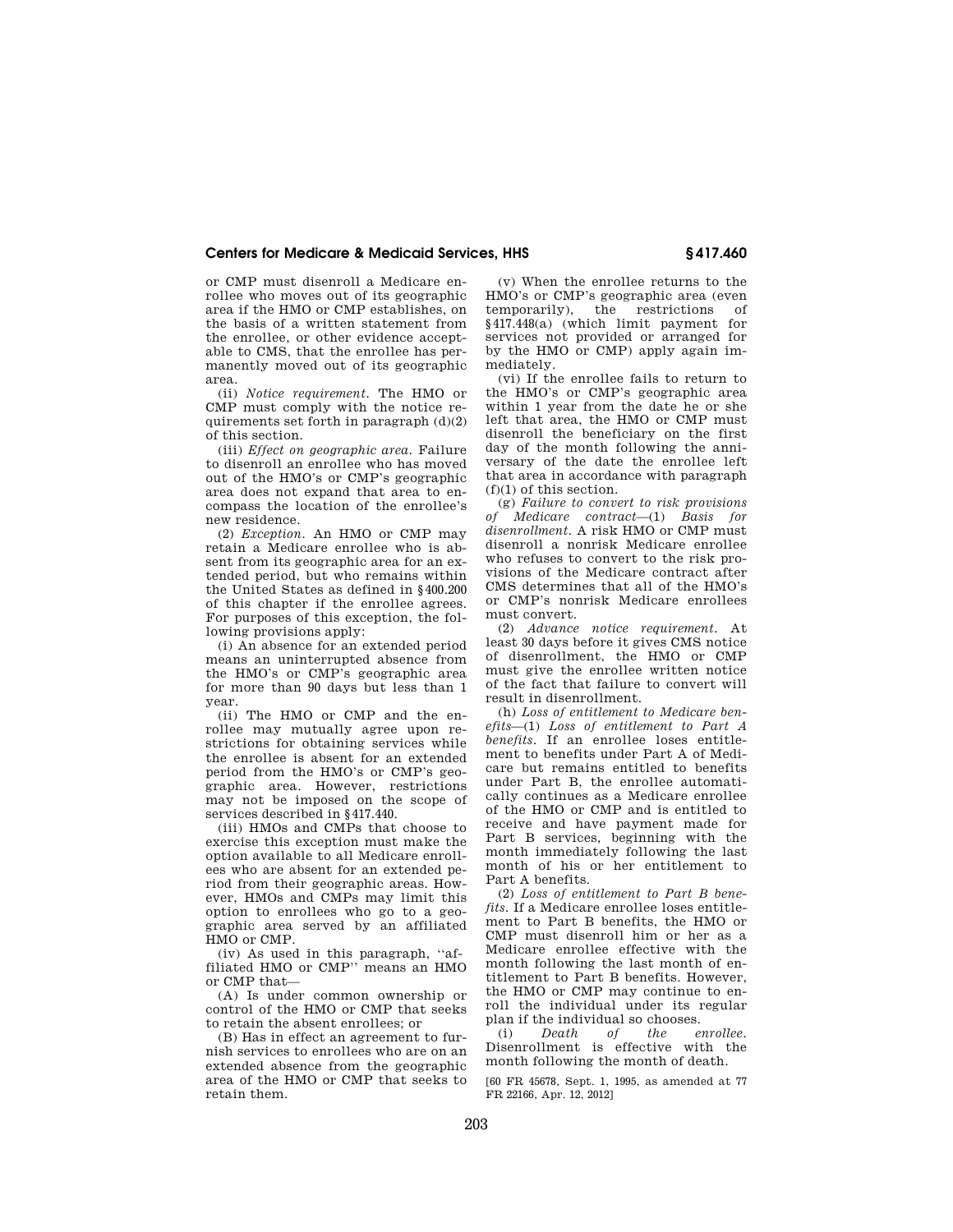or CMP must disenroll a Medicare enrollee who moves out of its geographic area if the HMO or CMP establishes, on the basis of a written statement from the enrollee, or other evidence acceptable to CMS, that the enrollee has permanently moved out of its geographic area.

(ii) *Notice requirement.* The HMO or CMP must comply with the notice requirements set forth in paragraph (d)(2) of this section.

(iii) *Effect on geographic area.* Failure to disenroll an enrollee who has moved out of the HMO's or CMP's geographic area does not expand that area to encompass the location of the enrollee's new residence.

(2) *Exception.* An HMO or CMP may retain a Medicare enrollee who is absent from its geographic area for an extended period, but who remains within the United States as defined in §400.200 of this chapter if the enrollee agrees. For purposes of this exception, the following provisions apply:

(i) An absence for an extended period means an uninterrupted absence from the HMO's or CMP's geographic area for more than 90 days but less than 1 year.

(ii) The HMO or CMP and the enrollee may mutually agree upon restrictions for obtaining services while the enrollee is absent for an extended period from the HMO's or CMP's geographic area. However, restrictions may not be imposed on the scope of services described in §417.440.

(iii) HMOs and CMPs that choose to exercise this exception must make the option available to all Medicare enrollees who are absent for an extended period from their geographic areas. However, HMOs and CMPs may limit this option to enrollees who go to a geographic area served by an affiliated HMO or CMP.

(iv) As used in this paragraph, "affiliated HMO or CMP" means an HMO or CMP that—

(A) Is under common ownership or control of the HMO or CMP that seeks to retain the absent enrollees; or

(B) Has in effect an agreement to furnish services to enrollees who are on an extended absence from the geographic area of the HMO or CMP that seeks to retain them.

(v) When the enrollee returns to the HMO's or CMP's geographic area (even temporarily), the restrictions of §417.448(a) (which limit payment for services not provided or arranged for by the HMO or CMP) apply again immediately.

(vi) If the enrollee fails to return to the HMO's or CMP's geographic area within 1 year from the date he or she left that area, the HMO or CMP must disenroll the beneficiary on the first day of the month following the anniversary of the date the enrollee left that area in accordance with paragraph (f)(1) of this section.

(g) *Failure to convert to risk provisions of Medicare contract*—(1) *Basis for disenrollment.* A risk HMO or CMP must disenroll a nonrisk Medicare enrollee who refuses to convert to the risk provisions of the Medicare contract after CMS determines that all of the HMO's or CMP's nonrisk Medicare enrollees must convert.

(2) *Advance notice requirement.* At least 30 days before it gives CMS notice of disenrollment, the HMO or CMP must give the enrollee written notice of the fact that failure to convert will result in disenrollment.

(h) *Loss of entitlement to Medicare benefits*—(1) *Loss of entitlement to Part A benefits.* If an enrollee loses entitlement to benefits under Part A of Medicare but remains entitled to benefits under Part B, the enrollee automatically continues as a Medicare enrollee of the HMO or CMP and is entitled to receive and have payment made for Part B services, beginning with the month immediately following the last month of his or her entitlement to Part A benefits.

(2) *Loss of entitlement to Part B benefits.* If a Medicare enrollee loses entitlement to Part B benefits, the HMO or CMP must disenroll him or her as a Medicare enrollee effective with the month following the last month of entitlement to Part B benefits. However, the HMO or CMP may continue to enroll the individual under its regular plan if the individual so chooses.

(i) *Death of the enrollee.* Disenrollment is effective with the month following the month of death.

[60 FR 45678, Sept. 1, 1995, as amended at 77 FR 22166, Apr. 12, 2012]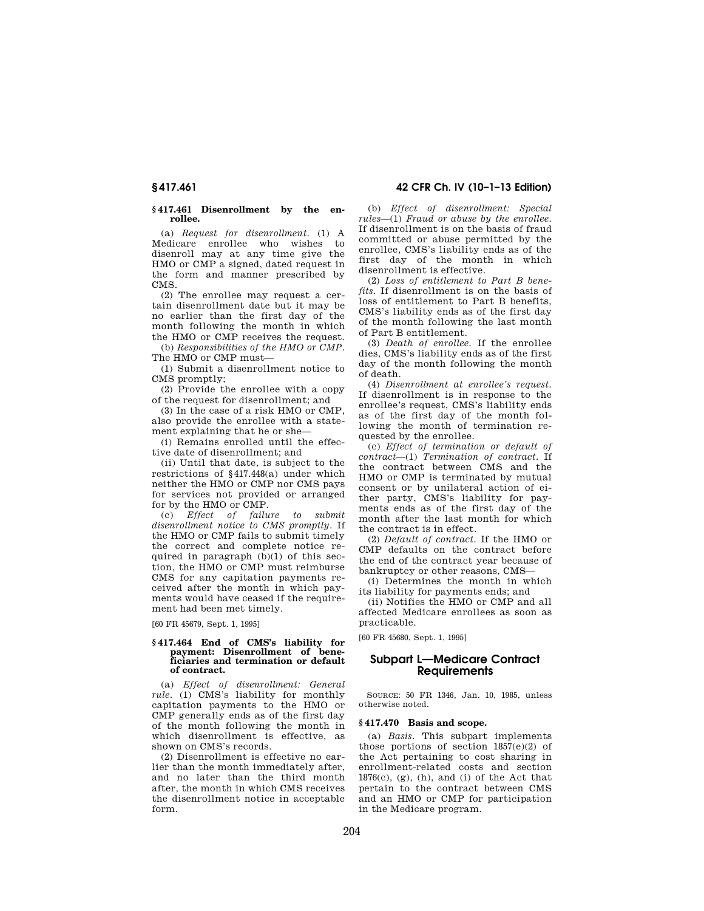### § 417.461 Disenrollment by the enrollee.

(a) *Request for disenrollment.* (1) A Medicare enrollee who wishes to disenroll may at any time give the HMO or CMP a signed, dated request in the form and manner prescribed by CMS.

(2) The enrollee may request a certain disenrollment date but it may be no earlier than the first day of the month following the month in which the HMO or CMP receives the request.

(b) *Responsibilities of the HMO or CMP.* The HMO or CMP must—

(1) Submit a disenrollment notice to CMS promptly;

(2) Provide the enrollee with a copy of the request for disenrollment; and

(3) In the case of a risk HMO or CMP, also provide the enrollee with a statement explaining that he or she—

(i) Remains enrolled until the effective date of disenrollment; and

(ii) Until that date, is subject to the restrictions of § 417.448(a) under which neither the HMO or CMP nor CMS pays for services not provided or arranged for by the HMO or CMP.

(c) *Effect of failure to submit disenrollment notice to CMS promptly.* If the HMO or CMP fails to submit timely the correct and complete notice required in paragraph (b)(1) of this section, the HMO or CMP must reimburse CMS for any capitation payments received after the month in which payments would have ceased if the requirement had been met timely.

[60 FR 45679, Sept. 1, 1995]

### § 417.464 End of CMS's liability for payment: Disenrollment of beneficiaries and termination or default of contract.

(a) *Effect of disenrollment: General rule.* (1) CMS's liability for monthly capitation payments to the HMO or CMP generally ends as of the first day of the month following the month in which disenrollment is effective, as shown on CMS's records.

(2) Disenrollment is effective no earlier than the month immediately after, and no later than the third month after, the month in which CMS receives the disenrollment notice in acceptable form.

(b) *Effect of disenrollment: Special rules*—(1) *Fraud or abuse by the enrollee.* If disenrollment is on the basis of fraud committed or abuse permitted by the enrollee, CMS's liability ends as of the first day of the month in which disenrollment is effective.

(2) *Loss of entitlement to Part B benefits.* If disenrollment is on the basis of loss of entitlement to Part B benefits, CMS's liability ends as of the first day of the month following the last month of Part B entitlement.

(3) *Death of enrollee.* If the enrollee dies, CMS's liability ends as of the first day of the month following the month of death.

(4) *Disenrollment at enrollee's request.* If disenrollment is in response to the enrollee's request, CMS's liability ends as of the first day of the month following the month of termination requested by the enrollee.

(c) *Effect of termination or default of contract*—(1) *Termination of contract.* If the contract between CMS and the HMO or CMP is terminated by mutual consent or by unilateral action of either party, CMS's liability for payments ends as of the first day of the month after the last month for which the contract is in effect.

(2) *Default of contract.* If the HMO or CMP defaults on the contract before the end of the contract year because of bankruptcy or other reasons, CMS—

(i) Determines the month in which its liability for payments ends; and

(ii) Notifies the HMO or CMP and all affected Medicare enrollees as soon as practicable.

[60 FR 45680, Sept. 1, 1995]

## Subpart L—Medicare Contract Requirements

SOURCE: 50 FR 1346, Jan. 10, 1985, unless otherwise noted.

### § 417.470 Basis and scope.

(a) *Basis.* This subpart implements those portions of section 1857(e)(2) of the Act pertaining to cost sharing in enrollment-related costs and section 1876(c), (g), (h), and (i) of the Act that pertain to the contract between CMS and an HMO or CMP for participation in the Medicare program.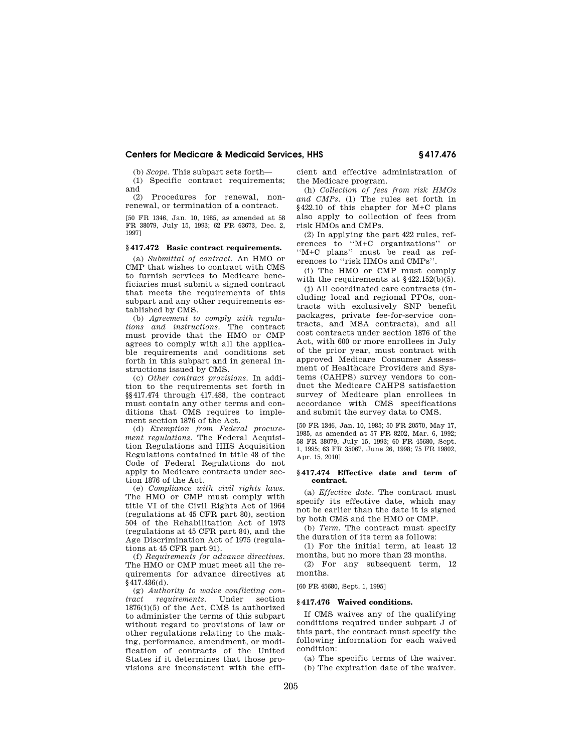(b) *Scope.* This subpart sets forth—

(1) Specific contract requirements; and

(2) Procedures for renewal, nonrenewal, or termination of a contract.

[50 FR 1346, Jan. 10, 1985, as amended at 58 FR 38079, July 15, 1993; 62 FR 63673, Dec. 2, 1997]

### § 417.472 Basic contract requirements.

(a) *Submittal of contract.* An HMO or CMP that wishes to contract with CMS to furnish services to Medicare beneficiaries must submit a signed contract that meets the requirements of this subpart and any other requirements established by CMS.

(b) *Agreement to comply with regulations and instructions.* The contract must provide that the HMO or CMP agrees to comply with all the applicable requirements and conditions set forth in this subpart and in general instructions issued by CMS.

(c) *Other contract provisions.* In addition to the requirements set forth in §§ 417.474 through 417.488, the contract must contain any other terms and conditions that CMS requires to implement section 1876 of the Act.

(d) *Exemption from Federal procurement regulations.* The Federal Acquisition Regulations and HHS Acquisition Regulations contained in title 48 of the Code of Federal Regulations do not apply to Medicare contracts under section 1876 of the Act.

(e) *Compliance with civil rights laws.* The HMO or CMP must comply with title VI of the Civil Rights Act of 1964 (regulations at 45 CFR part 80), section 504 of the Rehabilitation Act of 1973 (regulations at 45 CFR part 84), and the Age Discrimination Act of 1975 (regulations at 45 CFR part 91).

(f) *Requirements for advance directives.* The HMO or CMP must meet all the requirements for advance directives at § 417.436(d).

(g) *Authority to waive conflicting contract requirements.* Under section 1876(i)(5) of the Act, CMS is authorized to administer the terms of this subpart without regard to provisions of law or other regulations relating to the making, performance, amendment, or modification of contracts of the United States if it determines that those provisions are inconsistent with the efficient and effective administration of the Medicare program.

(h) *Collection of fees from risk HMOs and CMPs.* (1) The rules set forth in § 422.10 of this chapter for M+C plans also apply to collection of fees from risk HMOs and CMPs.

(2) In applying the part 422 rules, references to ''M+C organizations'' or ''M+C plans'' must be read as references to ''risk HMOs and CMPs''.

(i) The HMO or CMP must comply with the requirements at § 422.152(b)(5).

(j) All coordinated care contracts (including local and regional PPOs, contracts with exclusively SNP benefit packages, private fee-for-service contracts, and MSA contracts), and all cost contracts under section 1876 of the Act, with 600 or more enrollees in July of the prior year, must contract with approved Medicare Consumer Assessment of Healthcare Providers and Systems (CAHPS) survey vendors to conduct the Medicare CAHPS satisfaction survey of Medicare plan enrollees in accordance with CMS specifications and submit the survey data to CMS.

[50 FR 1346, Jan. 10, 1985; 50 FR 20570, May 17, 1985, as amended at 57 FR 8202, Mar. 6, 1992; 58 FR 38079, July 15, 1993; 60 FR 45680, Sept. 1, 1995; 63 FR 35067, June 26, 1998; 75 FR 19802, Apr. 15, 2010]

### § 417.474 Effective date and term of contract.

(a) *Effective date.* The contract must specify its effective date, which may not be earlier than the date it is signed by both CMS and the HMO or CMP.

(b) *Term.* The contract must specify the duration of its term as follows:

(1) For the initial term, at least 12 months, but no more than 23 months.

(2) For any subsequent term, 12 months.

[60 FR 45680, Sept. 1, 1995]

### § 417.476 Waived conditions.

If CMS waives any of the qualifying conditions required under subpart J of this part, the contract must specify the following information for each waived condition:

(a) The specific terms of the waiver.

(b) The expiration date of the waiver.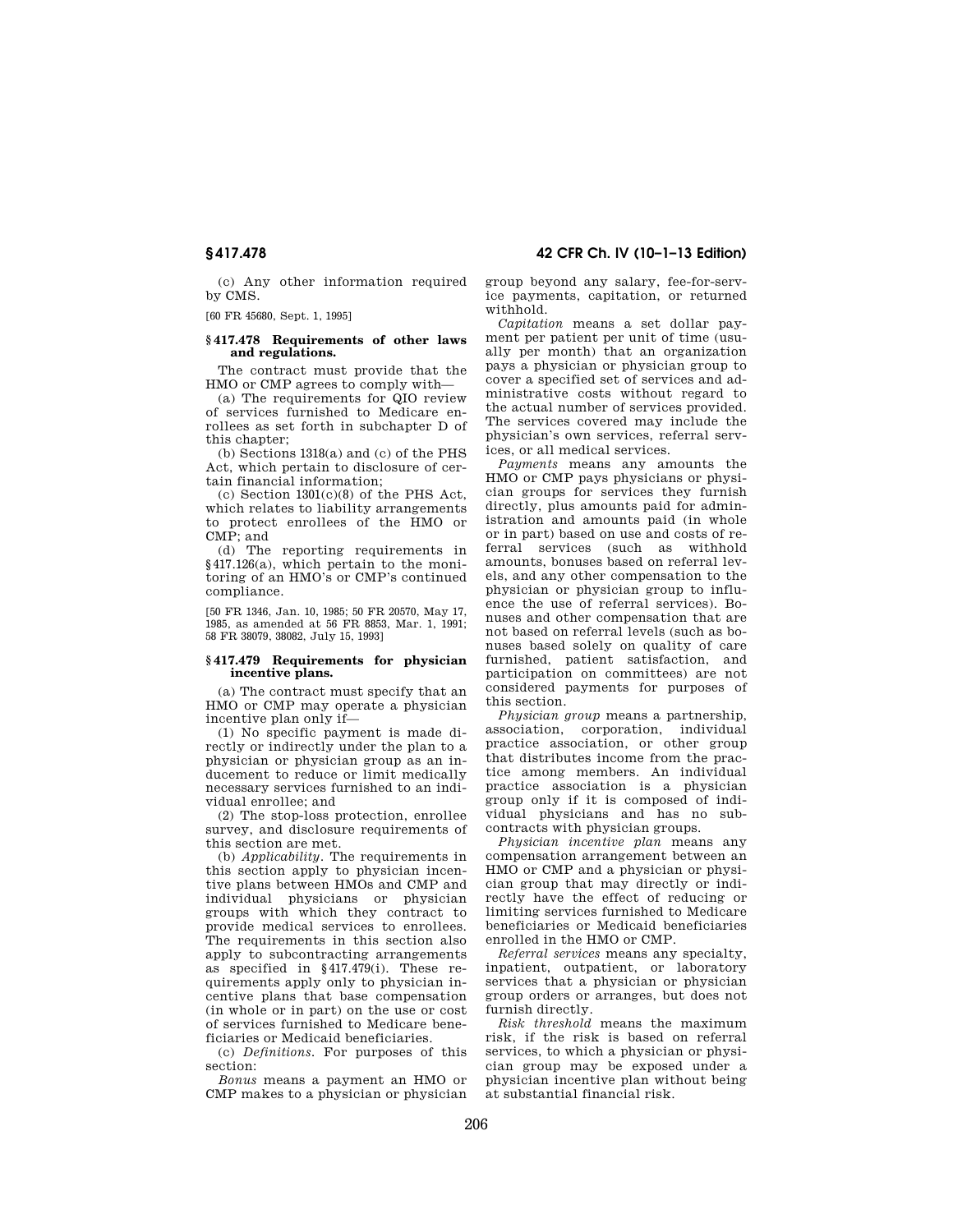(c) Any other information required by CMS.

[60 FR 45680, Sept. 1, 1995]

### § 417.478 Requirements of other laws and regulations.

The contract must provide that the HMO or CMP agrees to comply with—

(a) The requirements for QIO review of services furnished to Medicare enrollees as set forth in subchapter D of this chapter;

(b) Sections 1318(a) and (c) of the PHS Act, which pertain to disclosure of certain financial information;

(c) Section 1301(c)(8) of the PHS Act, which relates to liability arrangements to protect enrollees of the HMO or CMP; and

(d) The reporting requirements in §417.126(a), which pertain to the monitoring of an HMO's or CMP's continued compliance.

[50 FR 1346, Jan. 10, 1985; 50 FR 20570, May 17, 1985, as amended at 56 FR 8853, Mar. 1, 1991; 58 FR 38079, 38082, July 15, 1993]

### § 417.479 Requirements for physician incentive plans.

(a) The contract must specify that an HMO or CMP may operate a physician incentive plan only if—

(1) No specific payment is made directly or indirectly under the plan to a physician or physician group as an inducement to reduce or limit medically necessary services furnished to an individual enrollee; and

(2) The stop-loss protection, enrollee survey, and disclosure requirements of this section are met.

(b) *Applicability.* The requirements in this section apply to physician incentive plans between HMOs and CMP and individual physicians or physician groups with which they contract to provide medical services to enrollees. The requirements in this section also apply to subcontracting arrangements as specified in §417.479(i). These requirements apply only to physician incentive plans that base compensation (in whole or in part) on the use or cost of services furnished to Medicare beneficiaries or Medicaid beneficiaries.

(c) *Definitions.* For purposes of this section:

*Bonus* means a payment an HMO or CMP makes to a physician or physician group beyond any salary, fee-for-service payments, capitation, or returned withhold.

*Capitation* means a set dollar payment per patient per unit of time (usually per month) that an organization pays a physician or physician group to cover a specified set of services and administrative costs without regard to the actual number of services provided. The services covered may include the physician's own services, referral services, or all medical services.

*Payments* means any amounts the HMO or CMP pays physicians or physician groups for services they furnish directly, plus amounts paid for administration and amounts paid (in whole or in part) based on use and costs of referral services (such as withhold amounts, bonuses based on referral levels, and any other compensation to the physician or physician group to influence the use of referral services). Bonuses and other compensation that are not based on referral levels (such as bonuses based solely on quality of care furnished, patient satisfaction, and participation on committees) are not considered payments for purposes of this section.

*Physician group* means a partnership, association, corporation, individual practice association, or other group that distributes income from the practice among members. An individual practice association is a physician group only if it is composed of individual physicians and has no subcontracts with physician groups.

*Physician incentive plan* means any compensation arrangement between an HMO or CMP and a physician or physician group that may directly or indirectly have the effect of reducing or limiting services furnished to Medicare beneficiaries or Medicaid beneficiaries enrolled in the HMO or CMP.

*Referral services* means any specialty, inpatient, outpatient, or laboratory services that a physician or physician group orders or arranges, but does not furnish directly.

*Risk threshold* means the maximum risk, if the risk is based on referral services, to which a physician or physician group may be exposed under a physician incentive plan without being at substantial financial risk.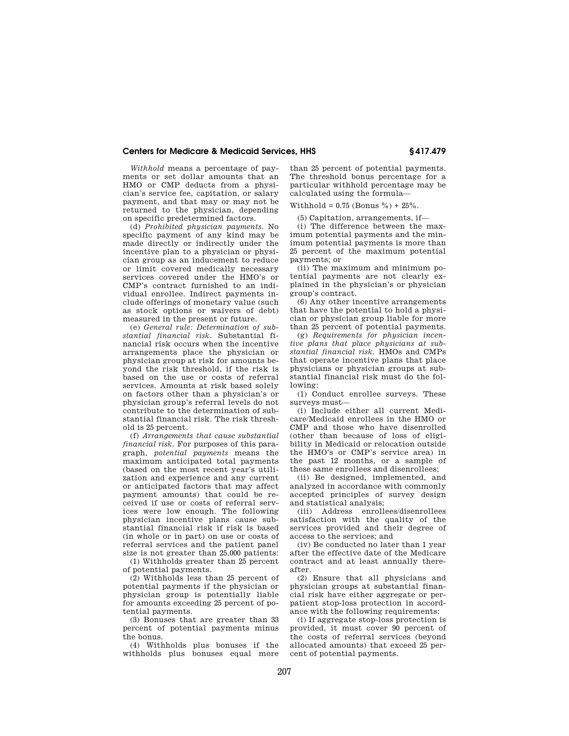*Withhold* means a percentage of payments or set dollar amounts that an HMO or CMP deducts from a physician's service fee, capitation, or salary payment, and that may or may not be returned to the physician, depending on specific predetermined factors.

(d) *Prohibited physician payments.* No specific payment of any kind may be made directly or indirectly under the incentive plan to a physician or physician group as an inducement to reduce or limit covered medically necessary services covered under the HMO's or CMP's contract furnished to an individual enrollee. Indirect payments include offerings of monetary value (such as stock options or waivers of debt) measured in the present or future.

(e) *General rule: Determination of substantial financial risk.* Substantial financial risk occurs when the incentive arrangements place the physician or physician group at risk for amounts beyond the risk threshold, if the risk is based on the use or costs of referral services. Amounts at risk based solely on factors other than a physician's or physician group's referral levels do not contribute to the determination of substantial financial risk. The risk threshold is 25 percent.

(f) *Arrangements that cause substantial financial risk.* For purposes of this paragraph, *potential payments* means the maximum anticipated total payments (based on the most recent year's utilization and experience and any current or anticipated factors that may affect payment amounts) that could be received if use or costs of referral services were low enough. The following physician incentive plans cause substantial financial risk if risk is based (in whole or in part) on use or costs of referral services and the patient panel size is not greater than 25,000 patients:

(1) Withholds greater than 25 percent of potential payments.

(2) Withholds less than 25 percent of potential payments if the physician or physician group is potentially liable for amounts exceeding 25 percent of potential payments.

(3) Bonuses that are greater than 33 percent of potential payments minus the bonus.

(4) Withholds plus bonuses if the withholds plus bonuses equal more than 25 percent of potential payments. The threshold bonus percentage for a particular withhold percentage may be calculated using the formula—

Withhold = 0.75 (Bonus %) + 25%.

(5) Capitation, arrangements, if—

(i) The difference between the maximum potential payments and the minimum potential payments is more than 25 percent of the maximum potential payments; or

(ii) The maximum and minimum potential payments are not clearly explained in the physician's or physician group's contract.

(6) Any other incentive arrangements that have the potential to hold a physician or physician group liable for more than 25 percent of potential payments.

(g) *Requirements for physician incentive plans that place physicians at substantial financial risk.* HMOs and CMPs that operate incentive plans that place physicians or physician groups at substantial financial risk must do the following:

(1) Conduct enrollee surveys. These surveys must—

(i) Include either all current Medicare/Medicaid enrollees in the HMO or CMP and those who have disenrolled (other than because of loss of eligibility in Medicaid or relocation outside the HMO's or CMP's service area) in the past 12 months, or a sample of these same enrollees and disenrollees;

(ii) Be designed, implemented, and analyzed in accordance with commonly accepted principles of survey design and statistical analysis;

(iii) Address enrollees/disenrollees satisfaction with the quality of the services provided and their degree of access to the services; and

(iv) Be conducted no later than 1 year after the effective date of the Medicare contract and at least annually thereafter.

(2) Ensure that all physicians and physician groups at substantial financial risk have either aggregate or per-patient stop-loss protection in accordance with the following requirements:

(i) If aggregate stop-loss protection is provided, it must cover 90 percent of the costs of referral services (beyond allocated amounts) that exceed 25 percent of potential payments.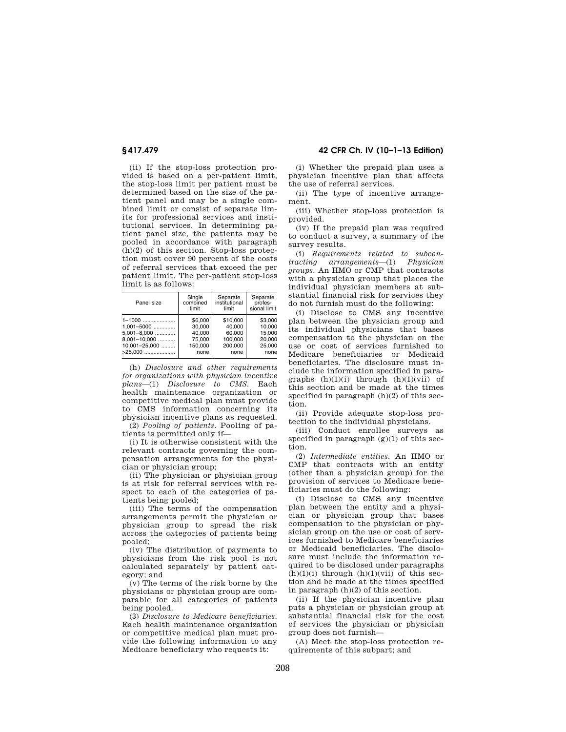(ii) If the stop-loss protection provided is based on a per-patient limit, the stop-loss limit per patient must be determined based on the size of the patient panel and may be a single combined limit or consist of separate limits for professional services and institutional services. In determining patient panel size, the patients may be pooled in accordance with paragraph (h)(2) of this section. Stop-loss protection must cover 90 percent of the costs of referral services that exceed the per patient limit. The per-patient stop-loss limit is as follows:

| Panel size | Single combined limit | Separate institutional limit | Separate professional limit |
|---|---|---|---|
| 1–1000 | $6,000 | $10,000 | $3,000 |
| 1,001–5000 | 30,000 | 40,000 | 10,000 |
| 5,001–8,000 | 40,000 | 60,000 | 15,000 |
| 8,001–10,000 | 75,000 | 100,000 | 20,000 |
| 10,001–25,000 | 150,000 | 200,000 | 25,000 |
| >25,000 | none | none | none |

(h) *Disclosure and other requirements for organizations with physician incentive plans*—(1) *Disclosure to CMS.* Each health maintenance organization or competitive medical plan must provide to CMS information concerning its physician incentive plans as requested.

(2) *Pooling of patients.* Pooling of patients is permitted only if—

(i) It is otherwise consistent with the relevant contracts governing the compensation arrangements for the physician or physician group;

(ii) The physician or physician group is at risk for referral services with respect to each of the categories of patients being pooled;

(iii) The terms of the compensation arrangements permit the physician or physician group to spread the risk across the categories of patients being pooled;

(iv) The distribution of payments to physicians from the risk pool is not calculated separately by patient category; and

(v) The terms of the risk borne by the physicians or physician group are comparable for all categories of patients being pooled.

(3) *Disclosure to Medicare beneficiaries.* Each health maintenance organization or competitive medical plan must provide the following information to any Medicare beneficiary who requests it:

(i) Whether the prepaid plan uses a physician incentive plan that affects the use of referral services.

(ii) The type of incentive arrangement.

(iii) Whether stop-loss protection is provided.

(iv) If the prepaid plan was required to conduct a survey, a summary of the survey results.

(i) *Requirements related to subcontracting arrangements*—(1) *Physician groups.* An HMO or CMP that contracts with a physician group that places the individual physician members at substantial financial risk for services they do not furnish must do the following:

(i) Disclose to CMS any incentive plan between the physician group and its individual physicians that bases compensation to the physician on the use or cost of services furnished to Medicare beneficiaries or Medicaid beneficiaries. The disclosure must include the information specified in paragraphs (h)(1)(i) through (h)(1)(vii) of this section and be made at the times specified in paragraph (h)(2) of this section.

(ii) Provide adequate stop-loss protection to the individual physicians.

(iii) Conduct enrollee surveys as specified in paragraph (g)(1) of this section.

(2) *Intermediate entities.* An HMO or CMP that contracts with an entity (other than a physician group) for the provision of services to Medicare beneficiaries must do the following:

(i) Disclose to CMS any incentive plan between the entity and a physician or physician group that bases compensation to the physician or physician group on the use or cost of services furnished to Medicare beneficiaries or Medicaid beneficiaries. The disclosure must include the information required to be disclosed under paragraphs (h)(1)(i) through (h)(1)(vii) of this section and be made at the times specified in paragraph (h)(2) of this section.

(ii) If the physician incentive plan puts a physician or physician group at substantial financial risk for the cost of services the physician or physician group does not furnish—

(A) Meet the stop-loss protection requirements of this subpart; and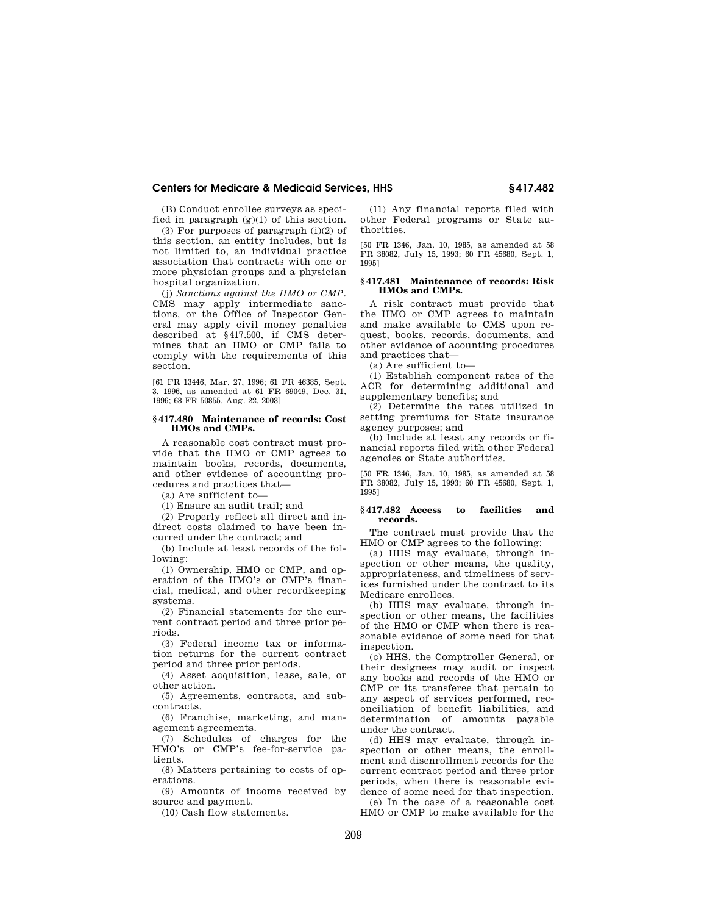(B) Conduct enrollee surveys as specified in paragraph (g)(1) of this section.

(3) For purposes of paragraph (i)(2) of this section, an entity includes, but is not limited to, an individual practice association that contracts with one or more physician groups and a physician hospital organization.

(j) *Sanctions against the HMO or CMP*. CMS may apply intermediate sanctions, or the Office of Inspector General may apply civil money penalties described at §417.500, if CMS determines that an HMO or CMP fails to comply with the requirements of this section.

[61 FR 13446, Mar. 27, 1996; 61 FR 46385, Sept. 3, 1996, as amended at 61 FR 69049, Dec. 31, 1996; 68 FR 50855, Aug. 22, 2003]

### §417.480 Maintenance of records: Cost HMOs and CMPs.

A reasonable cost contract must provide that the HMO or CMP agrees to maintain books, records, documents, and other evidence of accounting procedures and practices that—

(a) Are sufficient to—

(1) Ensure an audit trail; and

(2) Properly reflect all direct and indirect costs claimed to have been incurred under the contract; and

(b) Include at least records of the following:

(1) Ownership, HMO or CMP, and operation of the HMO's or CMP's financial, medical, and other recordkeeping systems.

(2) Financial statements for the current contract period and three prior periods.

(3) Federal income tax or information returns for the current contract period and three prior periods.

(4) Asset acquisition, lease, sale, or other action.

(5) Agreements, contracts, and subcontracts.

(6) Franchise, marketing, and management agreements.

(7) Schedules of charges for the HMO's or CMP's fee-for-service patients.

(8) Matters pertaining to costs of operations.

(9) Amounts of income received by source and payment.

(10) Cash flow statements.

(11) Any financial reports filed with other Federal programs or State authorities.

[50 FR 1346, Jan. 10, 1985, as amended at 58 FR 38082, July 15, 1993; 60 FR 45680, Sept. 1, 1995]

### §417.481 Maintenance of records: Risk HMOs and CMPs.

A risk contract must provide that the HMO or CMP agrees to maintain and make available to CMS upon request, books, records, documents, and other evidence of acounting procedures and practices that—

(a) Are sufficient to—

(1) Establish component rates of the ACR for determining additional and supplementary benefits; and

(2) Determine the rates utilized in setting premiums for State insurance agency purposes; and

(b) Include at least any records or financial reports filed with other Federal agencies or State authorities.

[50 FR 1346, Jan. 10, 1985, as amended at 58 FR 38082, July 15, 1993; 60 FR 45680, Sept. 1, 1995]

### §417.482 Access to facilities and records.

The contract must provide that the HMO or CMP agrees to the following:

(a) HHS may evaluate, through inspection or other means, the quality, appropriateness, and timeliness of services furnished under the contract to its Medicare enrollees.

(b) HHS may evaluate, through inspection or other means, the facilities of the HMO or CMP when there is reasonable evidence of some need for that inspection.

(c) HHS, the Comptroller General, or their designees may audit or inspect any books and records of the HMO or CMP or its transferee that pertain to any aspect of services performed, reconciliation of benefit liabilities, and determination of amounts payable under the contract.

(d) HHS may evaluate, through inspection or other means, the enrollment and disenrollment records for the current contract period and three prior periods, when there is reasonable evidence of some need for that inspection.

(e) In the case of a reasonable cost HMO or CMP to make available for the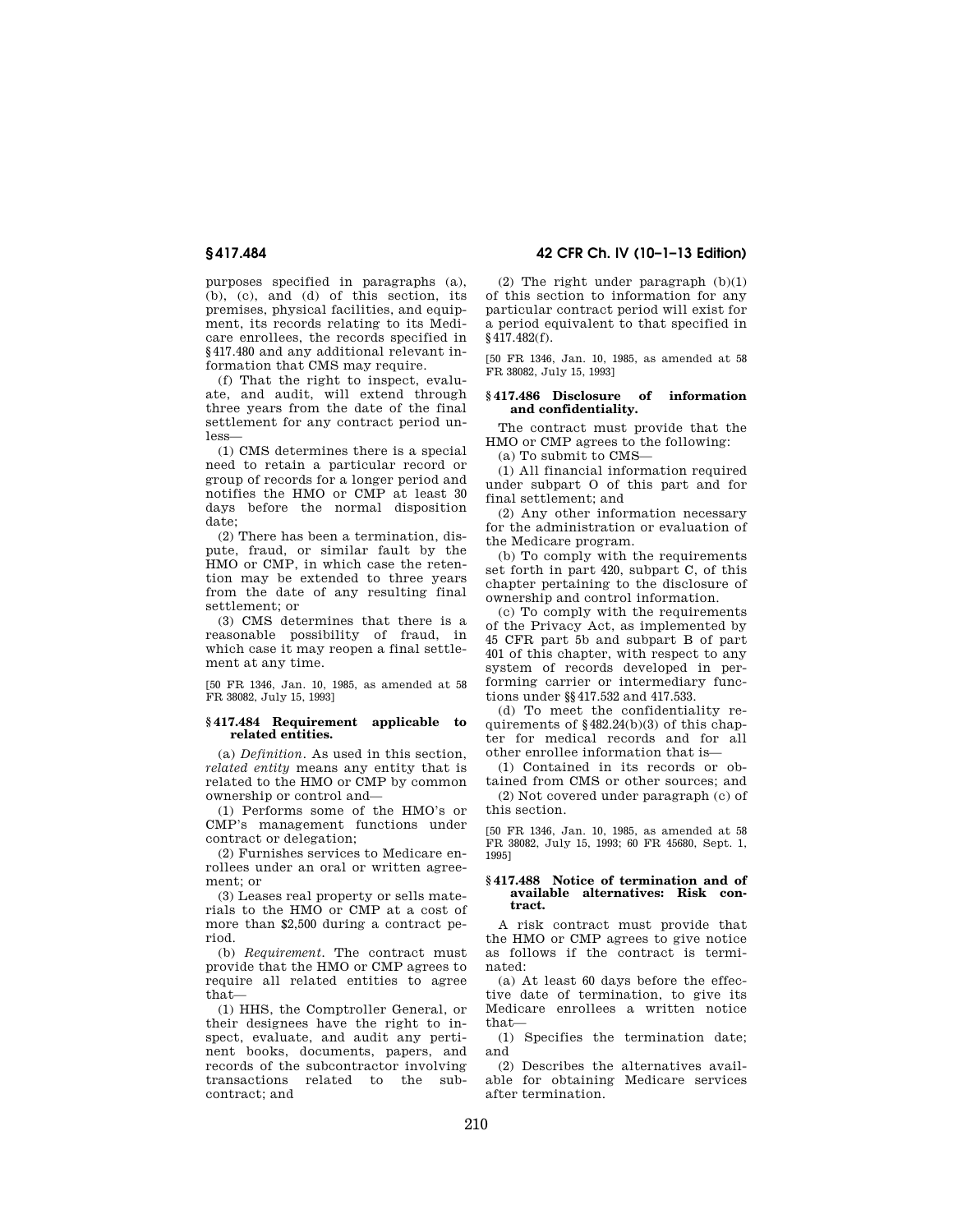purposes specified in paragraphs (a), (b), (c), and (d) of this section, its premises, physical facilities, and equipment, its records relating to its Medicare enrollees, the records specified in §417.480 and any additional relevant information that CMS may require.

(f) That the right to inspect, evaluate, and audit, will extend through three years from the date of the final settlement for any contract period unless—

(1) CMS determines there is a special need to retain a particular record or group of records for a longer period and notifies the HMO or CMP at least 30 days before the normal disposition date;

(2) There has been a termination, dispute, fraud, or similar fault by the HMO or CMP, in which case the retention may be extended to three years from the date of any resulting final settlement; or

(3) CMS determines that there is a reasonable possibility of fraud, in which case it may reopen a final settlement at any time.

[50 FR 1346, Jan. 10, 1985, as amended at 58 FR 38082, July 15, 1993]

### §417.484 Requirement applicable to related entities.

(a) *Definition.* As used in this section, *related entity* means any entity that is related to the HMO or CMP by common ownership or control and—

(1) Performs some of the HMO's or CMP's management functions under contract or delegation;

(2) Furnishes services to Medicare enrollees under an oral or written agreement; or

(3) Leases real property or sells materials to the HMO or CMP at a cost of more than $2,500 during a contract period.

(b) *Requirement.* The contract must provide that the HMO or CMP agrees to require all related entities to agree that—

(1) HHS, the Comptroller General, or their designees have the right to inspect, evaluate, and audit any pertinent books, documents, papers, and records of the subcontractor involving transactions related to the subcontract; and

(2) The right under paragraph (b)(1) of this section to information for any particular contract period will exist for a period equivalent to that specified in §417.482(f).

[50 FR 1346, Jan. 10, 1985, as amended at 58 FR 38082, July 15, 1993]

### §417.486 Disclosure of information and confidentiality.

The contract must provide that the HMO or CMP agrees to the following:

(a) To submit to CMS—

(1) All financial information required under subpart O of this part and for final settlement; and

(2) Any other information necessary for the administration or evaluation of the Medicare program.

(b) To comply with the requirements set forth in part 420, subpart C, of this chapter pertaining to the disclosure of ownership and control information.

(c) To comply with the requirements of the Privacy Act, as implemented by 45 CFR part 5b and subpart B of part 401 of this chapter, with respect to any system of records developed in performing carrier or intermediary functions under §§417.532 and 417.533.

(d) To meet the confidentiality requirements of §482.24(b)(3) of this chapter for medical records and for all other enrollee information that is—

(1) Contained in its records or obtained from CMS or other sources; and

(2) Not covered under paragraph (c) of this section.

[50 FR 1346, Jan. 10, 1985, as amended at 58 FR 38082, July 15, 1993; 60 FR 45680, Sept. 1, 1995]

### §417.488 Notice of termination and of available alternatives: Risk contract.

A risk contract must provide that the HMO or CMP agrees to give notice as follows if the contract is terminated:

(a) At least 60 days before the effective date of termination, to give its Medicare enrollees a written notice that—

(1) Specifies the termination date; and

(2) Describes the alternatives available for obtaining Medicare services after termination.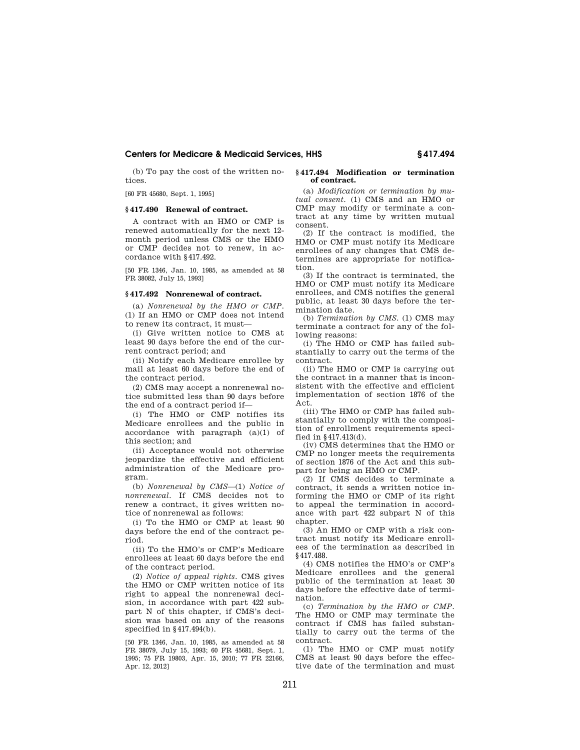(b) To pay the cost of the written notices.

[60 FR 45680, Sept. 1, 1995]

## § 417.490 Renewal of contract.

A contract with an HMO or CMP is renewed automatically for the next 12-month period unless CMS or the HMO or CMP decides not to renew, in accordance with § 417.492.

[50 FR 1346, Jan. 10, 1985, as amended at 58 FR 38082, July 15, 1993]

## § 417.492 Nonrenewal of contract.

(a) *Nonrenewal by the HMO or CMP.* (1) If an HMO or CMP does not intend to renew its contract, it must—

(i) Give written notice to CMS at least 90 days before the end of the current contract period; and

(ii) Notify each Medicare enrollee by mail at least 60 days before the end of the contract period.

(2) CMS may accept a nonrenewal notice submitted less than 90 days before the end of a contract period if—

(i) The HMO or CMP notifies its Medicare enrollees and the public in accordance with paragraph (a)(1) of this section; and

(ii) Acceptance would not otherwise jeopardize the effective and efficient administration of the Medicare program.

(b) *Nonrenewal by CMS*—(1) *Notice of nonrenewal.* If CMS decides not to renew a contract, it gives written notice of nonrenewal as follows:

(i) To the HMO or CMP at least 90 days before the end of the contract period.

(ii) To the HMO's or CMP's Medicare enrollees at least 60 days before the end of the contract period.

(2) *Notice of appeal rights.* CMS gives the HMO or CMP written notice of its right to appeal the nonrenewal decision, in accordance with part 422 subpart N of this chapter, if CMS's decision was based on any of the reasons specified in § 417.494(b).

[50 FR 1346, Jan. 10, 1985, as amended at 58 FR 38079, July 15, 1993; 60 FR 45681, Sept. 1, 1995; 75 FR 19803, Apr. 15, 2010; 77 FR 22166, Apr. 12, 2012]

## § 417.494 Modification or termination of contract.

(a) *Modification or termination by mutual consent.* (1) CMS and an HMO or CMP may modify or terminate a contract at any time by written mutual consent.

(2) If the contract is modified, the HMO or CMP must notify its Medicare enrollees of any changes that CMS determines are appropriate for notification.

(3) If the contract is terminated, the HMO or CMP must notify its Medicare enrollees, and CMS notifies the general public, at least 30 days before the termination date.

(b) *Termination by CMS.* (1) CMS may terminate a contract for any of the following reasons:

(i) The HMO or CMP has failed substantially to carry out the terms of the contract.

(ii) The HMO or CMP is carrying out the contract in a manner that is inconsistent with the effective and efficient implementation of section 1876 of the Act.

(iii) The HMO or CMP has failed substantially to comply with the composition of enrollment requirements specified in § 417.413(d).

(iv) CMS determines that the HMO or CMP no longer meets the requirements of section 1876 of the Act and this subpart for being an HMO or CMP.

(2) If CMS decides to terminate a contract, it sends a written notice informing the HMO or CMP of its right to appeal the termination in accordance with part 422 subpart N of this chapter.

(3) An HMO or CMP with a risk contract must notify its Medicare enrollees of the termination as described in § 417.488.

(4) CMS notifies the HMO's or CMP's Medicare enrollees and the general public of the termination at least 30 days before the effective date of termination.

(c) *Termination by the HMO or CMP.* The HMO or CMP may terminate the contract if CMS has failed substantially to carry out the terms of the contract.

(1) The HMO or CMP must notify CMS at least 90 days before the effective date of the termination and must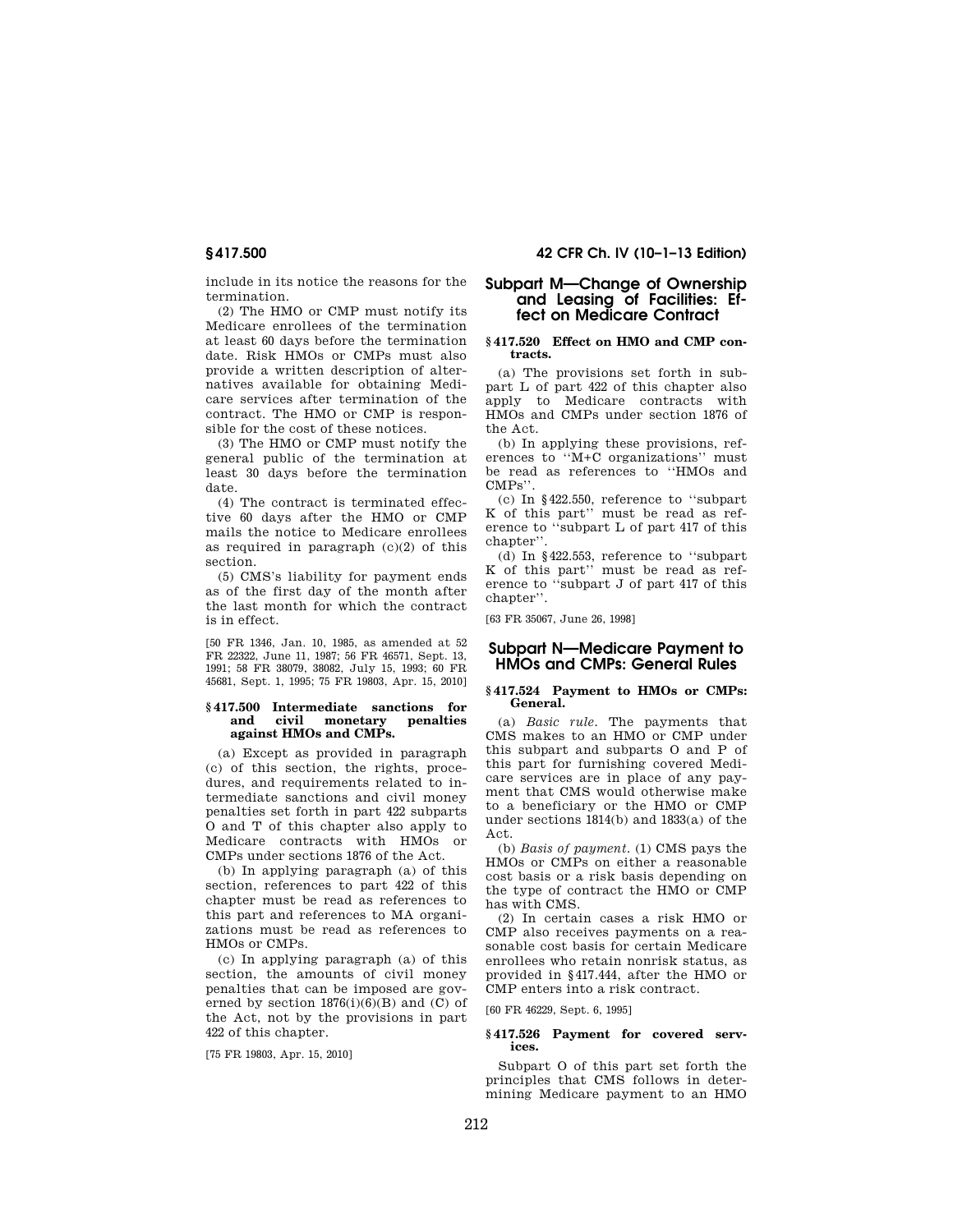include in its notice the reasons for the termination.

(2) The HMO or CMP must notify its Medicare enrollees of the termination at least 60 days before the termination date. Risk HMOs or CMPs must also provide a written description of alternatives available for obtaining Medicare services after termination of the contract. The HMO or CMP is responsible for the cost of these notices.

(3) The HMO or CMP must notify the general public of the termination at least 30 days before the termination date.

(4) The contract is terminated effective 60 days after the HMO or CMP mails the notice to Medicare enrollees as required in paragraph (c)(2) of this section.

(5) CMS's liability for payment ends as of the first day of the month after the last month for which the contract is in effect.

[50 FR 1346, Jan. 10, 1985, as amended at 52 FR 22322, June 11, 1987; 56 FR 46571, Sept. 13, 1991; 58 FR 38079, 38082, July 15, 1993; 60 FR 45681, Sept. 1, 1995; 75 FR 19803, Apr. 15, 2010]

### § 417.500 Intermediate sanctions for and civil monetary penalties against HMOs and CMPs.

(a) Except as provided in paragraph (c) of this section, the rights, procedures, and requirements related to intermediate sanctions and civil money penalties set forth in part 422 subparts O and T of this chapter also apply to Medicare contracts with HMOs or CMPs under sections 1876 of the Act.

(b) In applying paragraph (a) of this section, references to part 422 of this chapter must be read as references to this part and references to MA organizations must be read as references to HMOs or CMPs.

(c) In applying paragraph (a) of this section, the amounts of civil money penalties that can be imposed are governed by section 1876(i)(6)(B) and (C) of the Act, not by the provisions in part 422 of this chapter.

[75 FR 19803, Apr. 15, 2010]

## Subpart M—Change of Ownership and Leasing of Facilities: Effect on Medicare Contract

### § 417.520 Effect on HMO and CMP contracts.

(a) The provisions set forth in subpart L of part 422 of this chapter also apply to Medicare contracts with HMOs and CMPs under section 1876 of the Act.

(b) In applying these provisions, references to "M+C organizations" must be read as references to "HMOs and CMPs".

(c) In § 422.550, reference to "subpart K of this part" must be read as reference to "subpart L of part 417 of this chapter".

(d) In § 422.553, reference to "subpart K of this part" must be read as reference to "subpart J of part 417 of this chapter".

[63 FR 35067, June 26, 1998]

## Subpart N—Medicare Payment to HMOs and CMPs: General Rules

### § 417.524 Payment to HMOs or CMPs: General.

(a) *Basic rule.* The payments that CMS makes to an HMO or CMP under this subpart and subparts O and P of this part for furnishing covered Medicare services are in place of any payment that CMS would otherwise make to a beneficiary or the HMO or CMP under sections 1814(b) and 1833(a) of the Act.

(b) *Basis of payment.* (1) CMS pays the HMOs or CMPs on either a reasonable cost basis or a risk basis depending on the type of contract the HMO or CMP has with CMS.

(2) In certain cases a risk HMO or CMP also receives payments on a reasonable cost basis for certain Medicare enrollees who retain nonrisk status, as provided in § 417.444, after the HMO or CMP enters into a risk contract.

[60 FR 46229, Sept. 6, 1995]

### § 417.526 Payment for covered services.

Subpart O of this part set forth the principles that CMS follows in determining Medicare payment to an HMO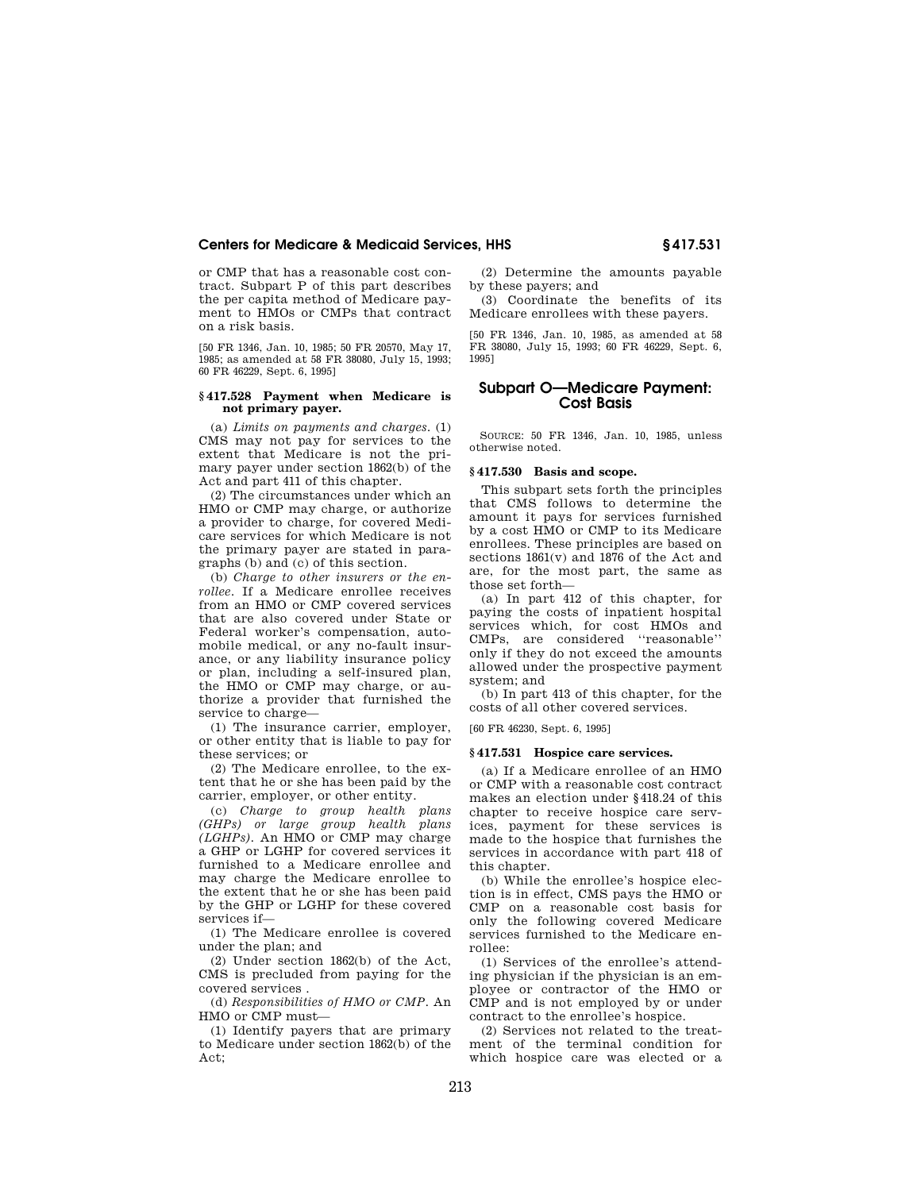or CMP that has a reasonable cost contract. Subpart P of this part describes the per capita method of Medicare payment to HMOs or CMPs that contract on a risk basis.

[50 FR 1346, Jan. 10, 1985; 50 FR 20570, May 17, 1985; as amended at 58 FR 38080, July 15, 1993; 60 FR 46229, Sept. 6, 1995]

**§ 417.528 Payment when Medicare is not primary payer.**

(a) *Limits on payments and charges.* (1) CMS may not pay for services to the extent that Medicare is not the primary payer under section 1862(b) of the Act and part 411 of this chapter.

(2) The circumstances under which an HMO or CMP may charge, or authorize a provider to charge, for covered Medicare services for which Medicare is not the primary payer are stated in paragraphs (b) and (c) of this section.

(b) *Charge to other insurers or the enrollee.* If a Medicare enrollee receives from an HMO or CMP covered services that are also covered under State or Federal worker's compensation, automobile medical, or any no-fault insurance, or any liability insurance policy or plan, including a self-insured plan, the HMO or CMP may charge, or authorize a provider that furnished the service to charge—

(1) The insurance carrier, employer, or other entity that is liable to pay for these services; or

(2) The Medicare enrollee, to the extent that he or she has been paid by the carrier, employer, or other entity.

(c) *Charge to group health plans (GHPs) or large group health plans (LGHPs).* An HMO or CMP may charge a GHP or LGHP for covered services it furnished to a Medicare enrollee and may charge the Medicare enrollee to the extent that he or she has been paid by the GHP or LGHP for these covered services if—

(1) The Medicare enrollee is covered under the plan; and

(2) Under section 1862(b) of the Act, CMS is precluded from paying for the covered services .

(d) *Responsibilities of HMO or CMP.* An HMO or CMP must—

(1) Identify payers that are primary to Medicare under section 1862(b) of the Act;

(2) Determine the amounts payable by these payers; and

(3) Coordinate the benefits of its Medicare enrollees with these payers.

[50 FR 1346, Jan. 10, 1985, as amended at 58 FR 38080, July 15, 1993; 60 FR 46229, Sept. 6, 1995]

## Subpart O—Medicare Payment: Cost Basis

SOURCE: 50 FR 1346, Jan. 10, 1985, unless otherwise noted.

**§ 417.530 Basis and scope.**

This subpart sets forth the principles that CMS follows to determine the amount it pays for services furnished by a cost HMO or CMP to its Medicare enrollees. These principles are based on sections 1861(v) and 1876 of the Act and are, for the most part, the same as those set forth—

(a) In part 412 of this chapter, for paying the costs of inpatient hospital services which, for cost HMOs and CMPs, are considered "reasonable" only if they do not exceed the amounts allowed under the prospective payment system; and

(b) In part 413 of this chapter, for the costs of all other covered services.

[60 FR 46230, Sept. 6, 1995]

**§ 417.531 Hospice care services.**

(a) If a Medicare enrollee of an HMO or CMP with a reasonable cost contract makes an election under §418.24 of this chapter to receive hospice care services, payment for these services is made to the hospice that furnishes the services in accordance with part 418 of this chapter.

(b) While the enrollee's hospice election is in effect, CMS pays the HMO or CMP on a reasonable cost basis for only the following covered Medicare services furnished to the Medicare enrollee:

(1) Services of the enrollee's attending physician if the physician is an employee or contractor of the HMO or CMP and is not employed by or under contract to the enrollee's hospice.

(2) Services not related to the treatment of the terminal condition for which hospice care was elected or a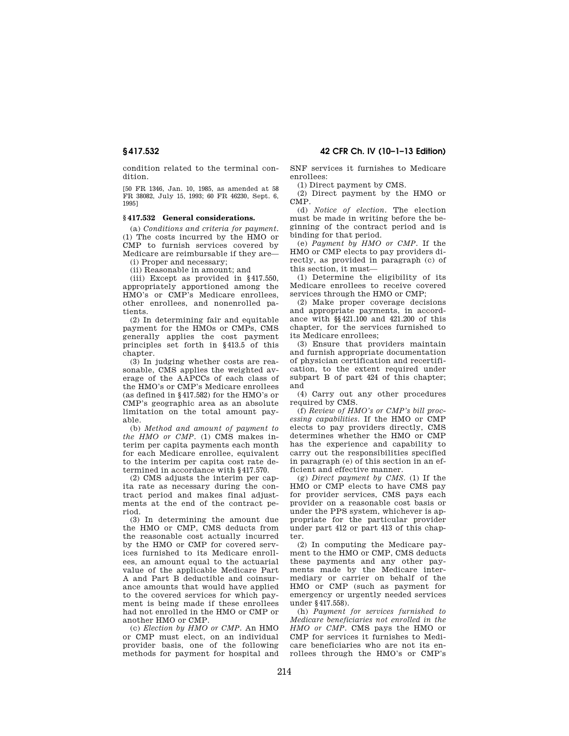condition related to the terminal condition.

[50 FR 1346, Jan. 10, 1985, as amended at 58 FR 38082, July 15, 1993; 60 FR 46230, Sept. 6, 1995]

### § 417.532 General considerations.

(a) *Conditions and criteria for payment.* (1) The costs incurred by the HMO or CMP to furnish services covered by Medicare are reimbursable if they are—

(i) Proper and necessary;

(ii) Reasonable in amount; and

(iii) Except as provided in § 417.550, appropriately apportioned among the HMO's or CMP's Medicare enrollees, other enrollees, and nonenrolled patients.

(2) In determining fair and equitable payment for the HMOs or CMPs, CMS generally applies the cost payment principles set forth in § 413.5 of this chapter.

(3) In judging whether costs are reasonable, CMS applies the weighted average of the AAPCCs of each class of the HMO's or CMP's Medicare enrollees (as defined in § 417.582) for the HMO's or CMP's geographic area as an absolute limitation on the total amount payable.

(b) *Method and amount of payment to the HMO or CMP.* (1) CMS makes interim per capita payments each month for each Medicare enrollee, equivalent to the interim per capita cost rate determined in accordance with § 417.570.

(2) CMS adjusts the interim per capita rate as necessary during the contract period and makes final adjustments at the end of the contract period.

(3) In determining the amount due the HMO or CMP, CMS deducts from the reasonable cost actually incurred by the HMO or CMP for covered services furnished to its Medicare enrollees, an amount equal to the actuarial value of the applicable Medicare Part A and Part B deductible and coinsurance amounts that would have applied to the covered services for which payment is being made if these enrollees had not enrolled in the HMO or CMP or another HMO or CMP.

(c) *Election by HMO or CMP.* An HMO or CMP must elect, on an individual provider basis, one of the following methods for payment for hospital and SNF services it furnishes to Medicare enrollees:

(1) Direct payment by CMS.

(2) Direct payment by the HMO or CMP.

(d) *Notice of election.* The election must be made in writing before the beginning of the contract period and is binding for that period.

(e) *Payment by HMO or CMP.* If the HMO or CMP elects to pay providers directly, as provided in paragraph (c) of this section, it must—

(1) Determine the eligibility of its Medicare enrollees to receive covered services through the HMO or CMP;

(2) Make proper coverage decisions and appropriate payments, in accordance with §§ 421.100 and 421.200 of this chapter, for the services furnished to its Medicare enrollees;

(3) Ensure that providers maintain and furnish appropriate documentation of physician certification and recertification, to the extent required under subpart B of part 424 of this chapter; and

(4) Carry out any other procedures required by CMS.

(f) *Review of HMO's or CMP's bill processing capabilities.* If the HMO or CMP elects to pay providers directly, CMS determines whether the HMO or CMP has the experience and capability to carry out the responsibilities specified in paragraph (e) of this section in an efficient and effective manner.

(g) *Direct payment by CMS.* (1) If the HMO or CMP elects to have CMS pay for provider services, CMS pays each provider on a reasonable cost basis or under the PPS system, whichever is appropriate for the particular provider under part 412 or part 413 of this chapter.

(2) In computing the Medicare payment to the HMO or CMP, CMS deducts these payments and any other payments made by the Medicare intermediary or carrier on behalf of the HMO or CMP (such as payment for emergency or urgently needed services under § 417.558).

(h) *Payment for services furnished to Medicare beneficiaries not enrolled in the HMO or CMP.* CMS pays the HMO or CMP for services it furnishes to Medicare beneficiaries who are not its enrollees through the HMO's or CMP's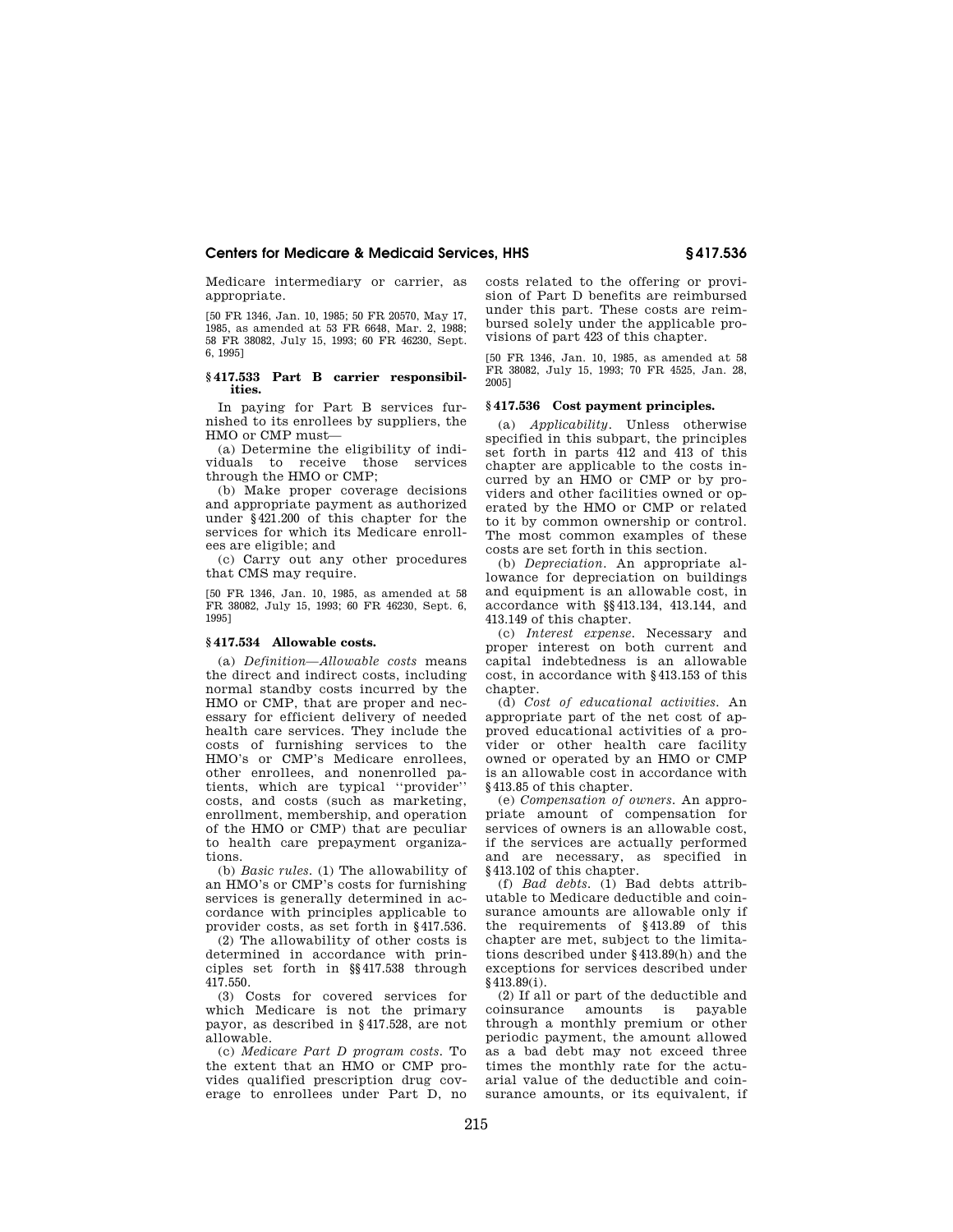Medicare intermediary or carrier, as appropriate.

[50 FR 1346, Jan. 10, 1985; 50 FR 20570, May 17, 1985, as amended at 53 FR 6648, Mar. 2, 1988; 58 FR 38082, July 15, 1993; 60 FR 46230, Sept. 6, 1995]

## § 417.533 Part B carrier responsibilities.

In paying for Part B services furnished to its enrollees by suppliers, the HMO or CMP must—

(a) Determine the eligibility of individuals to receive those services through the HMO or CMP;

(b) Make proper coverage decisions and appropriate payment as authorized under § 421.200 of this chapter for the services for which its Medicare enrollees are eligible; and

(c) Carry out any other procedures that CMS may require.

[50 FR 1346, Jan. 10, 1985, as amended at 58 FR 38082, July 15, 1993; 60 FR 46230, Sept. 6, 1995]

## § 417.534 Allowable costs.

(a) *Definition—Allowable costs* means the direct and indirect costs, including normal standby costs incurred by the HMO or CMP, that are proper and necessary for efficient delivery of needed health care services. They include the costs of furnishing services to the HMO's or CMP's Medicare enrollees, other enrollees, and nonenrolled patients, which are typical "provider" costs, and costs (such as marketing, enrollment, membership, and operation of the HMO or CMP) that are peculiar to health care prepayment organizations.

(b) *Basic rules.* (1) The allowability of an HMO's or CMP's costs for furnishing services is generally determined in accordance with principles applicable to provider costs, as set forth in § 417.536.

(2) The allowability of other costs is determined in accordance with principles set forth in §§ 417.538 through 417.550.

(3) Costs for covered services for which Medicare is not the primary payor, as described in § 417.528, are not allowable.

(c) *Medicare Part D program costs.* To the extent that an HMO or CMP provides qualified prescription drug coverage to enrollees under Part D, no costs related to the offering or provision of Part D benefits are reimbursed under this part. These costs are reimbursed solely under the applicable provisions of part 423 of this chapter.

[50 FR 1346, Jan. 10, 1985, as amended at 58 FR 38082, July 15, 1993; 70 FR 4525, Jan. 28, 2005]

## § 417.536 Cost payment principles.

(a) *Applicability.* Unless otherwise specified in this subpart, the principles set forth in parts 412 and 413 of this chapter are applicable to the costs incurred by an HMO or CMP or by providers and other facilities owned or operated by the HMO or CMP or related to it by common ownership or control. The most common examples of these costs are set forth in this section.

(b) *Depreciation.* An appropriate allowance for depreciation on buildings and equipment is an allowable cost, in accordance with §§ 413.134, 413.144, and 413.149 of this chapter.

(c) *Interest expense.* Necessary and proper interest on both current and capital indebtedness is an allowable cost, in accordance with § 413.153 of this chapter.

(d) *Cost of educational activities.* An appropriate part of the net cost of approved educational activities of a provider or other health care facility owned or operated by an HMO or CMP is an allowable cost in accordance with § 413.85 of this chapter.

(e) *Compensation of owners.* An appropriate amount of compensation for services of owners is an allowable cost, if the services are actually performed and are necessary, as specified in § 413.102 of this chapter.

(f) *Bad debts.* (1) Bad debts attributable to Medicare deductible and coinsurance amounts are allowable only if the requirements of § 413.89 of this chapter are met, subject to the limitations described under § 413.89(h) and the exceptions for services described under § 413.89(i).

(2) If all or part of the deductible and coinsurance amounts is payable through a monthly premium or other periodic payment, the amount allowed as a bad debt may not exceed three times the monthly rate for the actuarial value of the deductible and coinsurance amounts, or its equivalent, if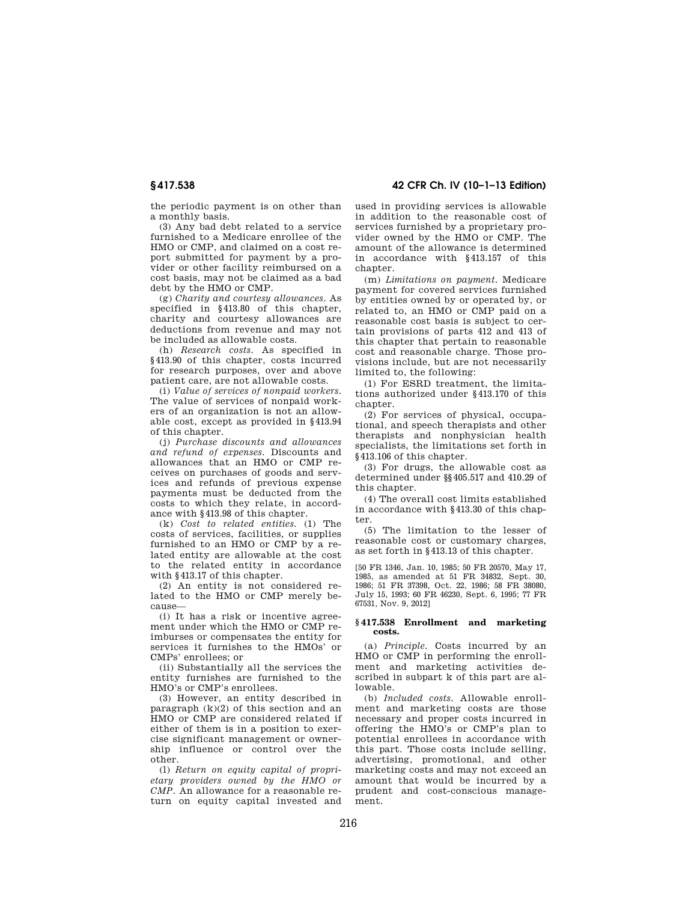the periodic payment is on other than a monthly basis.

(3) Any bad debt related to a service furnished to a Medicare enrollee of the HMO or CMP, and claimed on a cost report submitted for payment by a provider or other facility reimbursed on a cost basis, may not be claimed as a bad debt by the HMO or CMP.

(g) *Charity and courtesy allowances.* As specified in §413.80 of this chapter, charity and courtesy allowances are deductions from revenue and may not be included as allowable costs.

(h) *Research costs.* As specified in §413.90 of this chapter, costs incurred for research purposes, over and above patient care, are not allowable costs.

(i) *Value of services of nonpaid workers.* The value of services of nonpaid workers of an organization is not an allowable cost, except as provided in §413.94 of this chapter.

(j) *Purchase discounts and allowances and refund of expenses.* Discounts and allowances that an HMO or CMP receives on purchases of goods and services and refunds of previous expense payments must be deducted from the costs to which they relate, in accordance with §413.98 of this chapter.

(k) *Cost to related entities.* (1) The costs of services, facilities, or supplies furnished to an HMO or CMP by a related entity are allowable at the cost to the related entity in accordance with §413.17 of this chapter.

(2) An entity is not considered related to the HMO or CMP merely because—

(i) It has a risk or incentive agreement under which the HMO or CMP reimburses or compensates the entity for services it furnishes to the HMOs' or CMPs' enrollees; or

(ii) Substantially all the services the entity furnishes are furnished to the HMO's or CMP's enrollees.

(3) However, an entity described in paragraph (k)(2) of this section and an HMO or CMP are considered related if either of them is in a position to exercise significant management or ownership influence or control over the other.

(l) *Return on equity capital of proprietary providers owned by the HMO or CMP.* An allowance for a reasonable return on equity capital invested and used in providing services is allowable in addition to the reasonable cost of services furnished by a proprietary provider owned by the HMO or CMP. The amount of the allowance is determined in accordance with §413.157 of this chapter.

(m) *Limitations on payment.* Medicare payment for covered services furnished by entities owned by or operated by, or related to, an HMO or CMP paid on a reasonable cost basis is subject to certain provisions of parts 412 and 413 of this chapter that pertain to reasonable cost and reasonable charge. Those provisions include, but are not necessarily limited to, the following:

(1) For ESRD treatment, the limitations authorized under §413.170 of this chapter.

(2) For services of physical, occupational, and speech therapists and other therapists and nonphysician health specialists, the limitations set forth in §413.106 of this chapter.

(3) For drugs, the allowable cost as determined under §§405.517 and 410.29 of this chapter.

(4) The overall cost limits established in accordance with §413.30 of this chapter.

(5) The limitation to the lesser of reasonable cost or customary charges, as set forth in §413.13 of this chapter.

[50 FR 1346, Jan. 10, 1985; 50 FR 20570, May 17, 1985, as amended at 51 FR 34832, Sept. 30, 1986; 51 FR 37398, Oct. 22, 1986; 58 FR 38080, July 15, 1993; 60 FR 46230, Sept. 6, 1995; 77 FR 67531, Nov. 9, 2012]

### §417.538 Enrollment and marketing costs.

(a) *Principle.* Costs incurred by an HMO or CMP in performing the enrollment and marketing activities described in subpart k of this part are allowable.

(b) *Included costs.* Allowable enrollment and marketing costs are those necessary and proper costs incurred in offering the HMO's or CMP's plan to potential enrollees in accordance with this part. Those costs include selling, advertising, promotional, and other marketing costs and may not exceed an amount that would be incurred by a prudent and cost-conscious management.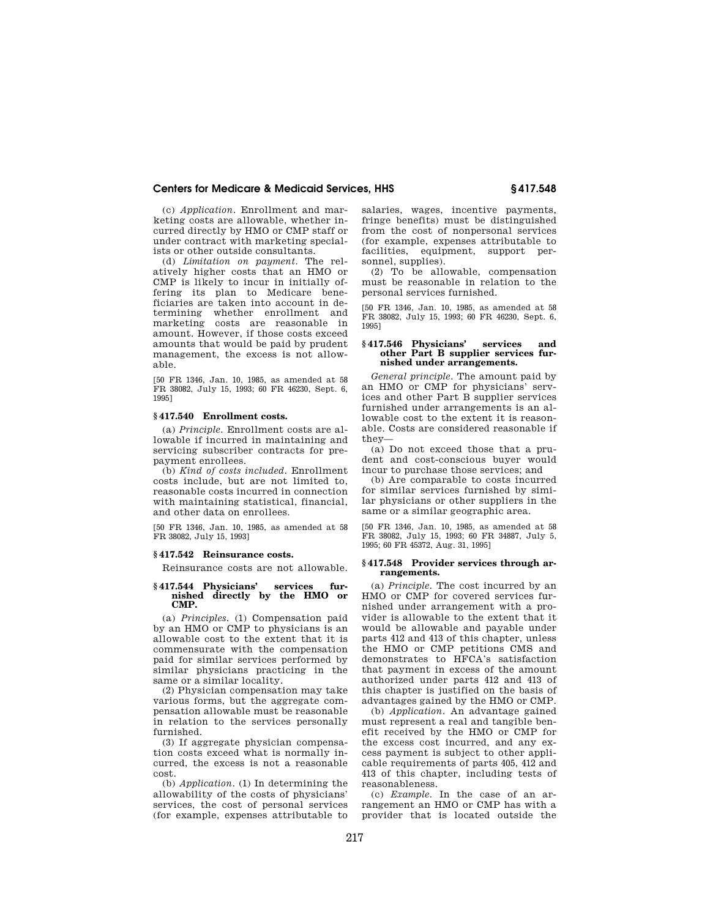(c) *Application.* Enrollment and marketing costs are allowable, whether incurred directly by HMO or CMP staff or under contract with marketing specialists or other outside consultants.

(d) *Limitation on payment.* The relatively higher costs that an HMO or CMP is likely to incur in initially offering its plan to Medicare beneficiaries are taken into account in determining whether enrollment and marketing costs are reasonable in amount. However, if those costs exceed amounts that would be paid by prudent management, the excess is not allowable.

[50 FR 1346, Jan. 10, 1985, as amended at 58 FR 38082, July 15, 1993; 60 FR 46230, Sept. 6, 1995]

### § 417.540 Enrollment costs.

(a) *Principle.* Enrollment costs are allowable if incurred in maintaining and servicing subscriber contracts for prepayment enrollees.

(b) *Kind of costs included.* Enrollment costs include, but are not limited to, reasonable costs incurred in connection with maintaining statistical, financial, and other data on enrollees.

[50 FR 1346, Jan. 10, 1985, as amended at 58 FR 38082, July 15, 1993]

### § 417.542 Reinsurance costs.

Reinsurance costs are not allowable.

### § 417.544 Physicians' services furnished directly by the HMO or CMP.

(a) *Principles.* (1) Compensation paid by an HMO or CMP to physicians is an allowable cost to the extent that it is commensurate with the compensation paid for similar services performed by similar physicians practicing in the same or a similar locality.

(2) Physician compensation may take various forms, but the aggregate compensation allowable must be reasonable in relation to the services personally furnished.

(3) If aggregate physician compensation costs exceed what is normally incurred, the excess is not a reasonable cost.

(b) *Application.* (1) In determining the allowability of the costs of physicians' services, the cost of personal services (for example, expenses attributable to salaries, wages, incentive payments, fringe benefits) must be distinguished from the cost of nonpersonal services (for example, expenses attributable to facilities, equipment, support personnel, supplies).

(2) To be allowable, compensation must be reasonable in relation to the personal services furnished.

[50 FR 1346, Jan. 10, 1985, as amended at 58 FR 38082, July 15, 1993; 60 FR 46230, Sept. 6, 1995]

### § 417.546 Physicians' services and other Part B supplier services furnished under arrangements.

*General principle.* The amount paid by an HMO or CMP for physicians' services and other Part B supplier services furnished under arrangements is an allowable cost to the extent it is reasonable. Costs are considered reasonable if they—

(a) Do not exceed those that a prudent and cost-conscious buyer would incur to purchase those services; and

(b) Are comparable to costs incurred for similar services furnished by similar physicians or other suppliers in the same or a similar geographic area.

[50 FR 1346, Jan. 10, 1985, as amended at 58 FR 38082, July 15, 1993; 60 FR 34887, July 5, 1995; 60 FR 45372, Aug. 31, 1995]

### § 417.548 Provider services through arrangements.

(a) *Principle.* The cost incurred by an HMO or CMP for covered services furnished under arrangement with a provider is allowable to the extent that it would be allowable and payable under parts 412 and 413 of this chapter, unless the HMO or CMP petitions CMS and demonstrates to HFCA's satisfaction that payment in excess of the amount authorized under parts 412 and 413 of this chapter is justified on the basis of advantages gained by the HMO or CMP.

(b) *Application.* An advantage gained must represent a real and tangible benefit received by the HMO or CMP for the excess cost incurred, and any excess payment is subject to other applicable requirements of parts 405, 412 and 413 of this chapter, including tests of reasonableness.

(c) *Example.* In the case of an arrangement an HMO or CMP has with a provider that is located outside the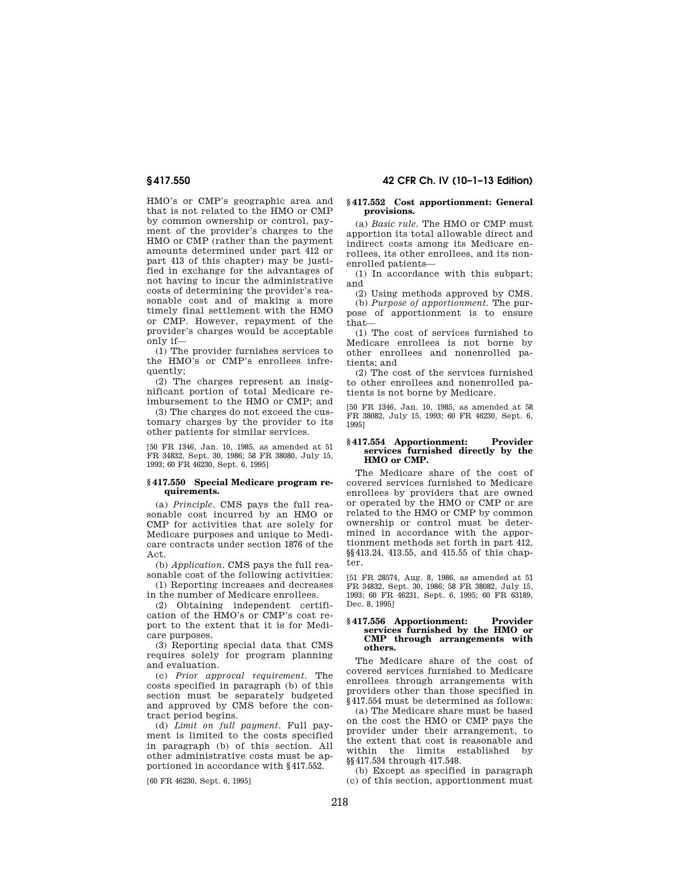HMO's or CMP's geographic area and that is not related to the HMO or CMP by common ownership or control, payment of the provider's charges to the HMO or CMP (rather than the payment amounts determined under part 412 or part 413 of this chapter) may be justified in exchange for the advantages of not having to incur the administrative costs of determining the provider's reasonable cost and of making a more timely final settlement with the HMO or CMP. However, repayment of the provider's charges would be acceptable only if—

(1) The provider furnishes services to the HMO's or CMP's enrollees infrequently;

(2) The charges represent an insignificant portion of total Medicare reimbursement to the HMO or CMP; and

(3) The charges do not exceed the customary charges by the provider to its other patients for similar services.

[50 FR 1346, Jan. 10, 1985, as amended at 51 FR 34832, Sept. 30, 1986; 58 FR 38080, July 15, 1993; 60 FR 46230, Sept. 6, 1995]

### § 417.550 Special Medicare program requirements.

(a) *Principle.* CMS pays the full reasonable cost incurred by an HMO or CMP for activities that are solely for Medicare purposes and unique to Medicare contracts under section 1876 of the Act.

(b) *Application.* CMS pays the full reasonable cost of the following activities:

(1) Reporting increases and decreases in the number of Medicare enrollees.

(2) Obtaining independent certification of the HMO's or CMP's cost report to the extent that it is for Medicare purposes.

(3) Reporting special data that CMS requires solely for program planning and evaluation.

(c) *Prior approval requirement.* The costs specified in paragraph (b) of this section must be separately budgeted and approved by CMS before the contract period begins.

(d) *Limit on full payment.* Full payment is limited to the costs specified in paragraph (b) of this section. All other administrative costs must be apportioned in accordance with § 417.552.

[60 FR 46230, Sept. 6, 1995]

### § 417.552 Cost apportionment: General provisions.

(a) *Basic rule.* The HMO or CMP must apportion its total allowable direct and indirect costs among its Medicare enrollees, its other enrollees, and its nonenrolled patients—

(1) In accordance with this subpart; and

(2) Using methods approved by CMS.

(b) *Purpose of apportionment.* The purpose of apportionment is to ensure that—

(1) The cost of services furnished to Medicare enrollees is not borne by other enrollees and nonenrolled patients; and

(2) The cost of the services furnished to other enrollees and nonenrolled patients is not borne by Medicare.

[50 FR 1346, Jan. 10, 1985, as amended at 58 FR 38082, July 15, 1993; 60 FR 46230, Sept. 6, 1995]

### § 417.554 Apportionment: Provider services furnished directly by the HMO or CMP.

The Medicare share of the cost of covered services furnished to Medicare enrollees by providers that are owned or operated by the HMO or CMP or are related to the HMO or CMP by common ownership or control must be determined in accordance with the apportionment methods set forth in part 412, §§ 413.24, 413.55, and 415.55 of this chapter.

[51 FR 28574, Aug. 8, 1986, as amended at 51 FR 34832, Sept. 30, 1986; 58 FR 38082, July 15, 1993; 60 FR 46231, Sept. 6, 1995; 60 FR 63189, Dec. 8, 1995]

### § 417.556 Apportionment: Provider services furnished by the HMO or CMP through arrangements with others.

The Medicare share of the cost of covered services furnished to Medicare enrollees through arrangements with providers other than those specified in § 417.554 must be determined as follows:

(a) The Medicare share must be based on the cost the HMO or CMP pays the provider under their arrangement, to the extent that cost is reasonable and within the limits established by §§ 417.534 through 417.548.

(b) Except as specified in paragraph (c) of this section, apportionment must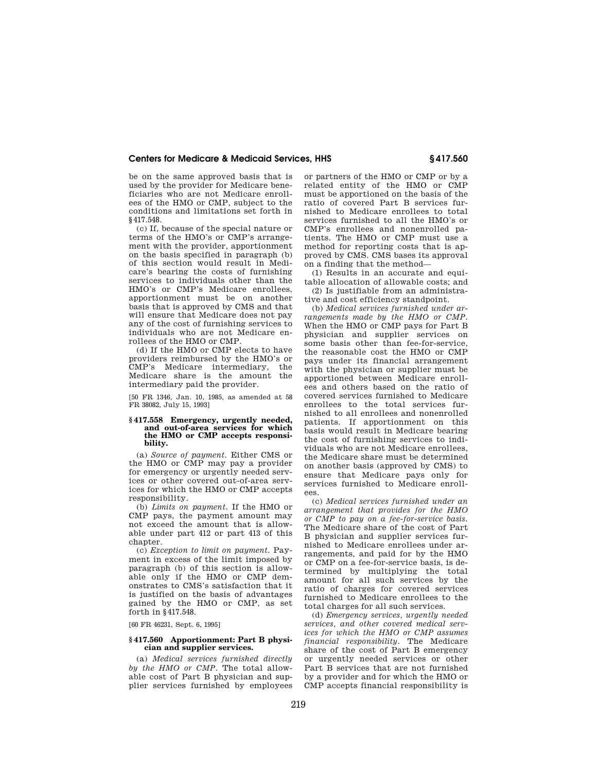be on the same approved basis that is used by the provider for Medicare beneficiaries who are not Medicare enrollees of the HMO or CMP, subject to the conditions and limitations set forth in §417.548.

(c) If, because of the special nature or terms of the HMO's or CMP's arrangement with the provider, apportionment on the basis specified in paragraph (b) of this section would result in Medicare's bearing the costs of furnishing services to individuals other than the HMO's or CMP's Medicare enrollees, apportionment must be on another basis that is approved by CMS and that will ensure that Medicare does not pay any of the cost of furnishing services to individuals who are not Medicare enrollees of the HMO or CMP.

(d) If the HMO or CMP elects to have providers reimbursed by the HMO's or CMP's Medicare intermediary, the Medicare share is the amount the intermediary paid the provider.

[50 FR 1346, Jan. 10, 1985, as amended at 58 FR 38082, July 15, 1993]

### §417.558 Emergency, urgently needed, and out-of-area services for which the HMO or CMP accepts responsibility.

(a) *Source of payment.* Either CMS or the HMO or CMP may pay a provider for emergency or urgently needed services or other covered out-of-area services for which the HMO or CMP accepts responsibility.

(b) *Limits on payment.* If the HMO or CMP pays, the payment amount may not exceed the amount that is allowable under part 412 or part 413 of this chapter.

(c) *Exception to limit on payment.* Payment in excess of the limit imposed by paragraph (b) of this section is allowable only if the HMO or CMP demonstrates to CMS's satisfaction that it is justified on the basis of advantages gained by the HMO or CMP, as set forth in §417.548.

[60 FR 46231, Sept. 6, 1995]

### §417.560 Apportionment: Part B physician and supplier services.

(a) *Medical services furnished directly by the HMO or CMP.* The total allowable cost of Part B physician and supplier services furnished by employees or partners of the HMO or CMP or by a related entity of the HMO or CMP must be apportioned on the basis of the ratio of covered Part B services furnished to Medicare enrollees to total services furnished to all the HMO's or CMP's enrollees and nonenrolled patients. The HMO or CMP must use a method for reporting costs that is approved by CMS. CMS bases its approval on a finding that the method—

(1) Results in an accurate and equitable allocation of allowable costs; and

(2) Is justifiable from an administrative and cost efficiency standpoint.

(b) *Medical services furnished under arrangements made by the HMO or CMP.* When the HMO or CMP pays for Part B physician and supplier services on some basis other than fee-for-service, the reasonable cost the HMO or CMP pays under its financial arrangement with the physician or supplier must be apportioned between Medicare enrollees and others based on the ratio of covered services furnished to Medicare enrollees to the total services furnished to all enrollees and nonenrolled patients. If apportionment on this basis would result in Medicare bearing the cost of furnishing services to individuals who are not Medicare enrollees, the Medicare share must be determined on another basis (approved by CMS) to ensure that Medicare pays only for services furnished to Medicare enrollees.

(c) *Medical services furnished under an arrangement that provides for the HMO or CMP to pay on a fee-for-service basis.* The Medicare share of the cost of Part B physician and supplier services furnished to Medicare enrollees under arrangements, and paid for by the HMO or CMP on a fee-for-service basis, is determined by multiplying the total amount for all such services by the ratio of charges for covered services furnished to Medicare enrollees to the total charges for all such services.

(d) *Emergency services, urgently needed services, and other covered medical services for which the HMO or CMP assumes financial responsibility.* The Medicare share of the cost of Part B emergency or urgently needed services or other Part B services that are not furnished by a provider and for which the HMO or CMP accepts financial responsibility is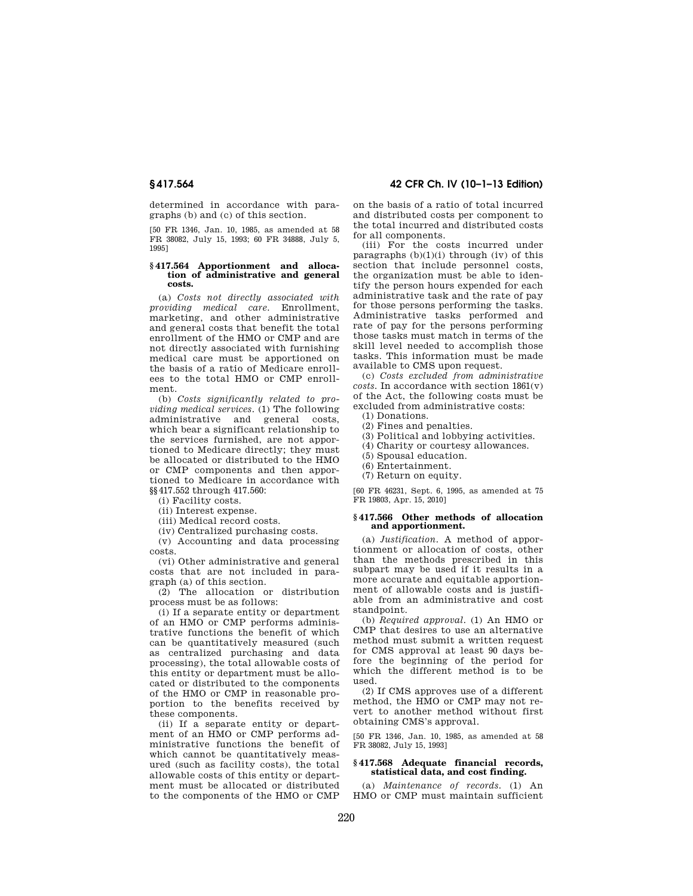determined in accordance with paragraphs (b) and (c) of this section.

[50 FR 1346, Jan. 10, 1985, as amended at 58 FR 38082, July 15, 1993; 60 FR 34888, July 5, 1995]

### § 417.564 Apportionment and allocation of administrative and general costs.

(a) *Costs not directly associated with providing medical care.* Enrollment, marketing, and other administrative and general costs that benefit the total enrollment of the HMO or CMP and are not directly associated with furnishing medical care must be apportioned on the basis of a ratio of Medicare enrollees to the total HMO or CMP enrollment.

(b) *Costs significantly related to providing medical services.* (1) The following administrative and general costs, which bear a significant relationship to the services furnished, are not apportioned to Medicare directly; they must be allocated or distributed to the HMO or CMP components and then apportioned to Medicare in accordance with §§ 417.552 through 417.560:

(i) Facility costs.

(ii) Interest expense.

(iii) Medical record costs.

(iv) Centralized purchasing costs.

(v) Accounting and data processing costs.

(vi) Other administrative and general costs that are not included in paragraph (a) of this section.

(2) The allocation or distribution process must be as follows:

(i) If a separate entity or department of an HMO or CMP performs administrative functions the benefit of which can be quantitatively measured (such as centralized purchasing and data processing), the total allowable costs of this entity or department must be allocated or distributed to the components of the HMO or CMP in reasonable proportion to the benefits received by these components.

(ii) If a separate entity or department of an HMO or CMP performs administrative functions the benefit of which cannot be quantitatively measured (such as facility costs), the total allowable costs of this entity or department must be allocated or distributed to the components of the HMO or CMP on the basis of a ratio of total incurred and distributed costs per component to the total incurred and distributed costs for all components.

(iii) For the costs incurred under paragraphs (b)(1)(i) through (iv) of this section that include personnel costs, the organization must be able to identify the person hours expended for each administrative task and the rate of pay for those persons performing the tasks. Administrative tasks performed and rate of pay for the persons performing those tasks must match in terms of the skill level needed to accomplish those tasks. This information must be made available to CMS upon request.

(c) *Costs excluded from administrative costs.* In accordance with section 1861(v) of the Act, the following costs must be excluded from administrative costs:

(1) Donations.

(2) Fines and penalties.

(3) Political and lobbying activities.

(4) Charity or courtesy allowances.

(5) Spousal education.

(6) Entertainment.

(7) Return on equity.

[60 FR 46231, Sept. 6, 1995, as amended at 75 FR 19803, Apr. 15, 2010]

### § 417.566 Other methods of allocation and apportionment.

(a) *Justification.* A method of apportionment or allocation of costs, other than the methods prescribed in this subpart may be used if it results in a more accurate and equitable apportionment of allowable costs and is justifiable from an administrative and cost standpoint.

(b) *Required approval.* (1) An HMO or CMP that desires to use an alternative method must submit a written request for CMS approval at least 90 days before the beginning of the period for which the different method is to be used.

(2) If CMS approves use of a different method, the HMO or CMP may not revert to another method without first obtaining CMS's approval.

[50 FR 1346, Jan. 10, 1985, as amended at 58 FR 38082, July 15, 1993]

### § 417.568 Adequate financial records, statistical data, and cost finding.

(a) *Maintenance of records.* (1) An HMO or CMP must maintain sufficient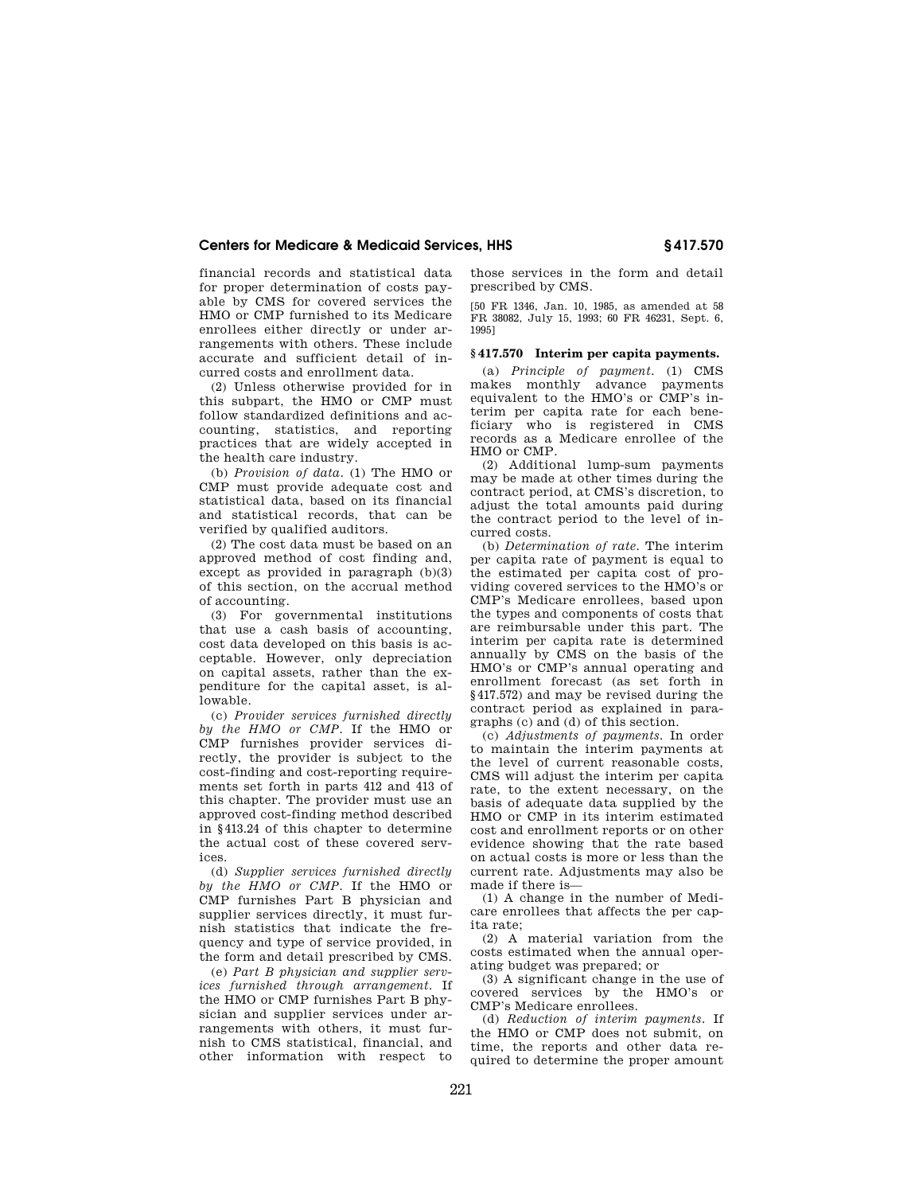financial records and statistical data for proper determination of costs payable by CMS for covered services the HMO or CMP furnished to its Medicare enrollees either directly or under arrangements with others. These include accurate and sufficient detail of incurred costs and enrollment data.

(2) Unless otherwise provided for in this subpart, the HMO or CMP must follow standardized definitions and accounting, statistics, and reporting practices that are widely accepted in the health care industry.

(b) *Provision of data.* (1) The HMO or CMP must provide adequate cost and statistical data, based on its financial and statistical records, that can be verified by qualified auditors.

(2) The cost data must be based on an approved method of cost finding and, except as provided in paragraph (b)(3) of this section, on the accrual method of accounting.

(3) For governmental institutions that use a cash basis of accounting, cost data developed on this basis is acceptable. However, only depreciation on capital assets, rather than the expenditure for the capital asset, is allowable.

(c) *Provider services furnished directly by the HMO or CMP.* If the HMO or CMP furnishes provider services directly, the provider is subject to the cost-finding and cost-reporting requirements set forth in parts 412 and 413 of this chapter. The provider must use an approved cost-finding method described in §413.24 of this chapter to determine the actual cost of these covered services.

(d) *Supplier services furnished directly by the HMO or CMP.* If the HMO or CMP furnishes Part B physician and supplier services directly, it must furnish statistics that indicate the frequency and type of service provided, in the form and detail prescribed by CMS.

(e) *Part B physician and supplier services furnished through arrangement.* If the HMO or CMP furnishes Part B physician and supplier services under arrangements with others, it must furnish to CMS statistical, financial, and other information with respect to those services in the form and detail prescribed by CMS.

[50 FR 1346, Jan. 10, 1985, as amended at 58 FR 38082, July 15, 1993; 60 FR 46231, Sept. 6, 1995]

### §417.570 Interim per capita payments.

(a) *Principle of payment.* (1) CMS makes monthly advance payments equivalent to the HMO's or CMP's interim per capita rate for each beneficiary who is registered in CMS records as a Medicare enrollee of the HMO or CMP.

(2) Additional lump-sum payments may be made at other times during the contract period, at CMS's discretion, to adjust the total amounts paid during the contract period to the level of incurred costs.

(b) *Determination of rate.* The interim per capita rate of payment is equal to the estimated per capita cost of providing covered services to the HMO's or CMP's Medicare enrollees, based upon the types and components of costs that are reimbursable under this part. The interim per capita rate is determined annually by CMS on the basis of the HMO's or CMP's annual operating and enrollment forecast (as set forth in §417.572) and may be revised during the contract period as explained in paragraphs (c) and (d) of this section.

(c) *Adjustments of payments.* In order to maintain the interim payments at the level of current reasonable costs, CMS will adjust the interim per capita rate, to the extent necessary, on the basis of adequate data supplied by the HMO or CMP in its interim estimated cost and enrollment reports or on other evidence showing that the rate based on actual costs is more or less than the current rate. Adjustments may also be made if there is—

(1) A change in the number of Medicare enrollees that affects the per capita rate;

(2) A material variation from the costs estimated when the annual operating budget was prepared; or

(3) A significant change in the use of covered services by the HMO's or CMP's Medicare enrollees.

(d) *Reduction of interim payments.* If the HMO or CMP does not submit, on time, the reports and other data required to determine the proper amount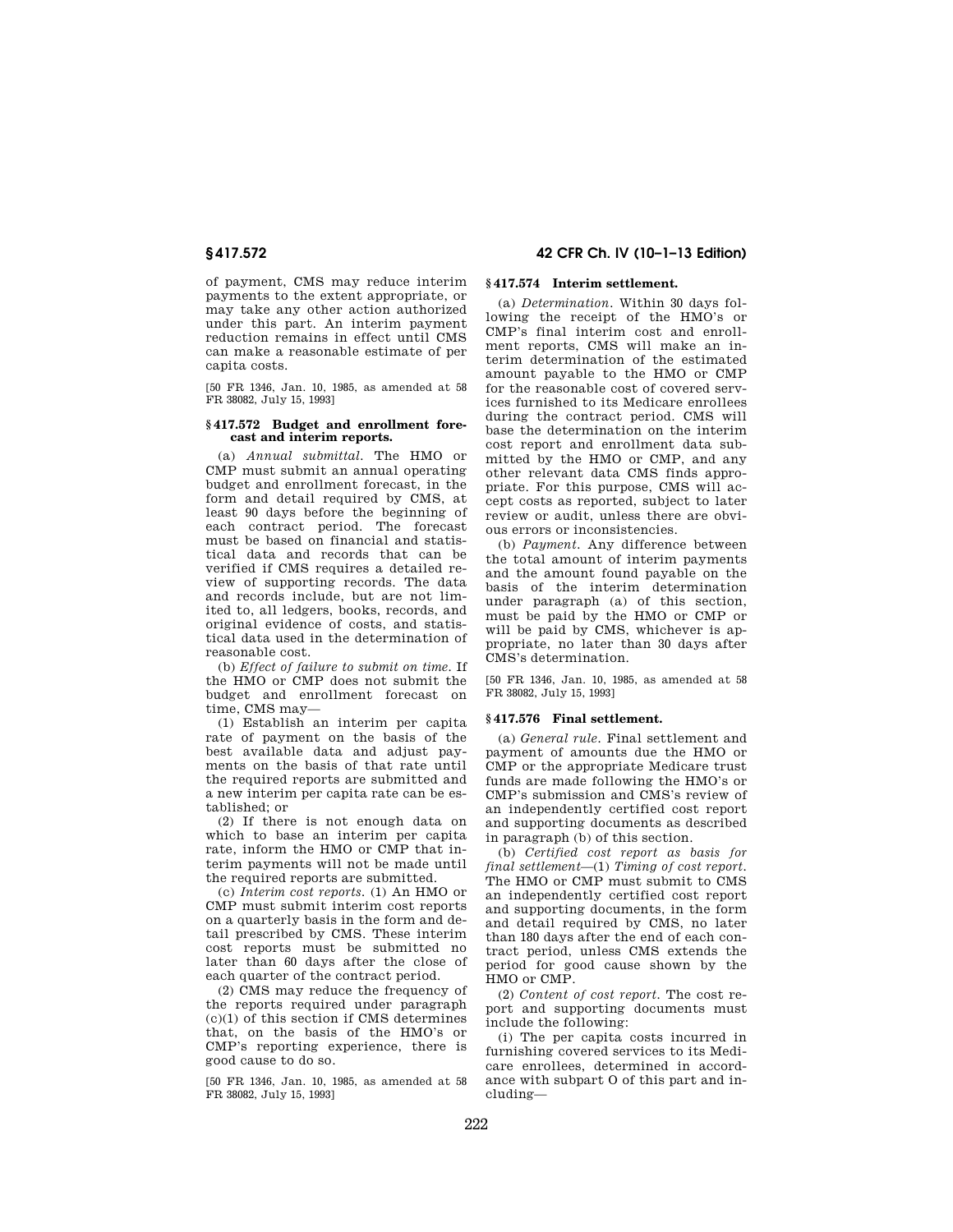of payment, CMS may reduce interim payments to the extent appropriate, or may take any other action authorized under this part. An interim payment reduction remains in effect until CMS can make a reasonable estimate of per capita costs.

[50 FR 1346, Jan. 10, 1985, as amended at 58 FR 38082, July 15, 1993]

### § 417.572 Budget and enrollment forecast and interim reports.

(a) *Annual submittal.* The HMO or CMP must submit an annual operating budget and enrollment forecast, in the form and detail required by CMS, at least 90 days before the beginning of each contract period. The forecast must be based on financial and statistical data and records that can be verified if CMS requires a detailed review of supporting records. The data and records include, but are not limited to, all ledgers, books, records, and original evidence of costs, and statistical data used in the determination of reasonable cost.

(b) *Effect of failure to submit on time.* If the HMO or CMP does not submit the budget and enrollment forecast on time, CMS may—

(1) Establish an interim per capita rate of payment on the basis of the best available data and adjust payments on the basis of that rate until the required reports are submitted and a new interim per capita rate can be established; or

(2) If there is not enough data on which to base an interim per capita rate, inform the HMO or CMP that interim payments will not be made until the required reports are submitted.

(c) *Interim cost reports.* (1) An HMO or CMP must submit interim cost reports on a quarterly basis in the form and detail prescribed by CMS. These interim cost reports must be submitted no later than 60 days after the close of each quarter of the contract period.

(2) CMS may reduce the frequency of the reports required under paragraph (c)(1) of this section if CMS determines that, on the basis of the HMO's or CMP's reporting experience, there is good cause to do so.

[50 FR 1346, Jan. 10, 1985, as amended at 58 FR 38082, July 15, 1993]

### § 417.574 Interim settlement.

(a) *Determination.* Within 30 days following the receipt of the HMO's or CMP's final interim cost and enrollment reports, CMS will make an interim determination of the estimated amount payable to the HMO or CMP for the reasonable cost of covered services furnished to its Medicare enrollees during the contract period. CMS will base the determination on the interim cost report and enrollment data submitted by the HMO or CMP, and any other relevant data CMS finds appropriate. For this purpose, CMS will accept costs as reported, subject to later review or audit, unless there are obvious errors or inconsistencies.

(b) *Payment.* Any difference between the total amount of interim payments and the amount found payable on the basis of the interim determination under paragraph (a) of this section, must be paid by the HMO or CMP or will be paid by CMS, whichever is appropriate, no later than 30 days after CMS's determination.

[50 FR 1346, Jan. 10, 1985, as amended at 58 FR 38082, July 15, 1993]

### § 417.576 Final settlement.

(a) *General rule.* Final settlement and payment of amounts due the HMO or CMP or the appropriate Medicare trust funds are made following the HMO's or CMP's submission and CMS's review of an independently certified cost report and supporting documents as described in paragraph (b) of this section.

(b) *Certified cost report as basis for final settlement*—(1) *Timing of cost report.* The HMO or CMP must submit to CMS an independently certified cost report and supporting documents, in the form and detail required by CMS, no later than 180 days after the end of each contract period, unless CMS extends the period for good cause shown by the HMO or CMP.

(2) *Content of cost report.* The cost report and supporting documents must include the following:

(i) The per capita costs incurred in furnishing covered services to its Medicare enrollees, determined in accordance with subpart O of this part and including—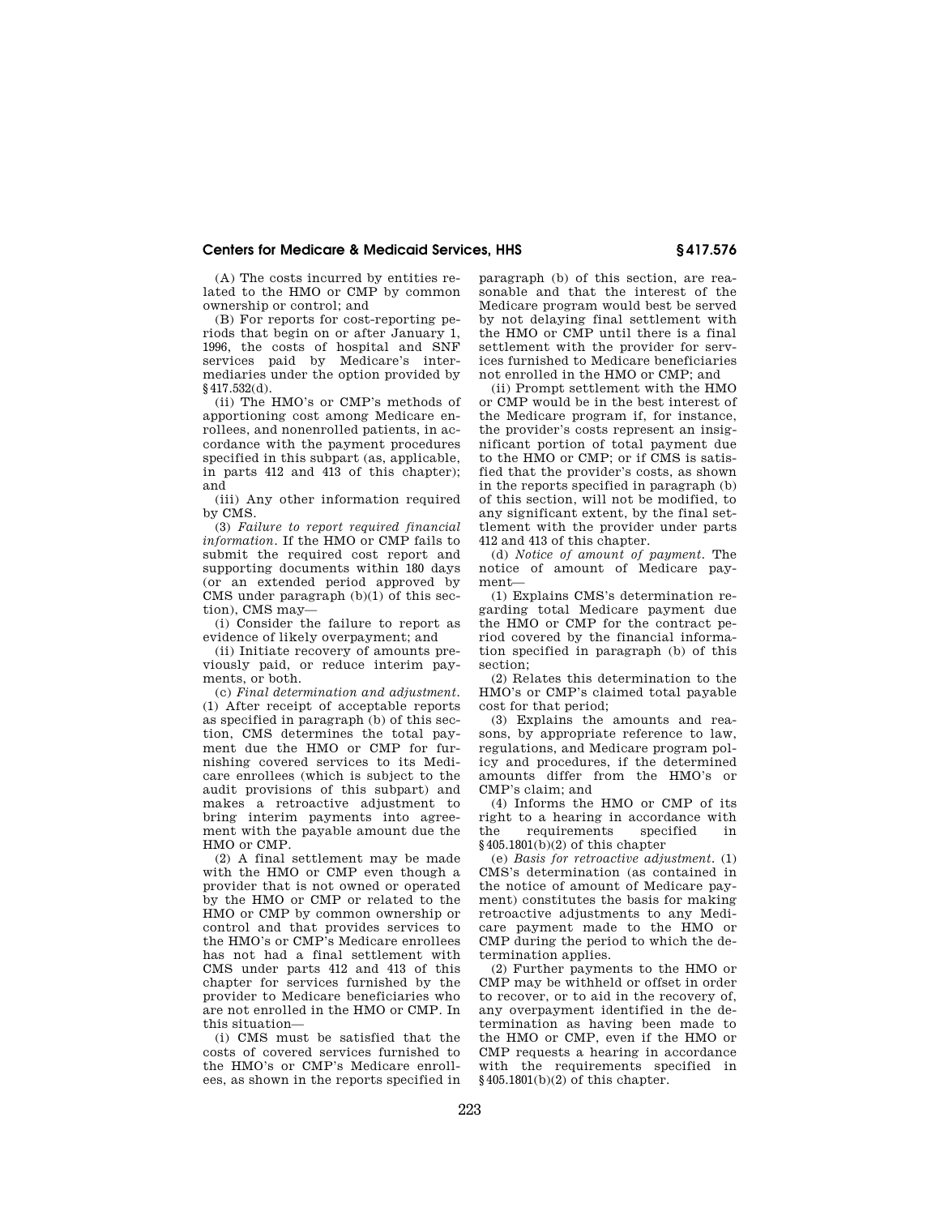(A) The costs incurred by entities related to the HMO or CMP by common ownership or control; and

(B) For reports for cost-reporting periods that begin on or after January 1, 1996, the costs of hospital and SNF services paid by Medicare's intermediaries under the option provided by §417.532(d).

(ii) The HMO's or CMP's methods of apportioning cost among Medicare enrollees, and nonenrolled patients, in accordance with the payment procedures specified in this subpart (as, applicable, in parts 412 and 413 of this chapter); and

(iii) Any other information required by CMS.

(3) *Failure to report required financial information.* If the HMO or CMP fails to submit the required cost report and supporting documents within 180 days (or an extended period approved by CMS under paragraph (b)(1) of this section), CMS may—

(i) Consider the failure to report as evidence of likely overpayment; and

(ii) Initiate recovery of amounts previously paid, or reduce interim payments, or both.

(c) *Final determination and adjustment.* (1) After receipt of acceptable reports as specified in paragraph (b) of this section, CMS determines the total payment due the HMO or CMP for furnishing covered services to its Medicare enrollees (which is subject to the audit provisions of this subpart) and makes a retroactive adjustment to bring interim payments into agreement with the payable amount due the HMO or CMP.

(2) A final settlement may be made with the HMO or CMP even though a provider that is not owned or operated by the HMO or CMP or related to the HMO or CMP by common ownership or control and that provides services to the HMO's or CMP's Medicare enrollees has not had a final settlement with CMS under parts 412 and 413 of this chapter for services furnished by the provider to Medicare beneficiaries who are not enrolled in the HMO or CMP. In this situation—

(i) CMS must be satisfied that the costs of covered services furnished to the HMO's or CMP's Medicare enrollees, as shown in the reports specified in paragraph (b) of this section, are reasonable and that the interest of the Medicare program would best be served by not delaying final settlement with the HMO or CMP until there is a final settlement with the provider for services furnished to Medicare beneficiaries not enrolled in the HMO or CMP; and

(ii) Prompt settlement with the HMO or CMP would be in the best interest of the Medicare program if, for instance, the provider's costs represent an insignificant portion of total payment due to the HMO or CMP; or if CMS is satisfied that the provider's costs, as shown in the reports specified in paragraph (b) of this section, will not be modified, to any significant extent, by the final settlement with the provider under parts 412 and 413 of this chapter.

(d) *Notice of amount of payment.* The notice of amount of Medicare payment—

(1) Explains CMS's determination regarding total Medicare payment due the HMO or CMP for the contract period covered by the financial information specified in paragraph (b) of this section;

(2) Relates this determination to the HMO's or CMP's claimed total payable cost for that period;

(3) Explains the amounts and reasons, by appropriate reference to law, regulations, and Medicare program policy and procedures, if the determined amounts differ from the HMO's or CMP's claim; and

(4) Informs the HMO or CMP of its right to a hearing in accordance with the requirements specified in §405.1801(b)(2) of this chapter

(e) *Basis for retroactive adjustment.* (1) CMS's determination (as contained in the notice of amount of Medicare payment) constitutes the basis for making retroactive adjustments to any Medicare payment made to the HMO or CMP during the period to which the determination applies.

(2) Further payments to the HMO or CMP may be withheld or offset in order to recover, or to aid in the recovery of, any overpayment identified in the determination as having been made to the HMO or CMP, even if the HMO or CMP requests a hearing in accordance with the requirements specified in §405.1801(b)(2) of this chapter.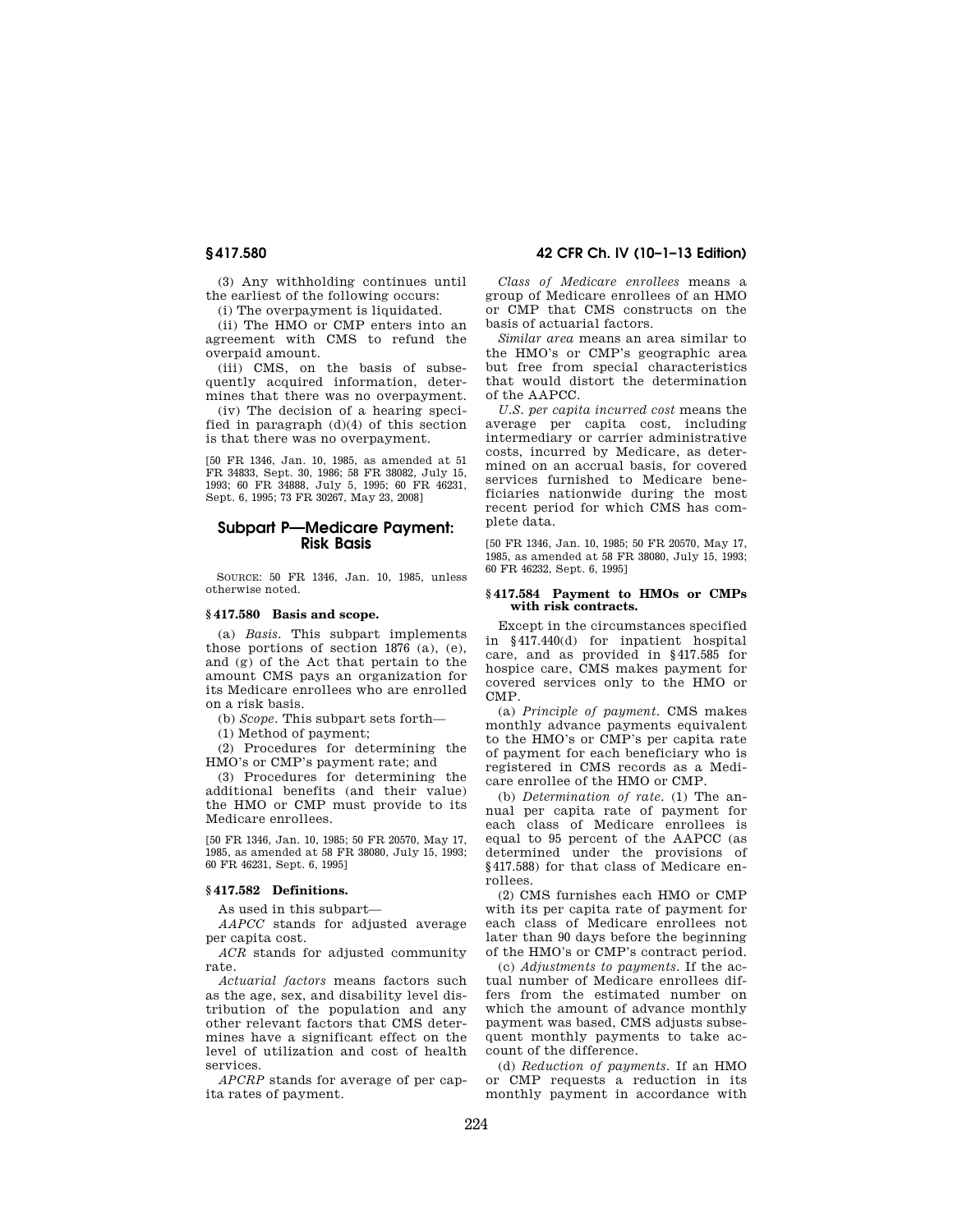(3) Any withholding continues until the earliest of the following occurs:

(i) The overpayment is liquidated.

(ii) The HMO or CMP enters into an agreement with CMS to refund the overpaid amount.

(iii) CMS, on the basis of subsequently acquired information, determines that there was no overpayment.

(iv) The decision of a hearing specified in paragraph (d)(4) of this section is that there was no overpayment.

[50 FR 1346, Jan. 10, 1985, as amended at 51 FR 34833, Sept. 30, 1986; 58 FR 38082, July 15, 1993; 60 FR 34888, July 5, 1995; 60 FR 46231, Sept. 6, 1995; 73 FR 30267, May 23, 2008]

## Subpart P—Medicare Payment: Risk Basis

SOURCE: 50 FR 1346, Jan. 10, 1985, unless otherwise noted.

### § 417.580 Basis and scope.

(a) *Basis.* This subpart implements those portions of section 1876 (a), (e), and (g) of the Act that pertain to the amount CMS pays an organization for its Medicare enrollees who are enrolled on a risk basis.

(b) *Scope.* This subpart sets forth—

(1) Method of payment;

(2) Procedures for determining the HMO's or CMP's payment rate; and

(3) Procedures for determining the additional benefits (and their value) the HMO or CMP must provide to its Medicare enrollees.

[50 FR 1346, Jan. 10, 1985; 50 FR 20570, May 17, 1985, as amended at 58 FR 38080, July 15, 1993; 60 FR 46231, Sept. 6, 1995]

### § 417.582 Definitions.

As used in this subpart—

*AAPCC* stands for adjusted average per capita cost.

*ACR* stands for adjusted community rate.

*Actuarial factors* means factors such as the age, sex, and disability level distribution of the population and any other relevant factors that CMS determines have a significant effect on the level of utilization and cost of health services.

*APCRP* stands for average of per capita rates of payment.

*Class of Medicare enrollees* means a group of Medicare enrollees of an HMO or CMP that CMS constructs on the basis of actuarial factors.

*Similar area* means an area similar to the HMO's or CMP's geographic area but free from special characteristics that would distort the determination of the AAPCC.

*U.S. per capita incurred cost* means the average per capita cost, including intermediary or carrier administrative costs, incurred by Medicare, as determined on an accrual basis, for covered services furnished to Medicare beneficiaries nationwide during the most recent period for which CMS has complete data.

[50 FR 1346, Jan. 10, 1985; 50 FR 20570, May 17, 1985, as amended at 58 FR 38080, July 15, 1993; 60 FR 46232, Sept. 6, 1995]

### § 417.584 Payment to HMOs or CMPs with risk contracts.

Except in the circumstances specified in § 417.440(d) for inpatient hospital care, and as provided in § 417.585 for hospice care, CMS makes payment for covered services only to the HMO or CMP.

(a) *Principle of payment.* CMS makes monthly advance payments equivalent to the HMO's or CMP's per capita rate of payment for each beneficiary who is registered in CMS records as a Medicare enrollee of the HMO or CMP.

(b) *Determination of rate.* (1) The annual per capita rate of payment for each class of Medicare enrollees is equal to 95 percent of the AAPCC (as determined under the provisions of § 417.588) for that class of Medicare enrollees.

(2) CMS furnishes each HMO or CMP with its per capita rate of payment for each class of Medicare enrollees not later than 90 days before the beginning of the HMO's or CMP's contract period.

(c) *Adjustments to payments.* If the actual number of Medicare enrollees differs from the estimated number on which the amount of advance monthly payment was based, CMS adjusts subsequent monthly payments to take account of the difference.

(d) *Reduction of payments.* If an HMO or CMP requests a reduction in its monthly payment in accordance with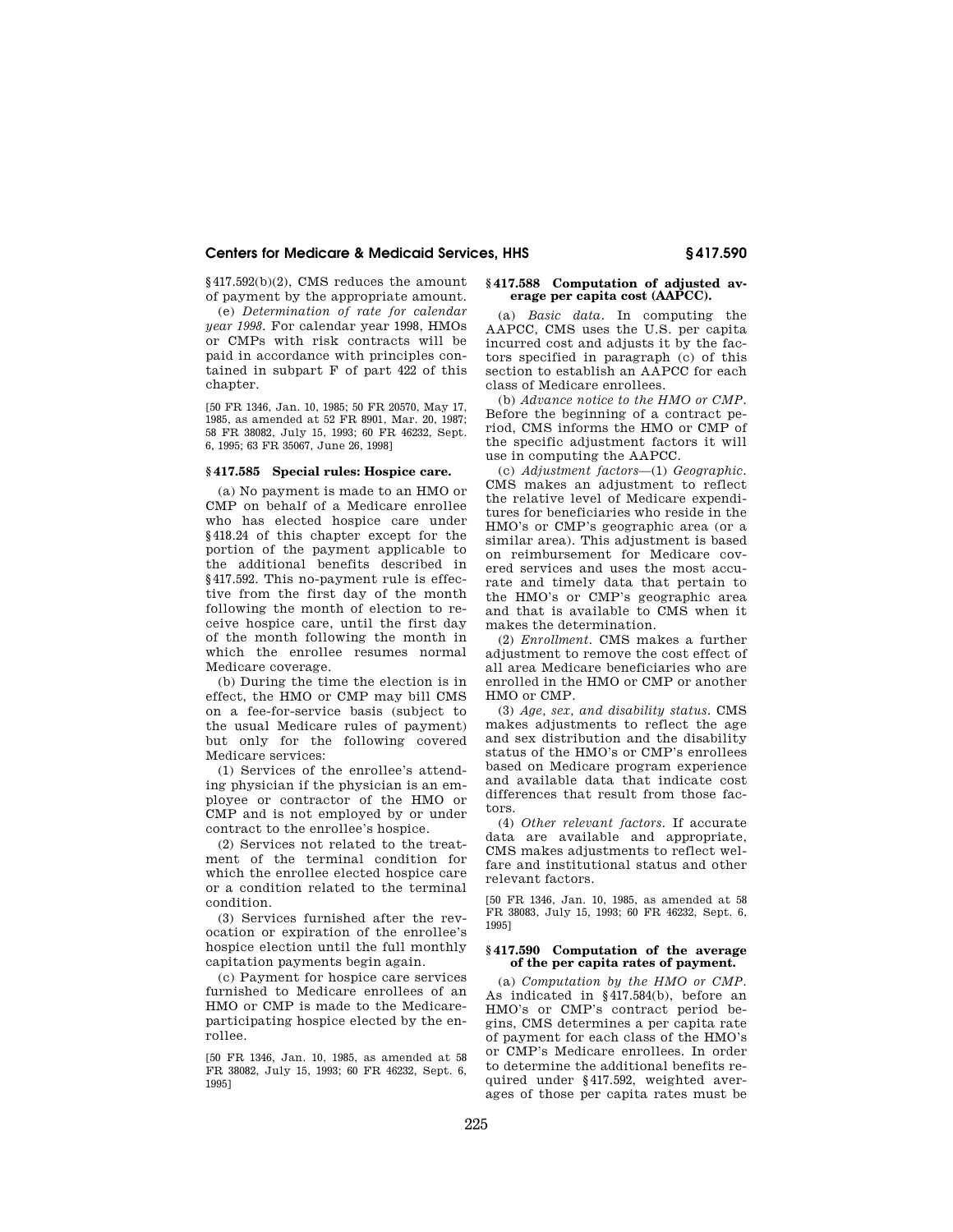§417.592(b)(2), CMS reduces the amount of payment by the appropriate amount.

(e) *Determination of rate for calendar year 1998.* For calendar year 1998, HMOs or CMPs with risk contracts will be paid in accordance with principles contained in subpart F of part 422 of this chapter.

[50 FR 1346, Jan. 10, 1985; 50 FR 20570, May 17, 1985, as amended at 52 FR 8901, Mar. 20, 1987; 58 FR 38082, July 15, 1993; 60 FR 46232, Sept. 6, 1995; 63 FR 35067, June 26, 1998]

### §417.585 Special rules: Hospice care.

(a) No payment is made to an HMO or CMP on behalf of a Medicare enrollee who has elected hospice care under §418.24 of this chapter except for the portion of the payment applicable to the additional benefits described in §417.592. This no-payment rule is effective from the first day of the month following the month of election to receive hospice care, until the first day of the month following the month in which the enrollee resumes normal Medicare coverage.

(b) During the time the election is in effect, the HMO or CMP may bill CMS on a fee-for-service basis (subject to the usual Medicare rules of payment) but only for the following covered Medicare services:

(1) Services of the enrollee's attending physician if the physician is an employee or contractor of the HMO or CMP and is not employed by or under contract to the enrollee's hospice.

(2) Services not related to the treatment of the terminal condition for which the enrollee elected hospice care or a condition related to the terminal condition.

(3) Services furnished after the revocation or expiration of the enrollee's hospice election until the full monthly capitation payments begin again.

(c) Payment for hospice care services furnished to Medicare enrollees of an HMO or CMP is made to the Medicare-participating hospice elected by the enrollee.

[50 FR 1346, Jan. 10, 1985, as amended at 58 FR 38082, July 15, 1993; 60 FR 46232, Sept. 6, 1995]

### §417.588 Computation of adjusted average per capita cost (AAPCC).

(a) *Basic data.* In computing the AAPCC, CMS uses the U.S. per capita incurred cost and adjusts it by the factors specified in paragraph (c) of this section to establish an AAPCC for each class of Medicare enrollees.

(b) *Advance notice to the HMO or CMP.* Before the beginning of a contract period, CMS informs the HMO or CMP of the specific adjustment factors it will use in computing the AAPCC.

(c) *Adjustment factors*—(1) *Geographic.* CMS makes an adjustment to reflect the relative level of Medicare expenditures for beneficiaries who reside in the HMO's or CMP's geographic area (or a similar area). This adjustment is based on reimbursement for Medicare covered services and uses the most accurate and timely data that pertain to the HMO's or CMP's geographic area and that is available to CMS when it makes the determination.

(2) *Enrollment.* CMS makes a further adjustment to remove the cost effect of all area Medicare beneficiaries who are enrolled in the HMO or CMP or another HMO or CMP.

(3) *Age, sex, and disability status.* CMS makes adjustments to reflect the age and sex distribution and the disability status of the HMO's or CMP's enrollees based on Medicare program experience and available data that indicate cost differences that result from those factors.

(4) *Other relevant factors.* If accurate data are available and appropriate, CMS makes adjustments to reflect welfare and institutional status and other relevant factors.

[50 FR 1346, Jan. 10, 1985, as amended at 58 FR 38083, July 15, 1993; 60 FR 46232, Sept. 6, 1995]

### §417.590 Computation of the average of the per capita rates of payment.

(a) *Computation by the HMO or CMP.* As indicated in §417.584(b), before an HMO's or CMP's contract period begins, CMS determines a per capita rate of payment for each class of the HMO's or CMP's Medicare enrollees. In order to determine the additional benefits required under §417.592, weighted averages of those per capita rates must be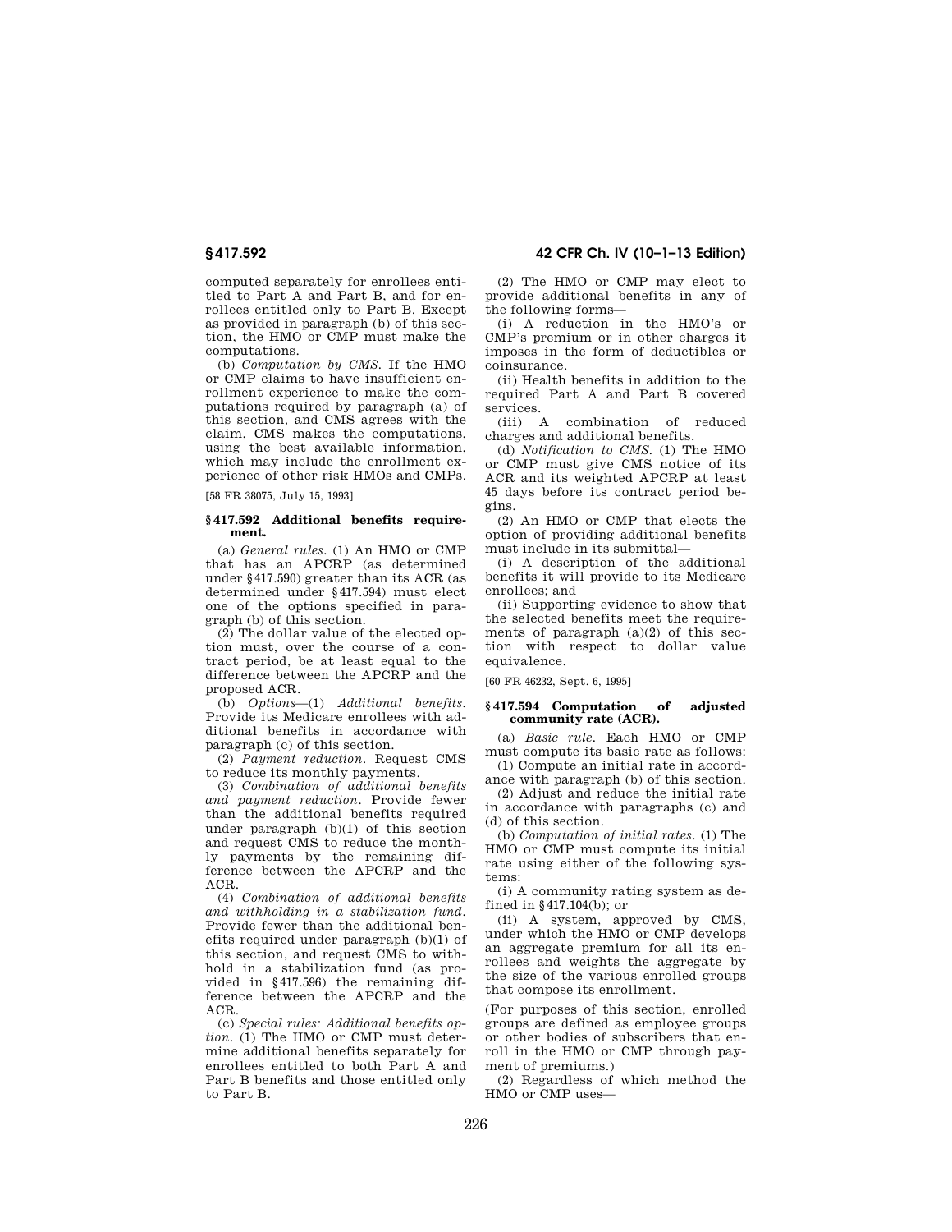computed separately for enrollees entitled to Part A and Part B, and for enrollees entitled only to Part B. Except as provided in paragraph (b) of this section, the HMO or CMP must make the computations.

(b) *Computation by CMS.* If the HMO or CMP claims to have insufficient enrollment experience to make the computations required by paragraph (a) of this section, and CMS agrees with the claim, CMS makes the computations, using the best available information, which may include the enrollment experience of other risk HMOs and CMPs.

[58 FR 38075, July 15, 1993]

### § 417.592 Additional benefits requirement.

(a) *General rules.* (1) An HMO or CMP that has an APCRP (as determined under § 417.590) greater than its ACR (as determined under § 417.594) must elect one of the options specified in paragraph (b) of this section.

(2) The dollar value of the elected option must, over the course of a contract period, be at least equal to the difference between the APCRP and the proposed ACR.

(b) *Options*—(1) *Additional benefits.* Provide its Medicare enrollees with additional benefits in accordance with paragraph (c) of this section.

(2) *Payment reduction.* Request CMS to reduce its monthly payments.

(3) *Combination of additional benefits and payment reduction.* Provide fewer than the additional benefits required under paragraph (b)(1) of this section and request CMS to reduce the monthly payments by the remaining difference between the APCRP and the ACR.

(4) *Combination of additional benefits and withholding in a stabilization fund.* Provide fewer than the additional benefits required under paragraph (b)(1) of this section, and request CMS to withhold in a stabilization fund (as provided in § 417.596) the remaining difference between the APCRP and the ACR.

(c) *Special rules: Additional benefits option.* (1) The HMO or CMP must determine additional benefits separately for enrollees entitled to both Part A and Part B benefits and those entitled only to Part B.

(2) The HMO or CMP may elect to provide additional benefits in any of the following forms—

(i) A reduction in the HMO's or CMP's premium or in other charges it imposes in the form of deductibles or coinsurance.

(ii) Health benefits in addition to the required Part A and Part B covered services.

(iii) A combination of reduced charges and additional benefits.

(d) *Notification to CMS.* (1) The HMO or CMP must give CMS notice of its ACR and its weighted APCRP at least 45 days before its contract period begins.

(2) An HMO or CMP that elects the option of providing additional benefits must include in its submittal—

(i) A description of the additional benefits it will provide to its Medicare enrollees; and

(ii) Supporting evidence to show that the selected benefits meet the requirements of paragraph (a)(2) of this section with respect to dollar value equivalence.

[60 FR 46232, Sept. 6, 1995]

### § 417.594 Computation of adjusted community rate (ACR).

(a) *Basic rule.* Each HMO or CMP must compute its basic rate as follows:

(1) Compute an initial rate in accordance with paragraph (b) of this section.

(2) Adjust and reduce the initial rate in accordance with paragraphs (c) and (d) of this section.

(b) *Computation of initial rates.* (1) The HMO or CMP must compute its initial rate using either of the following systems:

(i) A community rating system as defined in § 417.104(b); or

(ii) A system, approved by CMS, under which the HMO or CMP develops an aggregate premium for all its enrollees and weights the aggregate by the size of the various enrolled groups that compose its enrollment.

(For purposes of this section, enrolled groups are defined as employee groups or other bodies of subscribers that enroll in the HMO or CMP through payment of premiums.)

(2) Regardless of which method the HMO or CMP uses—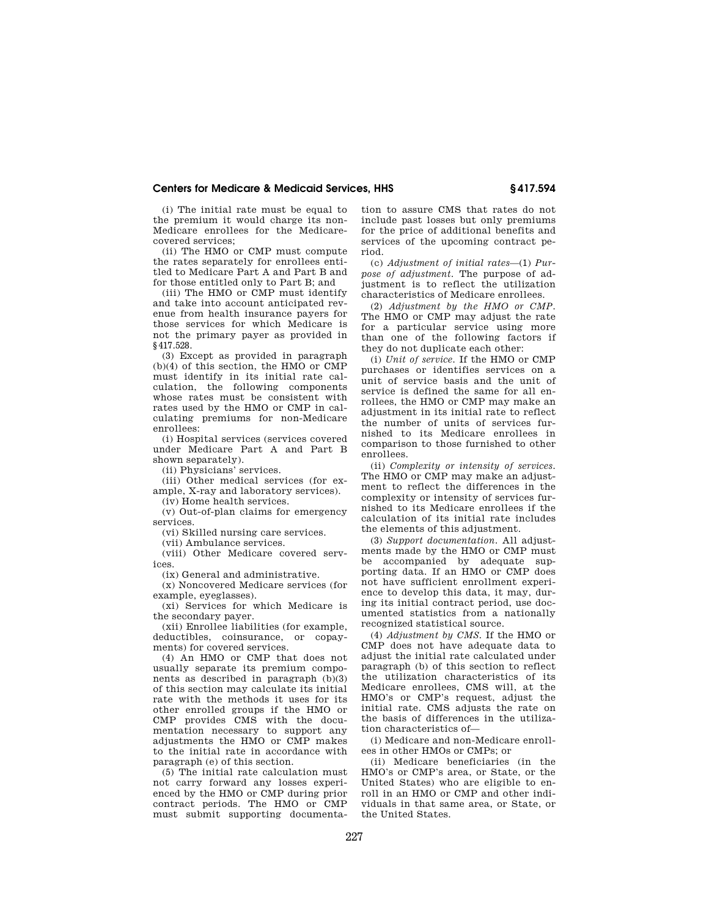(i) The initial rate must be equal to the premium it would charge its non-Medicare enrollees for the Medicare-covered services;

(ii) The HMO or CMP must compute the rates separately for enrollees entitled to Medicare Part A and Part B and for those entitled only to Part B; and

(iii) The HMO or CMP must identify and take into account anticipated revenue from health insurance payers for those services for which Medicare is not the primary payer as provided in §417.528.

(3) Except as provided in paragraph (b)(4) of this section, the HMO or CMP must identify in its initial rate calculation, the following components whose rates must be consistent with rates used by the HMO or CMP in calculating premiums for non-Medicare enrollees:

(i) Hospital services (services covered under Medicare Part A and Part B shown separately).

(ii) Physicians' services.

(iii) Other medical services (for example, X-ray and laboratory services).

(iv) Home health services.

(v) Out-of-plan claims for emergency services.

(vi) Skilled nursing care services.

(vii) Ambulance services.

(viii) Other Medicare covered services.

(ix) General and administrative.

(x) Noncovered Medicare services (for example, eyeglasses).

(xi) Services for which Medicare is the secondary payer.

(xii) Enrollee liabilities (for example, deductibles, coinsurance, or copayments) for covered services.

(4) An HMO or CMP that does not usually separate its premium components as described in paragraph (b)(3) of this section may calculate its initial rate with the methods it uses for its other enrolled groups if the HMO or CMP provides CMS with the documentation necessary to support any adjustments the HMO or CMP makes to the initial rate in accordance with paragraph (e) of this section.

(5) The initial rate calculation must not carry forward any losses experienced by the HMO or CMP during prior contract periods. The HMO or CMP must submit supporting documentation to assure CMS that rates do not include past losses but only premiums for the price of additional benefits and services of the upcoming contract period.

(c) *Adjustment of initial rates*—(1) *Purpose of adjustment*. The purpose of adjustment is to reflect the utilization characteristics of Medicare enrollees.

(2) *Adjustment by the HMO or CMP*. The HMO or CMP may adjust the rate for a particular service using more than one of the following factors if they do not duplicate each other:

(i) *Unit of service*. If the HMO or CMP purchases or identifies services on a unit of service basis and the unit of service is defined the same for all enrollees, the HMO or CMP may make an adjustment in its initial rate to reflect the number of units of services furnished to its Medicare enrollees in comparison to those furnished to other enrollees.

(ii) *Complexity or intensity of services*. The HMO or CMP may make an adjustment to reflect the differences in the complexity or intensity of services furnished to its Medicare enrollees if the calculation of its initial rate includes the elements of this adjustment.

(3) *Support documentation*. All adjustments made by the HMO or CMP must be accompanied by adequate supporting data. If an HMO or CMP does not have sufficient enrollment experience to develop this data, it may, during its initial contract period, use documented statistics from a nationally recognized statistical source.

(4) *Adjustment by CMS*. If the HMO or CMP does not have adequate data to adjust the initial rate calculated under paragraph (b) of this section to reflect the utilization characteristics of its Medicare enrollees, CMS will, at the HMO's or CMP's request, adjust the initial rate. CMS adjusts the rate on the basis of differences in the utilization characteristics of—

(i) Medicare and non-Medicare enrollees in other HMOs or CMPs; or

(ii) Medicare beneficiaries (in the HMO's or CMP's area, or State, or the United States) who are eligible to enroll in an HMO or CMP and other individuals in that same area, or State, or the United States.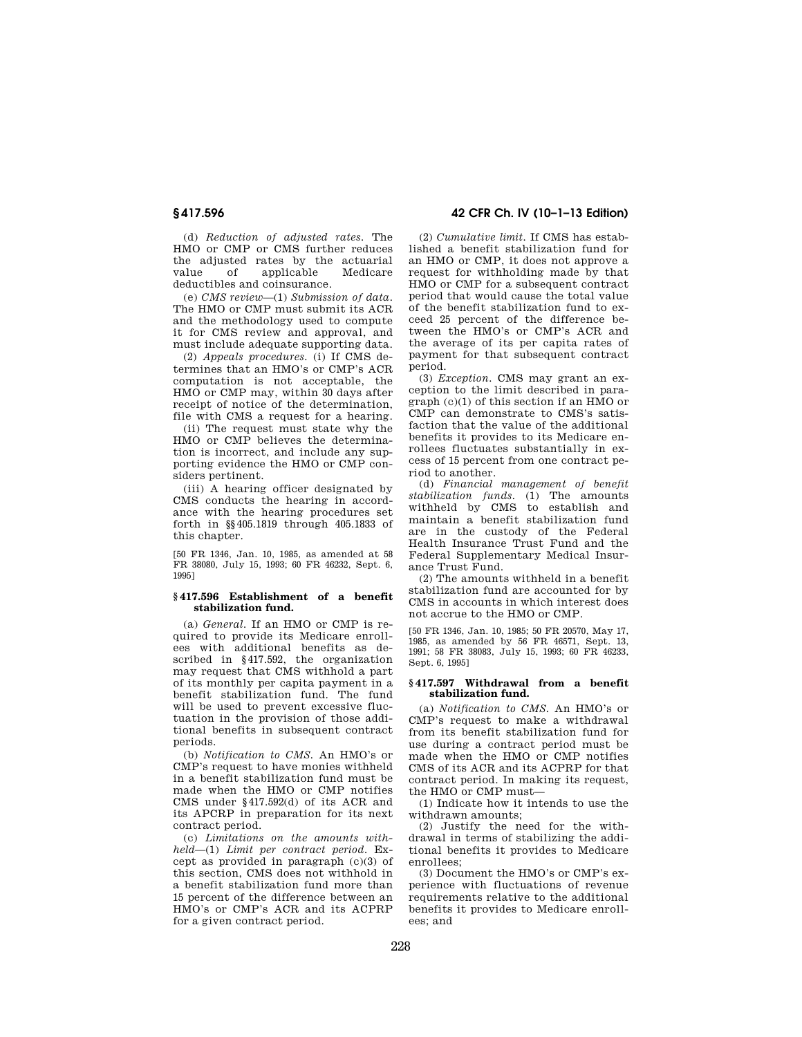(d) *Reduction of adjusted rates.* The HMO or CMP or CMS further reduces the adjusted rates by the actuarial value of applicable Medicare deductibles and coinsurance.

(e) *CMS review*—(1) *Submission of data.* The HMO or CMP must submit its ACR and the methodology used to compute it for CMS review and approval, and must include adequate supporting data.

(2) *Appeals procedures.* (i) If CMS determines that an HMO's or CMP's ACR computation is not acceptable, the HMO or CMP may, within 30 days after receipt of notice of the determination, file with CMS a request for a hearing.

(ii) The request must state why the HMO or CMP believes the determination is incorrect, and include any supporting evidence the HMO or CMP considers pertinent.

(iii) A hearing officer designated by CMS conducts the hearing in accordance with the hearing procedures set forth in §§405.1819 through 405.1833 of this chapter.

[50 FR 1346, Jan. 10, 1985, as amended at 58 FR 38080, July 15, 1993; 60 FR 46232, Sept. 6, 1995]

## §417.596 Establishment of a benefit stabilization fund.

(a) *General.* If an HMO or CMP is required to provide its Medicare enrollees with additional benefits as described in §417.592, the organization may request that CMS withhold a part of its monthly per capita payment in a benefit stabilization fund. The fund will be used to prevent excessive fluctuation in the provision of those additional benefits in subsequent contract periods.

(b) *Notification to CMS.* An HMO's or CMP's request to have monies withheld in a benefit stabilization fund must be made when the HMO or CMP notifies CMS under §417.592(d) of its ACR and its APCRP in preparation for its next contract period.

(c) *Limitations on the amounts withheld*—(1) *Limit per contract period.* Except as provided in paragraph (c)(3) of this section, CMS does not withhold in a benefit stabilization fund more than 15 percent of the difference between an HMO's or CMP's ACR and its ACPRP for a given contract period.

(2) *Cumulative limit.* If CMS has established a benefit stabilization fund for an HMO or CMP, it does not approve a request for withholding made by that HMO or CMP for a subsequent contract period that would cause the total value of the benefit stabilization fund to exceed 25 percent of the difference between the HMO's or CMP's ACR and the average of its per capita rates of payment for that subsequent contract period.

(3) *Exception.* CMS may grant an exception to the limit described in paragraph (c)(1) of this section if an HMO or CMP can demonstrate to CMS's satisfaction that the value of the additional benefits it provides to its Medicare enrollees fluctuates substantially in excess of 15 percent from one contract period to another.

(d) *Financial management of benefit stabilization funds.* (1) The amounts withheld by CMS to establish and maintain a benefit stabilization fund are in the custody of the Federal Health Insurance Trust Fund and the Federal Supplementary Medical Insurance Trust Fund.

(2) The amounts withheld in a benefit stabilization fund are accounted for by CMS in accounts in which interest does not accrue to the HMO or CMP.

[50 FR 1346, Jan. 10, 1985; 50 FR 20570, May 17, 1985, as amended by 56 FR 46571, Sept. 13, 1991; 58 FR 38083, July 15, 1993; 60 FR 46233, Sept. 6, 1995]

## §417.597 Withdrawal from a benefit stabilization fund.

(a) *Notification to CMS.* An HMO's or CMP's request to make a withdrawal from its benefit stabilization fund for use during a contract period must be made when the HMO or CMP notifies CMS of its ACR and its ACPRP for that contract period. In making its request, the HMO or CMP must—

(1) Indicate how it intends to use the withdrawn amounts;

(2) Justify the need for the withdrawal in terms of stabilizing the additional benefits it provides to Medicare enrollees;

(3) Document the HMO's or CMP's experience with fluctuations of revenue requirements relative to the additional benefits it provides to Medicare enrollees; and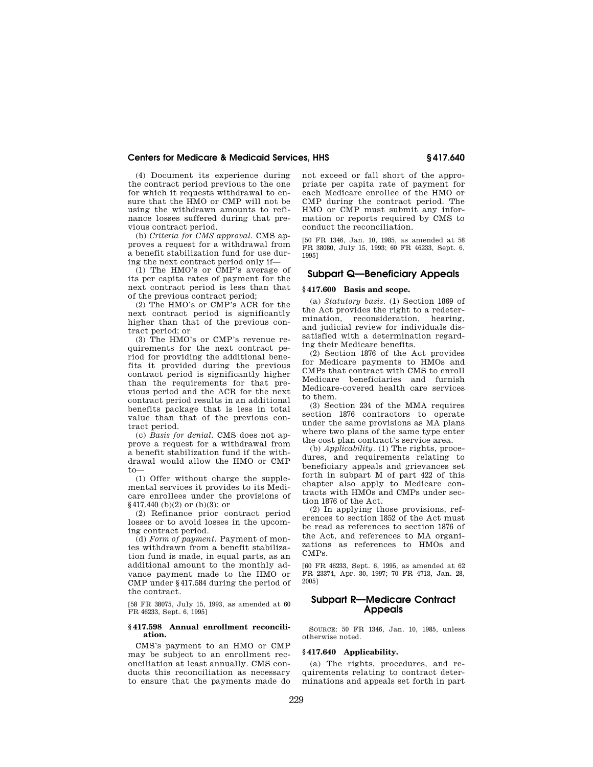(4) Document its experience during the contract period previous to the one for which it requests withdrawal to ensure that the HMO or CMP will not be using the withdrawn amounts to refinance losses suffered during that previous contract period.

(b) *Criteria for CMS approval.* CMS approves a request for a withdrawal from a benefit stabilization fund for use during the next contract period only if—

(1) The HMO's or CMP's average of its per capita rates of payment for the next contract period is less than that of the previous contract period;

(2) The HMO's or CMP's ACR for the next contract period is significantly higher than that of the previous contract period; or

(3) The HMO's or CMP's revenue requirements for the next contract period for providing the additional benefits it provided during the previous contract period is significantly higher than the requirements for that previous period and the ACR for the next contract period results in an additional benefits package that is less in total value than that of the previous contract period.

(c) *Basis for denial.* CMS does not approve a request for a withdrawal from a benefit stabilization fund if the withdrawal would allow the HMO or CMP to—

(1) Offer without charge the supplemental services it provides to its Medicare enrollees under the provisions of §417.440 (b)(2) or (b)(3); or

(2) Refinance prior contract period losses or to avoid losses in the upcoming contract period.

(d) *Form of payment.* Payment of monies withdrawn from a benefit stabilization fund is made, in equal parts, as an additional amount to the monthly advance payment made to the HMO or CMP under §417.584 during the period of the contract.

[58 FR 38075, July 15, 1993, as amended at 60 FR 46233, Sept. 6, 1995]

### §417.598 Annual enrollment reconciliation.

CMS's payment to an HMO or CMP may be subject to an enrollment reconciliation at least annually. CMS conducts this reconciliation as necessary to ensure that the payments made do not exceed or fall short of the appropriate per capita rate of payment for each Medicare enrollee of the HMO or CMP during the contract period. The HMO or CMP must submit any information or reports required by CMS to conduct the reconciliation.

[50 FR 1346, Jan. 10, 1985, as amended at 58 FR 38080, July 15, 1993; 60 FR 46233, Sept. 6, 1995]

## Subpart Q—Beneficiary Appeals

### §417.600 Basis and scope.

(a) *Statutory basis.* (1) Section 1869 of the Act provides the right to a redetermination, reconsideration, hearing, and judicial review for individuals dissatisfied with a determination regarding their Medicare benefits.

(2) Section 1876 of the Act provides for Medicare payments to HMOs and CMPs that contract with CMS to enroll Medicare beneficiaries and furnish Medicare-covered health care services to them.

(3) Section 234 of the MMA requires section 1876 contractors to operate under the same provisions as MA plans where two plans of the same type enter the cost plan contract's service area.

(b) *Applicability.* (1) The rights, procedures, and requirements relating to beneficiary appeals and grievances set forth in subpart M of part 422 of this chapter also apply to Medicare contracts with HMOs and CMPs under section 1876 of the Act.

(2) In applying those provisions, references to section 1852 of the Act must be read as references to section 1876 of the Act, and references to MA organizations as references to HMOs and CMPs.

[60 FR 46233, Sept. 6, 1995, as amended at 62 FR 23374, Apr. 30, 1997; 70 FR 4713, Jan. 28, 2005]

## Subpart R—Medicare Contract Appeals

SOURCE: 50 FR 1346, Jan. 10, 1985, unless otherwise noted.

### §417.640 Applicability.

(a) The rights, procedures, and requirements relating to contract determinations and appeals set forth in part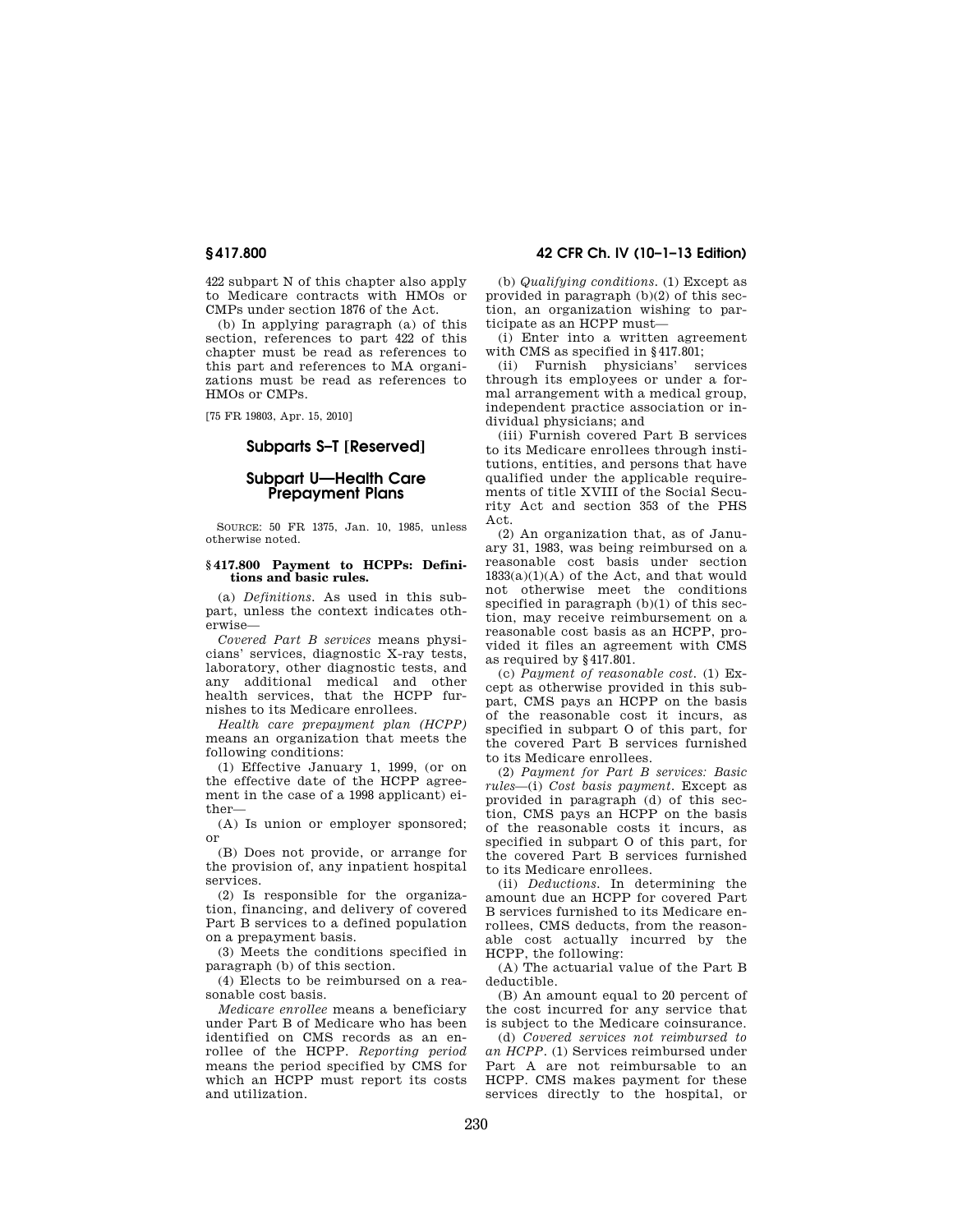422 subpart N of this chapter also apply to Medicare contracts with HMOs or CMPs under section 1876 of the Act.

(b) In applying paragraph (a) of this section, references to part 422 of this chapter must be read as references to this part and references to MA organizations must be read as references to HMOs or CMPs.

[75 FR 19803, Apr. 15, 2010]

## Subparts S–T [Reserved]

## Subpart U—Health Care Prepayment Plans

SOURCE: 50 FR 1375, Jan. 10, 1985, unless otherwise noted.

### § 417.800 Payment to HCPPs: Definitions and basic rules.

(a) *Definitions.* As used in this subpart, unless the context indicates otherwise—

*Covered Part B services* means physicians' services, diagnostic X-ray tests, laboratory, other diagnostic tests, and any additional medical and other health services, that the HCPP furnishes to its Medicare enrollees.

*Health care prepayment plan (HCPP)* means an organization that meets the following conditions:

(1) Effective January 1, 1999, (or on the effective date of the HCPP agreement in the case of a 1998 applicant) either—

(A) Is union or employer sponsored; or

(B) Does not provide, or arrange for the provision of, any inpatient hospital services.

(2) Is responsible for the organization, financing, and delivery of covered Part B services to a defined population on a prepayment basis.

(3) Meets the conditions specified in paragraph (b) of this section.

(4) Elects to be reimbursed on a reasonable cost basis.

*Medicare enrollee* means a beneficiary under Part B of Medicare who has been identified on CMS records as an enrollee of the HCPP. *Reporting period* means the period specified by CMS for which an HCPP must report its costs and utilization.

(b) *Qualifying conditions.* (1) Except as provided in paragraph (b)(2) of this section, an organization wishing to participate as an HCPP must—

(i) Enter into a written agreement with CMS as specified in § 417.801;

(ii) Furnish physicians' services through its employees or under a formal arrangement with a medical group, independent practice association or individual physicians; and

(iii) Furnish covered Part B services to its Medicare enrollees through institutions, entities, and persons that have qualified under the applicable requirements of title XVIII of the Social Security Act and section 353 of the PHS Act.

(2) An organization that, as of January 31, 1983, was being reimbursed on a reasonable cost basis under section 1833(a)(1)(A) of the Act, and that would not otherwise meet the conditions specified in paragraph (b)(1) of this section, may receive reimbursement on a reasonable cost basis as an HCPP, provided it files an agreement with CMS as required by § 417.801.

(c) *Payment of reasonable cost.* (1) Except as otherwise provided in this subpart, CMS pays an HCPP on the basis of the reasonable cost it incurs, as specified in subpart O of this part, for the covered Part B services furnished to its Medicare enrollees.

(2) *Payment for Part B services: Basic rules*—(i) *Cost basis payment.* Except as provided in paragraph (d) of this section, CMS pays an HCPP on the basis of the reasonable costs it incurs, as specified in subpart O of this part, for the covered Part B services furnished to its Medicare enrollees.

(ii) *Deductions.* In determining the amount due an HCPP for covered Part B services furnished to its Medicare enrollees, CMS deducts, from the reasonable cost actually incurred by the HCPP, the following:

(A) The actuarial value of the Part B deductible.

(B) An amount equal to 20 percent of the cost incurred for any service that is subject to the Medicare coinsurance.

(d) *Covered services not reimbursed to an HCPP.* (1) Services reimbursed under Part A are not reimbursable to an HCPP. CMS makes payment for these services directly to the hospital, or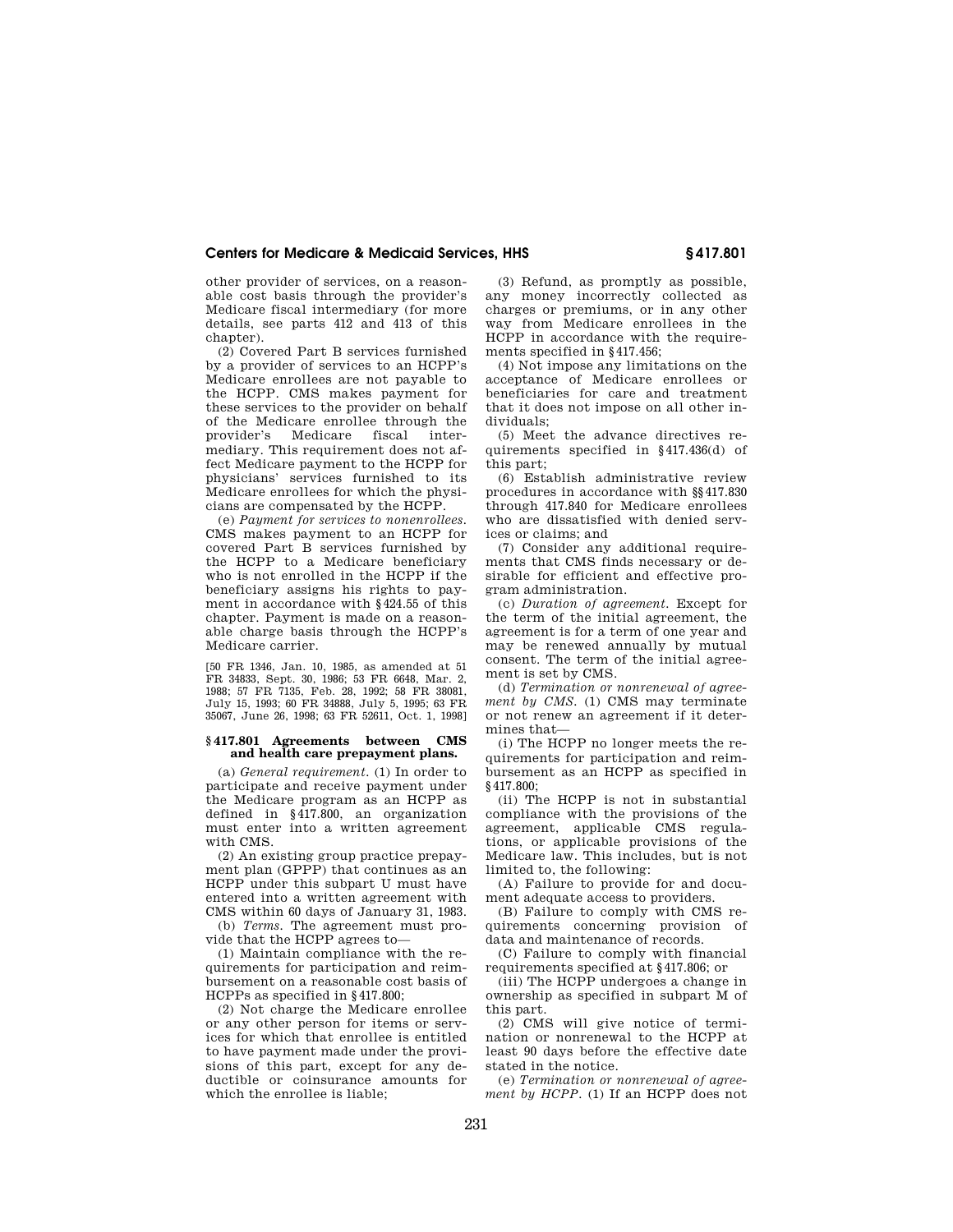other provider of services, on a reasonable cost basis through the provider's Medicare fiscal intermediary (for more details, see parts 412 and 413 of this chapter).

(2) Covered Part B services furnished by a provider of services to an HCPP's Medicare enrollees are not payable to the HCPP. CMS makes payment for these services to the provider on behalf of the Medicare enrollee through the provider's Medicare fiscal intermediary. This requirement does not affect Medicare payment to the HCPP for physicians' services furnished to its Medicare enrollees for which the physicians are compensated by the HCPP.

(e) *Payment for services to nonenrollees.* CMS makes payment to an HCPP for covered Part B services furnished by the HCPP to a Medicare beneficiary who is not enrolled in the HCPP if the beneficiary assigns his rights to payment in accordance with §424.55 of this chapter. Payment is made on a reasonable charge basis through the HCPP's Medicare carrier.

[50 FR 1346, Jan. 10, 1985, as amended at 51 FR 34833, Sept. 30, 1986; 53 FR 6648, Mar. 2, 1988; 57 FR 7135, Feb. 28, 1992; 58 FR 38081, July 15, 1993; 60 FR 34888, July 5, 1995; 63 FR 35067, June 26, 1998; 63 FR 52611, Oct. 1, 1998]

## §417.801 Agreements between CMS and health care prepayment plans.

(a) *General requirement.* (1) In order to participate and receive payment under the Medicare program as an HCPP as defined in §417.800, an organization must enter into a written agreement with CMS.

(2) An existing group practice prepayment plan (GPPP) that continues as an HCPP under this subpart U must have entered into a written agreement with CMS within 60 days of January 31, 1983.

(b) *Terms.* The agreement must provide that the HCPP agrees to—

(1) Maintain compliance with the requirements for participation and reimbursement on a reasonable cost basis of HCPPs as specified in §417.800;

(2) Not charge the Medicare enrollee or any other person for items or services for which that enrollee is entitled to have payment made under the provisions of this part, except for any deductible or coinsurance amounts for which the enrollee is liable;

(3) Refund, as promptly as possible, any money incorrectly collected as charges or premiums, or in any other way from Medicare enrollees in the HCPP in accordance with the requirements specified in §417.456;

(4) Not impose any limitations on the acceptance of Medicare enrollees or beneficiaries for care and treatment that it does not impose on all other individuals;

(5) Meet the advance directives requirements specified in §417.436(d) of this part;

(6) Establish administrative review procedures in accordance with §§417.830 through 417.840 for Medicare enrollees who are dissatisfied with denied services or claims; and

(7) Consider any additional requirements that CMS finds necessary or desirable for efficient and effective program administration.

(c) *Duration of agreement.* Except for the term of the initial agreement, the agreement is for a term of one year and may be renewed annually by mutual consent. The term of the initial agreement is set by CMS.

(d) *Termination or nonrenewal of agreement by CMS.* (1) CMS may terminate or not renew an agreement if it determines that—

(i) The HCPP no longer meets the requirements for participation and reimbursement as an HCPP as specified in §417.800;

(ii) The HCPP is not in substantial compliance with the provisions of the agreement, applicable CMS regulations, or applicable provisions of the Medicare law. This includes, but is not limited to, the following:

(A) Failure to provide for and document adequate access to providers.

(B) Failure to comply with CMS requirements concerning provision of data and maintenance of records.

(C) Failure to comply with financial requirements specified at §417.806; or

(iii) The HCPP undergoes a change in ownership as specified in subpart M of this part.

(2) CMS will give notice of termination or nonrenewal to the HCPP at least 90 days before the effective date stated in the notice.

(e) *Termination or nonrenewal of agreement by HCPP.* (1) If an HCPP does not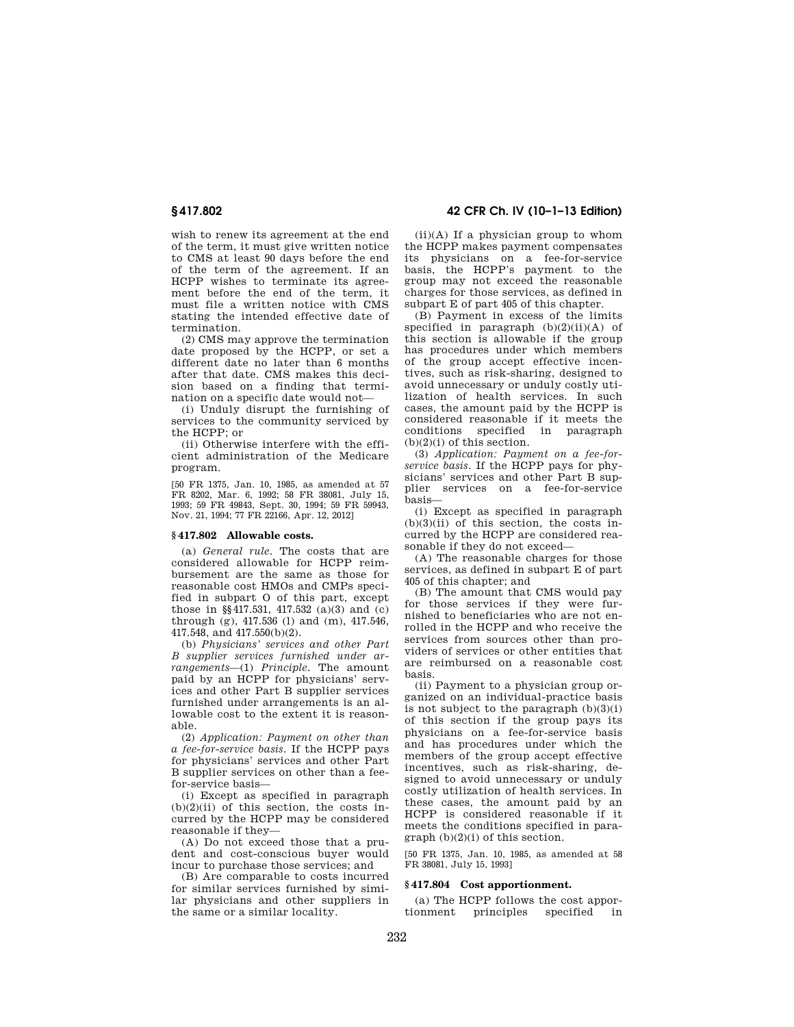wish to renew its agreement at the end of the term, it must give written notice to CMS at least 90 days before the end of the term of the agreement. If an HCPP wishes to terminate its agreement before the end of the term, it must file a written notice with CMS stating the intended effective date of termination.

(2) CMS may approve the termination date proposed by the HCPP, or set a different date no later than 6 months after that date. CMS makes this decision based on a finding that termination on a specific date would not—

(i) Unduly disrupt the furnishing of services to the community serviced by the HCPP; or

(ii) Otherwise interfere with the efficient administration of the Medicare program.

[50 FR 1375, Jan. 10, 1985, as amended at 57 FR 8202, Mar. 6, 1992; 58 FR 38081, July 15, 1993; 59 FR 49843, Sept. 30, 1994; 59 FR 59943, Nov. 21, 1994; 77 FR 22166, Apr. 12, 2012]

### § 417.802 Allowable costs.

(a) *General rule.* The costs that are considered allowable for HCPP reimbursement are the same as those for reasonable cost HMOs and CMPs specified in subpart O of this part, except those in §§ 417.531, 417.532 (a)(3) and (c) through (g), 417.536 (l) and (m), 417.546, 417.548, and 417.550(b)(2).

(b) *Physicians' services and other Part B supplier services furnished under arrangements*—(1) *Principle.* The amount paid by an HCPP for physicians' services and other Part B supplier services furnished under arrangements is an allowable cost to the extent it is reasonable.

(2) *Application: Payment on other than a fee-for-service basis.* If the HCPP pays for physicians' services and other Part B supplier services on other than a fee-for-service basis—

(i) Except as specified in paragraph (b)(2)(ii) of this section, the costs incurred by the HCPP may be considered reasonable if they—

(A) Do not exceed those that a prudent and cost-conscious buyer would incur to purchase those services; and

(B) Are comparable to costs incurred for similar services furnished by similar physicians and other suppliers in the same or a similar locality.

(ii)(A) If a physician group to whom the HCPP makes payment compensates its physicians on a fee-for-service basis, the HCPP's payment to the group may not exceed the reasonable charges for those services, as defined in subpart E of part 405 of this chapter.

(B) Payment in excess of the limits specified in paragraph (b)(2)(ii)(A) of this section is allowable if the group has procedures under which members of the group accept effective incentives, such as risk-sharing, designed to avoid unnecessary or unduly costly utilization of health services. In such cases, the amount paid by the HCPP is considered reasonable if it meets the conditions specified in paragraph (b)(2)(i) of this section.

(3) *Application: Payment on a fee-for-service basis.* If the HCPP pays for physicians' services and other Part B supplier services on a fee-for-service basis—

(i) Except as specified in paragraph (b)(3)(ii) of this section, the costs incurred by the HCPP are considered reasonable if they do not exceed—

(A) The reasonable charges for those services, as defined in subpart E of part 405 of this chapter; and

(B) The amount that CMS would pay for those services if they were furnished to beneficiaries who are not enrolled in the HCPP and who receive the services from sources other than providers of services or other entities that are reimbursed on a reasonable cost basis.

(ii) Payment to a physician group organized on an individual-practice basis is not subject to the paragraph (b)(3)(i) of this section if the group pays its physicians on a fee-for-service basis and has procedures under which the members of the group accept effective incentives, such as risk-sharing, designed to avoid unnecessary or unduly costly utilization of health services. In these cases, the amount paid by an HCPP is considered reasonable if it meets the conditions specified in paragraph (b)(2)(i) of this section.

[50 FR 1375, Jan. 10, 1985, as amended at 58 FR 38081, July 15, 1993]

### § 417.804 Cost apportionment.

(a) The HCPP follows the cost apportionment principles specified in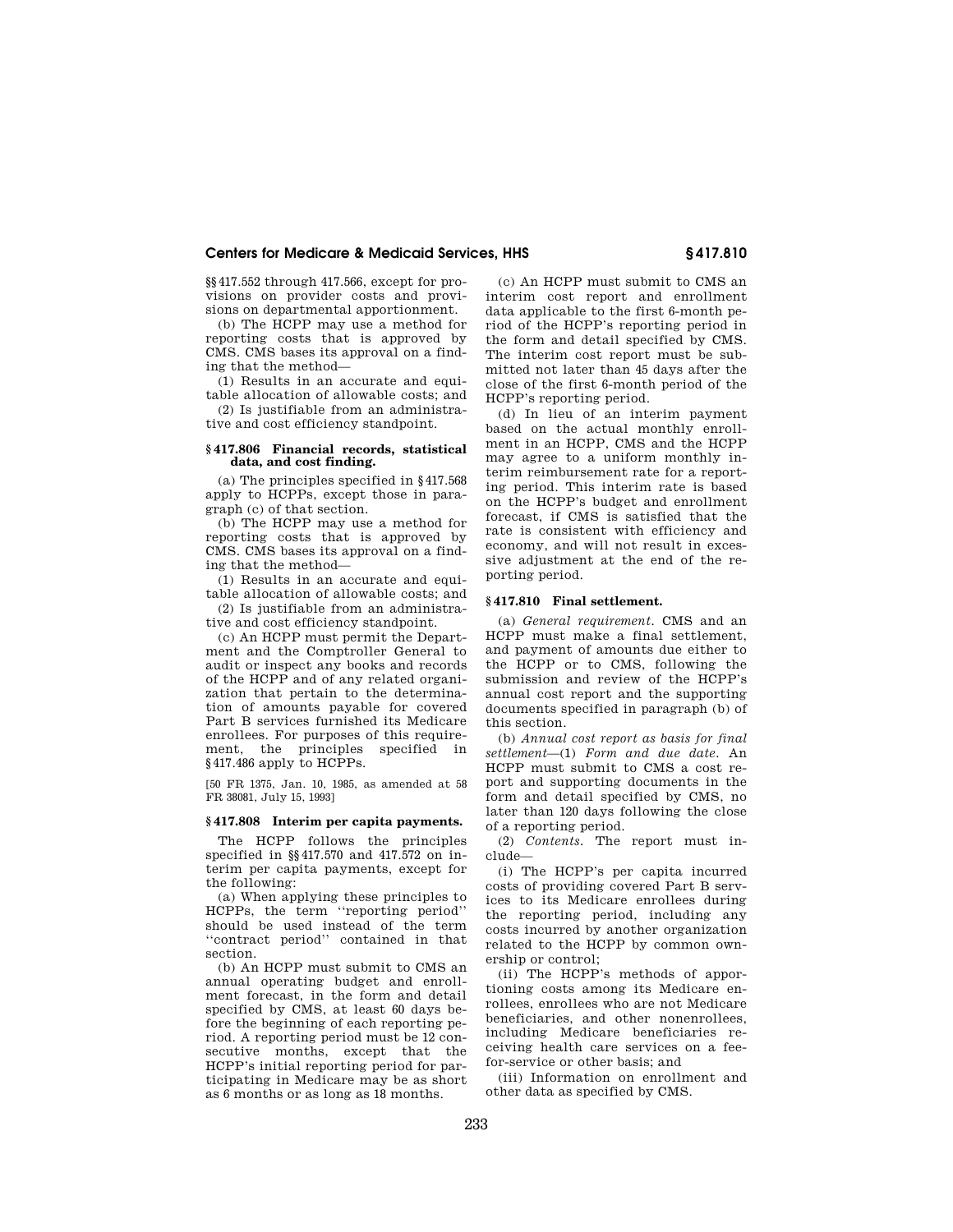§§ 417.552 through 417.566, except for provisions on provider costs and provisions on departmental apportionment.

(b) The HCPP may use a method for reporting costs that is approved by CMS. CMS bases its approval on a finding that the method—

(1) Results in an accurate and equitable allocation of allowable costs; and

(2) Is justifiable from an administrative and cost efficiency standpoint.

### § 417.806 Financial records, statistical data, and cost finding.

(a) The principles specified in § 417.568 apply to HCPPs, except those in paragraph (c) of that section.

(b) The HCPP may use a method for reporting costs that is approved by CMS. CMS bases its approval on a finding that the method—

(1) Results in an accurate and equitable allocation of allowable costs; and

(2) Is justifiable from an administrative and cost efficiency standpoint.

(c) An HCPP must permit the Department and the Comptroller General to audit or inspect any books and records of the HCPP and of any related organization that pertain to the determination of amounts payable for covered Part B services furnished its Medicare enrollees. For purposes of this requirement, the principles specified in § 417.486 apply to HCPPs.

[50 FR 1375, Jan. 10, 1985, as amended at 58 FR 38081, July 15, 1993]

### § 417.808 Interim per capita payments.

The HCPP follows the principles specified in §§ 417.570 and 417.572 on interim per capita payments, except for the following:

(a) When applying these principles to HCPPs, the term "reporting period" should be used instead of the term "contract period" contained in that section.

(b) An HCPP must submit to CMS an annual operating budget and enrollment forecast, in the form and detail specified by CMS, at least 60 days before the beginning of each reporting period. A reporting period must be 12 consecutive months, except that the HCPP's initial reporting period for participating in Medicare may be as short as 6 months or as long as 18 months.

(c) An HCPP must submit to CMS an interim cost report and enrollment data applicable to the first 6-month period of the HCPP's reporting period in the form and detail specified by CMS. The interim cost report must be submitted not later than 45 days after the close of the first 6-month period of the HCPP's reporting period.

(d) In lieu of an interim payment based on the actual monthly enrollment in an HCPP, CMS and the HCPP may agree to a uniform monthly interim reimbursement rate for a reporting period. This interim rate is based on the HCPP's budget and enrollment forecast, if CMS is satisfied that the rate is consistent with efficiency and economy, and will not result in excessive adjustment at the end of the reporting period.

### § 417.810 Final settlement.

(a) *General requirement.* CMS and an HCPP must make a final settlement, and payment of amounts due either to the HCPP or to CMS, following the submission and review of the HCPP's annual cost report and the supporting documents specified in paragraph (b) of this section.

(b) *Annual cost report as basis for final settlement*—(1) *Form and due date.* An HCPP must submit to CMS a cost report and supporting documents in the form and detail specified by CMS, no later than 120 days following the close of a reporting period.

(2) *Contents.* The report must include—

(i) The HCPP's per capita incurred costs of providing covered Part B services to its Medicare enrollees during the reporting period, including any costs incurred by another organization related to the HCPP by common ownership or control;

(ii) The HCPP's methods of apportioning costs among its Medicare enrollees, enrollees who are not Medicare beneficiaries, and other nonenrollees, including Medicare beneficiaries receiving health care services on a fee-for-service or other basis; and

(iii) Information on enrollment and other data as specified by CMS.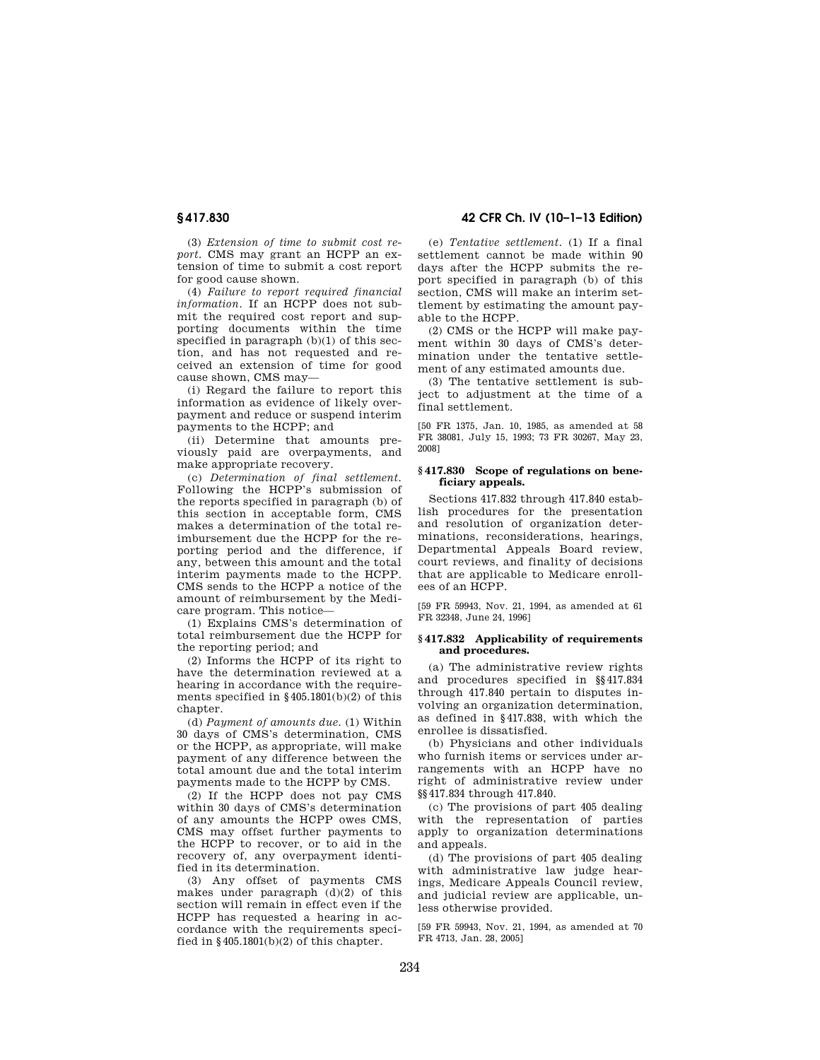(3) *Extension of time to submit cost report.* CMS may grant an HCPP an extension of time to submit a cost report for good cause shown.

(4) *Failure to report required financial information.* If an HCPP does not submit the required cost report and supporting documents within the time specified in paragraph (b)(1) of this section, and has not requested and received an extension of time for good cause shown, CMS may—

(i) Regard the failure to report this information as evidence of likely overpayment and reduce or suspend interim payments to the HCPP; and

(ii) Determine that amounts previously paid are overpayments, and make appropriate recovery.

(c) *Determination of final settlement.* Following the HCPP's submission of the reports specified in paragraph (b) of this section in acceptable form, CMS makes a determination of the total reimbursement due the HCPP for the reporting period and the difference, if any, between this amount and the total interim payments made to the HCPP. CMS sends to the HCPP a notice of the amount of reimbursement by the Medicare program. This notice—

(1) Explains CMS's determination of total reimbursement due the HCPP for the reporting period; and

(2) Informs the HCPP of its right to have the determination reviewed at a hearing in accordance with the requirements specified in §405.1801(b)(2) of this chapter.

(d) *Payment of amounts due.* (1) Within 30 days of CMS's determination, CMS or the HCPP, as appropriate, will make payment of any difference between the total amount due and the total interim payments made to the HCPP by CMS.

(2) If the HCPP does not pay CMS within 30 days of CMS's determination of any amounts the HCPP owes CMS, CMS may offset further payments to the HCPP to recover, or to aid in the recovery of, any overpayment identified in its determination.

(3) Any offset of payments CMS makes under paragraph (d)(2) of this section will remain in effect even if the HCPP has requested a hearing in accordance with the requirements specified in §405.1801(b)(2) of this chapter.

(e) *Tentative settlement.* (1) If a final settlement cannot be made within 90 days after the HCPP submits the report specified in paragraph (b) of this section, CMS will make an interim settlement by estimating the amount payable to the HCPP.

(2) CMS or the HCPP will make payment within 30 days of CMS's determination under the tentative settlement of any estimated amounts due.

(3) The tentative settlement is subject to adjustment at the time of a final settlement.

[50 FR 1375, Jan. 10, 1985, as amended at 58 FR 38081, July 15, 1993; 73 FR 30267, May 23, 2008]

### §417.830 Scope of regulations on beneficiary appeals.

Sections 417.832 through 417.840 establish procedures for the presentation and resolution of organization determinations, reconsiderations, hearings, Departmental Appeals Board review, court reviews, and finality of decisions that are applicable to Medicare enrollees of an HCPP.

[59 FR 59943, Nov. 21, 1994, as amended at 61 FR 32348, June 24, 1996]

### §417.832 Applicability of requirements and procedures.

(a) The administrative review rights and procedures specified in §§417.834 through 417.840 pertain to disputes involving an organization determination, as defined in §417.838, with which the enrollee is dissatisfied.

(b) Physicians and other individuals who furnish items or services under arrangements with an HCPP have no right of administrative review under §§417.834 through 417.840.

(c) The provisions of part 405 dealing with the representation of parties apply to organization determinations and appeals.

(d) The provisions of part 405 dealing with administrative law judge hearings, Medicare Appeals Council review, and judicial review are applicable, unless otherwise provided.

[59 FR 59943, Nov. 21, 1994, as amended at 70 FR 4713, Jan. 28, 2005]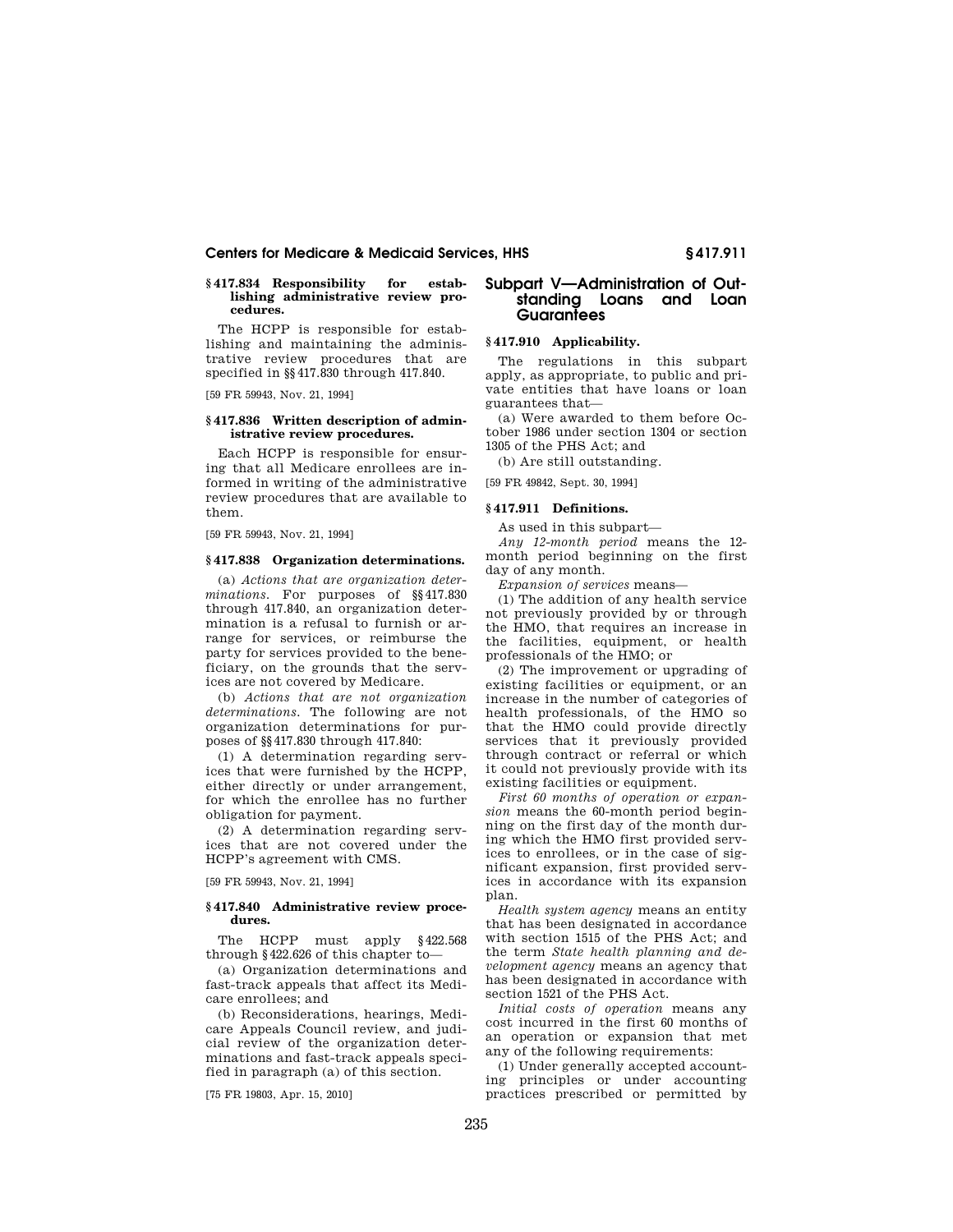### § 417.834 Responsibility for establishing administrative review procedures.

The HCPP is responsible for establishing and maintaining the administrative review procedures that are specified in §§ 417.830 through 417.840.

[59 FR 59943, Nov. 21, 1994]

### § 417.836 Written description of administrative review procedures.

Each HCPP is responsible for ensuring that all Medicare enrollees are informed in writing of the administrative review procedures that are available to them.

[59 FR 59943, Nov. 21, 1994]

### § 417.838 Organization determinations.

(a) *Actions that are organization determinations.* For purposes of §§ 417.830 through 417.840, an organization determination is a refusal to furnish or arrange for services, or reimburse the party for services provided to the beneficiary, on the grounds that the services are not covered by Medicare.

(b) *Actions that are not organization determinations.* The following are not organization determinations for purposes of §§ 417.830 through 417.840:

(1) A determination regarding services that were furnished by the HCPP, either directly or under arrangement, for which the enrollee has no further obligation for payment.

(2) A determination regarding services that are not covered under the HCPP's agreement with CMS.

[59 FR 59943, Nov. 21, 1994]

### § 417.840 Administrative review procedures.

The HCPP must apply § 422.568 through § 422.626 of this chapter to—

(a) Organization determinations and fast-track appeals that affect its Medicare enrollees; and

(b) Reconsiderations, hearings, Medicare Appeals Council review, and judicial review of the organization determinations and fast-track appeals specified in paragraph (a) of this section.

[75 FR 19803, Apr. 15, 2010]

## Subpart V—Administration of Outstanding Loans and Loan Guarantees

### § 417.910 Applicability.

The regulations in this subpart apply, as appropriate, to public and private entities that have loans or loan guarantees that—

(a) Were awarded to them before October 1986 under section 1304 or section 1305 of the PHS Act; and

(b) Are still outstanding.

[59 FR 49842, Sept. 30, 1994]

### § 417.911 Definitions.

As used in this subpart—

*Any 12-month period* means the 12-month period beginning on the first day of any month.

*Expansion of services* means—

(1) The addition of any health service not previously provided by or through the HMO, that requires an increase in the facilities, equipment, or health professionals of the HMO; or

(2) The improvement or upgrading of existing facilities or equipment, or an increase in the number of categories of health professionals, of the HMO so that the HMO could provide directly services that it previously provided through contract or referral or which it could not previously provide with its existing facilities or equipment.

*First 60 months of operation or expansion* means the 60-month period beginning on the first day of the month during which the HMO first provided services to enrollees, or in the case of significant expansion, first provided services in accordance with its expansion plan.

*Health system agency* means an entity that has been designated in accordance with section 1515 of the PHS Act; and the term *State health planning and development agency* means an agency that has been designated in accordance with section 1521 of the PHS Act.

*Initial costs of operation* means any cost incurred in the first 60 months of an operation or expansion that met any of the following requirements:

(1) Under generally accepted accounting principles or under accounting practices prescribed or permitted by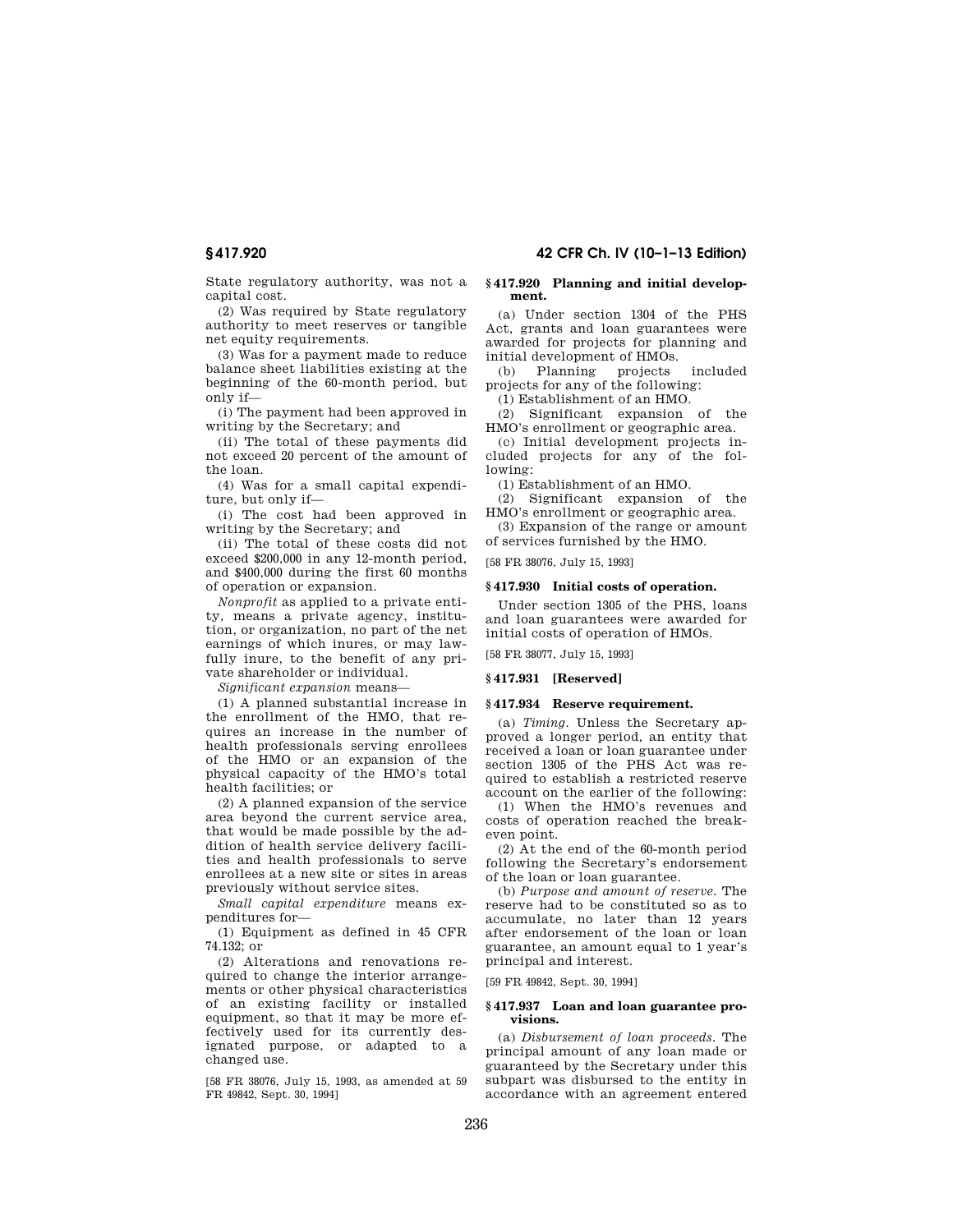State regulatory authority, was not a capital cost.

(2) Was required by State regulatory authority to meet reserves or tangible net equity requirements.

(3) Was for a payment made to reduce balance sheet liabilities existing at the beginning of the 60-month period, but only if—

(i) The payment had been approved in writing by the Secretary; and

(ii) The total of these payments did not exceed 20 percent of the amount of the loan.

(4) Was for a small capital expenditure, but only if—

(i) The cost had been approved in writing by the Secretary; and

(ii) The total of these costs did not exceed $200,000 in any 12-month period, and $400,000 during the first 60 months of operation or expansion.

*Nonprofit* as applied to a private entity, means a private agency, institution, or organization, no part of the net earnings of which inures, or may lawfully inure, to the benefit of any private shareholder or individual.

*Significant expansion* means—

(1) A planned substantial increase in the enrollment of the HMO, that requires an increase in the number of health professionals serving enrollees of the HMO or an expansion of the physical capacity of the HMO's total health facilities; or

(2) A planned expansion of the service area beyond the current service area, that would be made possible by the addition of health service delivery facilities and health professionals to serve enrollees at a new site or sites in areas previously without service sites.

*Small capital expenditure* means expenditures for—

(1) Equipment as defined in 45 CFR 74.132; or

(2) Alterations and renovations required to change the interior arrangements or other physical characteristics of an existing facility or installed equipment, so that it may be more effectively used for its currently designated purpose, or adapted to a changed use.

[58 FR 38076, July 15, 1993, as amended at 59 FR 49842, Sept. 30, 1994]

### § 417.920 Planning and initial development.

(a) Under section 1304 of the PHS Act, grants and loan guarantees were awarded for projects for planning and initial development of HMOs.

(b) Planning projects included projects for any of the following:

(1) Establishment of an HMO.

(2) Significant expansion of the HMO's enrollment or geographic area.

(c) Initial development projects included projects for any of the following:

(1) Establishment of an HMO.

(2) Significant expansion of the HMO's enrollment or geographic area.

(3) Expansion of the range or amount of services furnished by the HMO.

[58 FR 38076, July 15, 1993]

### § 417.930 Initial costs of operation.

Under section 1305 of the PHS, loans and loan guarantees were awarded for initial costs of operation of HMOs.

[58 FR 38077, July 15, 1993]

### § 417.931 [Reserved]

### § 417.934 Reserve requirement.

(a) *Timing.* Unless the Secretary approved a longer period, an entity that received a loan or loan guarantee under section 1305 of the PHS Act was required to establish a restricted reserve account on the earlier of the following:

(1) When the HMO's revenues and costs of operation reached the break-even point.

(2) At the end of the 60-month period following the Secretary's endorsement of the loan or loan guarantee.

(b) *Purpose and amount of reserve.* The reserve had to be constituted so as to accumulate, no later than 12 years after endorsement of the loan or loan guarantee, an amount equal to 1 year's principal and interest.

[59 FR 49842, Sept. 30, 1994]

### § 417.937 Loan and loan guarantee provisions.

(a) *Disbursement of loan proceeds.* The principal amount of any loan made or guaranteed by the Secretary under this subpart was disbursed to the entity in accordance with an agreement entered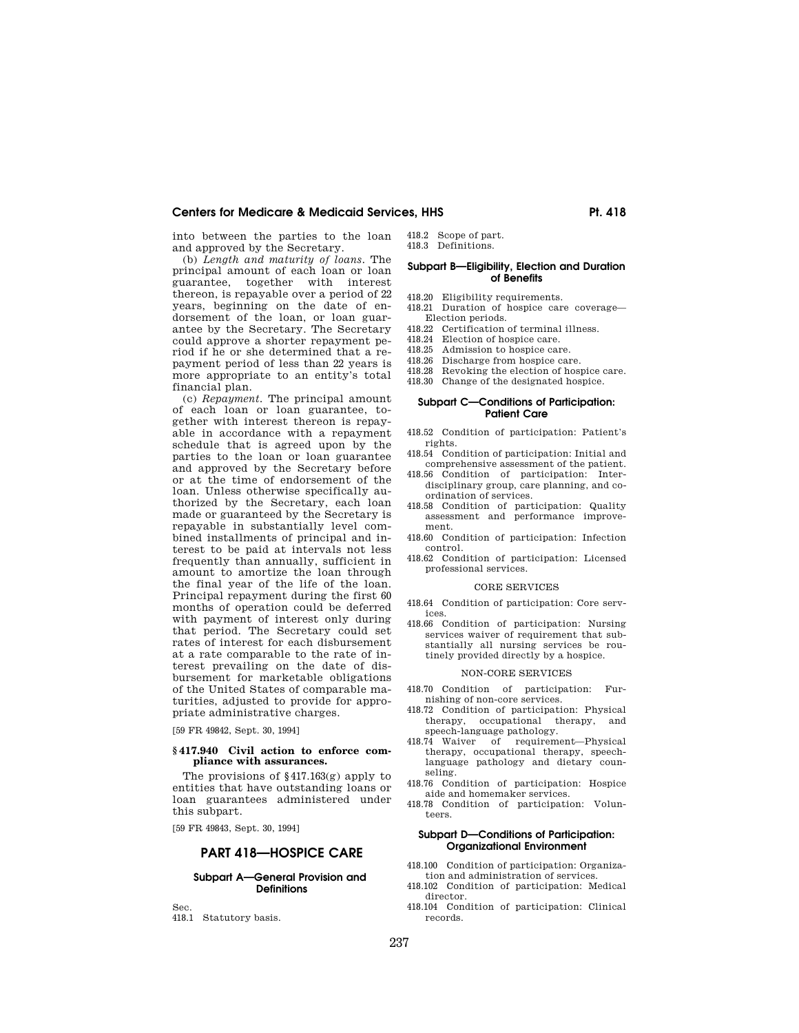into between the parties to the loan and approved by the Secretary.

(b) *Length and maturity of loans.* The principal amount of each loan or loan guarantee, together with interest thereon, is repayable over a period of 22 years, beginning on the date of endorsement of the loan, or loan guarantee by the Secretary. The Secretary could approve a shorter repayment period if he or she determined that a repayment period of less than 22 years is more appropriate to an entity's total financial plan.

(c) *Repayment.* The principal amount of each loan or loan guarantee, together with interest thereon is repayable in accordance with a repayment schedule that is agreed upon by the parties to the loan or loan guarantee and approved by the Secretary before or at the time of endorsement of the loan. Unless otherwise specifically authorized by the Secretary, each loan made or guaranteed by the Secretary is repayable in substantially level combined installments of principal and interest to be paid at intervals not less frequently than annually, sufficient in amount to amortize the loan through the final year of the life of the loan. Principal repayment during the first 60 months of operation could be deferred with payment of interest only during that period. The Secretary could set rates of interest for each disbursement at a rate comparable to the rate of interest prevailing on the date of disbursement for marketable obligations of the United States of comparable maturities, adjusted to provide for appropriate administrative charges.

[59 FR 49842, Sept. 30, 1994]

### § 417.940 Civil action to enforce compliance with assurances.

The provisions of §417.163(g) apply to entities that have outstanding loans or loan guarantees administered under this subpart.

[59 FR 49843, Sept. 30, 1994]

## PART 418—HOSPICE CARE

### Subpart A—General Provision and Definitions

Sec.
418.1 Statutory basis.
418.2 Scope of part.
418.3 Definitions.

### Subpart B—Eligibility, Election and Duration of Benefits

418.20 Eligibility requirements.
418.21 Duration of hospice care coverage—Election periods.
418.22 Certification of terminal illness.
418.24 Election of hospice care.
418.25 Admission to hospice care.
418.26 Discharge from hospice care.
418.28 Revoking the election of hospice care.
418.30 Change of the designated hospice.

### Subpart C—Conditions of Participation: Patient Care

418.52 Condition of participation: Patient's rights.
418.54 Condition of participation: Initial and comprehensive assessment of the patient.
418.56 Condition of participation: Interdisciplinary group, care planning, and coordination of services.
418.58 Condition of participation: Quality assessment and performance improvement.
418.60 Condition of participation: Infection control.
418.62 Condition of participation: Licensed professional services.

CORE SERVICES

418.64 Condition of participation: Core services.
418.66 Condition of participation: Nursing services waiver of requirement that substantially all nursing services be routinely provided directly by a hospice.

NON-CORE SERVICES

418.70 Condition of participation: Furnishing of non-core services.
418.72 Condition of participation: Physical therapy, occupational therapy, and speech-language pathology.
418.74 Waiver of requirement—Physical therapy, occupational therapy, speech-language pathology and dietary counseling.
418.76 Condition of participation: Hospice aide and homemaker services.
418.78 Condition of participation: Volunteers.

### Subpart D—Conditions of Participation: Organizational Environment

418.100 Condition of participation: Organization and administration of services.
418.102 Condition of participation: Medical director.
418.104 Condition of participation: Clinical records.